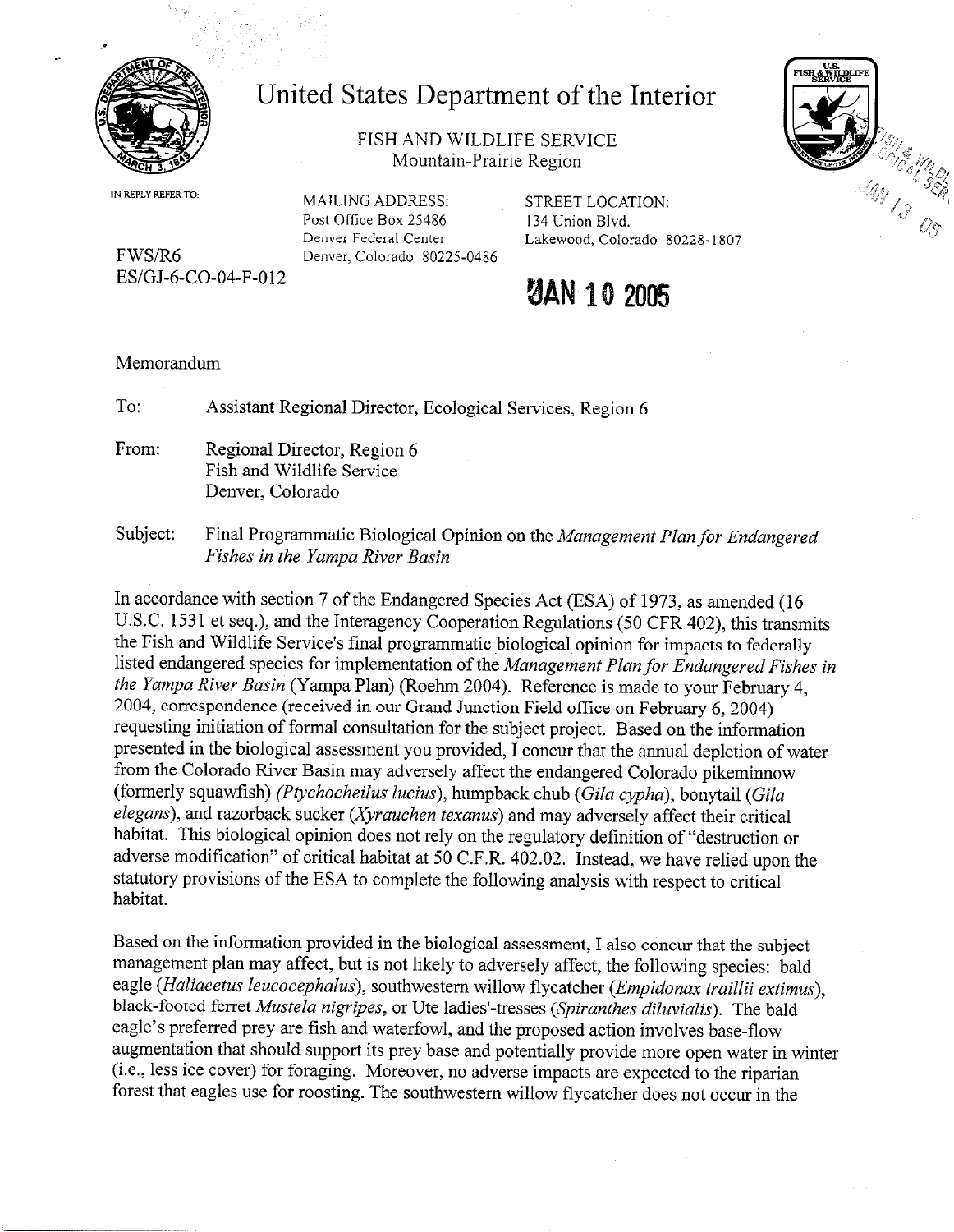# United States Department of the Interior

FISH AND WILDLIFE SERVICE
Mountain-Prairie Region

IN REPLY REFER TO:

FWS/R6
ES/GJ-6-CO-04-F-012

MAILING ADDRESS:
Post Office Box 25486
Denver Federal Center
Denver, Colorado 80225-0486

STREET LOCATION:
134 Union Blvd.
Lakewood, Colorado 80228-1807

JAN 10 2005

Memorandum

To: Assistant Regional Director, Ecological Services, Region 6

From: Regional Director, Region 6
Fish and Wildlife Service
Denver, Colorado

Subject: Final Programmatic Biological Opinion on the *Management Plan for Endangered Fishes in the Yampa River Basin*

In accordance with section 7 of the Endangered Species Act (ESA) of 1973, as amended (16 U.S.C. 1531 et seq.), and the Interagency Cooperation Regulations (50 CFR 402), this transmits the Fish and Wildlife Service's final programmatic biological opinion for impacts to federally listed endangered species for implementation of the *Management Plan for Endangered Fishes in the Yampa River Basin* (Yampa Plan) (Roehm 2004). Reference is made to your February 4, 2004, correspondence (received in our Grand Junction Field office on February 6, 2004) requesting initiation of formal consultation for the subject project. Based on the information presented in the biological assessment you provided, I concur that the annual depletion of water from the Colorado River Basin may adversely affect the endangered Colorado pikeminnow (formerly squawfish) *(Ptychocheilus lucius)*, humpback chub (*Gila cypha*), bonytail (*Gila elegans*), and razorback sucker (*Xyrauchen texanus*) and may adversely affect their critical habitat. This biological opinion does not rely on the regulatory definition of "destruction or adverse modification" of critical habitat at 50 C.F.R. 402.02. Instead, we have relied upon the statutory provisions of the ESA to complete the following analysis with respect to critical habitat.

Based on the information provided in the biological assessment, I also concur that the subject management plan may affect, but is not likely to adversely affect, the following species: bald eagle (*Haliaeetus leucocephalus*), southwestern willow flycatcher (*Empidonax traillii extimus*), black-footed ferret *Mustela nigripes*, or Ute ladies'-tresses (*Spiranthes diluvialis*). The bald eagle's preferred prey are fish and waterfowl, and the proposed action involves base-flow augmentation that should support its prey base and potentially provide more open water in winter (i.e., less ice cover) for foraging. Moreover, no adverse impacts are expected to the riparian forest that eagles use for roosting. The southwestern willow flycatcher does not occur in the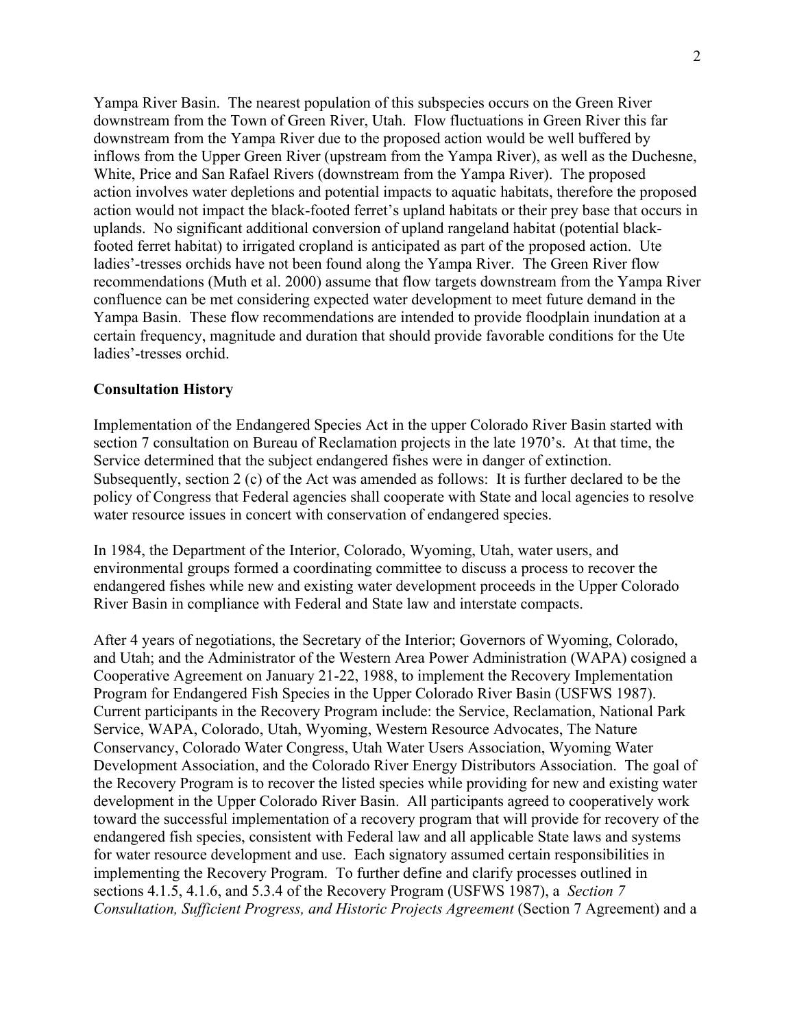Yampa River Basin. The nearest population of this subspecies occurs on the Green River downstream from the Town of Green River, Utah. Flow fluctuations in Green River this far downstream from the Yampa River due to the proposed action would be well buffered by inflows from the Upper Green River (upstream from the Yampa River), as well as the Duchesne, White, Price and San Rafael Rivers (downstream from the Yampa River). The proposed action involves water depletions and potential impacts to aquatic habitats, therefore the proposed action would not impact the black-footed ferret's upland habitats or their prey base that occurs in uplands. No significant additional conversion of upland rangeland habitat (potential black-footed ferret habitat) to irrigated cropland is anticipated as part of the proposed action. Ute ladies'-tresses orchids have not been found along the Yampa River. The Green River flow recommendations (Muth et al. 2000) assume that flow targets downstream from the Yampa River confluence can be met considering expected water development to meet future demand in the Yampa Basin. These flow recommendations are intended to provide floodplain inundation at a certain frequency, magnitude and duration that should provide favorable conditions for the Ute ladies'-tresses orchid.

**Consultation History**

Implementation of the Endangered Species Act in the upper Colorado River Basin started with section 7 consultation on Bureau of Reclamation projects in the late 1970's. At that time, the Service determined that the subject endangered fishes were in danger of extinction. Subsequently, section 2 (c) of the Act was amended as follows: It is further declared to be the policy of Congress that Federal agencies shall cooperate with State and local agencies to resolve water resource issues in concert with conservation of endangered species.

In 1984, the Department of the Interior, Colorado, Wyoming, Utah, water users, and environmental groups formed a coordinating committee to discuss a process to recover the endangered fishes while new and existing water development proceeds in the Upper Colorado River Basin in compliance with Federal and State law and interstate compacts.

After 4 years of negotiations, the Secretary of the Interior; Governors of Wyoming, Colorado, and Utah; and the Administrator of the Western Area Power Administration (WAPA) cosigned a Cooperative Agreement on January 21-22, 1988, to implement the Recovery Implementation Program for Endangered Fish Species in the Upper Colorado River Basin (USFWS 1987). Current participants in the Recovery Program include: the Service, Reclamation, National Park Service, WAPA, Colorado, Utah, Wyoming, Western Resource Advocates, The Nature Conservancy, Colorado Water Congress, Utah Water Users Association, Wyoming Water Development Association, and the Colorado River Energy Distributors Association. The goal of the Recovery Program is to recover the listed species while providing for new and existing water development in the Upper Colorado River Basin. All participants agreed to cooperatively work toward the successful implementation of a recovery program that will provide for recovery of the endangered fish species, consistent with Federal law and all applicable State laws and systems for water resource development and use. Each signatory assumed certain responsibilities in implementing the Recovery Program. To further define and clarify processes outlined in sections 4.1.5, 4.1.6, and 5.3.4 of the Recovery Program (USFWS 1987), a *Section 7 Consultation, Sufficient Progress, and Historic Projects Agreement* (Section 7 Agreement) and a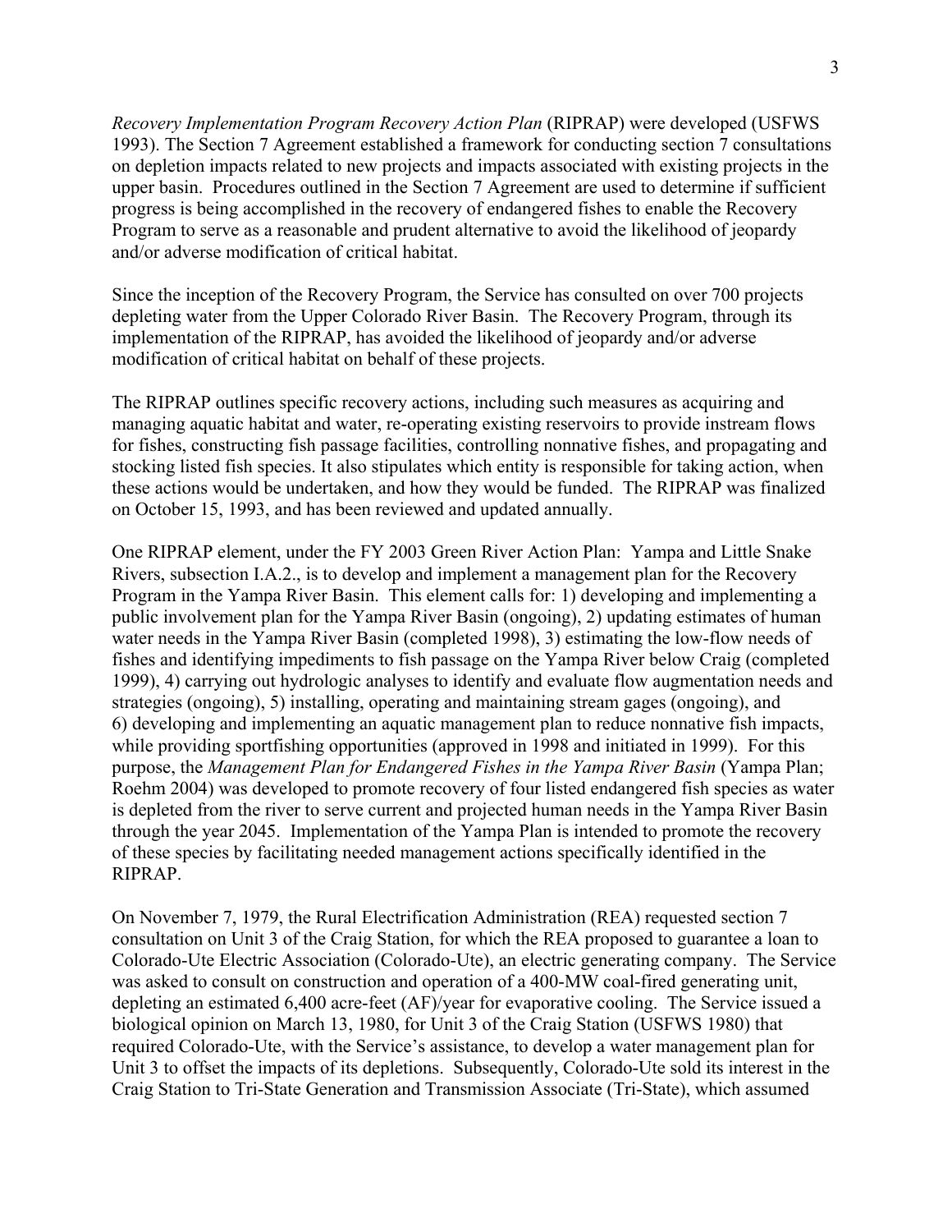*Recovery Implementation Program Recovery Action Plan* (RIPRAP) were developed (USFWS 1993). The Section 7 Agreement established a framework for conducting section 7 consultations on depletion impacts related to new projects and impacts associated with existing projects in the upper basin. Procedures outlined in the Section 7 Agreement are used to determine if sufficient progress is being accomplished in the recovery of endangered fishes to enable the Recovery Program to serve as a reasonable and prudent alternative to avoid the likelihood of jeopardy and/or adverse modification of critical habitat.

Since the inception of the Recovery Program, the Service has consulted on over 700 projects depleting water from the Upper Colorado River Basin. The Recovery Program, through its implementation of the RIPRAP, has avoided the likelihood of jeopardy and/or adverse modification of critical habitat on behalf of these projects.

The RIPRAP outlines specific recovery actions, including such measures as acquiring and managing aquatic habitat and water, re-operating existing reservoirs to provide instream flows for fishes, constructing fish passage facilities, controlling nonnative fishes, and propagating and stocking listed fish species. It also stipulates which entity is responsible for taking action, when these actions would be undertaken, and how they would be funded. The RIPRAP was finalized on October 15, 1993, and has been reviewed and updated annually.

One RIPRAP element, under the FY 2003 Green River Action Plan: Yampa and Little Snake Rivers, subsection I.A.2., is to develop and implement a management plan for the Recovery Program in the Yampa River Basin. This element calls for: 1) developing and implementing a public involvement plan for the Yampa River Basin (ongoing), 2) updating estimates of human water needs in the Yampa River Basin (completed 1998), 3) estimating the low-flow needs of fishes and identifying impediments to fish passage on the Yampa River below Craig (completed 1999), 4) carrying out hydrologic analyses to identify and evaluate flow augmentation needs and strategies (ongoing), 5) installing, operating and maintaining stream gages (ongoing), and 6) developing and implementing an aquatic management plan to reduce nonnative fish impacts, while providing sportfishing opportunities (approved in 1998 and initiated in 1999). For this purpose, the *Management Plan for Endangered Fishes in the Yampa River Basin* (Yampa Plan; Roehm 2004) was developed to promote recovery of four listed endangered fish species as water is depleted from the river to serve current and projected human needs in the Yampa River Basin through the year 2045. Implementation of the Yampa Plan is intended to promote the recovery of these species by facilitating needed management actions specifically identified in the RIPRAP.

On November 7, 1979, the Rural Electrification Administration (REA) requested section 7 consultation on Unit 3 of the Craig Station, for which the REA proposed to guarantee a loan to Colorado-Ute Electric Association (Colorado-Ute), an electric generating company. The Service was asked to consult on construction and operation of a 400-MW coal-fired generating unit, depleting an estimated 6,400 acre-feet (AF)/year for evaporative cooling. The Service issued a biological opinion on March 13, 1980, for Unit 3 of the Craig Station (USFWS 1980) that required Colorado-Ute, with the Service's assistance, to develop a water management plan for Unit 3 to offset the impacts of its depletions. Subsequently, Colorado-Ute sold its interest in the Craig Station to Tri-State Generation and Transmission Associate (Tri-State), which assumed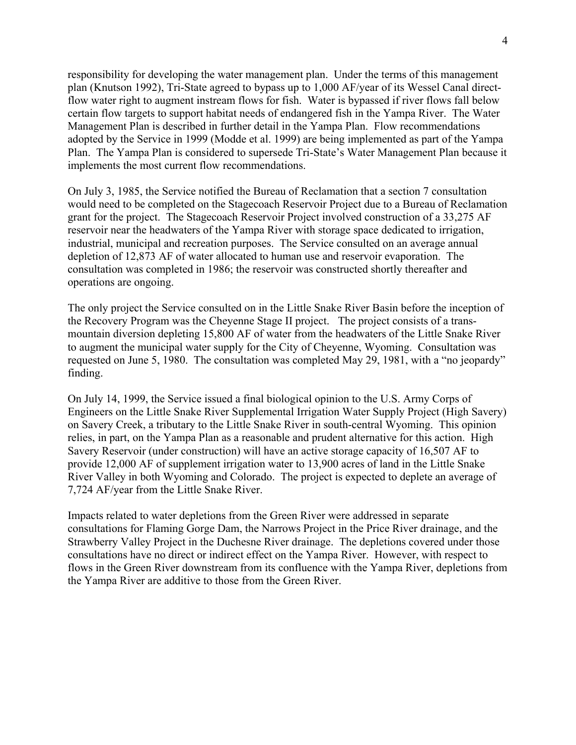responsibility for developing the water management plan. Under the terms of this management plan (Knutson 1992), Tri-State agreed to bypass up to 1,000 AF/year of its Wessel Canal direct-flow water right to augment instream flows for fish. Water is bypassed if river flows fall below certain flow targets to support habitat needs of endangered fish in the Yampa River. The Water Management Plan is described in further detail in the Yampa Plan. Flow recommendations adopted by the Service in 1999 (Modde et al. 1999) are being implemented as part of the Yampa Plan. The Yampa Plan is considered to supersede Tri-State's Water Management Plan because it implements the most current flow recommendations.

On July 3, 1985, the Service notified the Bureau of Reclamation that a section 7 consultation would need to be completed on the Stagecoach Reservoir Project due to a Bureau of Reclamation grant for the project. The Stagecoach Reservoir Project involved construction of a 33,275 AF reservoir near the headwaters of the Yampa River with storage space dedicated to irrigation, industrial, municipal and recreation purposes. The Service consulted on an average annual depletion of 12,873 AF of water allocated to human use and reservoir evaporation. The consultation was completed in 1986; the reservoir was constructed shortly thereafter and operations are ongoing.

The only project the Service consulted on in the Little Snake River Basin before the inception of the Recovery Program was the Cheyenne Stage II project. The project consists of a trans-mountain diversion depleting 15,800 AF of water from the headwaters of the Little Snake River to augment the municipal water supply for the City of Cheyenne, Wyoming. Consultation was requested on June 5, 1980. The consultation was completed May 29, 1981, with a "no jeopardy" finding.

On July 14, 1999, the Service issued a final biological opinion to the U.S. Army Corps of Engineers on the Little Snake River Supplemental Irrigation Water Supply Project (High Savery) on Savery Creek, a tributary to the Little Snake River in south-central Wyoming. This opinion relies, in part, on the Yampa Plan as a reasonable and prudent alternative for this action. High Savery Reservoir (under construction) will have an active storage capacity of 16,507 AF to provide 12,000 AF of supplement irrigation water to 13,900 acres of land in the Little Snake River Valley in both Wyoming and Colorado. The project is expected to deplete an average of 7,724 AF/year from the Little Snake River.

Impacts related to water depletions from the Green River were addressed in separate consultations for Flaming Gorge Dam, the Narrows Project in the Price River drainage, and the Strawberry Valley Project in the Duchesne River drainage. The depletions covered under those consultations have no direct or indirect effect on the Yampa River. However, with respect to flows in the Green River downstream from its confluence with the Yampa River, depletions from the Yampa River are additive to those from the Green River.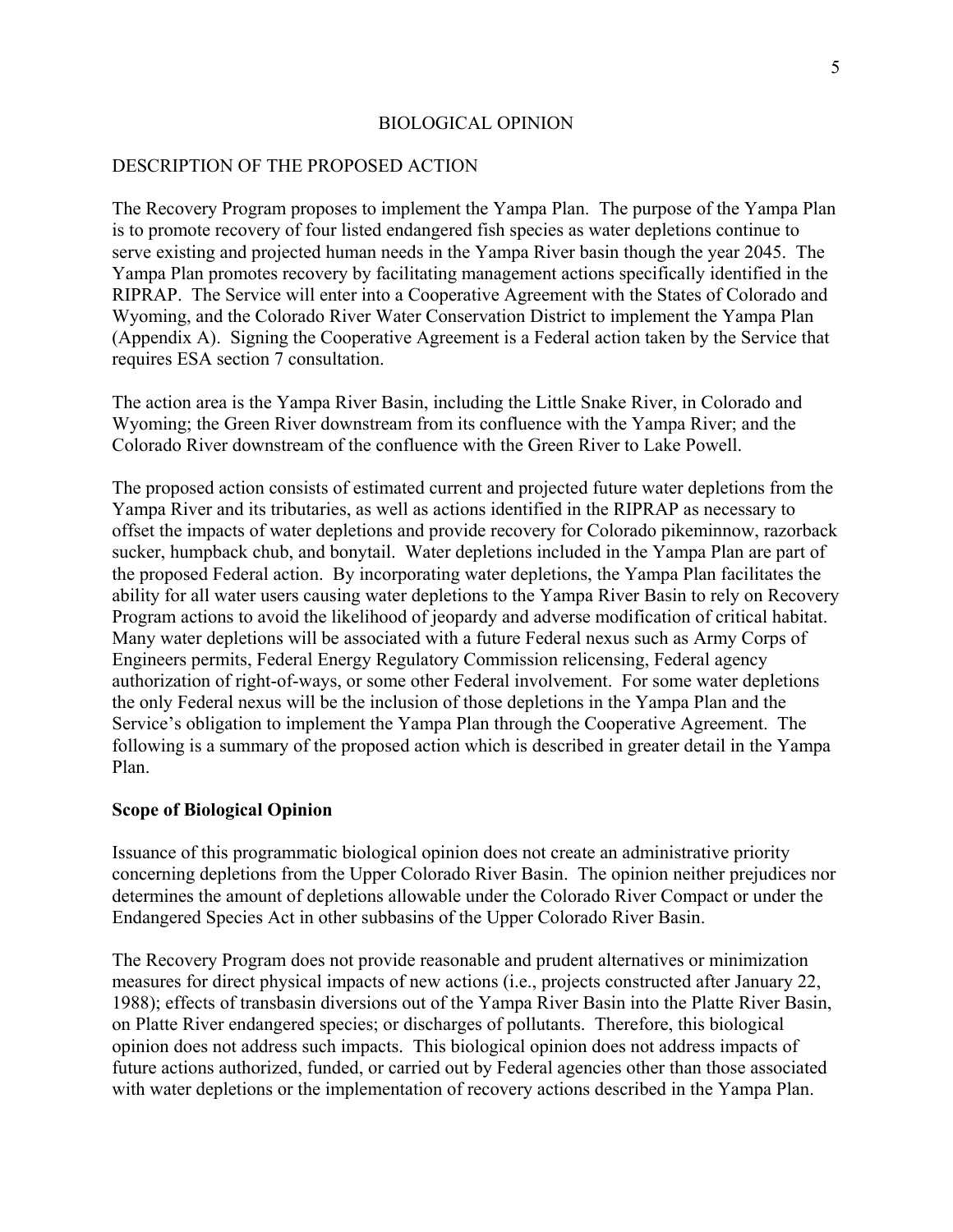# BIOLOGICAL OPINION

## DESCRIPTION OF THE PROPOSED ACTION

The Recovery Program proposes to implement the Yampa Plan. The purpose of the Yampa Plan is to promote recovery of four listed endangered fish species as water depletions continue to serve existing and projected human needs in the Yampa River basin though the year 2045. The Yampa Plan promotes recovery by facilitating management actions specifically identified in the RIPRAP. The Service will enter into a Cooperative Agreement with the States of Colorado and Wyoming, and the Colorado River Water Conservation District to implement the Yampa Plan (Appendix A). Signing the Cooperative Agreement is a Federal action taken by the Service that requires ESA section 7 consultation.

The action area is the Yampa River Basin, including the Little Snake River, in Colorado and Wyoming; the Green River downstream from its confluence with the Yampa River; and the Colorado River downstream of the confluence with the Green River to Lake Powell.

The proposed action consists of estimated current and projected future water depletions from the Yampa River and its tributaries, as well as actions identified in the RIPRAP as necessary to offset the impacts of water depletions and provide recovery for Colorado pikeminnow, razorback sucker, humpback chub, and bonytail. Water depletions included in the Yampa Plan are part of the proposed Federal action. By incorporating water depletions, the Yampa Plan facilitates the ability for all water users causing water depletions to the Yampa River Basin to rely on Recovery Program actions to avoid the likelihood of jeopardy and adverse modification of critical habitat. Many water depletions will be associated with a future Federal nexus such as Army Corps of Engineers permits, Federal Energy Regulatory Commission relicensing, Federal agency authorization of right-of-ways, or some other Federal involvement. For some water depletions the only Federal nexus will be the inclusion of those depletions in the Yampa Plan and the Service's obligation to implement the Yampa Plan through the Cooperative Agreement. The following is a summary of the proposed action which is described in greater detail in the Yampa Plan.

### Scope of Biological Opinion

Issuance of this programmatic biological opinion does not create an administrative priority concerning depletions from the Upper Colorado River Basin. The opinion neither prejudices nor determines the amount of depletions allowable under the Colorado River Compact or under the Endangered Species Act in other subbasins of the Upper Colorado River Basin.

The Recovery Program does not provide reasonable and prudent alternatives or minimization measures for direct physical impacts of new actions (i.e., projects constructed after January 22, 1988); effects of transbasin diversions out of the Yampa River Basin into the Platte River Basin, on Platte River endangered species; or discharges of pollutants. Therefore, this biological opinion does not address such impacts. This biological opinion does not address impacts of future actions authorized, funded, or carried out by Federal agencies other than those associated with water depletions or the implementation of recovery actions described in the Yampa Plan.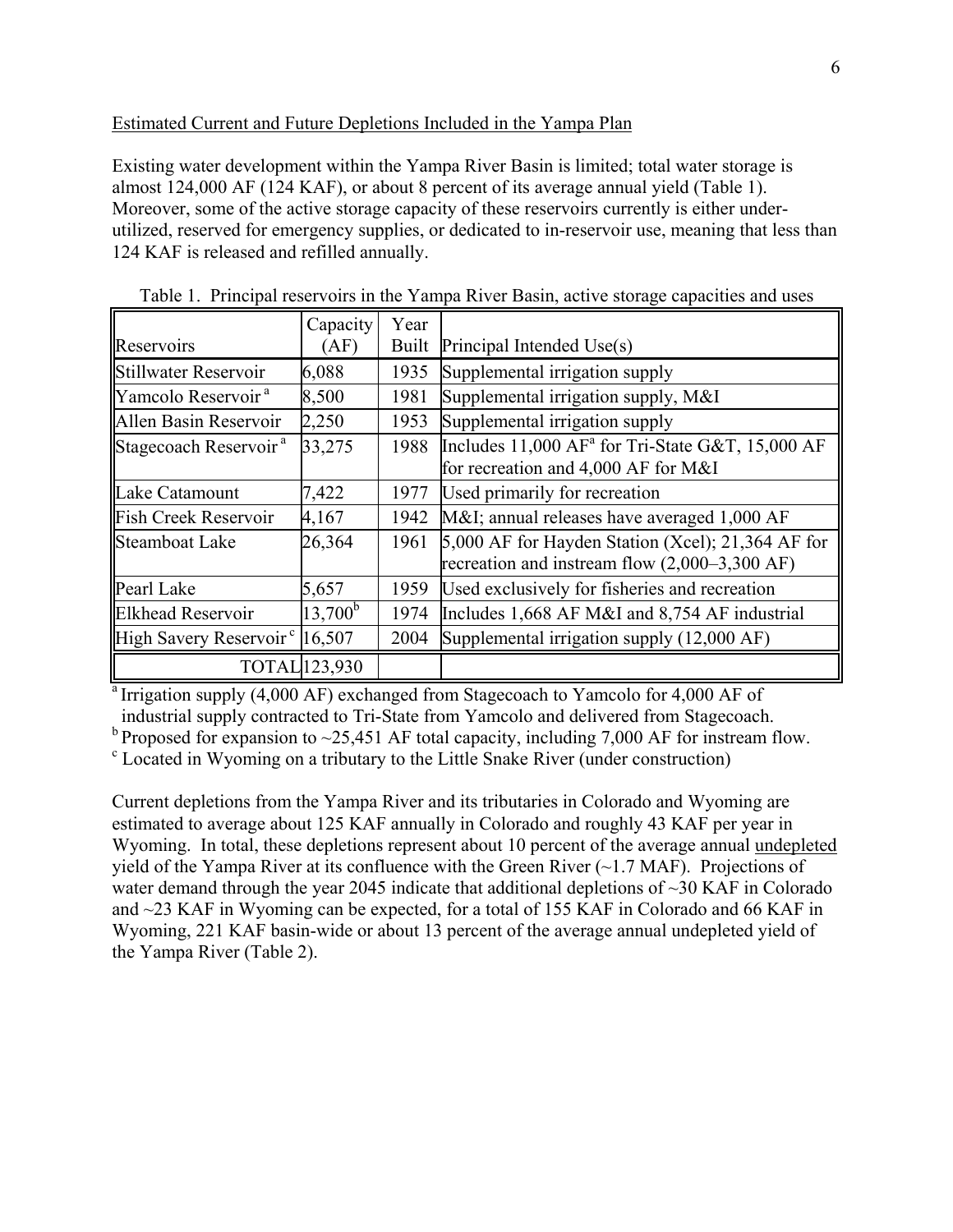Estimated Current and Future Depletions Included in the Yampa Plan

Existing water development within the Yampa River Basin is limited; total water storage is almost 124,000 AF (124 KAF), or about 8 percent of its average annual yield (Table 1). Moreover, some of the active storage capacity of these reservoirs currently is either under-utilized, reserved for emergency supplies, or dedicated to in-reservoir use, meaning that less than 124 KAF is released and refilled annually.

Table 1. Principal reservoirs in the Yampa River Basin, active storage capacities and uses

| Reservoirs | Capacity (AF) | Year Built | Principal Intended Use(s) |
|---|---|---|---|
| Stillwater Reservoir | 6,088 | 1935 | Supplemental irrigation supply |
| Yamcolo Reservoir [a] | 8,500 | 1981 | Supplemental irrigation supply, M&I |
| Allen Basin Reservoir | 2,250 | 1953 | Supplemental irrigation supply |
| Stagecoach Reservoir [a] | 33,275 | 1988 | Includes 11,000 AF[a] for Tri-State G&T, 15,000 AF for recreation and 4,000 AF for M&I |
| Lake Catamount | 7,422 | 1977 | Used primarily for recreation |
| Fish Creek Reservoir | 4,167 | 1942 | M&I; annual releases have averaged 1,000 AF |
| Steamboat Lake | 26,364 | 1961 | 5,000 AF for Hayden Station (Xcel); 21,364 AF for recreation and instream flow (2,000–3,300 AF) |
| Pearl Lake | 5,657 | 1959 | Used exclusively for fisheries and recreation |
| Elkhead Reservoir | 13,700[b] | 1974 | Includes 1,668 AF M&I and 8,754 AF industrial |
| High Savery Reservoir [c] | 16,507 | 2004 | Supplemental irrigation supply (12,000 AF) |
| TOTAL | 123,930 | | |

[a] Irrigation supply (4,000 AF) exchanged from Stagecoach to Yamcolo for 4,000 AF of industrial supply contracted to Tri-State from Yamcolo and delivered from Stagecoach.
[b] Proposed for expansion to ~25,451 AF total capacity, including 7,000 AF for instream flow.
[c] Located in Wyoming on a tributary to the Little Snake River (under construction)

Current depletions from the Yampa River and its tributaries in Colorado and Wyoming are estimated to average about 125 KAF annually in Colorado and roughly 43 KAF per year in Wyoming. In total, these depletions represent about 10 percent of the average annual undepleted yield of the Yampa River at its confluence with the Green River (~1.7 MAF). Projections of water demand through the year 2045 indicate that additional depletions of ~30 KAF in Colorado and ~23 KAF in Wyoming can be expected, for a total of 155 KAF in Colorado and 66 KAF in Wyoming, 221 KAF basin-wide or about 13 percent of the average annual undepleted yield of the Yampa River (Table 2).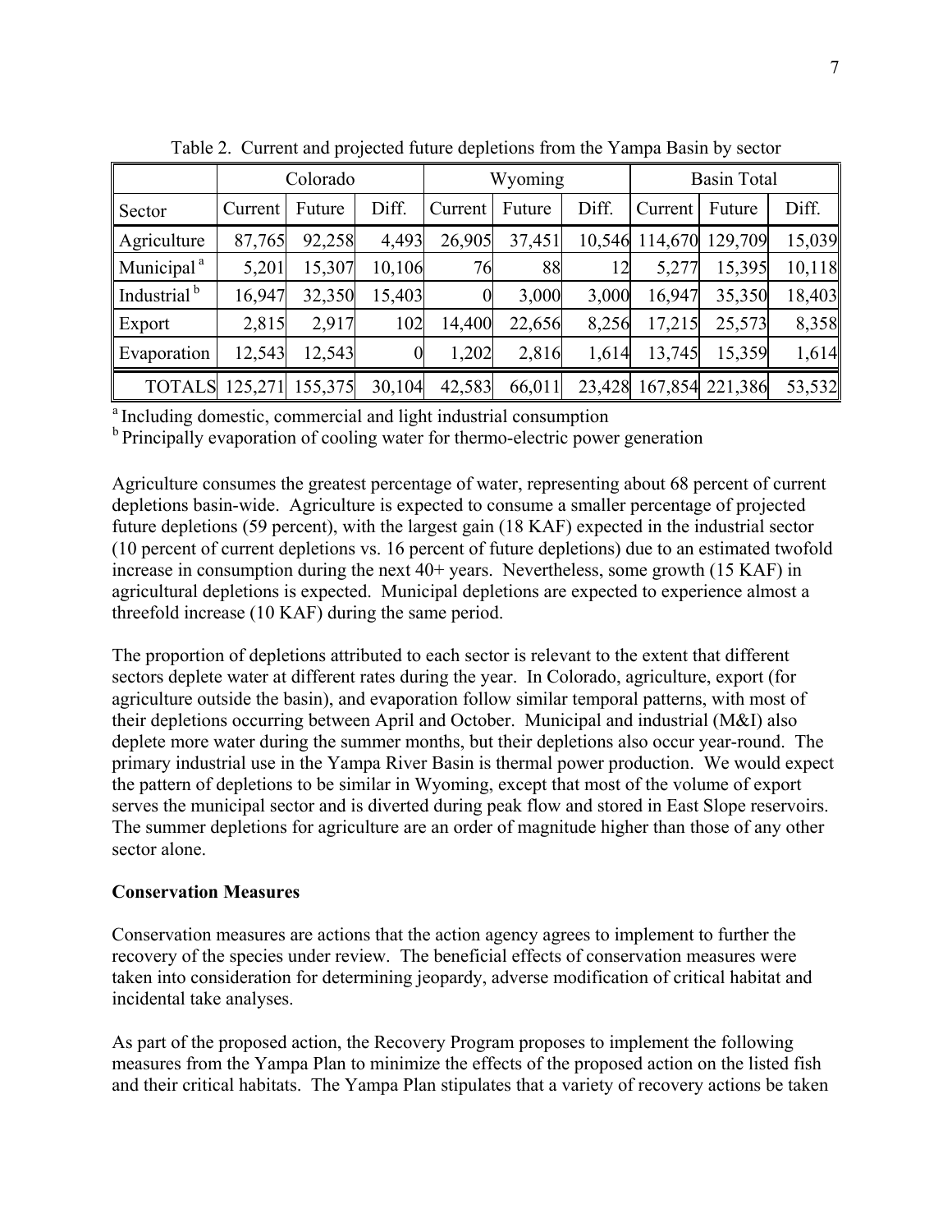Table 2. Current and projected future depletions from the Yampa Basin by sector

| | Colorado | | | Wyoming | | | Basin Total | | |
|---|---|---|---|---|---|---|---|---|---|
| Sector | Current | Future | Diff. | Current | Future | Diff. | Current | Future | Diff. |
| Agriculture | 87,765 | 92,258 | 4,493 | 26,905 | 37,451 | 10,546 | 114,670 | 129,709 | 15,039 |
| Municipal [a] | 5,201 | 15,307 | 10,106 | 76 | 88 | 12 | 5,277 | 15,395 | 10,118 |
| Industrial [b] | 16,947 | 32,350 | 15,403 | 0 | 3,000 | 3,000 | 16,947 | 35,350 | 18,403 |
| Export | 2,815 | 2,917 | 102 | 14,400 | 22,656 | 8,256 | 17,215 | 25,573 | 8,358 |
| Evaporation | 12,543 | 12,543 | 0 | 1,202 | 2,816 | 1,614 | 13,745 | 15,359 | 1,614 |
| TOTALS | 125,271 | 155,375 | 30,104 | 42,583 | 66,011 | 23,428 | 167,854 | 221,386 | 53,532 |

[a] Including domestic, commercial and light industrial consumption
[b] Principally evaporation of cooling water for thermo-electric power generation

Agriculture consumes the greatest percentage of water, representing about 68 percent of current depletions basin-wide. Agriculture is expected to consume a smaller percentage of projected future depletions (59 percent), with the largest gain (18 KAF) expected in the industrial sector (10 percent of current depletions vs. 16 percent of future depletions) due to an estimated twofold increase in consumption during the next 40+ years. Nevertheless, some growth (15 KAF) in agricultural depletions is expected. Municipal depletions are expected to experience almost a threefold increase (10 KAF) during the same period.

The proportion of depletions attributed to each sector is relevant to the extent that different sectors deplete water at different rates during the year. In Colorado, agriculture, export (for agriculture outside the basin), and evaporation follow similar temporal patterns, with most of their depletions occurring between April and October. Municipal and industrial (M&I) also deplete more water during the summer months, but their depletions also occur year-round. The primary industrial use in the Yampa River Basin is thermal power production. We would expect the pattern of depletions to be similar in Wyoming, except that most of the volume of export serves the municipal sector and is diverted during peak flow and stored in East Slope reservoirs. The summer depletions for agriculture are an order of magnitude higher than those of any other sector alone.

**Conservation Measures**

Conservation measures are actions that the action agency agrees to implement to further the recovery of the species under review. The beneficial effects of conservation measures were taken into consideration for determining jeopardy, adverse modification of critical habitat and incidental take analyses.

As part of the proposed action, the Recovery Program proposes to implement the following measures from the Yampa Plan to minimize the effects of the proposed action on the listed fish and their critical habitats. The Yampa Plan stipulates that a variety of recovery actions be taken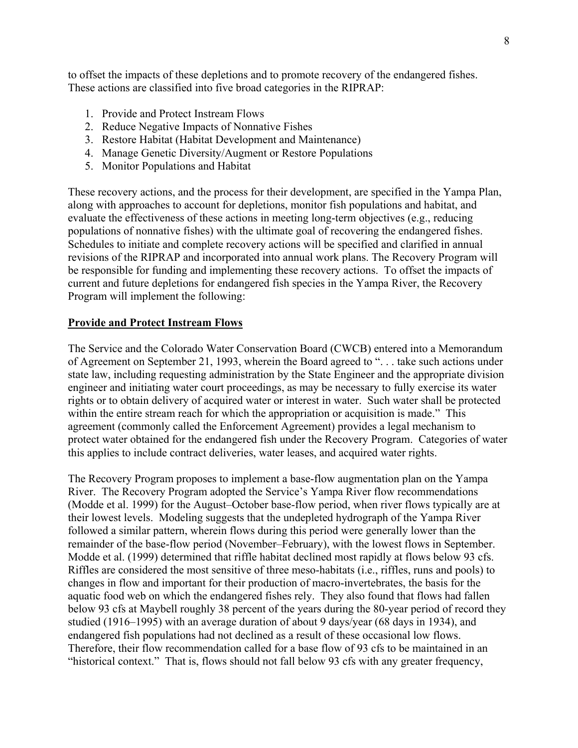to offset the impacts of these depletions and to promote recovery of the endangered fishes. These actions are classified into five broad categories in the RIPRAP:

1. Provide and Protect Instream Flows
2. Reduce Negative Impacts of Nonnative Fishes
3. Restore Habitat (Habitat Development and Maintenance)
4. Manage Genetic Diversity/Augment or Restore Populations
5. Monitor Populations and Habitat

These recovery actions, and the process for their development, are specified in the Yampa Plan, along with approaches to account for depletions, monitor fish populations and habitat, and evaluate the effectiveness of these actions in meeting long-term objectives (e.g., reducing populations of nonnative fishes) with the ultimate goal of recovering the endangered fishes. Schedules to initiate and complete recovery actions will be specified and clarified in annual revisions of the RIPRAP and incorporated into annual work plans. The Recovery Program will be responsible for funding and implementing these recovery actions. To offset the impacts of current and future depletions for endangered fish species in the Yampa River, the Recovery Program will implement the following:

**Provide and Protect Instream Flows**

The Service and the Colorado Water Conservation Board (CWCB) entered into a Memorandum of Agreement on September 21, 1993, wherein the Board agreed to ". . . take such actions under state law, including requesting administration by the State Engineer and the appropriate division engineer and initiating water court proceedings, as may be necessary to fully exercise its water rights or to obtain delivery of acquired water or interest in water. Such water shall be protected within the entire stream reach for which the appropriation or acquisition is made." This agreement (commonly called the Enforcement Agreement) provides a legal mechanism to protect water obtained for the endangered fish under the Recovery Program. Categories of water this applies to include contract deliveries, water leases, and acquired water rights.

The Recovery Program proposes to implement a base-flow augmentation plan on the Yampa River. The Recovery Program adopted the Service's Yampa River flow recommendations (Modde et al. 1999) for the August–October base-flow period, when river flows typically are at their lowest levels. Modeling suggests that the undepleted hydrograph of the Yampa River followed a similar pattern, wherein flows during this period were generally lower than the remainder of the base-flow period (November–February), with the lowest flows in September. Modde et al. (1999) determined that riffle habitat declined most rapidly at flows below 93 cfs. Riffles are considered the most sensitive of three meso-habitats (i.e., riffles, runs and pools) to changes in flow and important for their production of macro-invertebrates, the basis for the aquatic food web on which the endangered fishes rely. They also found that flows had fallen below 93 cfs at Maybell roughly 38 percent of the years during the 80-year period of record they studied (1916–1995) with an average duration of about 9 days/year (68 days in 1934), and endangered fish populations had not declined as a result of these occasional low flows. Therefore, their flow recommendation called for a base flow of 93 cfs to be maintained in an "historical context." That is, flows should not fall below 93 cfs with any greater frequency,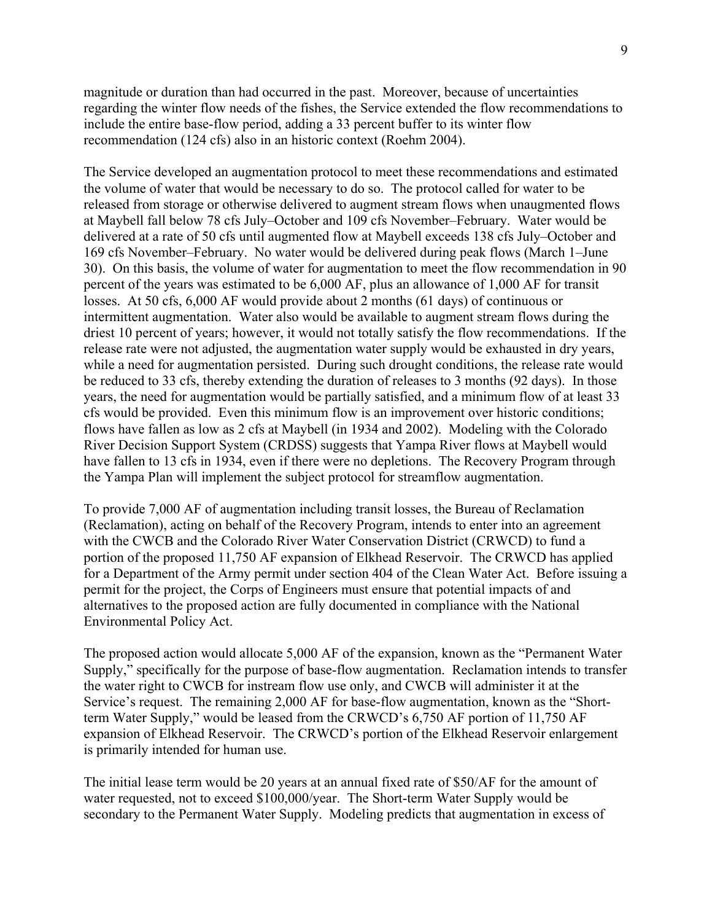magnitude or duration than had occurred in the past. Moreover, because of uncertainties regarding the winter flow needs of the fishes, the Service extended the flow recommendations to include the entire base-flow period, adding a 33 percent buffer to its winter flow recommendation (124 cfs) also in an historic context (Roehm 2004).

The Service developed an augmentation protocol to meet these recommendations and estimated the volume of water that would be necessary to do so. The protocol called for water to be released from storage or otherwise delivered to augment stream flows when unaugmented flows at Maybell fall below 78 cfs July–October and 109 cfs November–February. Water would be delivered at a rate of 50 cfs until augmented flow at Maybell exceeds 138 cfs July–October and 169 cfs November–February. No water would be delivered during peak flows (March 1–June 30). On this basis, the volume of water for augmentation to meet the flow recommendation in 90 percent of the years was estimated to be 6,000 AF, plus an allowance of 1,000 AF for transit losses. At 50 cfs, 6,000 AF would provide about 2 months (61 days) of continuous or intermittent augmentation. Water also would be available to augment stream flows during the driest 10 percent of years; however, it would not totally satisfy the flow recommendations. If the release rate were not adjusted, the augmentation water supply would be exhausted in dry years, while a need for augmentation persisted. During such drought conditions, the release rate would be reduced to 33 cfs, thereby extending the duration of releases to 3 months (92 days). In those years, the need for augmentation would be partially satisfied, and a minimum flow of at least 33 cfs would be provided. Even this minimum flow is an improvement over historic conditions; flows have fallen as low as 2 cfs at Maybell (in 1934 and 2002). Modeling with the Colorado River Decision Support System (CRDSS) suggests that Yampa River flows at Maybell would have fallen to 13 cfs in 1934, even if there were no depletions. The Recovery Program through the Yampa Plan will implement the subject protocol for streamflow augmentation.

To provide 7,000 AF of augmentation including transit losses, the Bureau of Reclamation (Reclamation), acting on behalf of the Recovery Program, intends to enter into an agreement with the CWCB and the Colorado River Water Conservation District (CRWCD) to fund a portion of the proposed 11,750 AF expansion of Elkhead Reservoir. The CRWCD has applied for a Department of the Army permit under section 404 of the Clean Water Act. Before issuing a permit for the project, the Corps of Engineers must ensure that potential impacts of and alternatives to the proposed action are fully documented in compliance with the National Environmental Policy Act.

The proposed action would allocate 5,000 AF of the expansion, known as the "Permanent Water Supply," specifically for the purpose of base-flow augmentation. Reclamation intends to transfer the water right to CWCB for instream flow use only, and CWCB will administer it at the Service's request. The remaining 2,000 AF for base-flow augmentation, known as the "Short-term Water Supply," would be leased from the CRWCD's 6,750 AF portion of 11,750 AF expansion of Elkhead Reservoir. The CRWCD's portion of the Elkhead Reservoir enlargement is primarily intended for human use.

The initial lease term would be 20 years at an annual fixed rate of $50/AF for the amount of water requested, not to exceed $100,000/year. The Short-term Water Supply would be secondary to the Permanent Water Supply. Modeling predicts that augmentation in excess of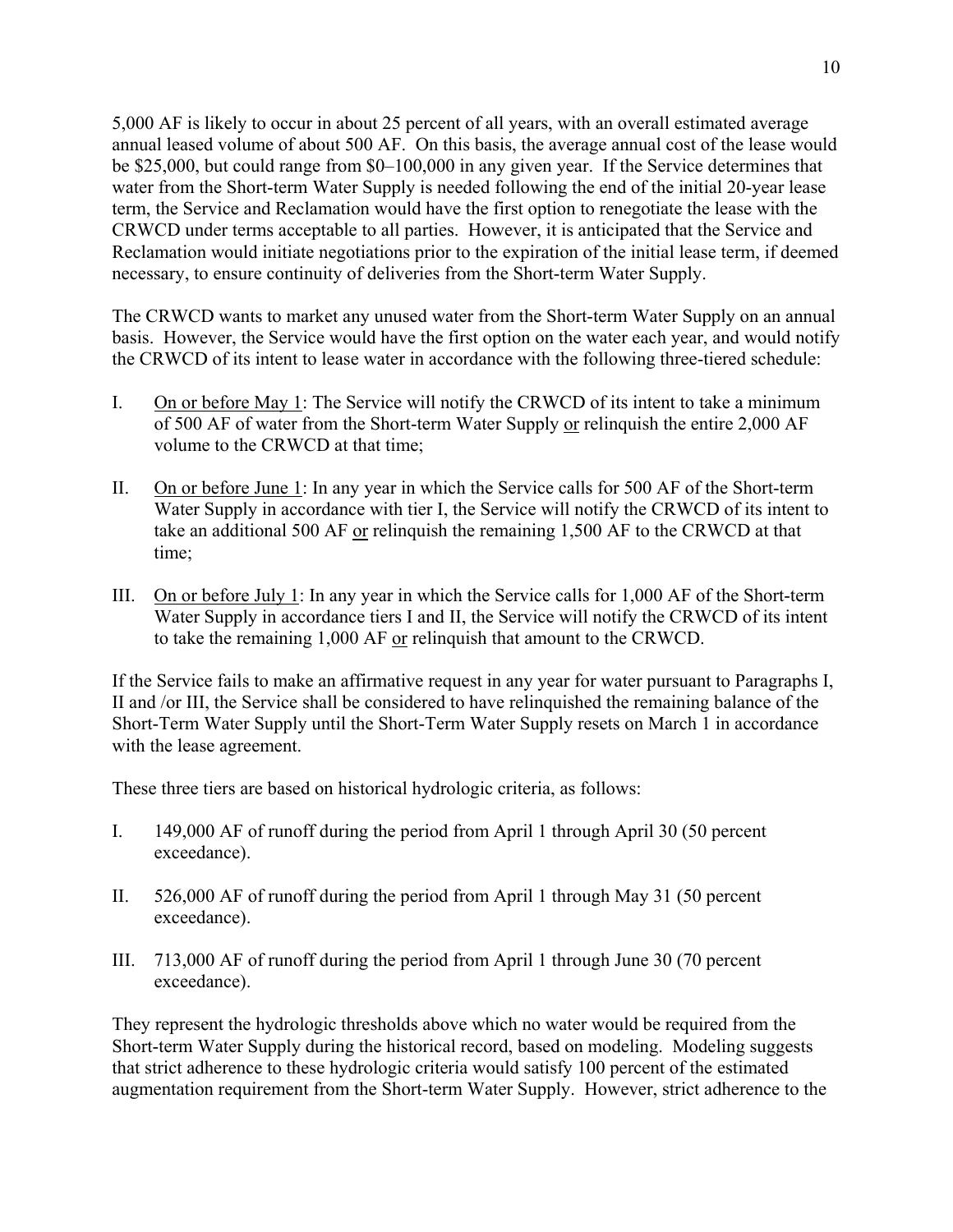5,000 AF is likely to occur in about 25 percent of all years, with an overall estimated average annual leased volume of about 500 AF. On this basis, the average annual cost of the lease would be $25,000, but could range from $0–100,000 in any given year. If the Service determines that water from the Short-term Water Supply is needed following the end of the initial 20-year lease term, the Service and Reclamation would have the first option to renegotiate the lease with the CRWCD under terms acceptable to all parties. However, it is anticipated that the Service and Reclamation would initiate negotiations prior to the expiration of the initial lease term, if deemed necessary, to ensure continuity of deliveries from the Short-term Water Supply.

The CRWCD wants to market any unused water from the Short-term Water Supply on an annual basis. However, the Service would have the first option on the water each year, and would notify the CRWCD of its intent to lease water in accordance with the following three-tiered schedule:

I. <u>On or before May 1</u>: The Service will notify the CRWCD of its intent to take a minimum of 500 AF of water from the Short-term Water Supply <u>or</u> relinquish the entire 2,000 AF volume to the CRWCD at that time;

II. <u>On or before June 1</u>: In any year in which the Service calls for 500 AF of the Short-term Water Supply in accordance with tier I, the Service will notify the CRWCD of its intent to take an additional 500 AF <u>or</u> relinquish the remaining 1,500 AF to the CRWCD at that time;

III. <u>On or before July 1</u>: In any year in which the Service calls for 1,000 AF of the Short-term Water Supply in accordance tiers I and II, the Service will notify the CRWCD of its intent to take the remaining 1,000 AF <u>or</u> relinquish that amount to the CRWCD.

If the Service fails to make an affirmative request in any year for water pursuant to Paragraphs I, II and /or III, the Service shall be considered to have relinquished the remaining balance of the Short-Term Water Supply until the Short-Term Water Supply resets on March 1 in accordance with the lease agreement.

These three tiers are based on historical hydrologic criteria, as follows:

I. 149,000 AF of runoff during the period from April 1 through April 30 (50 percent exceedance).

II. 526,000 AF of runoff during the period from April 1 through May 31 (50 percent exceedance).

III. 713,000 AF of runoff during the period from April 1 through June 30 (70 percent exceedance).

They represent the hydrologic thresholds above which no water would be required from the Short-term Water Supply during the historical record, based on modeling. Modeling suggests that strict adherence to these hydrologic criteria would satisfy 100 percent of the estimated augmentation requirement from the Short-term Water Supply. However, strict adherence to the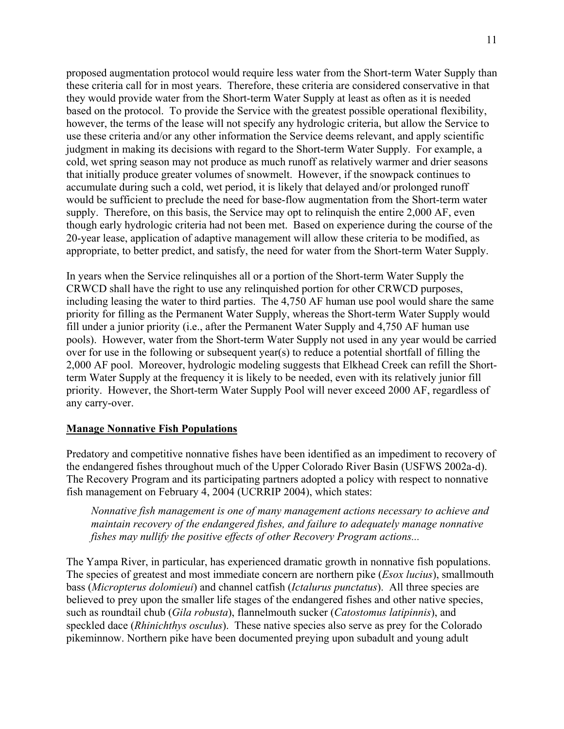proposed augmentation protocol would require less water from the Short-term Water Supply than these criteria call for in most years. Therefore, these criteria are considered conservative in that they would provide water from the Short-term Water Supply at least as often as it is needed based on the protocol. To provide the Service with the greatest possible operational flexibility, however, the terms of the lease will not specify any hydrologic criteria, but allow the Service to use these criteria and/or any other information the Service deems relevant, and apply scientific judgment in making its decisions with regard to the Short-term Water Supply. For example, a cold, wet spring season may not produce as much runoff as relatively warmer and drier seasons that initially produce greater volumes of snowmelt. However, if the snowpack continues to accumulate during such a cold, wet period, it is likely that delayed and/or prolonged runoff would be sufficient to preclude the need for base-flow augmentation from the Short-term water supply. Therefore, on this basis, the Service may opt to relinquish the entire 2,000 AF, even though early hydrologic criteria had not been met. Based on experience during the course of the 20-year lease, application of adaptive management will allow these criteria to be modified, as appropriate, to better predict, and satisfy, the need for water from the Short-term Water Supply.

In years when the Service relinquishes all or a portion of the Short-term Water Supply the CRWCD shall have the right to use any relinquished portion for other CRWCD purposes, including leasing the water to third parties. The 4,750 AF human use pool would share the same priority for filling as the Permanent Water Supply, whereas the Short-term Water Supply would fill under a junior priority (i.e., after the Permanent Water Supply and 4,750 AF human use pools). However, water from the Short-term Water Supply not used in any year would be carried over for use in the following or subsequent year(s) to reduce a potential shortfall of filling the 2,000 AF pool. Moreover, hydrologic modeling suggests that Elkhead Creek can refill the Short-term Water Supply at the frequency it is likely to be needed, even with its relatively junior fill priority. However, the Short-term Water Supply Pool will never exceed 2000 AF, regardless of any carry-over.

## Manage Nonnative Fish Populations

Predatory and competitive nonnative fishes have been identified as an impediment to recovery of the endangered fishes throughout much of the Upper Colorado River Basin (USFWS 2002a-d). The Recovery Program and its participating partners adopted a policy with respect to nonnative fish management on February 4, 2004 (UCRRIP 2004), which states:

> *Nonnative fish management is one of many management actions necessary to achieve and maintain recovery of the endangered fishes, and failure to adequately manage nonnative fishes may nullify the positive effects of other Recovery Program actions...*

The Yampa River, in particular, has experienced dramatic growth in nonnative fish populations. The species of greatest and most immediate concern are northern pike (*Esox lucius*), smallmouth bass (*Micropterus dolomieui*) and channel catfish (*Ictalurus punctatus*). All three species are believed to prey upon the smaller life stages of the endangered fishes and other native species, such as roundtail chub (*Gila robusta*), flannelmouth sucker (*Catostomus latipinnis*), and speckled dace (*Rhinichthys osculus*). These native species also serve as prey for the Colorado pikeminnow. Northern pike have been documented preying upon subadult and young adult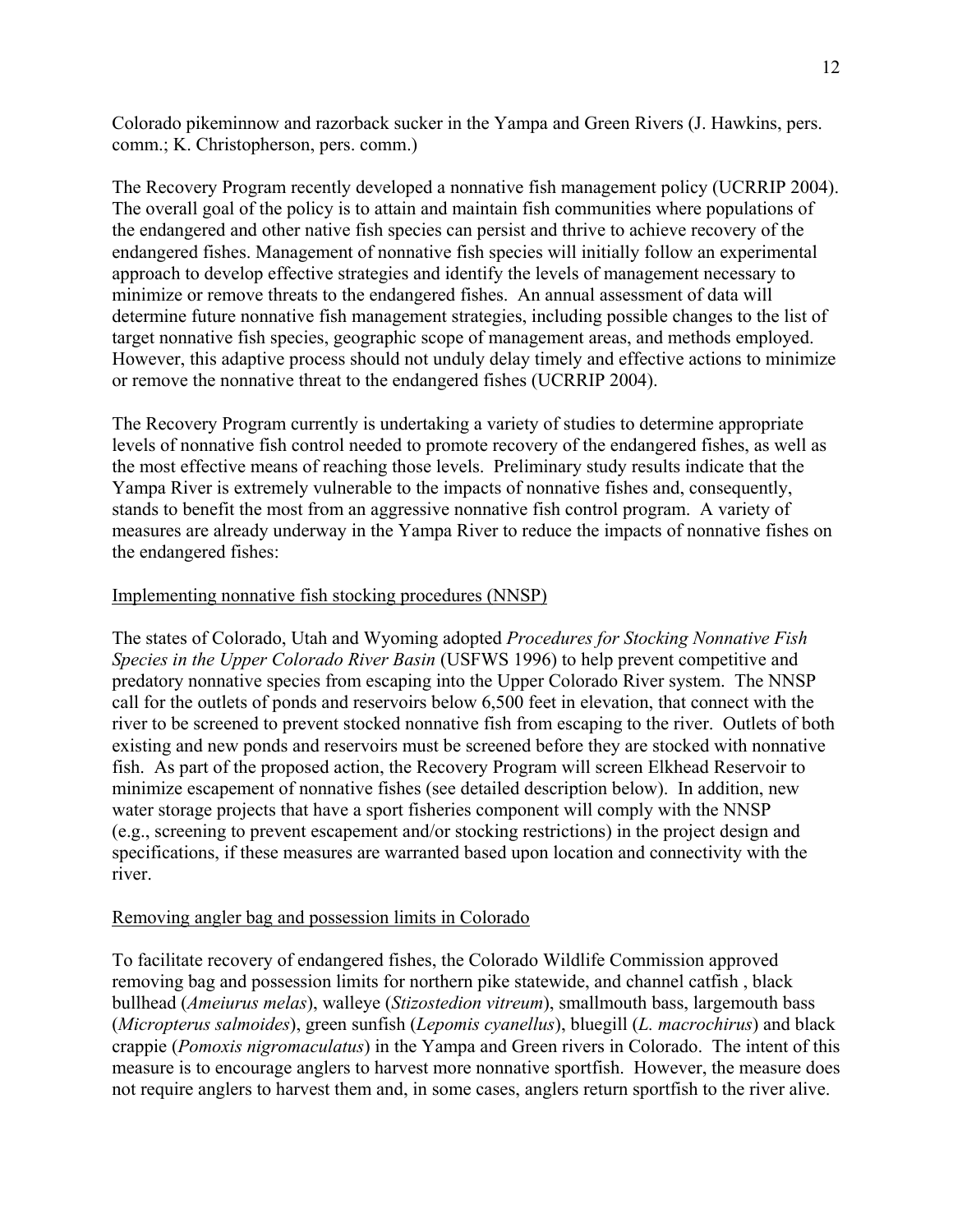Colorado pikeminnow and razorback sucker in the Yampa and Green Rivers (J. Hawkins, pers. comm.; K. Christopherson, pers. comm.)

The Recovery Program recently developed a nonnative fish management policy (UCRRIP 2004). The overall goal of the policy is to attain and maintain fish communities where populations of the endangered and other native fish species can persist and thrive to achieve recovery of the endangered fishes. Management of nonnative fish species will initially follow an experimental approach to develop effective strategies and identify the levels of management necessary to minimize or remove threats to the endangered fishes. An annual assessment of data will determine future nonnative fish management strategies, including possible changes to the list of target nonnative fish species, geographic scope of management areas, and methods employed. However, this adaptive process should not unduly delay timely and effective actions to minimize or remove the nonnative threat to the endangered fishes (UCRRIP 2004).

The Recovery Program currently is undertaking a variety of studies to determine appropriate levels of nonnative fish control needed to promote recovery of the endangered fishes, as well as the most effective means of reaching those levels. Preliminary study results indicate that the Yampa River is extremely vulnerable to the impacts of nonnative fishes and, consequently, stands to benefit the most from an aggressive nonnative fish control program. A variety of measures are already underway in the Yampa River to reduce the impacts of nonnative fishes on the endangered fishes:

Implementing nonnative fish stocking procedures (NNSP)

The states of Colorado, Utah and Wyoming adopted *Procedures for Stocking Nonnative Fish Species in the Upper Colorado River Basin* (USFWS 1996) to help prevent competitive and predatory nonnative species from escaping into the Upper Colorado River system. The NNSP call for the outlets of ponds and reservoirs below 6,500 feet in elevation, that connect with the river to be screened to prevent stocked nonnative fish from escaping to the river. Outlets of both existing and new ponds and reservoirs must be screened before they are stocked with nonnative fish. As part of the proposed action, the Recovery Program will screen Elkhead Reservoir to minimize escapement of nonnative fishes (see detailed description below). In addition, new water storage projects that have a sport fisheries component will comply with the NNSP (e.g., screening to prevent escapement and/or stocking restrictions) in the project design and specifications, if these measures are warranted based upon location and connectivity with the river.

Removing angler bag and possession limits in Colorado

To facilitate recovery of endangered fishes, the Colorado Wildlife Commission approved removing bag and possession limits for northern pike statewide, and channel catfish , black bullhead (*Ameiurus melas*), walleye (*Stizostedion vitreum*), smallmouth bass, largemouth bass (*Micropterus salmoides*), green sunfish (*Lepomis cyanellus*), bluegill (*L. macrochirus*) and black crappie (*Pomoxis nigromaculatus*) in the Yampa and Green rivers in Colorado. The intent of this measure is to encourage anglers to harvest more nonnative sportfish. However, the measure does not require anglers to harvest them and, in some cases, anglers return sportfish to the river alive.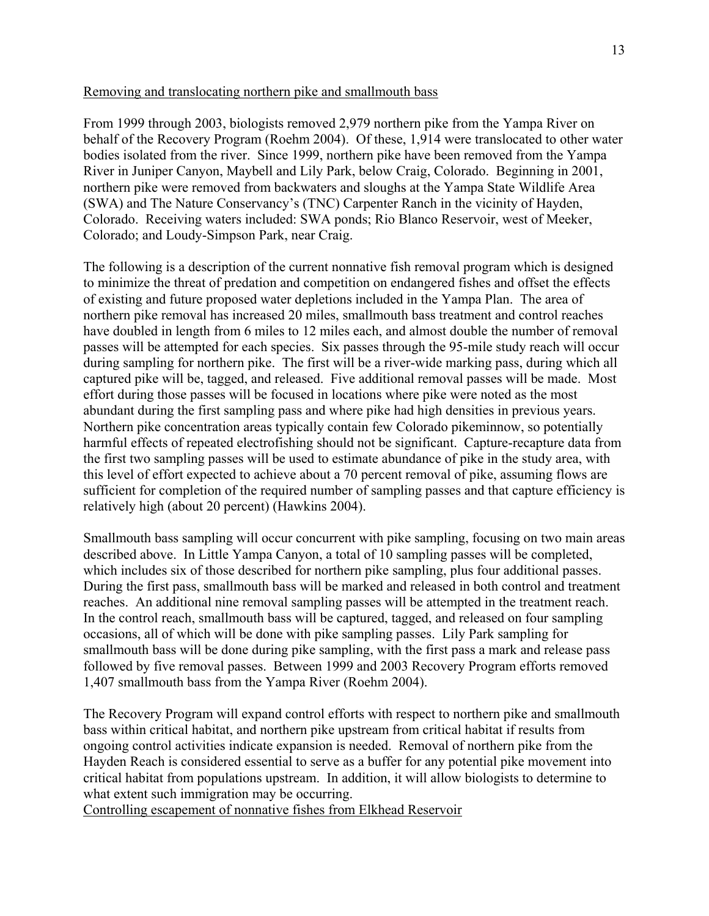Removing and translocating northern pike and smallmouth bass

From 1999 through 2003, biologists removed 2,979 northern pike from the Yampa River on behalf of the Recovery Program (Roehm 2004). Of these, 1,914 were translocated to other water bodies isolated from the river. Since 1999, northern pike have been removed from the Yampa River in Juniper Canyon, Maybell and Lily Park, below Craig, Colorado. Beginning in 2001, northern pike were removed from backwaters and sloughs at the Yampa State Wildlife Area (SWA) and The Nature Conservancy's (TNC) Carpenter Ranch in the vicinity of Hayden, Colorado. Receiving waters included: SWA ponds; Rio Blanco Reservoir, west of Meeker, Colorado; and Loudy-Simpson Park, near Craig.

The following is a description of the current nonnative fish removal program which is designed to minimize the threat of predation and competition on endangered fishes and offset the effects of existing and future proposed water depletions included in the Yampa Plan. The area of northern pike removal has increased 20 miles, smallmouth bass treatment and control reaches have doubled in length from 6 miles to 12 miles each, and almost double the number of removal passes will be attempted for each species. Six passes through the 95-mile study reach will occur during sampling for northern pike. The first will be a river-wide marking pass, during which all captured pike will be, tagged, and released. Five additional removal passes will be made. Most effort during those passes will be focused in locations where pike were noted as the most abundant during the first sampling pass and where pike had high densities in previous years. Northern pike concentration areas typically contain few Colorado pikeminnow, so potentially harmful effects of repeated electrofishing should not be significant. Capture-recapture data from the first two sampling passes will be used to estimate abundance of pike in the study area, with this level of effort expected to achieve about a 70 percent removal of pike, assuming flows are sufficient for completion of the required number of sampling passes and that capture efficiency is relatively high (about 20 percent) (Hawkins 2004).

Smallmouth bass sampling will occur concurrent with pike sampling, focusing on two main areas described above. In Little Yampa Canyon, a total of 10 sampling passes will be completed, which includes six of those described for northern pike sampling, plus four additional passes. During the first pass, smallmouth bass will be marked and released in both control and treatment reaches. An additional nine removal sampling passes will be attempted in the treatment reach. In the control reach, smallmouth bass will be captured, tagged, and released on four sampling occasions, all of which will be done with pike sampling passes. Lily Park sampling for smallmouth bass will be done during pike sampling, with the first pass a mark and release pass followed by five removal passes. Between 1999 and 2003 Recovery Program efforts removed 1,407 smallmouth bass from the Yampa River (Roehm 2004).

The Recovery Program will expand control efforts with respect to northern pike and smallmouth bass within critical habitat, and northern pike upstream from critical habitat if results from ongoing control activities indicate expansion is needed. Removal of northern pike from the Hayden Reach is considered essential to serve as a buffer for any potential pike movement into critical habitat from populations upstream. In addition, it will allow biologists to determine to what extent such immigration may be occurring.

Controlling escapement of nonnative fishes from Elkhead Reservoir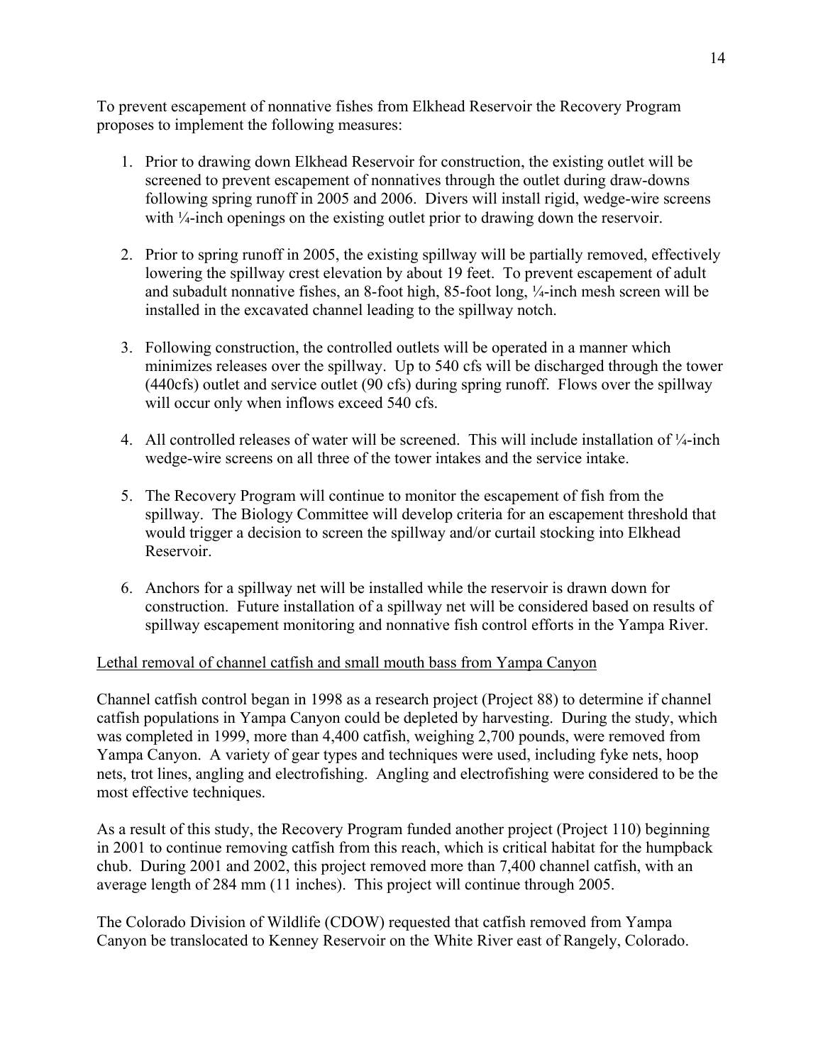To prevent escapement of nonnative fishes from Elkhead Reservoir the Recovery Program proposes to implement the following measures:

1. Prior to drawing down Elkhead Reservoir for construction, the existing outlet will be screened to prevent escapement of nonnatives through the outlet during draw-downs following spring runoff in 2005 and 2006. Divers will install rigid, wedge-wire screens with ¼-inch openings on the existing outlet prior to drawing down the reservoir.

2. Prior to spring runoff in 2005, the existing spillway will be partially removed, effectively lowering the spillway crest elevation by about 19 feet. To prevent escapement of adult and subadult nonnative fishes, an 8-foot high, 85-foot long, ¼-inch mesh screen will be installed in the excavated channel leading to the spillway notch.

3. Following construction, the controlled outlets will be operated in a manner which minimizes releases over the spillway. Up to 540 cfs will be discharged through the tower (440cfs) outlet and service outlet (90 cfs) during spring runoff. Flows over the spillway will occur only when inflows exceed 540 cfs.

4. All controlled releases of water will be screened. This will include installation of ¼-inch wedge-wire screens on all three of the tower intakes and the service intake.

5. The Recovery Program will continue to monitor the escapement of fish from the spillway. The Biology Committee will develop criteria for an escapement threshold that would trigger a decision to screen the spillway and/or curtail stocking into Elkhead Reservoir.

6. Anchors for a spillway net will be installed while the reservoir is drawn down for construction. Future installation of a spillway net will be considered based on results of spillway escapement monitoring and nonnative fish control efforts in the Yampa River.

<u>Lethal removal of channel catfish and small mouth bass from Yampa Canyon</u>

Channel catfish control began in 1998 as a research project (Project 88) to determine if channel catfish populations in Yampa Canyon could be depleted by harvesting. During the study, which was completed in 1999, more than 4,400 catfish, weighing 2,700 pounds, were removed from Yampa Canyon. A variety of gear types and techniques were used, including fyke nets, hoop nets, trot lines, angling and electrofishing. Angling and electrofishing were considered to be the most effective techniques.

As a result of this study, the Recovery Program funded another project (Project 110) beginning in 2001 to continue removing catfish from this reach, which is critical habitat for the humpback chub. During 2001 and 2002, this project removed more than 7,400 channel catfish, with an average length of 284 mm (11 inches). This project will continue through 2005.

The Colorado Division of Wildlife (CDOW) requested that catfish removed from Yampa Canyon be translocated to Kenney Reservoir on the White River east of Rangely, Colorado.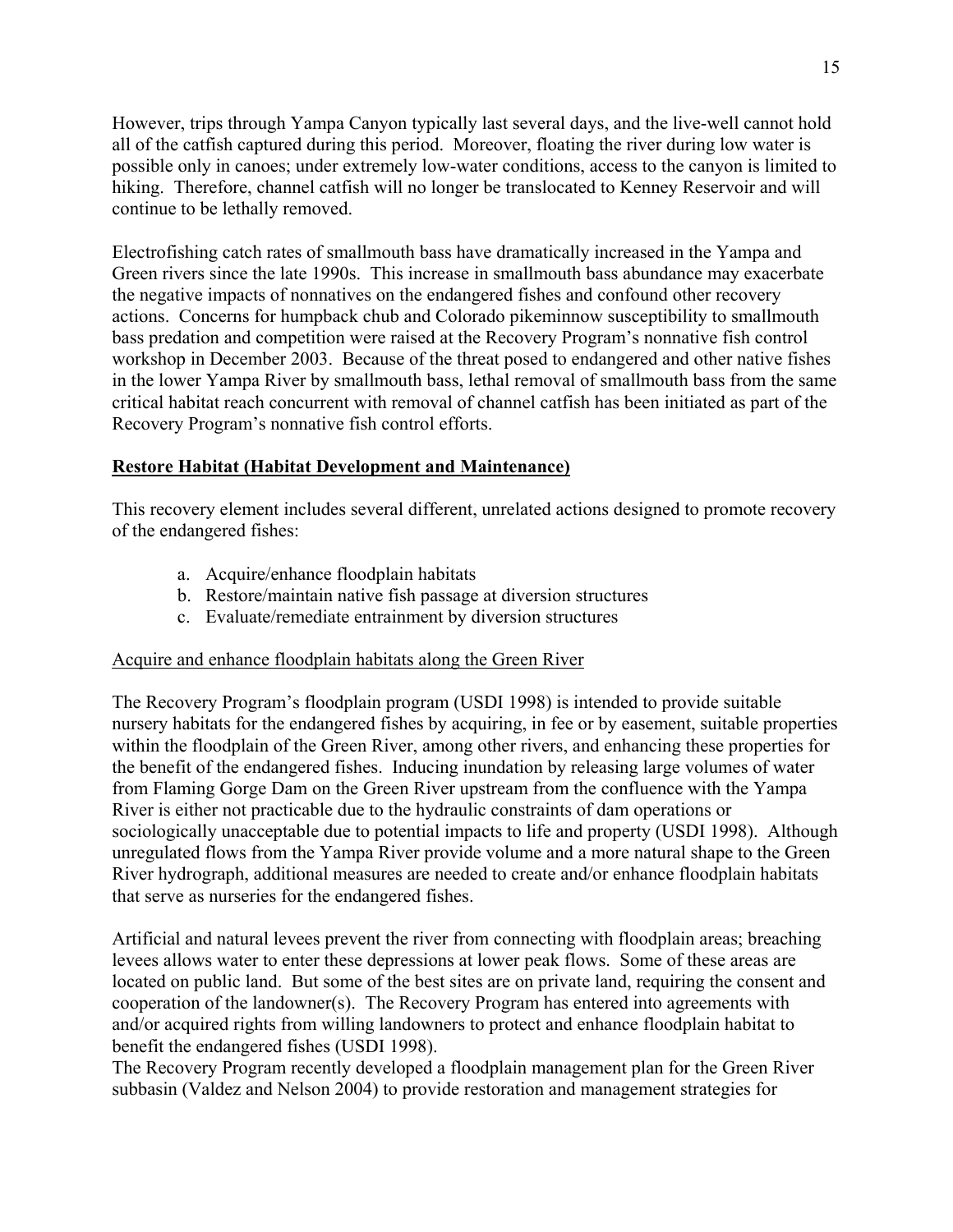However, trips through Yampa Canyon typically last several days, and the live-well cannot hold all of the catfish captured during this period. Moreover, floating the river during low water is possible only in canoes; under extremely low-water conditions, access to the canyon is limited to hiking. Therefore, channel catfish will no longer be translocated to Kenney Reservoir and will continue to be lethally removed.

Electrofishing catch rates of smallmouth bass have dramatically increased in the Yampa and Green rivers since the late 1990s. This increase in smallmouth bass abundance may exacerbate the negative impacts of nonnatives on the endangered fishes and confound other recovery actions. Concerns for humpback chub and Colorado pikeminnow susceptibility to smallmouth bass predation and competition were raised at the Recovery Program's nonnative fish control workshop in December 2003. Because of the threat posed to endangered and other native fishes in the lower Yampa River by smallmouth bass, lethal removal of smallmouth bass from the same critical habitat reach concurrent with removal of channel catfish has been initiated as part of the Recovery Program's nonnative fish control efforts.

## Restore Habitat (Habitat Development and Maintenance)

This recovery element includes several different, unrelated actions designed to promote recovery of the endangered fishes:

a. Acquire/enhance floodplain habitats
b. Restore/maintain native fish passage at diversion structures
c. Evaluate/remediate entrainment by diversion structures

### Acquire and enhance floodplain habitats along the Green River

The Recovery Program's floodplain program (USDI 1998) is intended to provide suitable nursery habitats for the endangered fishes by acquiring, in fee or by easement, suitable properties within the floodplain of the Green River, among other rivers, and enhancing these properties for the benefit of the endangered fishes. Inducing inundation by releasing large volumes of water from Flaming Gorge Dam on the Green River upstream from the confluence with the Yampa River is either not practicable due to the hydraulic constraints of dam operations or sociologically unacceptable due to potential impacts to life and property (USDI 1998). Although unregulated flows from the Yampa River provide volume and a more natural shape to the Green River hydrograph, additional measures are needed to create and/or enhance floodplain habitats that serve as nurseries for the endangered fishes.

Artificial and natural levees prevent the river from connecting with floodplain areas; breaching levees allows water to enter these depressions at lower peak flows. Some of these areas are located on public land. But some of the best sites are on private land, requiring the consent and cooperation of the landowner(s). The Recovery Program has entered into agreements with and/or acquired rights from willing landowners to protect and enhance floodplain habitat to benefit the endangered fishes (USDI 1998).
The Recovery Program recently developed a floodplain management plan for the Green River subbasin (Valdez and Nelson 2004) to provide restoration and management strategies for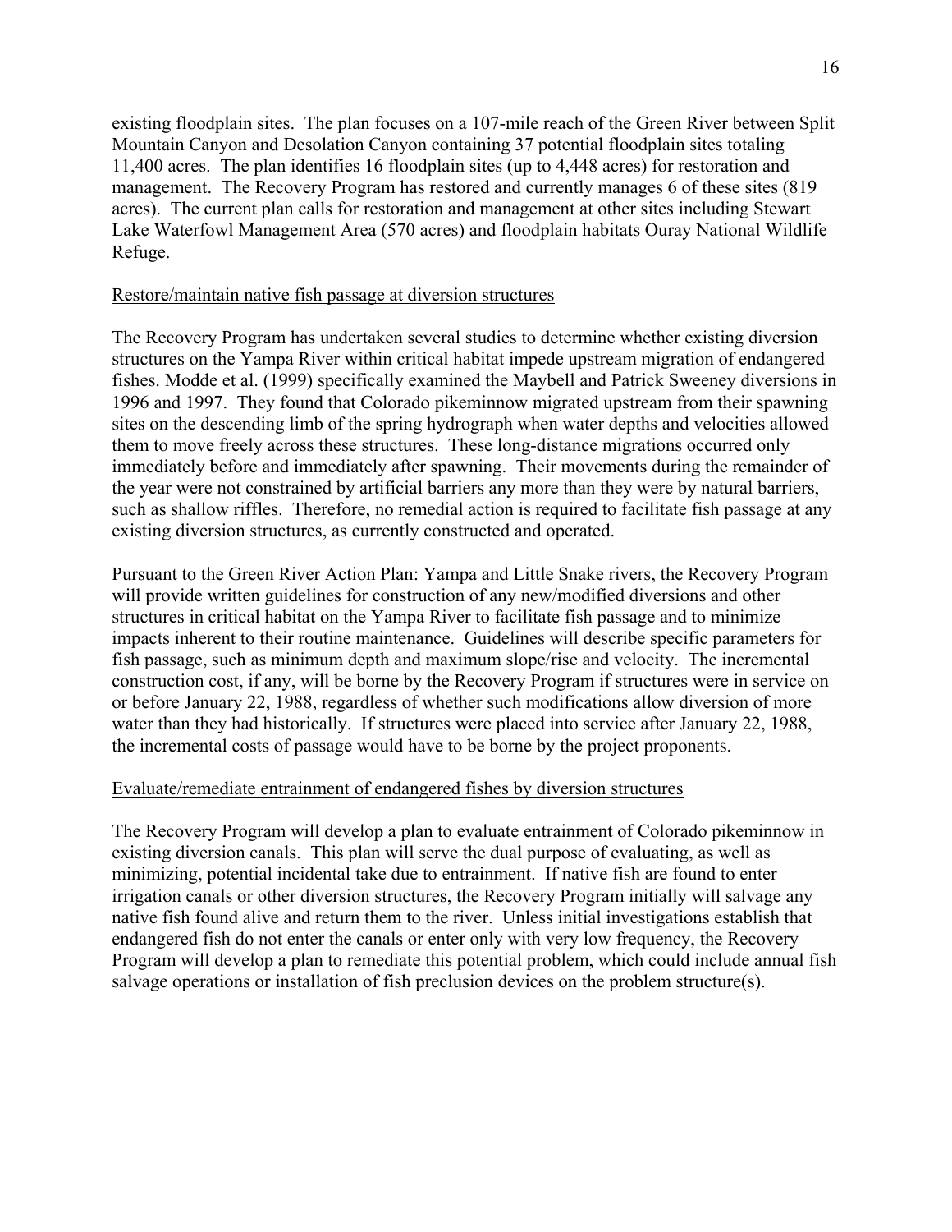existing floodplain sites. The plan focuses on a 107-mile reach of the Green River between Split Mountain Canyon and Desolation Canyon containing 37 potential floodplain sites totaling 11,400 acres. The plan identifies 16 floodplain sites (up to 4,448 acres) for restoration and management. The Recovery Program has restored and currently manages 6 of these sites (819 acres). The current plan calls for restoration and management at other sites including Stewart Lake Waterfowl Management Area (570 acres) and floodplain habitats Ouray National Wildlife Refuge.

<u>Restore/maintain native fish passage at diversion structures</u>

The Recovery Program has undertaken several studies to determine whether existing diversion structures on the Yampa River within critical habitat impede upstream migration of endangered fishes. Modde et al. (1999) specifically examined the Maybell and Patrick Sweeney diversions in 1996 and 1997. They found that Colorado pikeminnow migrated upstream from their spawning sites on the descending limb of the spring hydrograph when water depths and velocities allowed them to move freely across these structures. These long-distance migrations occurred only immediately before and immediately after spawning. Their movements during the remainder of the year were not constrained by artificial barriers any more than they were by natural barriers, such as shallow riffles. Therefore, no remedial action is required to facilitate fish passage at any existing diversion structures, as currently constructed and operated.

Pursuant to the Green River Action Plan: Yampa and Little Snake rivers, the Recovery Program will provide written guidelines for construction of any new/modified diversions and other structures in critical habitat on the Yampa River to facilitate fish passage and to minimize impacts inherent to their routine maintenance. Guidelines will describe specific parameters for fish passage, such as minimum depth and maximum slope/rise and velocity. The incremental construction cost, if any, will be borne by the Recovery Program if structures were in service on or before January 22, 1988, regardless of whether such modifications allow diversion of more water than they had historically. If structures were placed into service after January 22, 1988, the incremental costs of passage would have to be borne by the project proponents.

<u>Evaluate/remediate entrainment of endangered fishes by diversion structures</u>

The Recovery Program will develop a plan to evaluate entrainment of Colorado pikeminnow in existing diversion canals. This plan will serve the dual purpose of evaluating, as well as minimizing, potential incidental take due to entrainment. If native fish are found to enter irrigation canals or other diversion structures, the Recovery Program initially will salvage any native fish found alive and return them to the river. Unless initial investigations establish that endangered fish do not enter the canals or enter only with very low frequency, the Recovery Program will develop a plan to remediate this potential problem, which could include annual fish salvage operations or installation of fish preclusion devices on the problem structure(s).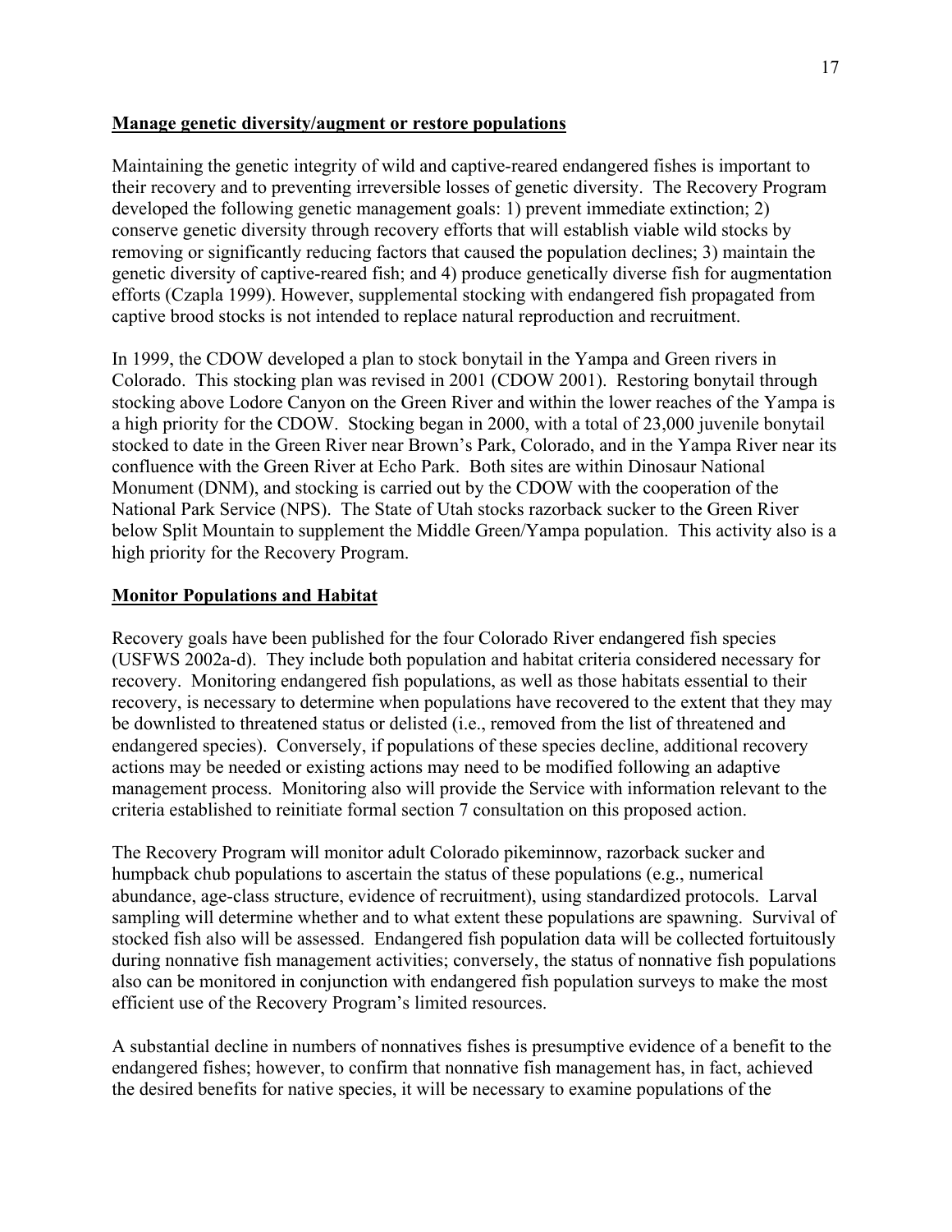**Manage genetic diversity/augment or restore populations**

Maintaining the genetic integrity of wild and captive-reared endangered fishes is important to their recovery and to preventing irreversible losses of genetic diversity. The Recovery Program developed the following genetic management goals: 1) prevent immediate extinction; 2) conserve genetic diversity through recovery efforts that will establish viable wild stocks by removing or significantly reducing factors that caused the population declines; 3) maintain the genetic diversity of captive-reared fish; and 4) produce genetically diverse fish for augmentation efforts (Czapla 1999). However, supplemental stocking with endangered fish propagated from captive brood stocks is not intended to replace natural reproduction and recruitment.

In 1999, the CDOW developed a plan to stock bonytail in the Yampa and Green rivers in Colorado. This stocking plan was revised in 2001 (CDOW 2001). Restoring bonytail through stocking above Lodore Canyon on the Green River and within the lower reaches of the Yampa is a high priority for the CDOW. Stocking began in 2000, with a total of 23,000 juvenile bonytail stocked to date in the Green River near Brown's Park, Colorado, and in the Yampa River near its confluence with the Green River at Echo Park. Both sites are within Dinosaur National Monument (DNM), and stocking is carried out by the CDOW with the cooperation of the National Park Service (NPS). The State of Utah stocks razorback sucker to the Green River below Split Mountain to supplement the Middle Green/Yampa population. This activity also is a high priority for the Recovery Program.

**Monitor Populations and Habitat**

Recovery goals have been published for the four Colorado River endangered fish species (USFWS 2002a-d). They include both population and habitat criteria considered necessary for recovery. Monitoring endangered fish populations, as well as those habitats essential to their recovery, is necessary to determine when populations have recovered to the extent that they may be downlisted to threatened status or delisted (i.e., removed from the list of threatened and endangered species). Conversely, if populations of these species decline, additional recovery actions may be needed or existing actions may need to be modified following an adaptive management process. Monitoring also will provide the Service with information relevant to the criteria established to reinitiate formal section 7 consultation on this proposed action.

The Recovery Program will monitor adult Colorado pikeminnow, razorback sucker and humpback chub populations to ascertain the status of these populations (e.g., numerical abundance, age-class structure, evidence of recruitment), using standardized protocols. Larval sampling will determine whether and to what extent these populations are spawning. Survival of stocked fish also will be assessed. Endangered fish population data will be collected fortuitously during nonnative fish management activities; conversely, the status of nonnative fish populations also can be monitored in conjunction with endangered fish population surveys to make the most efficient use of the Recovery Program's limited resources.

A substantial decline in numbers of nonnatives fishes is presumptive evidence of a benefit to the endangered fishes; however, to confirm that nonnative fish management has, in fact, achieved the desired benefits for native species, it will be necessary to examine populations of the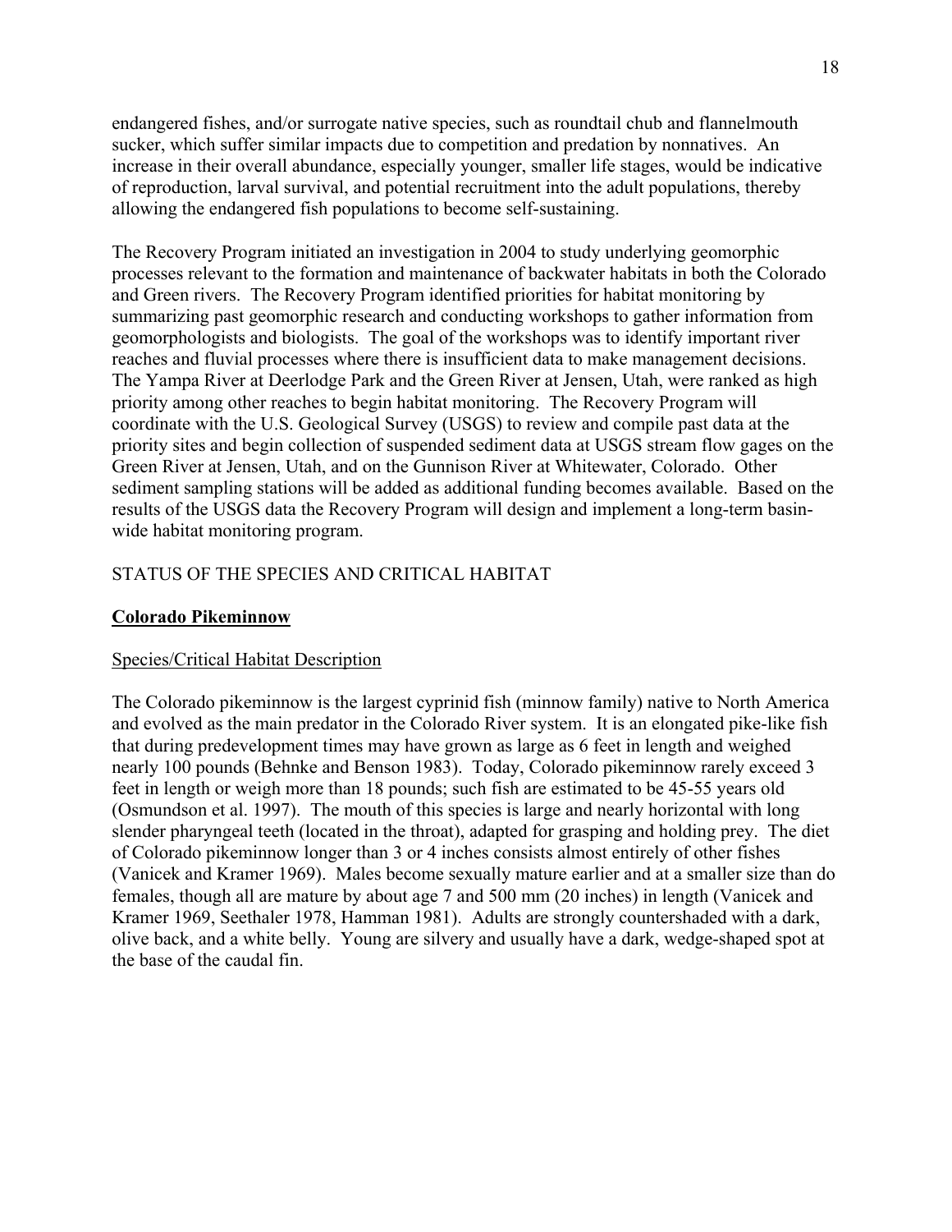endangered fishes, and/or surrogate native species, such as roundtail chub and flannelmouth sucker, which suffer similar impacts due to competition and predation by nonnatives. An increase in their overall abundance, especially younger, smaller life stages, would be indicative of reproduction, larval survival, and potential recruitment into the adult populations, thereby allowing the endangered fish populations to become self-sustaining.

The Recovery Program initiated an investigation in 2004 to study underlying geomorphic processes relevant to the formation and maintenance of backwater habitats in both the Colorado and Green rivers. The Recovery Program identified priorities for habitat monitoring by summarizing past geomorphic research and conducting workshops to gather information from geomorphologists and biologists. The goal of the workshops was to identify important river reaches and fluvial processes where there is insufficient data to make management decisions. The Yampa River at Deerlodge Park and the Green River at Jensen, Utah, were ranked as high priority among other reaches to begin habitat monitoring. The Recovery Program will coordinate with the U.S. Geological Survey (USGS) to review and compile past data at the priority sites and begin collection of suspended sediment data at USGS stream flow gages on the Green River at Jensen, Utah, and on the Gunnison River at Whitewater, Colorado. Other sediment sampling stations will be added as additional funding becomes available. Based on the results of the USGS data the Recovery Program will design and implement a long-term basin-wide habitat monitoring program.

## STATUS OF THE SPECIES AND CRITICAL HABITAT

### Colorado Pikeminnow

#### Species/Critical Habitat Description

The Colorado pikeminnow is the largest cyprinid fish (minnow family) native to North America and evolved as the main predator in the Colorado River system. It is an elongated pike-like fish that during predevelopment times may have grown as large as 6 feet in length and weighed nearly 100 pounds (Behnke and Benson 1983). Today, Colorado pikeminnow rarely exceed 3 feet in length or weigh more than 18 pounds; such fish are estimated to be 45-55 years old (Osmundson et al. 1997). The mouth of this species is large and nearly horizontal with long slender pharyngeal teeth (located in the throat), adapted for grasping and holding prey. The diet of Colorado pikeminnow longer than 3 or 4 inches consists almost entirely of other fishes (Vanicek and Kramer 1969). Males become sexually mature earlier and at a smaller size than do females, though all are mature by about age 7 and 500 mm (20 inches) in length (Vanicek and Kramer 1969, Seethaler 1978, Hamman 1981). Adults are strongly countershaded with a dark, olive back, and a white belly. Young are silvery and usually have a dark, wedge-shaped spot at the base of the caudal fin.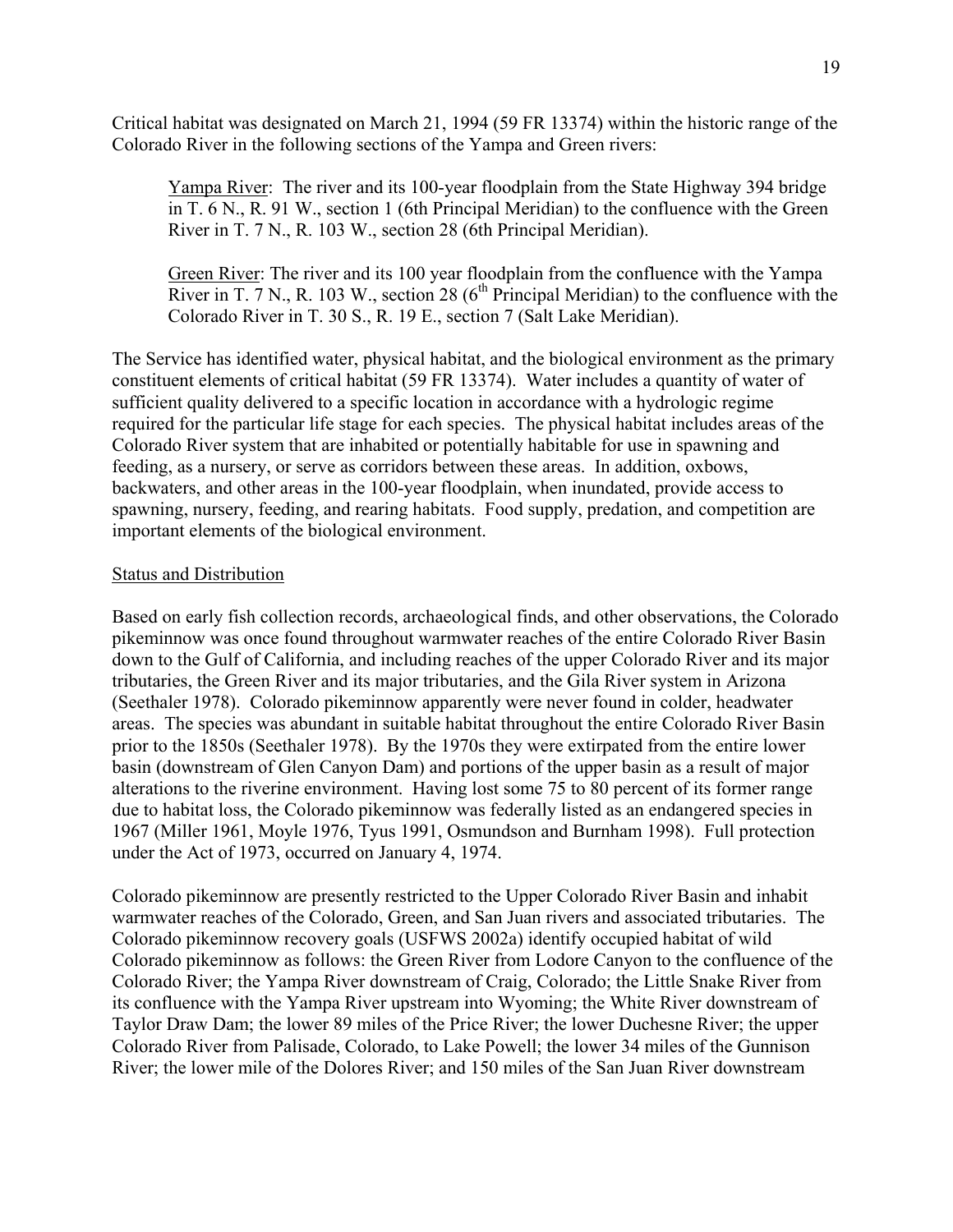Critical habitat was designated on March 21, 1994 (59 FR 13374) within the historic range of the Colorado River in the following sections of the Yampa and Green rivers:

> Yampa River: The river and its 100-year floodplain from the State Highway 394 bridge in T. 6 N., R. 91 W., section 1 (6th Principal Meridian) to the confluence with the Green River in T. 7 N., R. 103 W., section 28 (6th Principal Meridian).
>
> Green River: The river and its 100 year floodplain from the confluence with the Yampa River in T. 7 N., R. 103 W., section 28 (6th Principal Meridian) to the confluence with the Colorado River in T. 30 S., R. 19 E., section 7 (Salt Lake Meridian).

The Service has identified water, physical habitat, and the biological environment as the primary constituent elements of critical habitat (59 FR 13374). Water includes a quantity of water of sufficient quality delivered to a specific location in accordance with a hydrologic regime required for the particular life stage for each species. The physical habitat includes areas of the Colorado River system that are inhabited or potentially habitable for use in spawning and feeding, as a nursery, or serve as corridors between these areas. In addition, oxbows, backwaters, and other areas in the 100-year floodplain, when inundated, provide access to spawning, nursery, feeding, and rearing habitats. Food supply, predation, and competition are important elements of the biological environment.

Status and Distribution

Based on early fish collection records, archaeological finds, and other observations, the Colorado pikeminnow was once found throughout warmwater reaches of the entire Colorado River Basin down to the Gulf of California, and including reaches of the upper Colorado River and its major tributaries, the Green River and its major tributaries, and the Gila River system in Arizona (Seethaler 1978). Colorado pikeminnow apparently were never found in colder, headwater areas. The species was abundant in suitable habitat throughout the entire Colorado River Basin prior to the 1850s (Seethaler 1978). By the 1970s they were extirpated from the entire lower basin (downstream of Glen Canyon Dam) and portions of the upper basin as a result of major alterations to the riverine environment. Having lost some 75 to 80 percent of its former range due to habitat loss, the Colorado pikeminnow was federally listed as an endangered species in 1967 (Miller 1961, Moyle 1976, Tyus 1991, Osmundson and Burnham 1998). Full protection under the Act of 1973, occurred on January 4, 1974.

Colorado pikeminnow are presently restricted to the Upper Colorado River Basin and inhabit warmwater reaches of the Colorado, Green, and San Juan rivers and associated tributaries. The Colorado pikeminnow recovery goals (USFWS 2002a) identify occupied habitat of wild Colorado pikeminnow as follows: the Green River from Lodore Canyon to the confluence of the Colorado River; the Yampa River downstream of Craig, Colorado; the Little Snake River from its confluence with the Yampa River upstream into Wyoming; the White River downstream of Taylor Draw Dam; the lower 89 miles of the Price River; the lower Duchesne River; the upper Colorado River from Palisade, Colorado, to Lake Powell; the lower 34 miles of the Gunnison River; the lower mile of the Dolores River; and 150 miles of the San Juan River downstream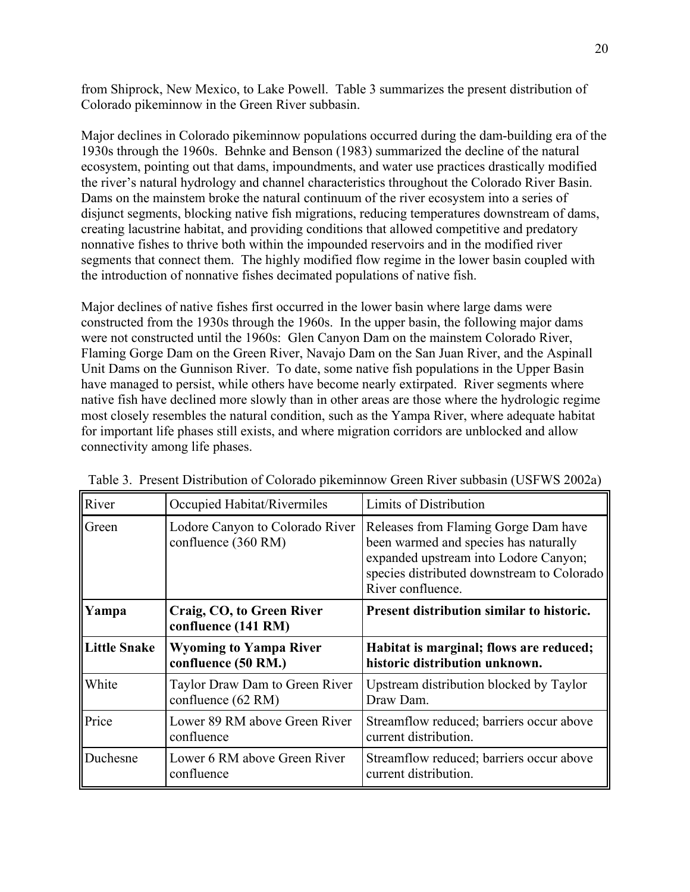from Shiprock, New Mexico, to Lake Powell. Table 3 summarizes the present distribution of Colorado pikeminnow in the Green River subbasin.

Major declines in Colorado pikeminnow populations occurred during the dam-building era of the 1930s through the 1960s. Behnke and Benson (1983) summarized the decline of the natural ecosystem, pointing out that dams, impoundments, and water use practices drastically modified the river's natural hydrology and channel characteristics throughout the Colorado River Basin. Dams on the mainstem broke the natural continuum of the river ecosystem into a series of disjunct segments, blocking native fish migrations, reducing temperatures downstream of dams, creating lacustrine habitat, and providing conditions that allowed competitive and predatory nonnative fishes to thrive both within the impounded reservoirs and in the modified river segments that connect them. The highly modified flow regime in the lower basin coupled with the introduction of nonnative fishes decimated populations of native fish.

Major declines of native fishes first occurred in the lower basin where large dams were constructed from the 1930s through the 1960s. In the upper basin, the following major dams were not constructed until the 1960s: Glen Canyon Dam on the mainstem Colorado River, Flaming Gorge Dam on the Green River, Navajo Dam on the San Juan River, and the Aspinall Unit Dams on the Gunnison River. To date, some native fish populations in the Upper Basin have managed to persist, while others have become nearly extirpated. River segments where native fish have declined more slowly than in other areas are those where the hydrologic regime most closely resembles the natural condition, such as the Yampa River, where adequate habitat for important life phases still exists, and where migration corridors are unblocked and allow connectivity among life phases.

Table 3. Present Distribution of Colorado pikeminnow Green River subbasin (USFWS 2002a)

| River | Occupied Habitat/Rivermiles | Limits of Distribution |
|---|---|---|
| Green | Lodore Canyon to Colorado River confluence (360 RM) | Releases from Flaming Gorge Dam have been warmed and species has naturally expanded upstream into Lodore Canyon; species distributed downstream to Colorado River confluence. |
| **Yampa** | **Craig, CO, to Green River confluence (141 RM)** | **Present distribution similar to historic.** |
| **Little Snake** | **Wyoming to Yampa River confluence (50 RM.)** | **Habitat is marginal; flows are reduced; historic distribution unknown.** |
| White | Taylor Draw Dam to Green River confluence (62 RM) | Upstream distribution blocked by Taylor Draw Dam. |
| Price | Lower 89 RM above Green River confluence | Streamflow reduced; barriers occur above current distribution. |
| Duchesne | Lower 6 RM above Green River confluence | Streamflow reduced; barriers occur above current distribution. |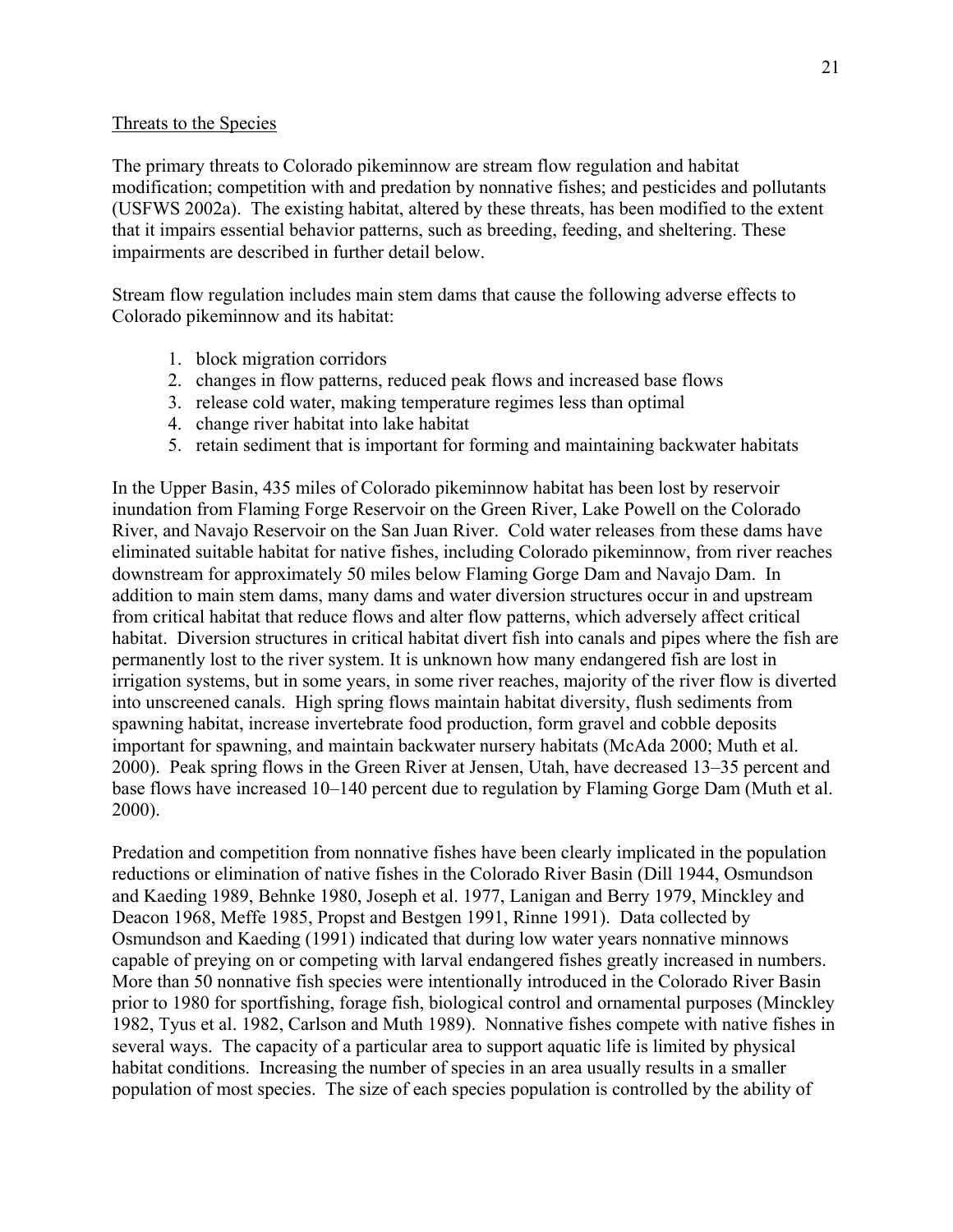Threats to the Species

The primary threats to Colorado pikeminnow are stream flow regulation and habitat modification; competition with and predation by nonnative fishes; and pesticides and pollutants (USFWS 2002a). The existing habitat, altered by these threats, has been modified to the extent that it impairs essential behavior patterns, such as breeding, feeding, and sheltering. These impairments are described in further detail below.

Stream flow regulation includes main stem dams that cause the following adverse effects to Colorado pikeminnow and its habitat:

1. block migration corridors
2. changes in flow patterns, reduced peak flows and increased base flows
3. release cold water, making temperature regimes less than optimal
4. change river habitat into lake habitat
5. retain sediment that is important for forming and maintaining backwater habitats

In the Upper Basin, 435 miles of Colorado pikeminnow habitat has been lost by reservoir inundation from Flaming Forge Reservoir on the Green River, Lake Powell on the Colorado River, and Navajo Reservoir on the San Juan River. Cold water releases from these dams have eliminated suitable habitat for native fishes, including Colorado pikeminnow, from river reaches downstream for approximately 50 miles below Flaming Gorge Dam and Navajo Dam. In addition to main stem dams, many dams and water diversion structures occur in and upstream from critical habitat that reduce flows and alter flow patterns, which adversely affect critical habitat. Diversion structures in critical habitat divert fish into canals and pipes where the fish are permanently lost to the river system. It is unknown how many endangered fish are lost in irrigation systems, but in some years, in some river reaches, majority of the river flow is diverted into unscreened canals. High spring flows maintain habitat diversity, flush sediments from spawning habitat, increase invertebrate food production, form gravel and cobble deposits important for spawning, and maintain backwater nursery habitats (McAda 2000; Muth et al. 2000). Peak spring flows in the Green River at Jensen, Utah, have decreased 13–35 percent and base flows have increased 10–140 percent due to regulation by Flaming Gorge Dam (Muth et al. 2000).

Predation and competition from nonnative fishes have been clearly implicated in the population reductions or elimination of native fishes in the Colorado River Basin (Dill 1944, Osmundson and Kaeding 1989, Behnke 1980, Joseph et al. 1977, Lanigan and Berry 1979, Minckley and Deacon 1968, Meffe 1985, Propst and Bestgen 1991, Rinne 1991). Data collected by Osmundson and Kaeding (1991) indicated that during low water years nonnative minnows capable of preying on or competing with larval endangered fishes greatly increased in numbers. More than 50 nonnative fish species were intentionally introduced in the Colorado River Basin prior to 1980 for sportfishing, forage fish, biological control and ornamental purposes (Minckley 1982, Tyus et al. 1982, Carlson and Muth 1989). Nonnative fishes compete with native fishes in several ways. The capacity of a particular area to support aquatic life is limited by physical habitat conditions. Increasing the number of species in an area usually results in a smaller population of most species. The size of each species population is controlled by the ability of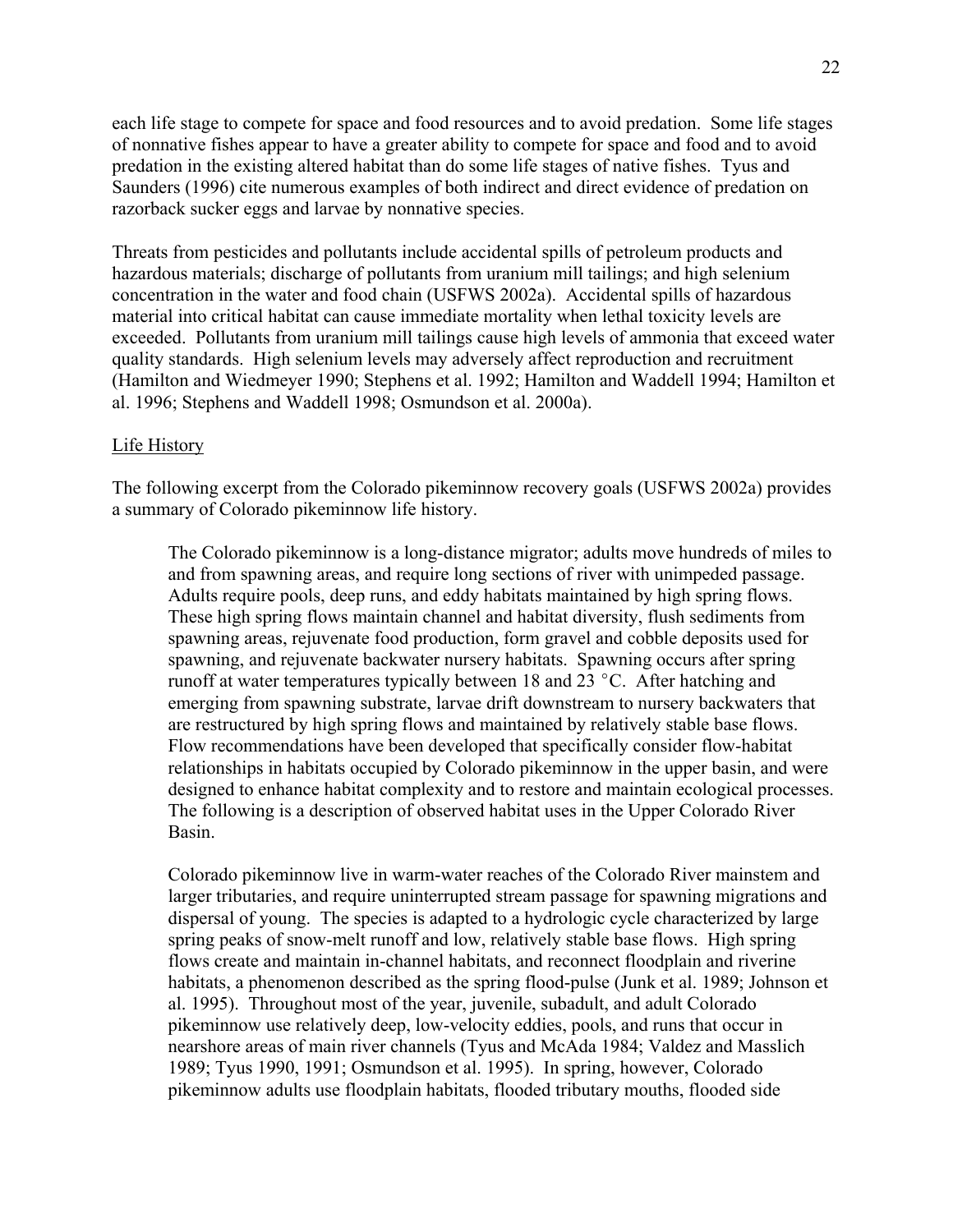each life stage to compete for space and food resources and to avoid predation. Some life stages of nonnative fishes appear to have a greater ability to compete for space and food and to avoid predation in the existing altered habitat than do some life stages of native fishes. Tyus and Saunders (1996) cite numerous examples of both indirect and direct evidence of predation on razorback sucker eggs and larvae by nonnative species.

Threats from pesticides and pollutants include accidental spills of petroleum products and hazardous materials; discharge of pollutants from uranium mill tailings; and high selenium concentration in the water and food chain (USFWS 2002a). Accidental spills of hazardous material into critical habitat can cause immediate mortality when lethal toxicity levels are exceeded. Pollutants from uranium mill tailings cause high levels of ammonia that exceed water quality standards. High selenium levels may adversely affect reproduction and recruitment (Hamilton and Wiedmeyer 1990; Stephens et al. 1992; Hamilton and Waddell 1994; Hamilton et al. 1996; Stephens and Waddell 1998; Osmundson et al. 2000a).

## Life History

The following excerpt from the Colorado pikeminnow recovery goals (USFWS 2002a) provides a summary of Colorado pikeminnow life history.

> The Colorado pikeminnow is a long-distance migrator; adults move hundreds of miles to and from spawning areas, and require long sections of river with unimpeded passage. Adults require pools, deep runs, and eddy habitats maintained by high spring flows. These high spring flows maintain channel and habitat diversity, flush sediments from spawning areas, rejuvenate food production, form gravel and cobble deposits used for spawning, and rejuvenate backwater nursery habitats. Spawning occurs after spring runoff at water temperatures typically between 18 and 23 °C. After hatching and emerging from spawning substrate, larvae drift downstream to nursery backwaters that are restructured by high spring flows and maintained by relatively stable base flows. Flow recommendations have been developed that specifically consider flow-habitat relationships in habitats occupied by Colorado pikeminnow in the upper basin, and were designed to enhance habitat complexity and to restore and maintain ecological processes. The following is a description of observed habitat uses in the Upper Colorado River Basin.
>
> Colorado pikeminnow live in warm-water reaches of the Colorado River mainstem and larger tributaries, and require uninterrupted stream passage for spawning migrations and dispersal of young. The species is adapted to a hydrologic cycle characterized by large spring peaks of snow-melt runoff and low, relatively stable base flows. High spring flows create and maintain in-channel habitats, and reconnect floodplain and riverine habitats, a phenomenon described as the spring flood-pulse (Junk et al. 1989; Johnson et al. 1995). Throughout most of the year, juvenile, subadult, and adult Colorado pikeminnow use relatively deep, low-velocity eddies, pools, and runs that occur in nearshore areas of main river channels (Tyus and McAda 1984; Valdez and Masslich 1989; Tyus 1990, 1991; Osmundson et al. 1995). In spring, however, Colorado pikeminnow adults use floodplain habitats, flooded tributary mouths, flooded side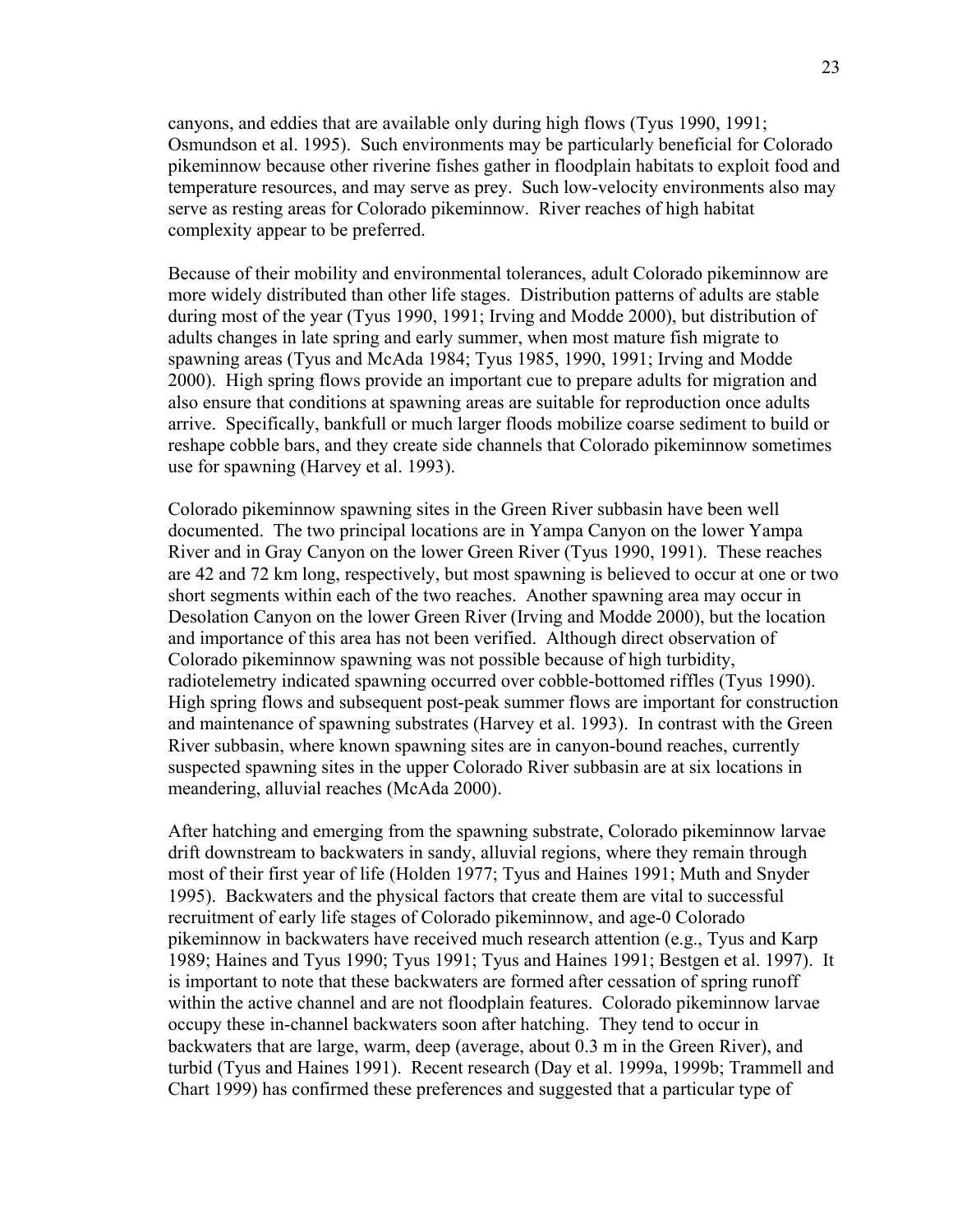canyons, and eddies that are available only during high flows (Tyus 1990, 1991; Osmundson et al. 1995). Such environments may be particularly beneficial for Colorado pikeminnow because other riverine fishes gather in floodplain habitats to exploit food and temperature resources, and may serve as prey. Such low-velocity environments also may serve as resting areas for Colorado pikeminnow. River reaches of high habitat complexity appear to be preferred.

Because of their mobility and environmental tolerances, adult Colorado pikeminnow are more widely distributed than other life stages. Distribution patterns of adults are stable during most of the year (Tyus 1990, 1991; Irving and Modde 2000), but distribution of adults changes in late spring and early summer, when most mature fish migrate to spawning areas (Tyus and McAda 1984; Tyus 1985, 1990, 1991; Irving and Modde 2000). High spring flows provide an important cue to prepare adults for migration and also ensure that conditions at spawning areas are suitable for reproduction once adults arrive. Specifically, bankfull or much larger floods mobilize coarse sediment to build or reshape cobble bars, and they create side channels that Colorado pikeminnow sometimes use for spawning (Harvey et al. 1993).

Colorado pikeminnow spawning sites in the Green River subbasin have been well documented. The two principal locations are in Yampa Canyon on the lower Yampa River and in Gray Canyon on the lower Green River (Tyus 1990, 1991). These reaches are 42 and 72 km long, respectively, but most spawning is believed to occur at one or two short segments within each of the two reaches. Another spawning area may occur in Desolation Canyon on the lower Green River (Irving and Modde 2000), but the location and importance of this area has not been verified. Although direct observation of Colorado pikeminnow spawning was not possible because of high turbidity, radiotelemetry indicated spawning occurred over cobble-bottomed riffles (Tyus 1990). High spring flows and subsequent post-peak summer flows are important for construction and maintenance of spawning substrates (Harvey et al. 1993). In contrast with the Green River subbasin, where known spawning sites are in canyon-bound reaches, currently suspected spawning sites in the upper Colorado River subbasin are at six locations in meandering, alluvial reaches (McAda 2000).

After hatching and emerging from the spawning substrate, Colorado pikeminnow larvae drift downstream to backwaters in sandy, alluvial regions, where they remain through most of their first year of life (Holden 1977; Tyus and Haines 1991; Muth and Snyder 1995). Backwaters and the physical factors that create them are vital to successful recruitment of early life stages of Colorado pikeminnow, and age-0 Colorado pikeminnow in backwaters have received much research attention (e.g., Tyus and Karp 1989; Haines and Tyus 1990; Tyus 1991; Tyus and Haines 1991; Bestgen et al. 1997). It is important to note that these backwaters are formed after cessation of spring runoff within the active channel and are not floodplain features. Colorado pikeminnow larvae occupy these in-channel backwaters soon after hatching. They tend to occur in backwaters that are large, warm, deep (average, about 0.3 m in the Green River), and turbid (Tyus and Haines 1991). Recent research (Day et al. 1999a, 1999b; Trammell and Chart 1999) has confirmed these preferences and suggested that a particular type of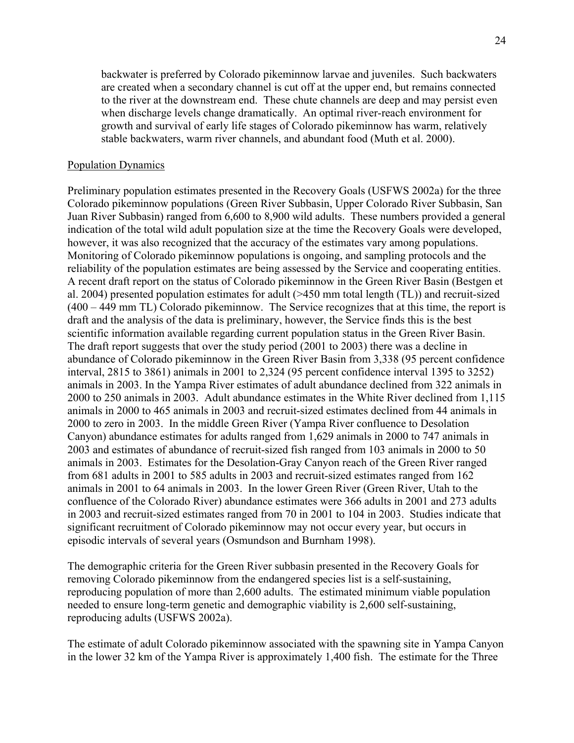backwater is preferred by Colorado pikeminnow larvae and juveniles. Such backwaters are created when a secondary channel is cut off at the upper end, but remains connected to the river at the downstream end. These chute channels are deep and may persist even when discharge levels change dramatically. An optimal river-reach environment for growth and survival of early life stages of Colorado pikeminnow has warm, relatively stable backwaters, warm river channels, and abundant food (Muth et al. 2000).

Population Dynamics

Preliminary population estimates presented in the Recovery Goals (USFWS 2002a) for the three Colorado pikeminnow populations (Green River Subbasin, Upper Colorado River Subbasin, San Juan River Subbasin) ranged from 6,600 to 8,900 wild adults. These numbers provided a general indication of the total wild adult population size at the time the Recovery Goals were developed, however, it was also recognized that the accuracy of the estimates vary among populations. Monitoring of Colorado pikeminnow populations is ongoing, and sampling protocols and the reliability of the population estimates are being assessed by the Service and cooperating entities. A recent draft report on the status of Colorado pikeminnow in the Green River Basin (Bestgen et al. 2004) presented population estimates for adult (>450 mm total length (TL)) and recruit-sized (400 – 449 mm TL) Colorado pikeminnow. The Service recognizes that at this time, the report is draft and the analysis of the data is preliminary, however, the Service finds this is the best scientific information available regarding current population status in the Green River Basin. The draft report suggests that over the study period (2001 to 2003) there was a decline in abundance of Colorado pikeminnow in the Green River Basin from 3,338 (95 percent confidence interval, 2815 to 3861) animals in 2001 to 2,324 (95 percent confidence interval 1395 to 3252) animals in 2003. In the Yampa River estimates of adult abundance declined from 322 animals in 2000 to 250 animals in 2003. Adult abundance estimates in the White River declined from 1,115 animals in 2000 to 465 animals in 2003 and recruit-sized estimates declined from 44 animals in 2000 to zero in 2003. In the middle Green River (Yampa River confluence to Desolation Canyon) abundance estimates for adults ranged from 1,629 animals in 2000 to 747 animals in 2003 and estimates of abundance of recruit-sized fish ranged from 103 animals in 2000 to 50 animals in 2003. Estimates for the Desolation-Gray Canyon reach of the Green River ranged from 681 adults in 2001 to 585 adults in 2003 and recruit-sized estimates ranged from 162 animals in 2001 to 64 animals in 2003. In the lower Green River (Green River, Utah to the confluence of the Colorado River) abundance estimates were 366 adults in 2001 and 273 adults in 2003 and recruit-sized estimates ranged from 70 in 2001 to 104 in 2003. Studies indicate that significant recruitment of Colorado pikeminnow may not occur every year, but occurs in episodic intervals of several years (Osmundson and Burnham 1998).

The demographic criteria for the Green River subbasin presented in the Recovery Goals for removing Colorado pikeminnow from the endangered species list is a self-sustaining, reproducing population of more than 2,600 adults. The estimated minimum viable population needed to ensure long-term genetic and demographic viability is 2,600 self-sustaining, reproducing adults (USFWS 2002a).

The estimate of adult Colorado pikeminnow associated with the spawning site in Yampa Canyon in the lower 32 km of the Yampa River is approximately 1,400 fish. The estimate for the Three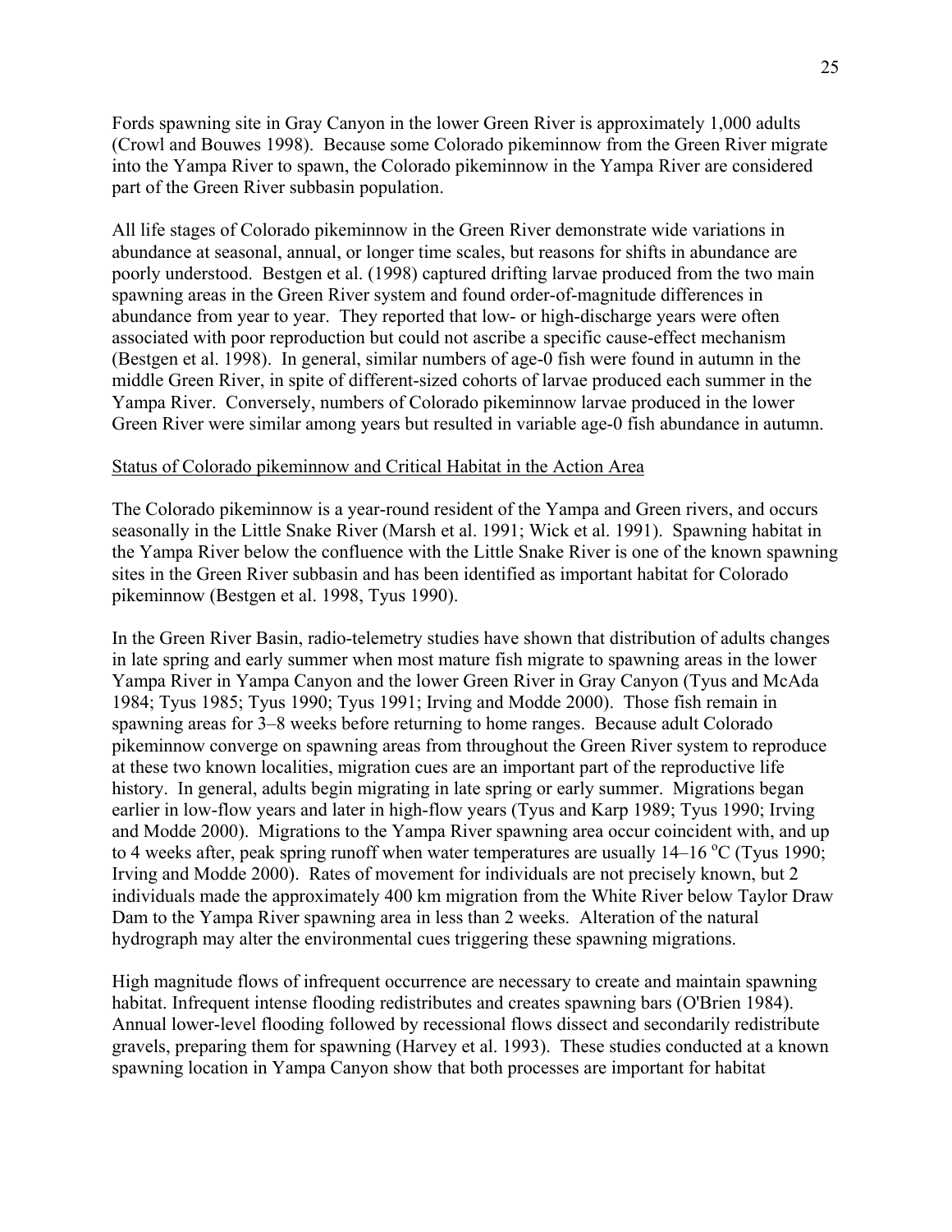Fords spawning site in Gray Canyon in the lower Green River is approximately 1,000 adults (Crowl and Bouwes 1998). Because some Colorado pikeminnow from the Green River migrate into the Yampa River to spawn, the Colorado pikeminnow in the Yampa River are considered part of the Green River subbasin population.

All life stages of Colorado pikeminnow in the Green River demonstrate wide variations in abundance at seasonal, annual, or longer time scales, but reasons for shifts in abundance are poorly understood. Bestgen et al. (1998) captured drifting larvae produced from the two main spawning areas in the Green River system and found order-of-magnitude differences in abundance from year to year. They reported that low- or high-discharge years were often associated with poor reproduction but could not ascribe a specific cause-effect mechanism (Bestgen et al. 1998). In general, similar numbers of age-0 fish were found in autumn in the middle Green River, in spite of different-sized cohorts of larvae produced each summer in the Yampa River. Conversely, numbers of Colorado pikeminnow larvae produced in the lower Green River were similar among years but resulted in variable age-0 fish abundance in autumn.

Status of Colorado pikeminnow and Critical Habitat in the Action Area

The Colorado pikeminnow is a year-round resident of the Yampa and Green rivers, and occurs seasonally in the Little Snake River (Marsh et al. 1991; Wick et al. 1991). Spawning habitat in the Yampa River below the confluence with the Little Snake River is one of the known spawning sites in the Green River subbasin and has been identified as important habitat for Colorado pikeminnow (Bestgen et al. 1998, Tyus 1990).

In the Green River Basin, radio-telemetry studies have shown that distribution of adults changes in late spring and early summer when most mature fish migrate to spawning areas in the lower Yampa River in Yampa Canyon and the lower Green River in Gray Canyon (Tyus and McAda 1984; Tyus 1985; Tyus 1990; Tyus 1991; Irving and Modde 2000). Those fish remain in spawning areas for 3–8 weeks before returning to home ranges. Because adult Colorado pikeminnow converge on spawning areas from throughout the Green River system to reproduce at these two known localities, migration cues are an important part of the reproductive life history. In general, adults begin migrating in late spring or early summer. Migrations began earlier in low-flow years and later in high-flow years (Tyus and Karp 1989; Tyus 1990; Irving and Modde 2000). Migrations to the Yampa River spawning area occur coincident with, and up to 4 weeks after, peak spring runoff when water temperatures are usually 14–16 °C (Tyus 1990; Irving and Modde 2000). Rates of movement for individuals are not precisely known, but 2 individuals made the approximately 400 km migration from the White River below Taylor Draw Dam to the Yampa River spawning area in less than 2 weeks. Alteration of the natural hydrograph may alter the environmental cues triggering these spawning migrations.

High magnitude flows of infrequent occurrence are necessary to create and maintain spawning habitat. Infrequent intense flooding redistributes and creates spawning bars (O'Brien 1984). Annual lower-level flooding followed by recessional flows dissect and secondarily redistribute gravels, preparing them for spawning (Harvey et al. 1993). These studies conducted at a known spawning location in Yampa Canyon show that both processes are important for habitat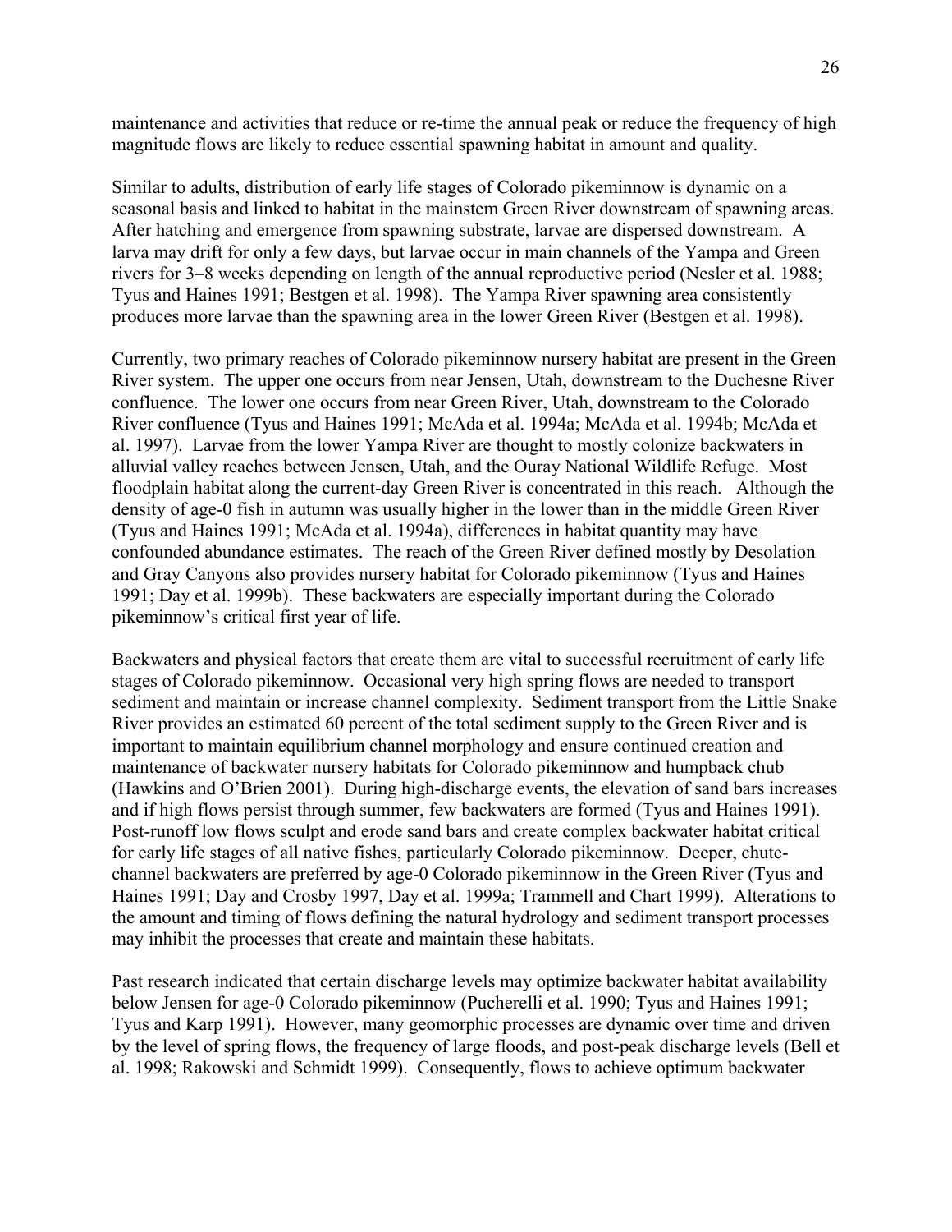maintenance and activities that reduce or re-time the annual peak or reduce the frequency of high magnitude flows are likely to reduce essential spawning habitat in amount and quality.

Similar to adults, distribution of early life stages of Colorado pikeminnow is dynamic on a seasonal basis and linked to habitat in the mainstem Green River downstream of spawning areas. After hatching and emergence from spawning substrate, larvae are dispersed downstream. A larva may drift for only a few days, but larvae occur in main channels of the Yampa and Green rivers for 3–8 weeks depending on length of the annual reproductive period (Nesler et al. 1988; Tyus and Haines 1991; Bestgen et al. 1998). The Yampa River spawning area consistently produces more larvae than the spawning area in the lower Green River (Bestgen et al. 1998).

Currently, two primary reaches of Colorado pikeminnow nursery habitat are present in the Green River system. The upper one occurs from near Jensen, Utah, downstream to the Duchesne River confluence. The lower one occurs from near Green River, Utah, downstream to the Colorado River confluence (Tyus and Haines 1991; McAda et al. 1994a; McAda et al. 1994b; McAda et al. 1997). Larvae from the lower Yampa River are thought to mostly colonize backwaters in alluvial valley reaches between Jensen, Utah, and the Ouray National Wildlife Refuge. Most floodplain habitat along the current-day Green River is concentrated in this reach. Although the density of age-0 fish in autumn was usually higher in the lower than in the middle Green River (Tyus and Haines 1991; McAda et al. 1994a), differences in habitat quantity may have confounded abundance estimates. The reach of the Green River defined mostly by Desolation and Gray Canyons also provides nursery habitat for Colorado pikeminnow (Tyus and Haines 1991; Day et al. 1999b). These backwaters are especially important during the Colorado pikeminnow's critical first year of life.

Backwaters and physical factors that create them are vital to successful recruitment of early life stages of Colorado pikeminnow. Occasional very high spring flows are needed to transport sediment and maintain or increase channel complexity. Sediment transport from the Little Snake River provides an estimated 60 percent of the total sediment supply to the Green River and is important to maintain equilibrium channel morphology and ensure continued creation and maintenance of backwater nursery habitats for Colorado pikeminnow and humpback chub (Hawkins and O'Brien 2001). During high-discharge events, the elevation of sand bars increases and if high flows persist through summer, few backwaters are formed (Tyus and Haines 1991). Post-runoff low flows sculpt and erode sand bars and create complex backwater habitat critical for early life stages of all native fishes, particularly Colorado pikeminnow. Deeper, chute-channel backwaters are preferred by age-0 Colorado pikeminnow in the Green River (Tyus and Haines 1991; Day and Crosby 1997, Day et al. 1999a; Trammell and Chart 1999). Alterations to the amount and timing of flows defining the natural hydrology and sediment transport processes may inhibit the processes that create and maintain these habitats.

Past research indicated that certain discharge levels may optimize backwater habitat availability below Jensen for age-0 Colorado pikeminnow (Pucherelli et al. 1990; Tyus and Haines 1991; Tyus and Karp 1991). However, many geomorphic processes are dynamic over time and driven by the level of spring flows, the frequency of large floods, and post-peak discharge levels (Bell et al. 1998; Rakowski and Schmidt 1999). Consequently, flows to achieve optimum backwater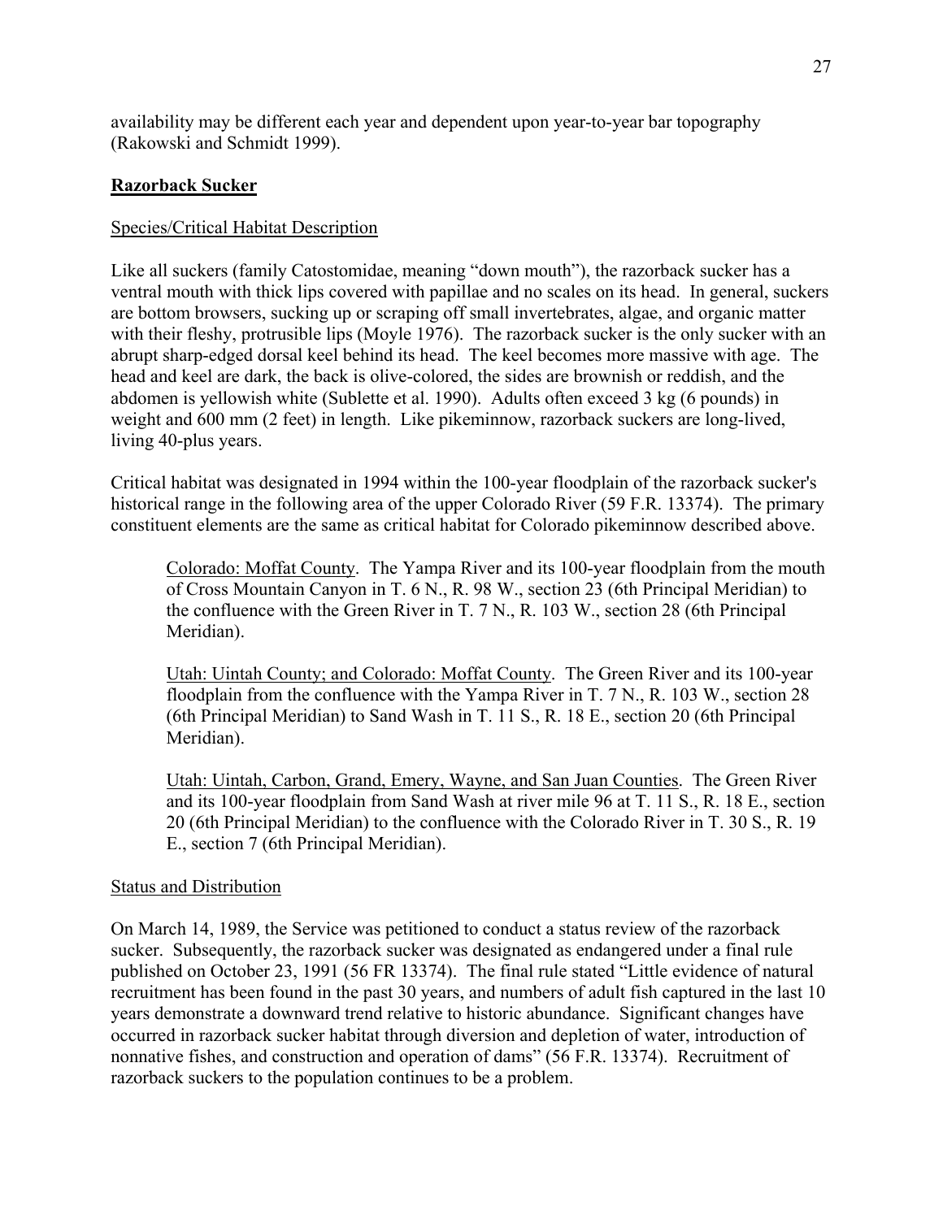availability may be different each year and dependent upon year-to-year bar topography (Rakowski and Schmidt 1999).

## Razorback Sucker

### Species/Critical Habitat Description

Like all suckers (family Catostomidae, meaning "down mouth"), the razorback sucker has a ventral mouth with thick lips covered with papillae and no scales on its head. In general, suckers are bottom browsers, sucking up or scraping off small invertebrates, algae, and organic matter with their fleshy, protrusible lips (Moyle 1976). The razorback sucker is the only sucker with an abrupt sharp-edged dorsal keel behind its head. The keel becomes more massive with age. The head and keel are dark, the back is olive-colored, the sides are brownish or reddish, and the abdomen is yellowish white (Sublette et al. 1990). Adults often exceed 3 kg (6 pounds) in weight and 600 mm (2 feet) in length. Like pikeminnow, razorback suckers are long-lived, living 40-plus years.

Critical habitat was designated in 1994 within the 100-year floodplain of the razorback sucker's historical range in the following area of the upper Colorado River (59 F.R. 13374). The primary constituent elements are the same as critical habitat for Colorado pikeminnow described above.

> <u>Colorado: Moffat County</u>. The Yampa River and its 100-year floodplain from the mouth of Cross Mountain Canyon in T. 6 N., R. 98 W., section 23 (6th Principal Meridian) to the confluence with the Green River in T. 7 N., R. 103 W., section 28 (6th Principal Meridian).
>
> <u>Utah: Uintah County; and Colorado: Moffat County</u>. The Green River and its 100-year floodplain from the confluence with the Yampa River in T. 7 N., R. 103 W., section 28 (6th Principal Meridian) to Sand Wash in T. 11 S., R. 18 E., section 20 (6th Principal Meridian).
>
> <u>Utah: Uintah, Carbon, Grand, Emery, Wayne, and San Juan Counties</u>. The Green River and its 100-year floodplain from Sand Wash at river mile 96 at T. 11 S., R. 18 E., section 20 (6th Principal Meridian) to the confluence with the Colorado River in T. 30 S., R. 19 E., section 7 (6th Principal Meridian).

### Status and Distribution

On March 14, 1989, the Service was petitioned to conduct a status review of the razorback sucker. Subsequently, the razorback sucker was designated as endangered under a final rule published on October 23, 1991 (56 FR 13374). The final rule stated "Little evidence of natural recruitment has been found in the past 30 years, and numbers of adult fish captured in the last 10 years demonstrate a downward trend relative to historic abundance. Significant changes have occurred in razorback sucker habitat through diversion and depletion of water, introduction of nonnative fishes, and construction and operation of dams" (56 F.R. 13374). Recruitment of razorback suckers to the population continues to be a problem.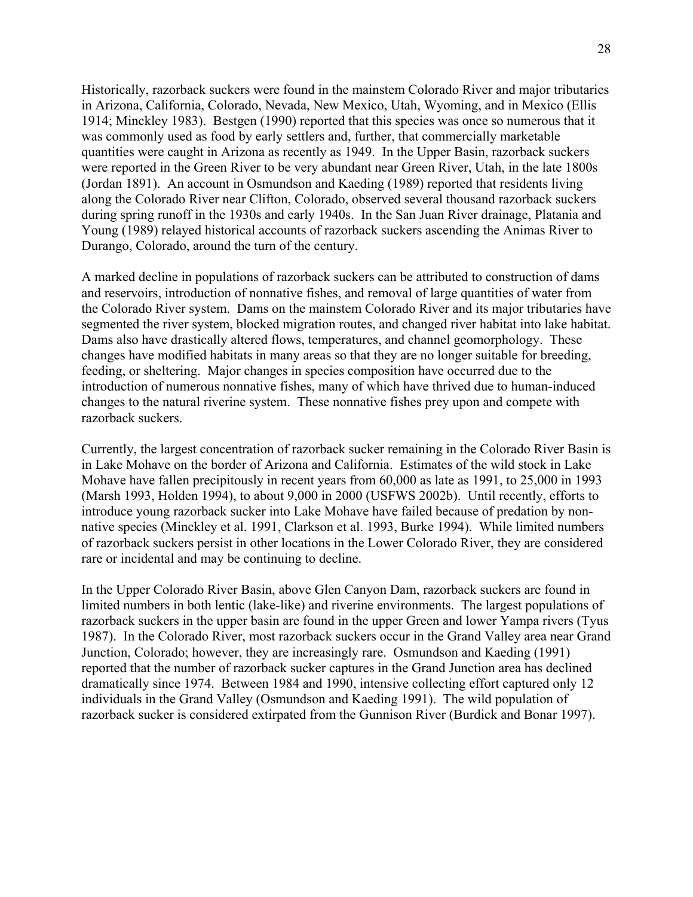Historically, razorback suckers were found in the mainstem Colorado River and major tributaries in Arizona, California, Colorado, Nevada, New Mexico, Utah, Wyoming, and in Mexico (Ellis 1914; Minckley 1983). Bestgen (1990) reported that this species was once so numerous that it was commonly used as food by early settlers and, further, that commercially marketable quantities were caught in Arizona as recently as 1949. In the Upper Basin, razorback suckers were reported in the Green River to be very abundant near Green River, Utah, in the late 1800s (Jordan 1891). An account in Osmundson and Kaeding (1989) reported that residents living along the Colorado River near Clifton, Colorado, observed several thousand razorback suckers during spring runoff in the 1930s and early 1940s. In the San Juan River drainage, Platania and Young (1989) relayed historical accounts of razorback suckers ascending the Animas River to Durango, Colorado, around the turn of the century.

A marked decline in populations of razorback suckers can be attributed to construction of dams and reservoirs, introduction of nonnative fishes, and removal of large quantities of water from the Colorado River system. Dams on the mainstem Colorado River and its major tributaries have segmented the river system, blocked migration routes, and changed river habitat into lake habitat. Dams also have drastically altered flows, temperatures, and channel geomorphology. These changes have modified habitats in many areas so that they are no longer suitable for breeding, feeding, or sheltering. Major changes in species composition have occurred due to the introduction of numerous nonnative fishes, many of which have thrived due to human-induced changes to the natural riverine system. These nonnative fishes prey upon and compete with razorback suckers.

Currently, the largest concentration of razorback sucker remaining in the Colorado River Basin is in Lake Mohave on the border of Arizona and California. Estimates of the wild stock in Lake Mohave have fallen precipitously in recent years from 60,000 as late as 1991, to 25,000 in 1993 (Marsh 1993, Holden 1994), to about 9,000 in 2000 (USFWS 2002b). Until recently, efforts to introduce young razorback sucker into Lake Mohave have failed because of predation by non-native species (Minckley et al. 1991, Clarkson et al. 1993, Burke 1994). While limited numbers of razorback suckers persist in other locations in the Lower Colorado River, they are considered rare or incidental and may be continuing to decline.

In the Upper Colorado River Basin, above Glen Canyon Dam, razorback suckers are found in limited numbers in both lentic (lake-like) and riverine environments. The largest populations of razorback suckers in the upper basin are found in the upper Green and lower Yampa rivers (Tyus 1987). In the Colorado River, most razorback suckers occur in the Grand Valley area near Grand Junction, Colorado; however, they are increasingly rare. Osmundson and Kaeding (1991) reported that the number of razorback sucker captures in the Grand Junction area has declined dramatically since 1974. Between 1984 and 1990, intensive collecting effort captured only 12 individuals in the Grand Valley (Osmundson and Kaeding 1991). The wild population of razorback sucker is considered extirpated from the Gunnison River (Burdick and Bonar 1997).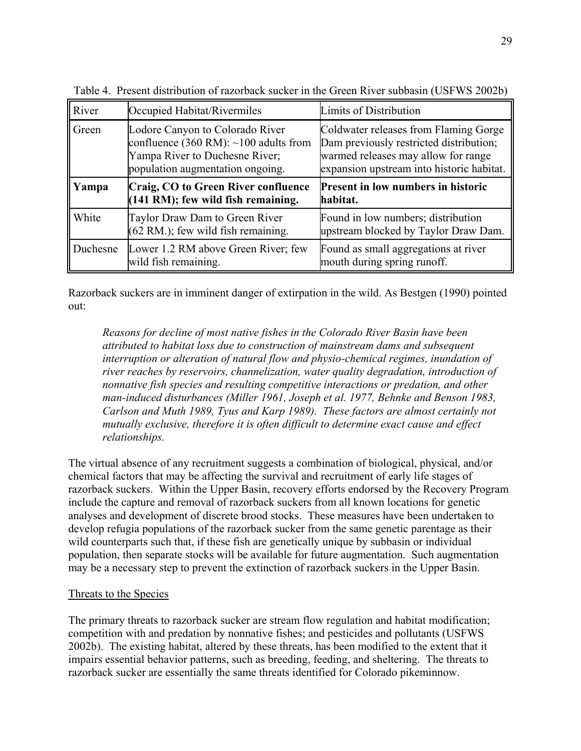Table 4. Present distribution of razorback sucker in the Green River subbasin (USFWS 2002b)

| River | Occupied Habitat/Rivermiles | Limits of Distribution |
|---|---|---|
| Green | Lodore Canyon to Colorado River confluence (360 RM): ~100 adults from Yampa River to Duchesne River; population augmentation ongoing. | Coldwater releases from Flaming Gorge Dam previously restricted distribution; warmed releases may allow for range expansion upstream into historic habitat. |
| **Yampa** | **Craig, CO to Green River confluence (141 RM); few wild fish remaining.** | **Present in low numbers in historic habitat.** |
| White | Taylor Draw Dam to Green River (62 RM.); few wild fish remaining. | Found in low numbers; distribution upstream blocked by Taylor Draw Dam. |
| Duchesne | Lower 1.2 RM above Green River; few wild fish remaining. | Found as small aggregations at river mouth during spring runoff. |

Razorback suckers are in imminent danger of extirpation in the wild. As Bestgen (1990) pointed out:

> *Reasons for decline of most native fishes in the Colorado River Basin have been attributed to habitat loss due to construction of mainstream dams and subsequent interruption or alteration of natural flow and physio-chemical regimes, inundation of river reaches by reservoirs, channelization, water quality degradation, introduction of nonnative fish species and resulting competitive interactions or predation, and other man-induced disturbances (Miller 1961, Joseph et al. 1977, Behnke and Benson 1983, Carlson and Muth 1989, Tyus and Karp 1989). These factors are almost certainly not mutually exclusive, therefore it is often difficult to determine exact cause and effect relationships.*

The virtual absence of any recruitment suggests a combination of biological, physical, and/or chemical factors that may be affecting the survival and recruitment of early life stages of razorback suckers. Within the Upper Basin, recovery efforts endorsed by the Recovery Program include the capture and removal of razorback suckers from all known locations for genetic analyses and development of discrete brood stocks. These measures have been undertaken to develop refugia populations of the razorback sucker from the same genetic parentage as their wild counterparts such that, if these fish are genetically unique by subbasin or individual population, then separate stocks will be available for future augmentation. Such augmentation may be a necessary step to prevent the extinction of razorback suckers in the Upper Basin.

## Threats to the Species

The primary threats to razorback sucker are stream flow regulation and habitat modification; competition with and predation by nonnative fishes; and pesticides and pollutants (USFWS 2002b). The existing habitat, altered by these threats, has been modified to the extent that it impairs essential behavior patterns, such as breeding, feeding, and sheltering. The threats to razorback sucker are essentially the same threats identified for Colorado pikeminnow.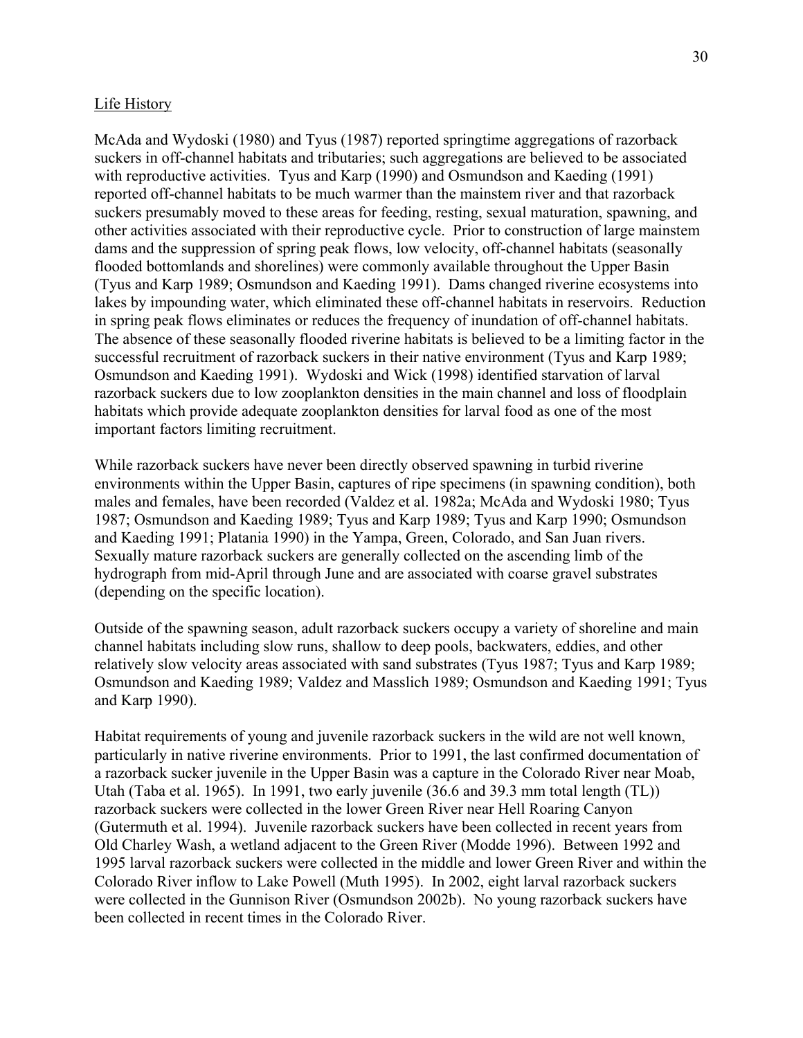## Life History

McAda and Wydoski (1980) and Tyus (1987) reported springtime aggregations of razorback suckers in off-channel habitats and tributaries; such aggregations are believed to be associated with reproductive activities. Tyus and Karp (1990) and Osmundson and Kaeding (1991) reported off-channel habitats to be much warmer than the mainstem river and that razorback suckers presumably moved to these areas for feeding, resting, sexual maturation, spawning, and other activities associated with their reproductive cycle. Prior to construction of large mainstem dams and the suppression of spring peak flows, low velocity, off-channel habitats (seasonally flooded bottomlands and shorelines) were commonly available throughout the Upper Basin (Tyus and Karp 1989; Osmundson and Kaeding 1991). Dams changed riverine ecosystems into lakes by impounding water, which eliminated these off-channel habitats in reservoirs. Reduction in spring peak flows eliminates or reduces the frequency of inundation of off-channel habitats. The absence of these seasonally flooded riverine habitats is believed to be a limiting factor in the successful recruitment of razorback suckers in their native environment (Tyus and Karp 1989; Osmundson and Kaeding 1991). Wydoski and Wick (1998) identified starvation of larval razorback suckers due to low zooplankton densities in the main channel and loss of floodplain habitats which provide adequate zooplankton densities for larval food as one of the most important factors limiting recruitment.

While razorback suckers have never been directly observed spawning in turbid riverine environments within the Upper Basin, captures of ripe specimens (in spawning condition), both males and females, have been recorded (Valdez et al. 1982a; McAda and Wydoski 1980; Tyus 1987; Osmundson and Kaeding 1989; Tyus and Karp 1989; Tyus and Karp 1990; Osmundson and Kaeding 1991; Platania 1990) in the Yampa, Green, Colorado, and San Juan rivers. Sexually mature razorback suckers are generally collected on the ascending limb of the hydrograph from mid-April through June and are associated with coarse gravel substrates (depending on the specific location).

Outside of the spawning season, adult razorback suckers occupy a variety of shoreline and main channel habitats including slow runs, shallow to deep pools, backwaters, eddies, and other relatively slow velocity areas associated with sand substrates (Tyus 1987; Tyus and Karp 1989; Osmundson and Kaeding 1989; Valdez and Masslich 1989; Osmundson and Kaeding 1991; Tyus and Karp 1990).

Habitat requirements of young and juvenile razorback suckers in the wild are not well known, particularly in native riverine environments. Prior to 1991, the last confirmed documentation of a razorback sucker juvenile in the Upper Basin was a capture in the Colorado River near Moab, Utah (Taba et al. 1965). In 1991, two early juvenile (36.6 and 39.3 mm total length (TL)) razorback suckers were collected in the lower Green River near Hell Roaring Canyon (Gutermuth et al. 1994). Juvenile razorback suckers have been collected in recent years from Old Charley Wash, a wetland adjacent to the Green River (Modde 1996). Between 1992 and 1995 larval razorback suckers were collected in the middle and lower Green River and within the Colorado River inflow to Lake Powell (Muth 1995). In 2002, eight larval razorback suckers were collected in the Gunnison River (Osmundson 2002b). No young razorback suckers have been collected in recent times in the Colorado River.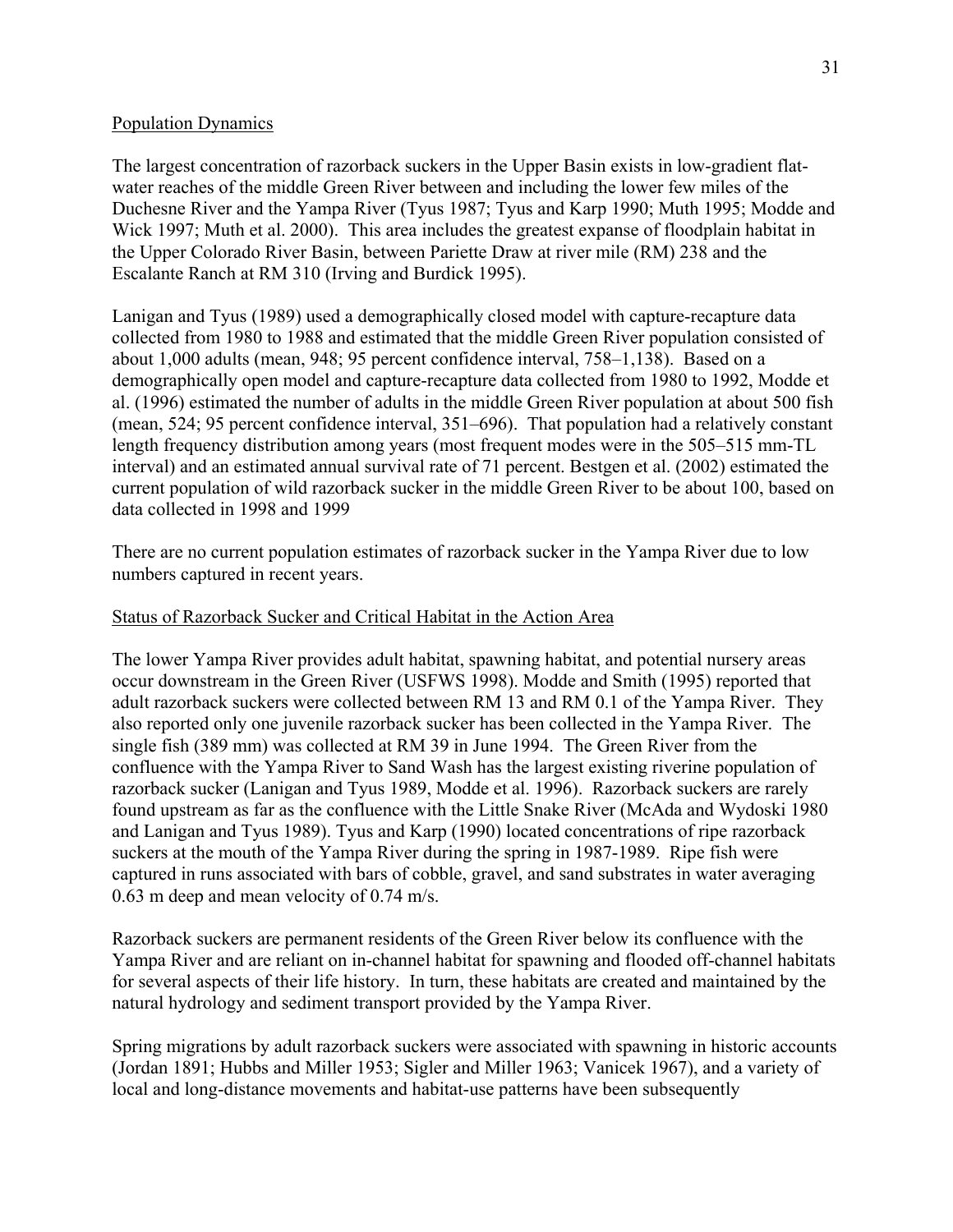Population Dynamics

The largest concentration of razorback suckers in the Upper Basin exists in low-gradient flat-water reaches of the middle Green River between and including the lower few miles of the Duchesne River and the Yampa River (Tyus 1987; Tyus and Karp 1990; Muth 1995; Modde and Wick 1997; Muth et al. 2000). This area includes the greatest expanse of floodplain habitat in the Upper Colorado River Basin, between Pariette Draw at river mile (RM) 238 and the Escalante Ranch at RM 310 (Irving and Burdick 1995).

Lanigan and Tyus (1989) used a demographically closed model with capture-recapture data collected from 1980 to 1988 and estimated that the middle Green River population consisted of about 1,000 adults (mean, 948; 95 percent confidence interval, 758–1,138). Based on a demographically open model and capture-recapture data collected from 1980 to 1992, Modde et al. (1996) estimated the number of adults in the middle Green River population at about 500 fish (mean, 524; 95 percent confidence interval, 351–696). That population had a relatively constant length frequency distribution among years (most frequent modes were in the 505–515 mm-TL interval) and an estimated annual survival rate of 71 percent. Bestgen et al. (2002) estimated the current population of wild razorback sucker in the middle Green River to be about 100, based on data collected in 1998 and 1999

There are no current population estimates of razorback sucker in the Yampa River due to low numbers captured in recent years.

Status of Razorback Sucker and Critical Habitat in the Action Area

The lower Yampa River provides adult habitat, spawning habitat, and potential nursery areas occur downstream in the Green River (USFWS 1998). Modde and Smith (1995) reported that adult razorback suckers were collected between RM 13 and RM 0.1 of the Yampa River. They also reported only one juvenile razorback sucker has been collected in the Yampa River. The single fish (389 mm) was collected at RM 39 in June 1994. The Green River from the confluence with the Yampa River to Sand Wash has the largest existing riverine population of razorback sucker (Lanigan and Tyus 1989, Modde et al. 1996). Razorback suckers are rarely found upstream as far as the confluence with the Little Snake River (McAda and Wydoski 1980 and Lanigan and Tyus 1989). Tyus and Karp (1990) located concentrations of ripe razorback suckers at the mouth of the Yampa River during the spring in 1987-1989. Ripe fish were captured in runs associated with bars of cobble, gravel, and sand substrates in water averaging 0.63 m deep and mean velocity of 0.74 m/s.

Razorback suckers are permanent residents of the Green River below its confluence with the Yampa River and are reliant on in-channel habitat for spawning and flooded off-channel habitats for several aspects of their life history. In turn, these habitats are created and maintained by the natural hydrology and sediment transport provided by the Yampa River.

Spring migrations by adult razorback suckers were associated with spawning in historic accounts (Jordan 1891; Hubbs and Miller 1953; Sigler and Miller 1963; Vanicek 1967), and a variety of local and long-distance movements and habitat-use patterns have been subsequently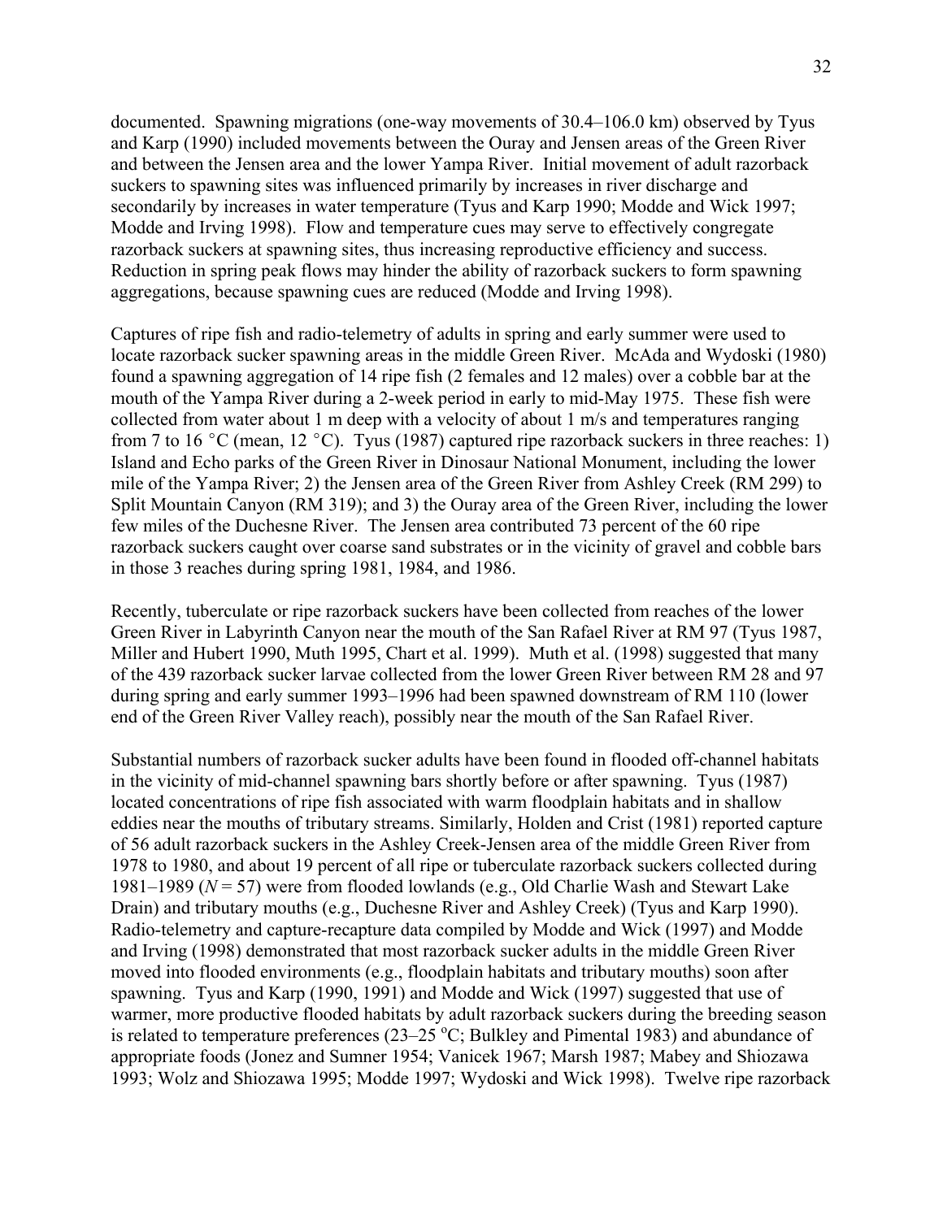documented. Spawning migrations (one-way movements of 30.4–106.0 km) observed by Tyus and Karp (1990) included movements between the Ouray and Jensen areas of the Green River and between the Jensen area and the lower Yampa River. Initial movement of adult razorback suckers to spawning sites was influenced primarily by increases in river discharge and secondarily by increases in water temperature (Tyus and Karp 1990; Modde and Wick 1997; Modde and Irving 1998). Flow and temperature cues may serve to effectively congregate razorback suckers at spawning sites, thus increasing reproductive efficiency and success. Reduction in spring peak flows may hinder the ability of razorback suckers to form spawning aggregations, because spawning cues are reduced (Modde and Irving 1998).

Captures of ripe fish and radio-telemetry of adults in spring and early summer were used to locate razorback sucker spawning areas in the middle Green River. McAda and Wydoski (1980) found a spawning aggregation of 14 ripe fish (2 females and 12 males) over a cobble bar at the mouth of the Yampa River during a 2-week period in early to mid-May 1975. These fish were collected from water about 1 m deep with a velocity of about 1 m/s and temperatures ranging from 7 to 16 °C (mean, 12 °C). Tyus (1987) captured ripe razorback suckers in three reaches: 1) Island and Echo parks of the Green River in Dinosaur National Monument, including the lower mile of the Yampa River; 2) the Jensen area of the Green River from Ashley Creek (RM 299) to Split Mountain Canyon (RM 319); and 3) the Ouray area of the Green River, including the lower few miles of the Duchesne River. The Jensen area contributed 73 percent of the 60 ripe razorback suckers caught over coarse sand substrates or in the vicinity of gravel and cobble bars in those 3 reaches during spring 1981, 1984, and 1986.

Recently, tuberculate or ripe razorback suckers have been collected from reaches of the lower Green River in Labyrinth Canyon near the mouth of the San Rafael River at RM 97 (Tyus 1987, Miller and Hubert 1990, Muth 1995, Chart et al. 1999). Muth et al. (1998) suggested that many of the 439 razorback sucker larvae collected from the lower Green River between RM 28 and 97 during spring and early summer 1993–1996 had been spawned downstream of RM 110 (lower end of the Green River Valley reach), possibly near the mouth of the San Rafael River.

Substantial numbers of razorback sucker adults have been found in flooded off-channel habitats in the vicinity of mid-channel spawning bars shortly before or after spawning. Tyus (1987) located concentrations of ripe fish associated with warm floodplain habitats and in shallow eddies near the mouths of tributary streams. Similarly, Holden and Crist (1981) reported capture of 56 adult razorback suckers in the Ashley Creek-Jensen area of the middle Green River from 1978 to 1980, and about 19 percent of all ripe or tuberculate razorback suckers collected during 1981–1989 (*N* = 57) were from flooded lowlands (e.g., Old Charlie Wash and Stewart Lake Drain) and tributary mouths (e.g., Duchesne River and Ashley Creek) (Tyus and Karp 1990). Radio-telemetry and capture-recapture data compiled by Modde and Wick (1997) and Modde and Irving (1998) demonstrated that most razorback sucker adults in the middle Green River moved into flooded environments (e.g., floodplain habitats and tributary mouths) soon after spawning. Tyus and Karp (1990, 1991) and Modde and Wick (1997) suggested that use of warmer, more productive flooded habitats by adult razorback suckers during the breeding season is related to temperature preferences (23–25 °C; Bulkley and Pimental 1983) and abundance of appropriate foods (Jonez and Sumner 1954; Vanicek 1967; Marsh 1987; Mabey and Shiozawa 1993; Wolz and Shiozawa 1995; Modde 1997; Wydoski and Wick 1998). Twelve ripe razorback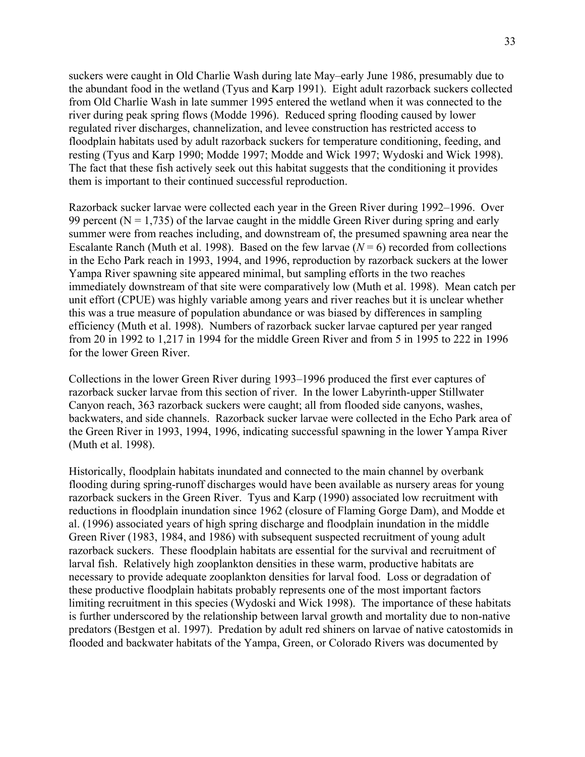suckers were caught in Old Charlie Wash during late May–early June 1986, presumably due to the abundant food in the wetland (Tyus and Karp 1991). Eight adult razorback suckers collected from Old Charlie Wash in late summer 1995 entered the wetland when it was connected to the river during peak spring flows (Modde 1996). Reduced spring flooding caused by lower regulated river discharges, channelization, and levee construction has restricted access to floodplain habitats used by adult razorback suckers for temperature conditioning, feeding, and resting (Tyus and Karp 1990; Modde 1997; Modde and Wick 1997; Wydoski and Wick 1998). The fact that these fish actively seek out this habitat suggests that the conditioning it provides them is important to their continued successful reproduction.

Razorback sucker larvae were collected each year in the Green River during 1992–1996. Over 99 percent (N = 1,735) of the larvae caught in the middle Green River during spring and early summer were from reaches including, and downstream of, the presumed spawning area near the Escalante Ranch (Muth et al. 1998). Based on the few larvae (*N* = 6) recorded from collections in the Echo Park reach in 1993, 1994, and 1996, reproduction by razorback suckers at the lower Yampa River spawning site appeared minimal, but sampling efforts in the two reaches immediately downstream of that site were comparatively low (Muth et al. 1998). Mean catch per unit effort (CPUE) was highly variable among years and river reaches but it is unclear whether this was a true measure of population abundance or was biased by differences in sampling efficiency (Muth et al. 1998). Numbers of razorback sucker larvae captured per year ranged from 20 in 1992 to 1,217 in 1994 for the middle Green River and from 5 in 1995 to 222 in 1996 for the lower Green River.

Collections in the lower Green River during 1993–1996 produced the first ever captures of razorback sucker larvae from this section of river. In the lower Labyrinth-upper Stillwater Canyon reach, 363 razorback suckers were caught; all from flooded side canyons, washes, backwaters, and side channels. Razorback sucker larvae were collected in the Echo Park area of the Green River in 1993, 1994, 1996, indicating successful spawning in the lower Yampa River (Muth et al. 1998).

Historically, floodplain habitats inundated and connected to the main channel by overbank flooding during spring-runoff discharges would have been available as nursery areas for young razorback suckers in the Green River. Tyus and Karp (1990) associated low recruitment with reductions in floodplain inundation since 1962 (closure of Flaming Gorge Dam), and Modde et al. (1996) associated years of high spring discharge and floodplain inundation in the middle Green River (1983, 1984, and 1986) with subsequent suspected recruitment of young adult razorback suckers. These floodplain habitats are essential for the survival and recruitment of larval fish. Relatively high zooplankton densities in these warm, productive habitats are necessary to provide adequate zooplankton densities for larval food. Loss or degradation of these productive floodplain habitats probably represents one of the most important factors limiting recruitment in this species (Wydoski and Wick 1998). The importance of these habitats is further underscored by the relationship between larval growth and mortality due to non-native predators (Bestgen et al. 1997). Predation by adult red shiners on larvae of native catostomids in flooded and backwater habitats of the Yampa, Green, or Colorado Rivers was documented by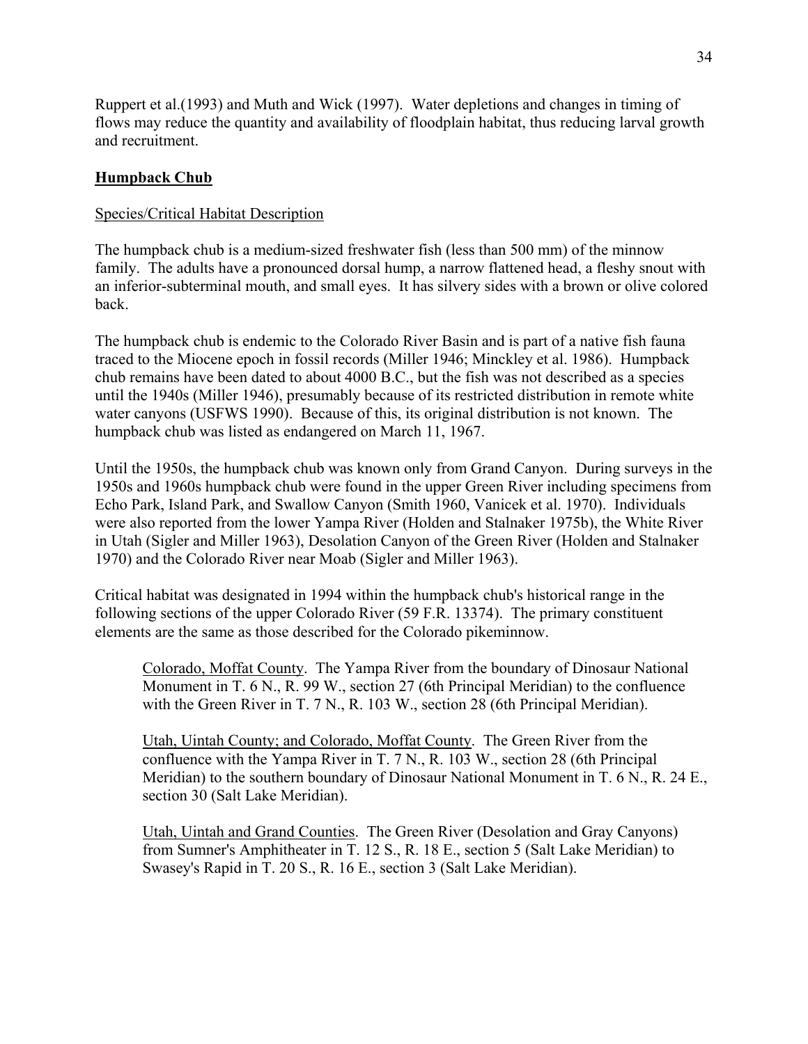Ruppert et al.(1993) and Muth and Wick (1997). Water depletions and changes in timing of flows may reduce the quantity and availability of floodplain habitat, thus reducing larval growth and recruitment.

## **Humpback Chub**

### Species/Critical Habitat Description

The humpback chub is a medium-sized freshwater fish (less than 500 mm) of the minnow family. The adults have a pronounced dorsal hump, a narrow flattened head, a fleshy snout with an inferior-subterminal mouth, and small eyes. It has silvery sides with a brown or olive colored back.

The humpback chub is endemic to the Colorado River Basin and is part of a native fish fauna traced to the Miocene epoch in fossil records (Miller 1946; Minckley et al. 1986). Humpback chub remains have been dated to about 4000 B.C., but the fish was not described as a species until the 1940s (Miller 1946), presumably because of its restricted distribution in remote white water canyons (USFWS 1990). Because of this, its original distribution is not known. The humpback chub was listed as endangered on March 11, 1967.

Until the 1950s, the humpback chub was known only from Grand Canyon. During surveys in the 1950s and 1960s humpback chub were found in the upper Green River including specimens from Echo Park, Island Park, and Swallow Canyon (Smith 1960, Vanicek et al. 1970). Individuals were also reported from the lower Yampa River (Holden and Stalnaker 1975b), the White River in Utah (Sigler and Miller 1963), Desolation Canyon of the Green River (Holden and Stalnaker 1970) and the Colorado River near Moab (Sigler and Miller 1963).

Critical habitat was designated in 1994 within the humpback chub's historical range in the following sections of the upper Colorado River (59 F.R. 13374). The primary constituent elements are the same as those described for the Colorado pikeminnow.

> Colorado, Moffat County. The Yampa River from the boundary of Dinosaur National Monument in T. 6 N., R. 99 W., section 27 (6th Principal Meridian) to the confluence with the Green River in T. 7 N., R. 103 W., section 28 (6th Principal Meridian).
>
> Utah, Uintah County; and Colorado, Moffat County. The Green River from the confluence with the Yampa River in T. 7 N., R. 103 W., section 28 (6th Principal Meridian) to the southern boundary of Dinosaur National Monument in T. 6 N., R. 24 E., section 30 (Salt Lake Meridian).
>
> Utah, Uintah and Grand Counties. The Green River (Desolation and Gray Canyons) from Sumner's Amphitheater in T. 12 S., R. 18 E., section 5 (Salt Lake Meridian) to Swasey's Rapid in T. 20 S., R. 16 E., section 3 (Salt Lake Meridian).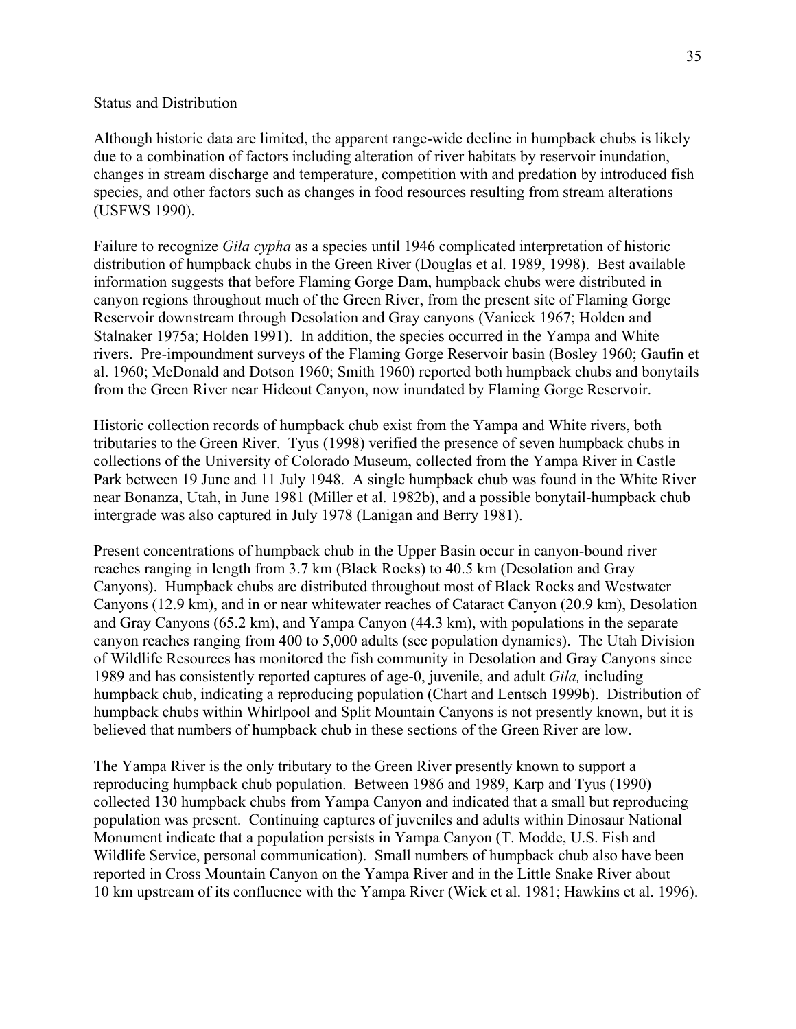## Status and Distribution

Although historic data are limited, the apparent range-wide decline in humpback chubs is likely due to a combination of factors including alteration of river habitats by reservoir inundation, changes in stream discharge and temperature, competition with and predation by introduced fish species, and other factors such as changes in food resources resulting from stream alterations (USFWS 1990).

Failure to recognize *Gila cypha* as a species until 1946 complicated interpretation of historic distribution of humpback chubs in the Green River (Douglas et al. 1989, 1998). Best available information suggests that before Flaming Gorge Dam, humpback chubs were distributed in canyon regions throughout much of the Green River, from the present site of Flaming Gorge Reservoir downstream through Desolation and Gray canyons (Vanicek 1967; Holden and Stalnaker 1975a; Holden 1991). In addition, the species occurred in the Yampa and White rivers. Pre-impoundment surveys of the Flaming Gorge Reservoir basin (Bosley 1960; Gaufin et al. 1960; McDonald and Dotson 1960; Smith 1960) reported both humpback chubs and bonytails from the Green River near Hideout Canyon, now inundated by Flaming Gorge Reservoir.

Historic collection records of humpback chub exist from the Yampa and White rivers, both tributaries to the Green River. Tyus (1998) verified the presence of seven humpback chubs in collections of the University of Colorado Museum, collected from the Yampa River in Castle Park between 19 June and 11 July 1948. A single humpback chub was found in the White River near Bonanza, Utah, in June 1981 (Miller et al. 1982b), and a possible bonytail-humpback chub intergrade was also captured in July 1978 (Lanigan and Berry 1981).

Present concentrations of humpback chub in the Upper Basin occur in canyon-bound river reaches ranging in length from 3.7 km (Black Rocks) to 40.5 km (Desolation and Gray Canyons). Humpback chubs are distributed throughout most of Black Rocks and Westwater Canyons (12.9 km), and in or near whitewater reaches of Cataract Canyon (20.9 km), Desolation and Gray Canyons (65.2 km), and Yampa Canyon (44.3 km), with populations in the separate canyon reaches ranging from 400 to 5,000 adults (see population dynamics). The Utah Division of Wildlife Resources has monitored the fish community in Desolation and Gray Canyons since 1989 and has consistently reported captures of age-0, juvenile, and adult *Gila,* including humpback chub, indicating a reproducing population (Chart and Lentsch 1999b). Distribution of humpback chubs within Whirlpool and Split Mountain Canyons is not presently known, but it is believed that numbers of humpback chub in these sections of the Green River are low.

The Yampa River is the only tributary to the Green River presently known to support a reproducing humpback chub population. Between 1986 and 1989, Karp and Tyus (1990) collected 130 humpback chubs from Yampa Canyon and indicated that a small but reproducing population was present. Continuing captures of juveniles and adults within Dinosaur National Monument indicate that a population persists in Yampa Canyon (T. Modde, U.S. Fish and Wildlife Service, personal communication). Small numbers of humpback chub also have been reported in Cross Mountain Canyon on the Yampa River and in the Little Snake River about 10 km upstream of its confluence with the Yampa River (Wick et al. 1981; Hawkins et al. 1996).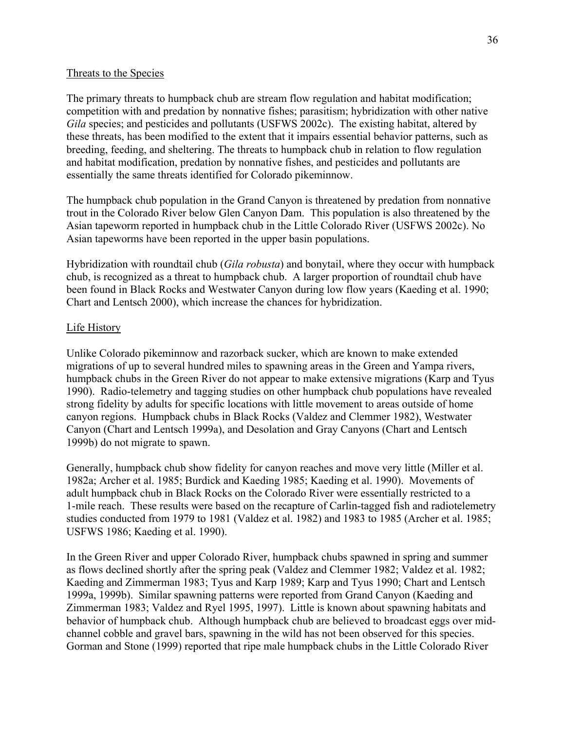## Threats to the Species

The primary threats to humpback chub are stream flow regulation and habitat modification; competition with and predation by nonnative fishes; parasitism; hybridization with other native *Gila* species; and pesticides and pollutants (USFWS 2002c). The existing habitat, altered by these threats, has been modified to the extent that it impairs essential behavior patterns, such as breeding, feeding, and sheltering. The threats to humpback chub in relation to flow regulation and habitat modification, predation by nonnative fishes, and pesticides and pollutants are essentially the same threats identified for Colorado pikeminnow.

The humpback chub population in the Grand Canyon is threatened by predation from nonnative trout in the Colorado River below Glen Canyon Dam. This population is also threatened by the Asian tapeworm reported in humpback chub in the Little Colorado River (USFWS 2002c). No Asian tapeworms have been reported in the upper basin populations.

Hybridization with roundtail chub (*Gila robusta*) and bonytail, where they occur with humpback chub, is recognized as a threat to humpback chub. A larger proportion of roundtail chub have been found in Black Rocks and Westwater Canyon during low flow years (Kaeding et al. 1990; Chart and Lentsch 2000), which increase the chances for hybridization.

## Life History

Unlike Colorado pikeminnow and razorback sucker, which are known to make extended migrations of up to several hundred miles to spawning areas in the Green and Yampa rivers, humpback chubs in the Green River do not appear to make extensive migrations (Karp and Tyus 1990). Radio-telemetry and tagging studies on other humpback chub populations have revealed strong fidelity by adults for specific locations with little movement to areas outside of home canyon regions. Humpback chubs in Black Rocks (Valdez and Clemmer 1982), Westwater Canyon (Chart and Lentsch 1999a), and Desolation and Gray Canyons (Chart and Lentsch 1999b) do not migrate to spawn.

Generally, humpback chub show fidelity for canyon reaches and move very little (Miller et al. 1982a; Archer et al. 1985; Burdick and Kaeding 1985; Kaeding et al. 1990). Movements of adult humpback chub in Black Rocks on the Colorado River were essentially restricted to a 1-mile reach. These results were based on the recapture of Carlin-tagged fish and radiotelemetry studies conducted from 1979 to 1981 (Valdez et al. 1982) and 1983 to 1985 (Archer et al. 1985; USFWS 1986; Kaeding et al. 1990).

In the Green River and upper Colorado River, humpback chubs spawned in spring and summer as flows declined shortly after the spring peak (Valdez and Clemmer 1982; Valdez et al. 1982; Kaeding and Zimmerman 1983; Tyus and Karp 1989; Karp and Tyus 1990; Chart and Lentsch 1999a, 1999b). Similar spawning patterns were reported from Grand Canyon (Kaeding and Zimmerman 1983; Valdez and Ryel 1995, 1997). Little is known about spawning habitats and behavior of humpback chub. Although humpback chub are believed to broadcast eggs over mid-channel cobble and gravel bars, spawning in the wild has not been observed for this species. Gorman and Stone (1999) reported that ripe male humpback chubs in the Little Colorado River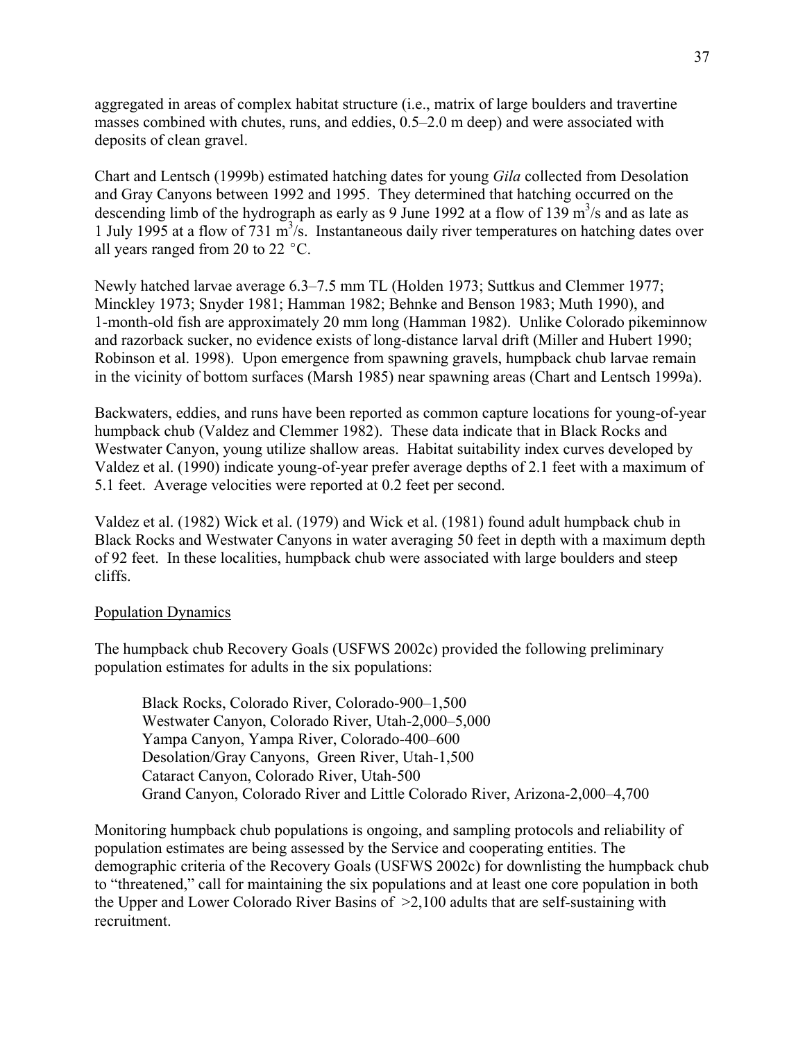aggregated in areas of complex habitat structure (i.e., matrix of large boulders and travertine masses combined with chutes, runs, and eddies, 0.5–2.0 m deep) and were associated with deposits of clean gravel.

Chart and Lentsch (1999b) estimated hatching dates for young *Gila* collected from Desolation and Gray Canyons between 1992 and 1995. They determined that hatching occurred on the descending limb of the hydrograph as early as 9 June 1992 at a flow of 139 $m^3/s$ and as late as 1 July 1995 at a flow of 731 $m^3/s$. Instantaneous daily river temperatures on hatching dates over all years ranged from 20 to 22 °C.

Newly hatched larvae average 6.3–7.5 mm TL (Holden 1973; Suttkus and Clemmer 1977; Minckley 1973; Snyder 1981; Hamman 1982; Behnke and Benson 1983; Muth 1990), and 1-month-old fish are approximately 20 mm long (Hamman 1982). Unlike Colorado pikeminnow and razorback sucker, no evidence exists of long-distance larval drift (Miller and Hubert 1990; Robinson et al. 1998). Upon emergence from spawning gravels, humpback chub larvae remain in the vicinity of bottom surfaces (Marsh 1985) near spawning areas (Chart and Lentsch 1999a).

Backwaters, eddies, and runs have been reported as common capture locations for young-of-year humpback chub (Valdez and Clemmer 1982). These data indicate that in Black Rocks and Westwater Canyon, young utilize shallow areas. Habitat suitability index curves developed by Valdez et al. (1990) indicate young-of-year prefer average depths of 2.1 feet with a maximum of 5.1 feet. Average velocities were reported at 0.2 feet per second.

Valdez et al. (1982) Wick et al. (1979) and Wick et al. (1981) found adult humpback chub in Black Rocks and Westwater Canyons in water averaging 50 feet in depth with a maximum depth of 92 feet. In these localities, humpback chub were associated with large boulders and steep cliffs.

## Population Dynamics

The humpback chub Recovery Goals (USFWS 2002c) provided the following preliminary population estimates for adults in the six populations:

Black Rocks, Colorado River, Colorado-900–1,500
Westwater Canyon, Colorado River, Utah-2,000–5,000
Yampa Canyon, Yampa River, Colorado-400–600
Desolation/Gray Canyons, Green River, Utah-1,500
Cataract Canyon, Colorado River, Utah-500
Grand Canyon, Colorado River and Little Colorado River, Arizona-2,000–4,700

Monitoring humpback chub populations is ongoing, and sampling protocols and reliability of population estimates are being assessed by the Service and cooperating entities. The demographic criteria of the Recovery Goals (USFWS 2002c) for downlisting the humpback chub to "threatened," call for maintaining the six populations and at least one core population in both the Upper and Lower Colorado River Basins of >2,100 adults that are self-sustaining with recruitment.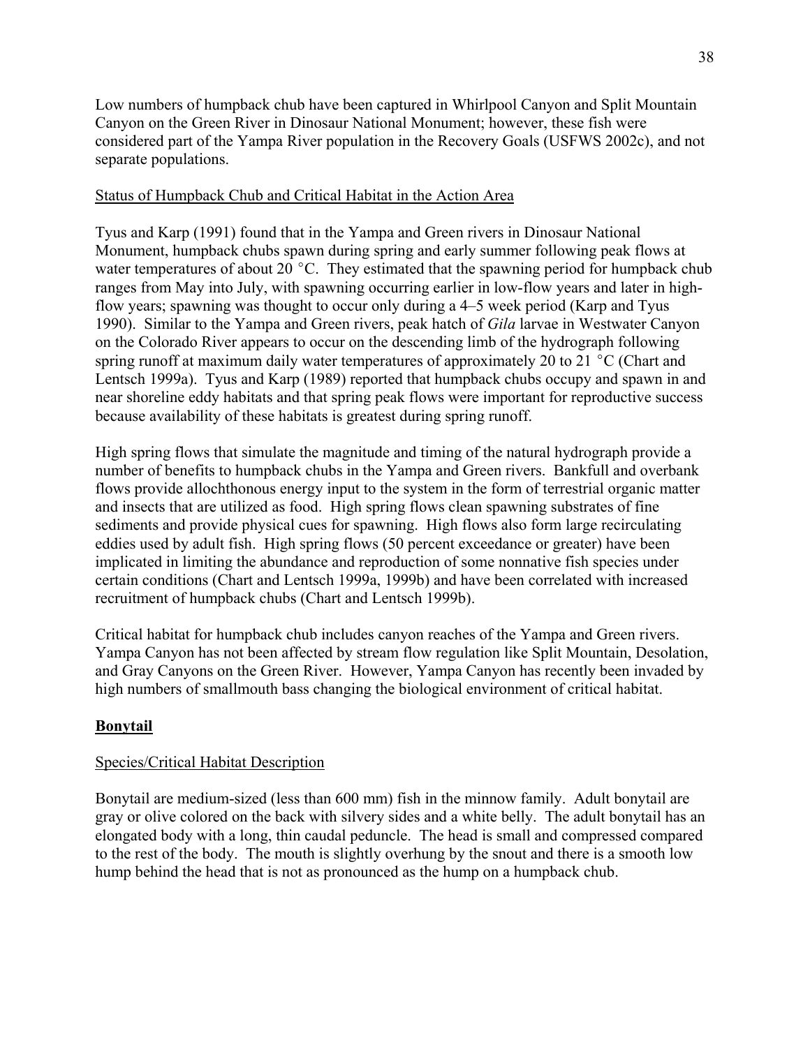Low numbers of humpback chub have been captured in Whirlpool Canyon and Split Mountain Canyon on the Green River in Dinosaur National Monument; however, these fish were considered part of the Yampa River population in the Recovery Goals (USFWS 2002c), and not separate populations.

Status of Humpback Chub and Critical Habitat in the Action Area

Tyus and Karp (1991) found that in the Yampa and Green rivers in Dinosaur National Monument, humpback chubs spawn during spring and early summer following peak flows at water temperatures of about 20 °C. They estimated that the spawning period for humpback chub ranges from May into July, with spawning occurring earlier in low-flow years and later in high-flow years; spawning was thought to occur only during a 4–5 week period (Karp and Tyus 1990). Similar to the Yampa and Green rivers, peak hatch of *Gila* larvae in Westwater Canyon on the Colorado River appears to occur on the descending limb of the hydrograph following spring runoff at maximum daily water temperatures of approximately 20 to 21 °C (Chart and Lentsch 1999a). Tyus and Karp (1989) reported that humpback chubs occupy and spawn in and near shoreline eddy habitats and that spring peak flows were important for reproductive success because availability of these habitats is greatest during spring runoff.

High spring flows that simulate the magnitude and timing of the natural hydrograph provide a number of benefits to humpback chubs in the Yampa and Green rivers. Bankfull and overbank flows provide allochthonous energy input to the system in the form of terrestrial organic matter and insects that are utilized as food. High spring flows clean spawning substrates of fine sediments and provide physical cues for spawning. High flows also form large recirculating eddies used by adult fish. High spring flows (50 percent exceedance or greater) have been implicated in limiting the abundance and reproduction of some nonnative fish species under certain conditions (Chart and Lentsch 1999a, 1999b) and have been correlated with increased recruitment of humpback chubs (Chart and Lentsch 1999b).

Critical habitat for humpback chub includes canyon reaches of the Yampa and Green rivers. Yampa Canyon has not been affected by stream flow regulation like Split Mountain, Desolation, and Gray Canyons on the Green River. However, Yampa Canyon has recently been invaded by high numbers of smallmouth bass changing the biological environment of critical habitat.

## Bonytail

Species/Critical Habitat Description

Bonytail are medium-sized (less than 600 mm) fish in the minnow family. Adult bonytail are gray or olive colored on the back with silvery sides and a white belly. The adult bonytail has an elongated body with a long, thin caudal peduncle. The head is small and compressed compared to the rest of the body. The mouth is slightly overhung by the snout and there is a smooth low hump behind the head that is not as pronounced as the hump on a humpback chub.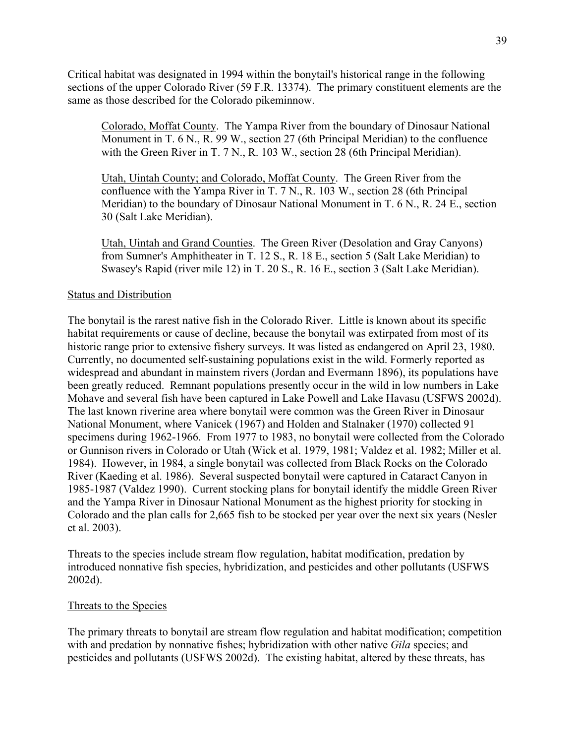Critical habitat was designated in 1994 within the bonytail's historical range in the following sections of the upper Colorado River (59 F.R. 13374). The primary constituent elements are the same as those described for the Colorado pikeminnow.

> Colorado, Moffat County. The Yampa River from the boundary of Dinosaur National Monument in T. 6 N., R. 99 W., section 27 (6th Principal Meridian) to the confluence with the Green River in T. 7 N., R. 103 W., section 28 (6th Principal Meridian).
>
> Utah, Uintah County; and Colorado, Moffat County. The Green River from the confluence with the Yampa River in T. 7 N., R. 103 W., section 28 (6th Principal Meridian) to the boundary of Dinosaur National Monument in T. 6 N., R. 24 E., section 30 (Salt Lake Meridian).
>
> Utah, Uintah and Grand Counties. The Green River (Desolation and Gray Canyons) from Sumner's Amphitheater in T. 12 S., R. 18 E., section 5 (Salt Lake Meridian) to Swasey's Rapid (river mile 12) in T. 20 S., R. 16 E., section 3 (Salt Lake Meridian).

## Status and Distribution

The bonytail is the rarest native fish in the Colorado River. Little is known about its specific habitat requirements or cause of decline, because the bonytail was extirpated from most of its historic range prior to extensive fishery surveys. It was listed as endangered on April 23, 1980. Currently, no documented self-sustaining populations exist in the wild. Formerly reported as widespread and abundant in mainstem rivers (Jordan and Evermann 1896), its populations have been greatly reduced. Remnant populations presently occur in the wild in low numbers in Lake Mohave and several fish have been captured in Lake Powell and Lake Havasu (USFWS 2002d). The last known riverine area where bonytail were common was the Green River in Dinosaur National Monument, where Vanicek (1967) and Holden and Stalnaker (1970) collected 91 specimens during 1962-1966. From 1977 to 1983, no bonytail were collected from the Colorado or Gunnison rivers in Colorado or Utah (Wick et al. 1979, 1981; Valdez et al. 1982; Miller et al. 1984). However, in 1984, a single bonytail was collected from Black Rocks on the Colorado River (Kaeding et al. 1986). Several suspected bonytail were captured in Cataract Canyon in 1985-1987 (Valdez 1990). Current stocking plans for bonytail identify the middle Green River and the Yampa River in Dinosaur National Monument as the highest priority for stocking in Colorado and the plan calls for 2,665 fish to be stocked per year over the next six years (Nesler et al. 2003).

Threats to the species include stream flow regulation, habitat modification, predation by introduced nonnative fish species, hybridization, and pesticides and other pollutants (USFWS 2002d).

## Threats to the Species

The primary threats to bonytail are stream flow regulation and habitat modification; competition with and predation by nonnative fishes; hybridization with other native *Gila* species; and pesticides and pollutants (USFWS 2002d). The existing habitat, altered by these threats, has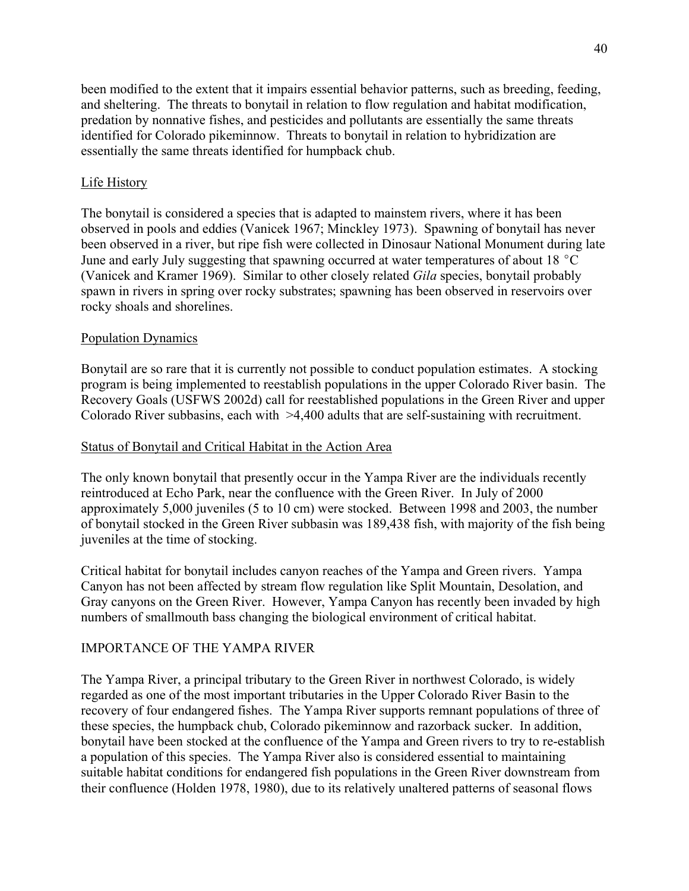been modified to the extent that it impairs essential behavior patterns, such as breeding, feeding, and sheltering. The threats to bonytail in relation to flow regulation and habitat modification, predation by nonnative fishes, and pesticides and pollutants are essentially the same threats identified for Colorado pikeminnow. Threats to bonytail in relation to hybridization are essentially the same threats identified for humpback chub.

### Life History

The bonytail is considered a species that is adapted to mainstem rivers, where it has been observed in pools and eddies (Vanicek 1967; Minckley 1973). Spawning of bonytail has never been observed in a river, but ripe fish were collected in Dinosaur National Monument during late June and early July suggesting that spawning occurred at water temperatures of about 18 °C (Vanicek and Kramer 1969). Similar to other closely related *Gila* species, bonytail probably spawn in rivers in spring over rocky substrates; spawning has been observed in reservoirs over rocky shoals and shorelines.

### Population Dynamics

Bonytail are so rare that it is currently not possible to conduct population estimates. A stocking program is being implemented to reestablish populations in the upper Colorado River basin. The Recovery Goals (USFWS 2002d) call for reestablished populations in the Green River and upper Colorado River subbasins, each with >4,400 adults that are self-sustaining with recruitment.

### Status of Bonytail and Critical Habitat in the Action Area

The only known bonytail that presently occur in the Yampa River are the individuals recently reintroduced at Echo Park, near the confluence with the Green River. In July of 2000 approximately 5,000 juveniles (5 to 10 cm) were stocked. Between 1998 and 2003, the number of bonytail stocked in the Green River subbasin was 189,438 fish, with majority of the fish being juveniles at the time of stocking.

Critical habitat for bonytail includes canyon reaches of the Yampa and Green rivers. Yampa Canyon has not been affected by stream flow regulation like Split Mountain, Desolation, and Gray canyons on the Green River. However, Yampa Canyon has recently been invaded by high numbers of smallmouth bass changing the biological environment of critical habitat.

## IMPORTANCE OF THE YAMPA RIVER

The Yampa River, a principal tributary to the Green River in northwest Colorado, is widely regarded as one of the most important tributaries in the Upper Colorado River Basin to the recovery of four endangered fishes. The Yampa River supports remnant populations of three of these species, the humpback chub, Colorado pikeminnow and razorback sucker. In addition, bonytail have been stocked at the confluence of the Yampa and Green rivers to try to re-establish a population of this species. The Yampa River also is considered essential to maintaining suitable habitat conditions for endangered fish populations in the Green River downstream from their confluence (Holden 1978, 1980), due to its relatively unaltered patterns of seasonal flows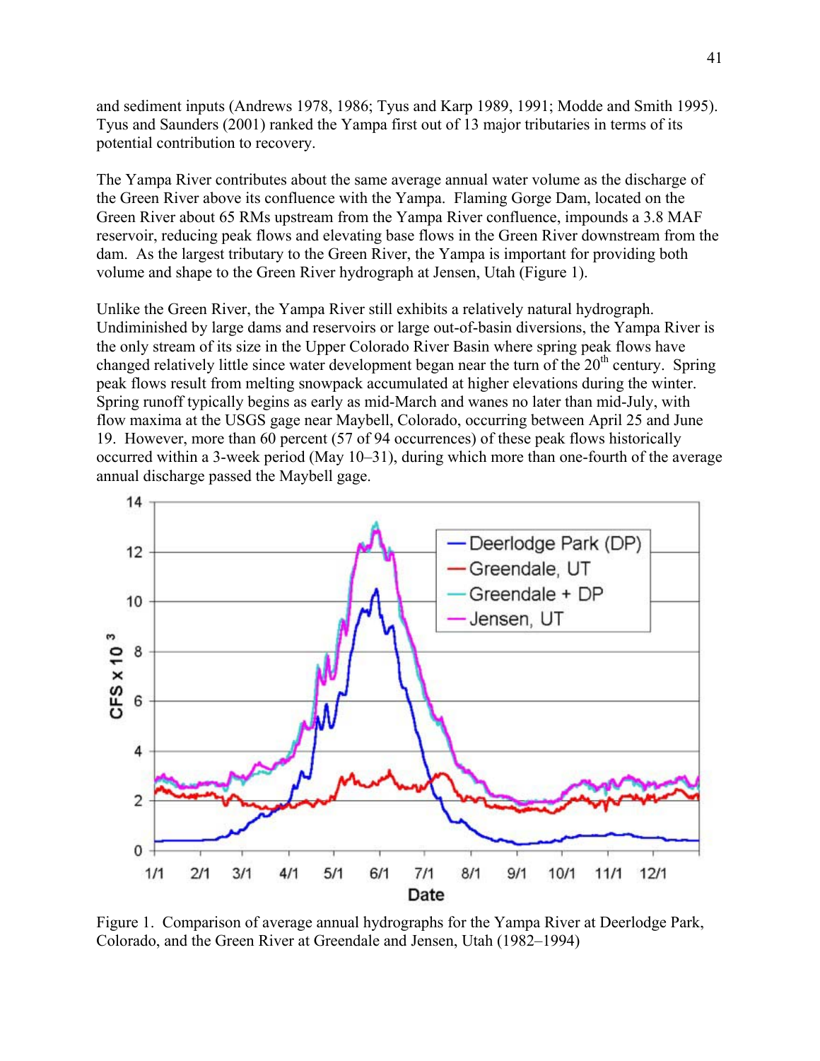and sediment inputs (Andrews 1978, 1986; Tyus and Karp 1989, 1991; Modde and Smith 1995). Tyus and Saunders (2001) ranked the Yampa first out of 13 major tributaries in terms of its potential contribution to recovery.

The Yampa River contributes about the same average annual water volume as the discharge of the Green River above its confluence with the Yampa. Flaming Gorge Dam, located on the Green River about 65 RMs upstream from the Yampa River confluence, impounds a 3.8 MAF reservoir, reducing peak flows and elevating base flows in the Green River downstream from the dam. As the largest tributary to the Green River, the Yampa is important for providing both volume and shape to the Green River hydrograph at Jensen, Utah (Figure 1).

Unlike the Green River, the Yampa River still exhibits a relatively natural hydrograph. Undiminished by large dams and reservoirs or large out-of-basin diversions, the Yampa River is the only stream of its size in the Upper Colorado River Basin where spring peak flows have changed relatively little since water development began near the turn of the 20th century. Spring peak flows result from melting snowpack accumulated at higher elevations during the winter. Spring runoff typically begins as early as mid-March and wanes no later than mid-July, with flow maxima at the USGS gage near Maybell, Colorado, occurring between April 25 and June 19. However, more than 60 percent (57 of 94 occurrences) of these peak flows historically occurred within a 3-week period (May 10–31), during which more than one-fourth of the average annual discharge passed the Maybell gage.

Figure 1. Comparison of average annual hydrographs for the Yampa River at Deerlodge Park, Colorado, and the Green River at Greendale and Jensen, Utah (1982–1994)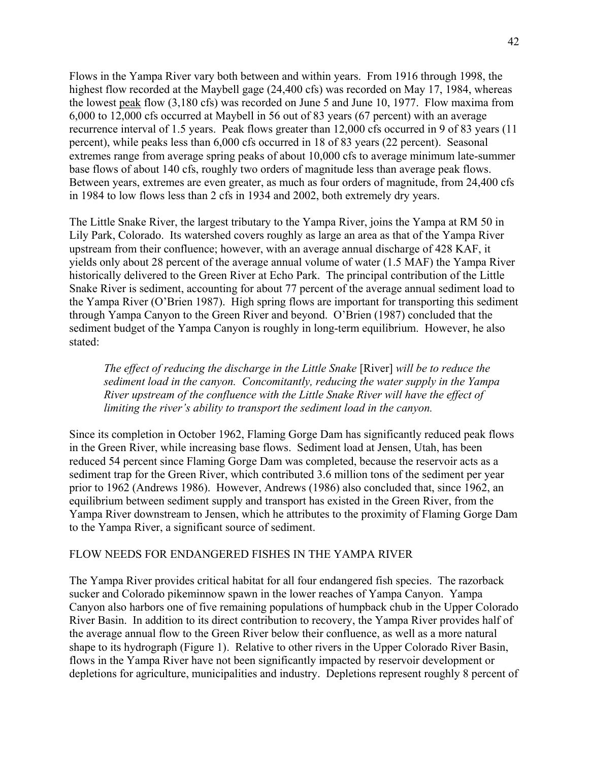Flows in the Yampa River vary both between and within years. From 1916 through 1998, the highest flow recorded at the Maybell gage (24,400 cfs) was recorded on May 17, 1984, whereas the lowest peak flow (3,180 cfs) was recorded on June 5 and June 10, 1977. Flow maxima from 6,000 to 12,000 cfs occurred at Maybell in 56 out of 83 years (67 percent) with an average recurrence interval of 1.5 years. Peak flows greater than 12,000 cfs occurred in 9 of 83 years (11 percent), while peaks less than 6,000 cfs occurred in 18 of 83 years (22 percent). Seasonal extremes range from average spring peaks of about 10,000 cfs to average minimum late-summer base flows of about 140 cfs, roughly two orders of magnitude less than average peak flows. Between years, extremes are even greater, as much as four orders of magnitude, from 24,400 cfs in 1984 to low flows less than 2 cfs in 1934 and 2002, both extremely dry years.

The Little Snake River, the largest tributary to the Yampa River, joins the Yampa at RM 50 in Lily Park, Colorado. Its watershed covers roughly as large an area as that of the Yampa River upstream from their confluence; however, with an average annual discharge of 428 KAF, it yields only about 28 percent of the average annual volume of water (1.5 MAF) the Yampa River historically delivered to the Green River at Echo Park. The principal contribution of the Little Snake River is sediment, accounting for about 77 percent of the average annual sediment load to the Yampa River (O'Brien 1987). High spring flows are important for transporting this sediment through Yampa Canyon to the Green River and beyond. O'Brien (1987) concluded that the sediment budget of the Yampa Canyon is roughly in long-term equilibrium. However, he also stated:

> *The effect of reducing the discharge in the Little Snake* [River] *will be to reduce the sediment load in the canyon. Concomitantly, reducing the water supply in the Yampa River upstream of the confluence with the Little Snake River will have the effect of limiting the river's ability to transport the sediment load in the canyon.*

Since its completion in October 1962, Flaming Gorge Dam has significantly reduced peak flows in the Green River, while increasing base flows. Sediment load at Jensen, Utah, has been reduced 54 percent since Flaming Gorge Dam was completed, because the reservoir acts as a sediment trap for the Green River, which contributed 3.6 million tons of the sediment per year prior to 1962 (Andrews 1986). However, Andrews (1986) also concluded that, since 1962, an equilibrium between sediment supply and transport has existed in the Green River, from the Yampa River downstream to Jensen, which he attributes to the proximity of Flaming Gorge Dam to the Yampa River, a significant source of sediment.

## FLOW NEEDS FOR ENDANGERED FISHES IN THE YAMPA RIVER

The Yampa River provides critical habitat for all four endangered fish species. The razorback sucker and Colorado pikeminnow spawn in the lower reaches of Yampa Canyon. Yampa Canyon also harbors one of five remaining populations of humpback chub in the Upper Colorado River Basin. In addition to its direct contribution to recovery, the Yampa River provides half of the average annual flow to the Green River below their confluence, as well as a more natural shape to its hydrograph (Figure 1). Relative to other rivers in the Upper Colorado River Basin, flows in the Yampa River have not been significantly impacted by reservoir development or depletions for agriculture, municipalities and industry. Depletions represent roughly 8 percent of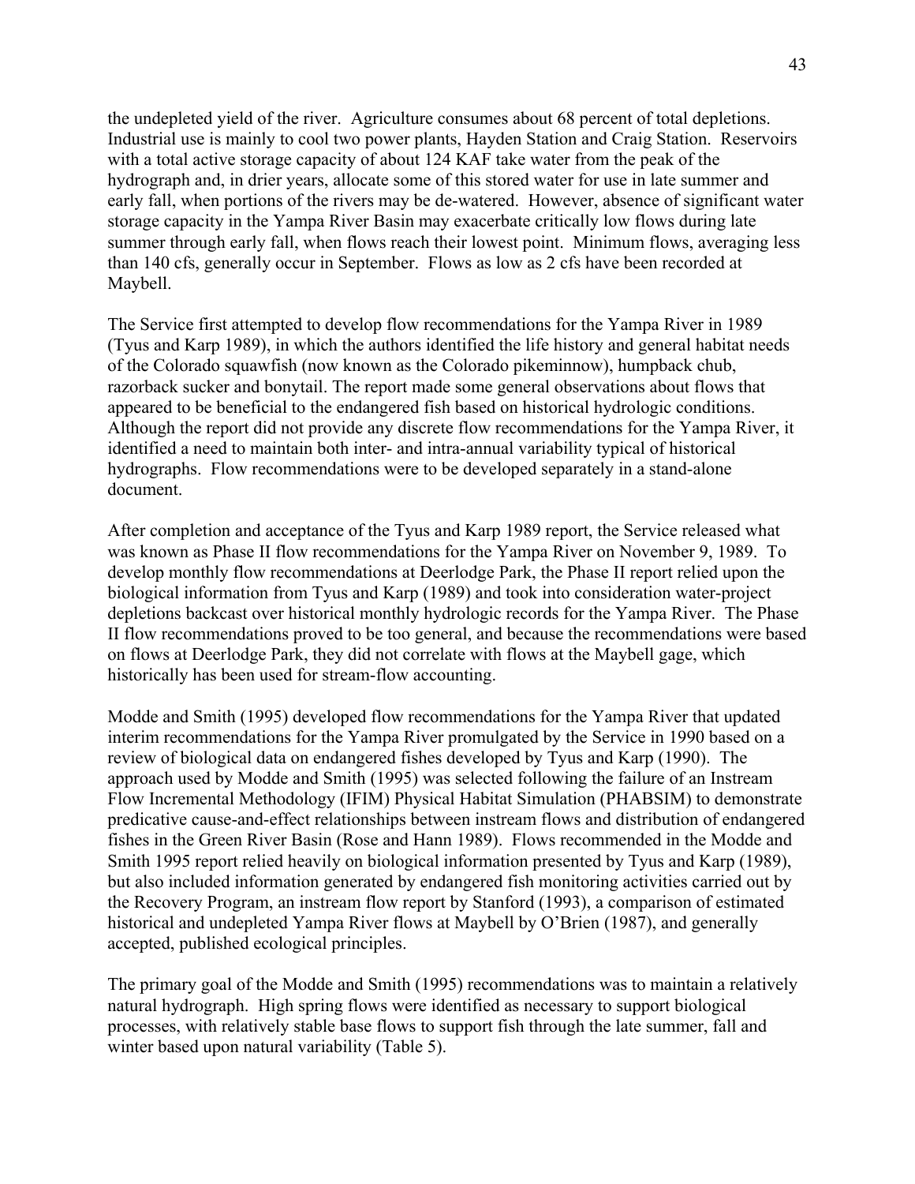the undepleted yield of the river. Agriculture consumes about 68 percent of total depletions. Industrial use is mainly to cool two power plants, Hayden Station and Craig Station. Reservoirs with a total active storage capacity of about 124 KAF take water from the peak of the hydrograph and, in drier years, allocate some of this stored water for use in late summer and early fall, when portions of the rivers may be de-watered. However, absence of significant water storage capacity in the Yampa River Basin may exacerbate critically low flows during late summer through early fall, when flows reach their lowest point. Minimum flows, averaging less than 140 cfs, generally occur in September. Flows as low as 2 cfs have been recorded at Maybell.

The Service first attempted to develop flow recommendations for the Yampa River in 1989 (Tyus and Karp 1989), in which the authors identified the life history and general habitat needs of the Colorado squawfish (now known as the Colorado pikeminnow), humpback chub, razorback sucker and bonytail. The report made some general observations about flows that appeared to be beneficial to the endangered fish based on historical hydrologic conditions. Although the report did not provide any discrete flow recommendations for the Yampa River, it identified a need to maintain both inter- and intra-annual variability typical of historical hydrographs. Flow recommendations were to be developed separately in a stand-alone document.

After completion and acceptance of the Tyus and Karp 1989 report, the Service released what was known as Phase II flow recommendations for the Yampa River on November 9, 1989. To develop monthly flow recommendations at Deerlodge Park, the Phase II report relied upon the biological information from Tyus and Karp (1989) and took into consideration water-project depletions backcast over historical monthly hydrologic records for the Yampa River. The Phase II flow recommendations proved to be too general, and because the recommendations were based on flows at Deerlodge Park, they did not correlate with flows at the Maybell gage, which historically has been used for stream-flow accounting.

Modde and Smith (1995) developed flow recommendations for the Yampa River that updated interim recommendations for the Yampa River promulgated by the Service in 1990 based on a review of biological data on endangered fishes developed by Tyus and Karp (1990). The approach used by Modde and Smith (1995) was selected following the failure of an Instream Flow Incremental Methodology (IFIM) Physical Habitat Simulation (PHABSIM) to demonstrate predicative cause-and-effect relationships between instream flows and distribution of endangered fishes in the Green River Basin (Rose and Hann 1989). Flows recommended in the Modde and Smith 1995 report relied heavily on biological information presented by Tyus and Karp (1989), but also included information generated by endangered fish monitoring activities carried out by the Recovery Program, an instream flow report by Stanford (1993), a comparison of estimated historical and undepleted Yampa River flows at Maybell by O'Brien (1987), and generally accepted, published ecological principles.

The primary goal of the Modde and Smith (1995) recommendations was to maintain a relatively natural hydrograph. High spring flows were identified as necessary to support biological processes, with relatively stable base flows to support fish through the late summer, fall and winter based upon natural variability (Table 5).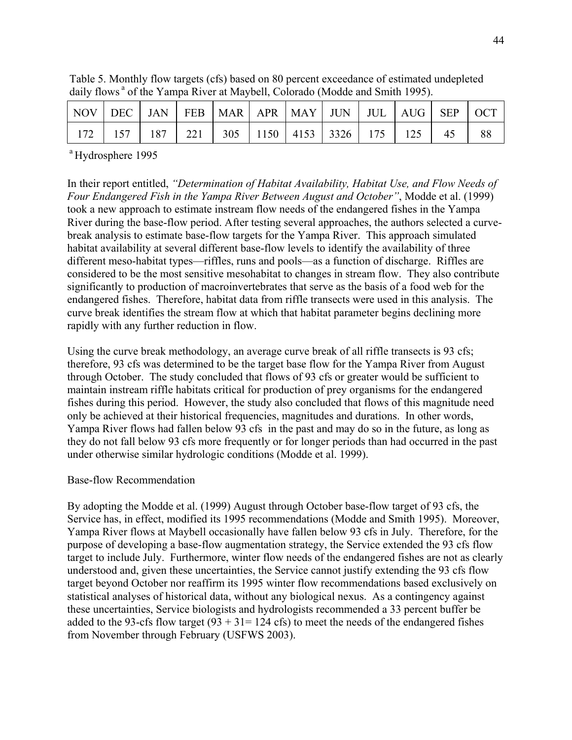Table 5. Monthly flow targets (cfs) based on 80 percent exceedance of estimated undepleted daily flows[a] of the Yampa River at Maybell, Colorado (Modde and Smith 1995).

| NOV | DEC | JAN | FEB | MAR | APR | MAY | JUN | JUL | AUG | SEP | OCT |
|---|---|---|---|---|---|---|---|---|---|---|---|
| 172 | 157 | 187 | 221 | 305 | 1150 | 4153 | 3326 | 175 | 125 | 45 | 88 |

[a] Hydrosphere 1995

In their report entitled, *"Determination of Habitat Availability, Habitat Use, and Flow Needs of Four Endangered Fish in the Yampa River Between August and October"*, Modde et al. (1999) took a new approach to estimate instream flow needs of the endangered fishes in the Yampa River during the base-flow period. After testing several approaches, the authors selected a curve-break analysis to estimate base-flow targets for the Yampa River. This approach simulated habitat availability at several different base-flow levels to identify the availability of three different meso-habitat types—riffles, runs and pools—as a function of discharge. Riffles are considered to be the most sensitive mesohabitat to changes in stream flow. They also contribute significantly to production of macroinvertebrates that serve as the basis of a food web for the endangered fishes. Therefore, habitat data from riffle transects were used in this analysis. The curve break identifies the stream flow at which that habitat parameter begins declining more rapidly with any further reduction in flow.

Using the curve break methodology, an average curve break of all riffle transects is 93 cfs; therefore, 93 cfs was determined to be the target base flow for the Yampa River from August through October. The study concluded that flows of 93 cfs or greater would be sufficient to maintain instream riffle habitats critical for production of prey organisms for the endangered fishes during this period. However, the study also concluded that flows of this magnitude need only be achieved at their historical frequencies, magnitudes and durations. In other words, Yampa River flows had fallen below 93 cfs in the past and may do so in the future, as long as they do not fall below 93 cfs more frequently or for longer periods than had occurred in the past under otherwise similar hydrologic conditions (Modde et al. 1999).

Base-flow Recommendation

By adopting the Modde et al. (1999) August through October base-flow target of 93 cfs, the Service has, in effect, modified its 1995 recommendations (Modde and Smith 1995). Moreover, Yampa River flows at Maybell occasionally have fallen below 93 cfs in July. Therefore, for the purpose of developing a base-flow augmentation strategy, the Service extended the 93 cfs flow target to include July. Furthermore, winter flow needs of the endangered fishes are not as clearly understood and, given these uncertainties, the Service cannot justify extending the 93 cfs flow target beyond October nor reaffirm its 1995 winter flow recommendations based exclusively on statistical analyses of historical data, without any biological nexus. As a contingency against these uncertainties, Service biologists and hydrologists recommended a 33 percent buffer be added to the 93-cfs flow target (93 + 31= 124 cfs) to meet the needs of the endangered fishes from November through February (USFWS 2003).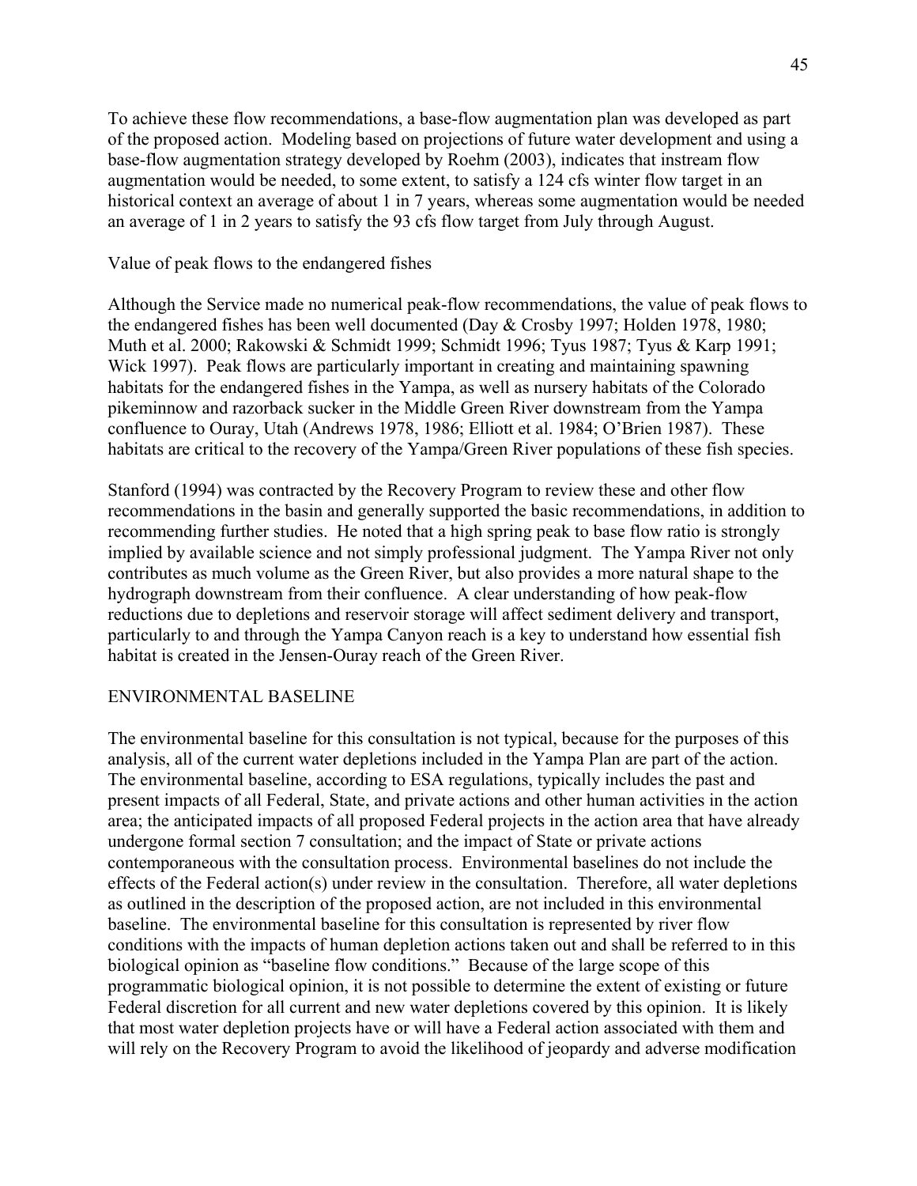To achieve these flow recommendations, a base-flow augmentation plan was developed as part of the proposed action. Modeling based on projections of future water development and using a base-flow augmentation strategy developed by Roehm (2003), indicates that instream flow augmentation would be needed, to some extent, to satisfy a 124 cfs winter flow target in an historical context an average of about 1 in 7 years, whereas some augmentation would be needed an average of 1 in 2 years to satisfy the 93 cfs flow target from July through August.

Value of peak flows to the endangered fishes

Although the Service made no numerical peak-flow recommendations, the value of peak flows to the endangered fishes has been well documented (Day & Crosby 1997; Holden 1978, 1980; Muth et al. 2000; Rakowski & Schmidt 1999; Schmidt 1996; Tyus 1987; Tyus & Karp 1991; Wick 1997). Peak flows are particularly important in creating and maintaining spawning habitats for the endangered fishes in the Yampa, as well as nursery habitats of the Colorado pikeminnow and razorback sucker in the Middle Green River downstream from the Yampa confluence to Ouray, Utah (Andrews 1978, 1986; Elliott et al. 1984; O'Brien 1987). These habitats are critical to the recovery of the Yampa/Green River populations of these fish species.

Stanford (1994) was contracted by the Recovery Program to review these and other flow recommendations in the basin and generally supported the basic recommendations, in addition to recommending further studies. He noted that a high spring peak to base flow ratio is strongly implied by available science and not simply professional judgment. The Yampa River not only contributes as much volume as the Green River, but also provides a more natural shape to the hydrograph downstream from their confluence. A clear understanding of how peak-flow reductions due to depletions and reservoir storage will affect sediment delivery and transport, particularly to and through the Yampa Canyon reach is a key to understand how essential fish habitat is created in the Jensen-Ouray reach of the Green River.

## ENVIRONMENTAL BASELINE

The environmental baseline for this consultation is not typical, because for the purposes of this analysis, all of the current water depletions included in the Yampa Plan are part of the action. The environmental baseline, according to ESA regulations, typically includes the past and present impacts of all Federal, State, and private actions and other human activities in the action area; the anticipated impacts of all proposed Federal projects in the action area that have already undergone formal section 7 consultation; and the impact of State or private actions contemporaneous with the consultation process. Environmental baselines do not include the effects of the Federal action(s) under review in the consultation. Therefore, all water depletions as outlined in the description of the proposed action, are not included in this environmental baseline. The environmental baseline for this consultation is represented by river flow conditions with the impacts of human depletion actions taken out and shall be referred to in this biological opinion as "baseline flow conditions." Because of the large scope of this programmatic biological opinion, it is not possible to determine the extent of existing or future Federal discretion for all current and new water depletions covered by this opinion. It is likely that most water depletion projects have or will have a Federal action associated with them and will rely on the Recovery Program to avoid the likelihood of jeopardy and adverse modification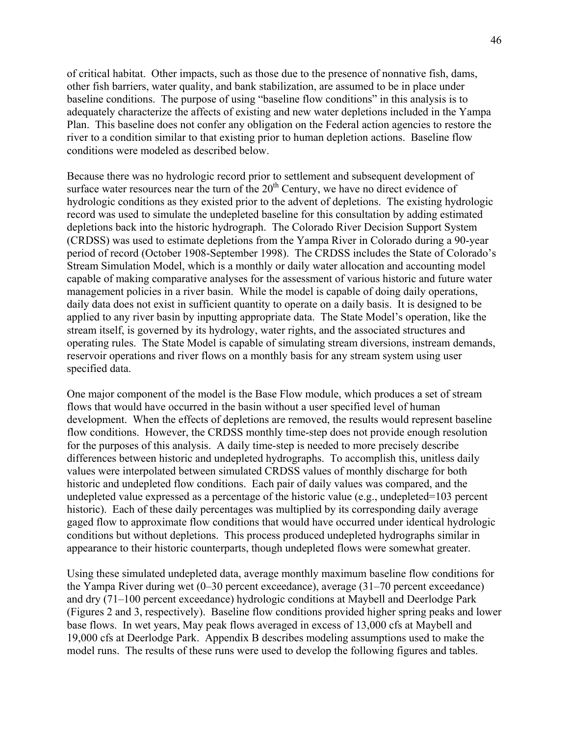of critical habitat. Other impacts, such as those due to the presence of nonnative fish, dams, other fish barriers, water quality, and bank stabilization, are assumed to be in place under baseline conditions. The purpose of using "baseline flow conditions" in this analysis is to adequately characterize the affects of existing and new water depletions included in the Yampa Plan. This baseline does not confer any obligation on the Federal action agencies to restore the river to a condition similar to that existing prior to human depletion actions. Baseline flow conditions were modeled as described below.

Because there was no hydrologic record prior to settlement and subsequent development of surface water resources near the turn of the 20th Century, we have no direct evidence of hydrologic conditions as they existed prior to the advent of depletions. The existing hydrologic record was used to simulate the undepleted baseline for this consultation by adding estimated depletions back into the historic hydrograph. The Colorado River Decision Support System (CRDSS) was used to estimate depletions from the Yampa River in Colorado during a 90-year period of record (October 1908-September 1998). The CRDSS includes the State of Colorado's Stream Simulation Model, which is a monthly or daily water allocation and accounting model capable of making comparative analyses for the assessment of various historic and future water management policies in a river basin. While the model is capable of doing daily operations, daily data does not exist in sufficient quantity to operate on a daily basis. It is designed to be applied to any river basin by inputting appropriate data. The State Model's operation, like the stream itself, is governed by its hydrology, water rights, and the associated structures and operating rules. The State Model is capable of simulating stream diversions, instream demands, reservoir operations and river flows on a monthly basis for any stream system using user specified data.

One major component of the model is the Base Flow module, which produces a set of stream flows that would have occurred in the basin without a user specified level of human development. When the effects of depletions are removed, the results would represent baseline flow conditions. However, the CRDSS monthly time-step does not provide enough resolution for the purposes of this analysis. A daily time-step is needed to more precisely describe differences between historic and undepleted hydrographs. To accomplish this, unitless daily values were interpolated between simulated CRDSS values of monthly discharge for both historic and undepleted flow conditions. Each pair of daily values was compared, and the undepleted value expressed as a percentage of the historic value (e.g., undepleted=103 percent historic). Each of these daily percentages was multiplied by its corresponding daily average gaged flow to approximate flow conditions that would have occurred under identical hydrologic conditions but without depletions. This process produced undepleted hydrographs similar in appearance to their historic counterparts, though undepleted flows were somewhat greater.

Using these simulated undepleted data, average monthly maximum baseline flow conditions for the Yampa River during wet (0–30 percent exceedance), average (31–70 percent exceedance) and dry (71–100 percent exceedance) hydrologic conditions at Maybell and Deerlodge Park (Figures 2 and 3, respectively). Baseline flow conditions provided higher spring peaks and lower base flows. In wet years, May peak flows averaged in excess of 13,000 cfs at Maybell and 19,000 cfs at Deerlodge Park. Appendix B describes modeling assumptions used to make the model runs. The results of these runs were used to develop the following figures and tables.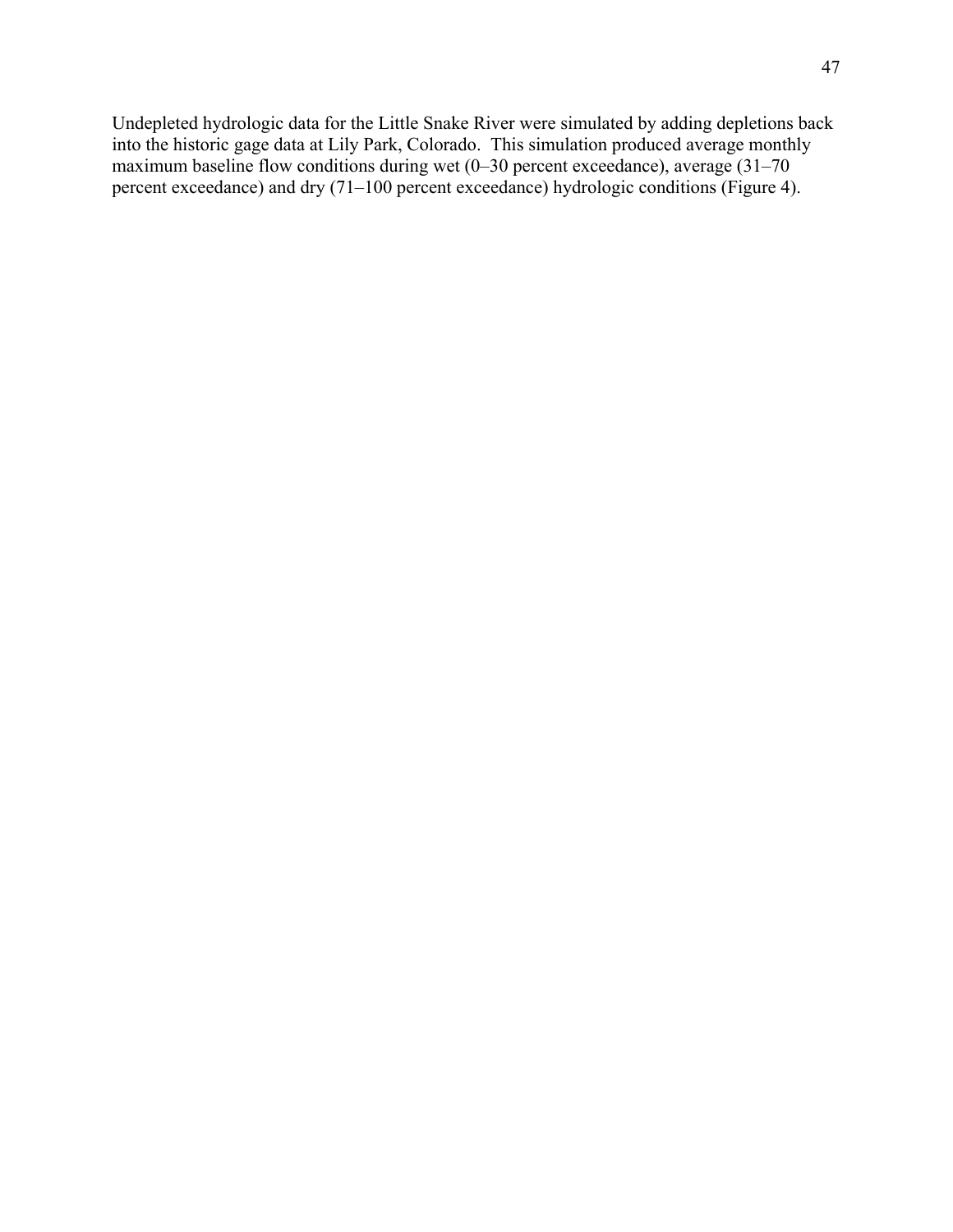Undepleted hydrologic data for the Little Snake River were simulated by adding depletions back into the historic gage data at Lily Park, Colorado. This simulation produced average monthly maximum baseline flow conditions during wet (0–30 percent exceedance), average (31–70 percent exceedance) and dry (71–100 percent exceedance) hydrologic conditions (Figure 4).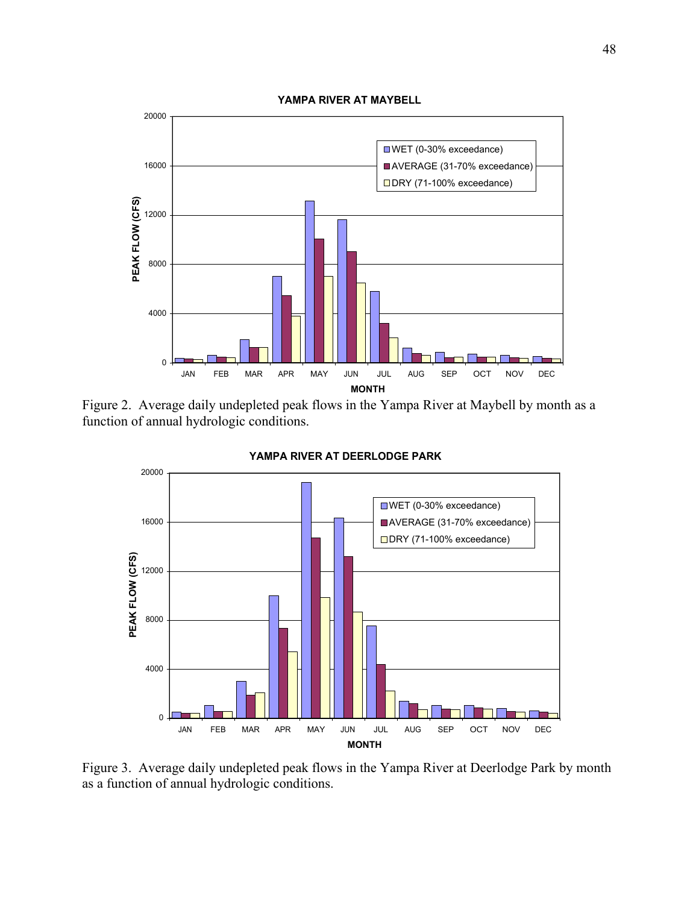YAMPA RIVER AT MAYBELL

20000
16000
12000
8000
4000
0

PEAK FLOW (CFS)

WET (0-30% exceedance)
AVERAGE (31-70% exceedance)
DRY (71-100% exceedance)

JAN FEB MAR APR MAY JUN JUL AUG SEP OCT NOV DEC

MONTH

Figure 2. Average daily undepleted peak flows in the Yampa River at Maybell by month as a function of annual hydrologic conditions.

YAMPA RIVER AT DEERLODGE PARK

20000
16000
12000
8000
4000
0

PEAK FLOW (CFS)

WET (0-30% exceedance)
AVERAGE (31-70% exceedance)
DRY (71-100% exceedance)

JAN FEB MAR APR MAY JUN JUL AUG SEP OCT NOV DEC

MONTH

Figure 3. Average daily undepleted peak flows in the Yampa River at Deerlodge Park by month as a function of annual hydrologic conditions.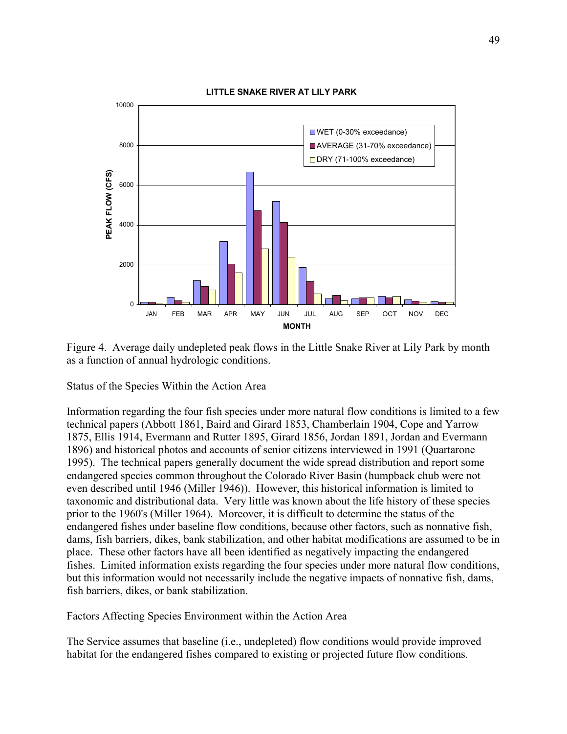LITTLE SNAKE RIVER AT LILY PARK

10000
8000
6000
4000
2000
0

PEAK FLOW (CFS)

WET (0-30% exceedance)
AVERAGE (31-70% exceedance)
DRY (71-100% exceedance)

JAN FEB MAR APR MAY JUN JUL AUG SEP OCT NOV DEC

MONTH

Figure 4. Average daily undepleted peak flows in the Little Snake River at Lily Park by month as a function of annual hydrologic conditions.

## Status of the Species Within the Action Area

Information regarding the four fish species under more natural flow conditions is limited to a few technical papers (Abbott 1861, Baird and Girard 1853, Chamberlain 1904, Cope and Yarrow 1875, Ellis 1914, Evermann and Rutter 1895, Girard 1856, Jordan 1891, Jordan and Evermann 1896) and historical photos and accounts of senior citizens interviewed in 1991 (Quartarone 1995). The technical papers generally document the wide spread distribution and report some endangered species common throughout the Colorado River Basin (humpback chub were not even described until 1946 (Miller 1946)). However, this historical information is limited to taxonomic and distributional data. Very little was known about the life history of these species prior to the 1960's (Miller 1964). Moreover, it is difficult to determine the status of the endangered fishes under baseline flow conditions, because other factors, such as nonnative fish, dams, fish barriers, dikes, bank stabilization, and other habitat modifications are assumed to be in place. These other factors have all been identified as negatively impacting the endangered fishes. Limited information exists regarding the four species under more natural flow conditions, but this information would not necessarily include the negative impacts of nonnative fish, dams, fish barriers, dikes, or bank stabilization.

## Factors Affecting Species Environment within the Action Area

The Service assumes that baseline (i.e., undepleted) flow conditions would provide improved habitat for the endangered fishes compared to existing or projected future flow conditions.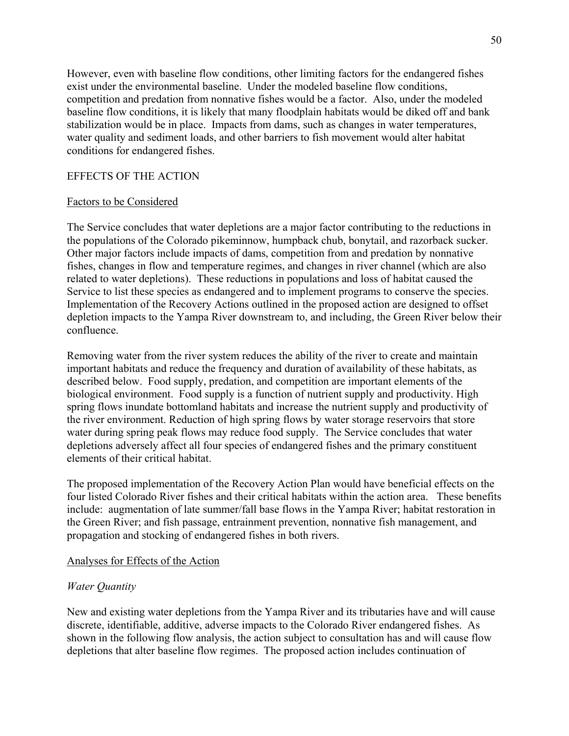However, even with baseline flow conditions, other limiting factors for the endangered fishes exist under the environmental baseline. Under the modeled baseline flow conditions, competition and predation from nonnative fishes would be a factor. Also, under the modeled baseline flow conditions, it is likely that many floodplain habitats would be diked off and bank stabilization would be in place. Impacts from dams, such as changes in water temperatures, water quality and sediment loads, and other barriers to fish movement would alter habitat conditions for endangered fishes.

## EFFECTS OF THE ACTION

### Factors to be Considered

The Service concludes that water depletions are a major factor contributing to the reductions in the populations of the Colorado pikeminnow, humpback chub, bonytail, and razorback sucker. Other major factors include impacts of dams, competition from and predation by nonnative fishes, changes in flow and temperature regimes, and changes in river channel (which are also related to water depletions). These reductions in populations and loss of habitat caused the Service to list these species as endangered and to implement programs to conserve the species. Implementation of the Recovery Actions outlined in the proposed action are designed to offset depletion impacts to the Yampa River downstream to, and including, the Green River below their confluence.

Removing water from the river system reduces the ability of the river to create and maintain important habitats and reduce the frequency and duration of availability of these habitats, as described below. Food supply, predation, and competition are important elements of the biological environment. Food supply is a function of nutrient supply and productivity. High spring flows inundate bottomland habitats and increase the nutrient supply and productivity of the river environment. Reduction of high spring flows by water storage reservoirs that store water during spring peak flows may reduce food supply. The Service concludes that water depletions adversely affect all four species of endangered fishes and the primary constituent elements of their critical habitat.

The proposed implementation of the Recovery Action Plan would have beneficial effects on the four listed Colorado River fishes and their critical habitats within the action area. These benefits include: augmentation of late summer/fall base flows in the Yampa River; habitat restoration in the Green River; and fish passage, entrainment prevention, nonnative fish management, and propagation and stocking of endangered fishes in both rivers.

### Analyses for Effects of the Action

#### *Water Quantity*

New and existing water depletions from the Yampa River and its tributaries have and will cause discrete, identifiable, additive, adverse impacts to the Colorado River endangered fishes. As shown in the following flow analysis, the action subject to consultation has and will cause flow depletions that alter baseline flow regimes. The proposed action includes continuation of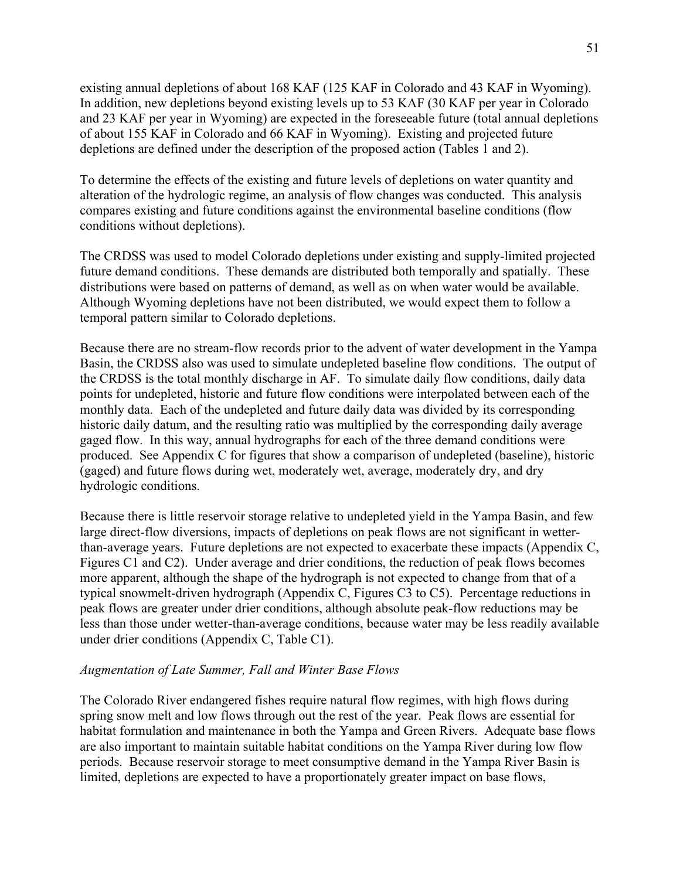existing annual depletions of about 168 KAF (125 KAF in Colorado and 43 KAF in Wyoming). In addition, new depletions beyond existing levels up to 53 KAF (30 KAF per year in Colorado and 23 KAF per year in Wyoming) are expected in the foreseeable future (total annual depletions of about 155 KAF in Colorado and 66 KAF in Wyoming). Existing and projected future depletions are defined under the description of the proposed action (Tables 1 and 2).

To determine the effects of the existing and future levels of depletions on water quantity and alteration of the hydrologic regime, an analysis of flow changes was conducted. This analysis compares existing and future conditions against the environmental baseline conditions (flow conditions without depletions).

The CRDSS was used to model Colorado depletions under existing and supply-limited projected future demand conditions. These demands are distributed both temporally and spatially. These distributions were based on patterns of demand, as well as on when water would be available. Although Wyoming depletions have not been distributed, we would expect them to follow a temporal pattern similar to Colorado depletions.

Because there are no stream-flow records prior to the advent of water development in the Yampa Basin, the CRDSS also was used to simulate undepleted baseline flow conditions. The output of the CRDSS is the total monthly discharge in AF. To simulate daily flow conditions, daily data points for undepleted, historic and future flow conditions were interpolated between each of the monthly data. Each of the undepleted and future daily data was divided by its corresponding historic daily datum, and the resulting ratio was multiplied by the corresponding daily average gaged flow. In this way, annual hydrographs for each of the three demand conditions were produced. See Appendix C for figures that show a comparison of undepleted (baseline), historic (gaged) and future flows during wet, moderately wet, average, moderately dry, and dry hydrologic conditions.

Because there is little reservoir storage relative to undepleted yield in the Yampa Basin, and few large direct-flow diversions, impacts of depletions on peak flows are not significant in wetter-than-average years. Future depletions are not expected to exacerbate these impacts (Appendix C, Figures C1 and C2). Under average and drier conditions, the reduction of peak flows becomes more apparent, although the shape of the hydrograph is not expected to change from that of a typical snowmelt-driven hydrograph (Appendix C, Figures C3 to C5). Percentage reductions in peak flows are greater under drier conditions, although absolute peak-flow reductions may be less than those under wetter-than-average conditions, because water may be less readily available under drier conditions (Appendix C, Table C1).

*Augmentation of Late Summer, Fall and Winter Base Flows*

The Colorado River endangered fishes require natural flow regimes, with high flows during spring snow melt and low flows through out the rest of the year. Peak flows are essential for habitat formulation and maintenance in both the Yampa and Green Rivers. Adequate base flows are also important to maintain suitable habitat conditions on the Yampa River during low flow periods. Because reservoir storage to meet consumptive demand in the Yampa River Basin is limited, depletions are expected to have a proportionately greater impact on base flows,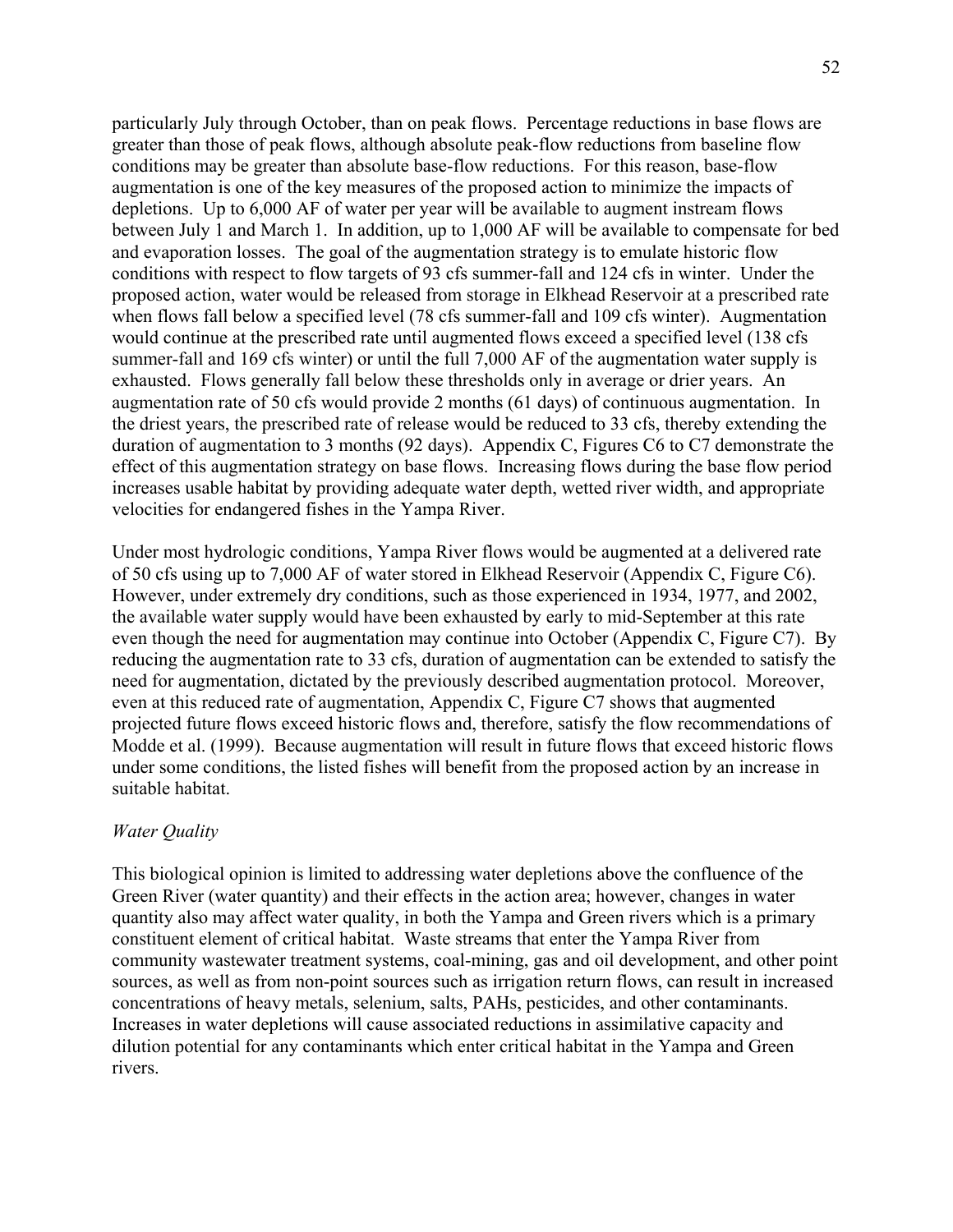particularly July through October, than on peak flows. Percentage reductions in base flows are greater than those of peak flows, although absolute peak-flow reductions from baseline flow conditions may be greater than absolute base-flow reductions. For this reason, base-flow augmentation is one of the key measures of the proposed action to minimize the impacts of depletions. Up to 6,000 AF of water per year will be available to augment instream flows between July 1 and March 1. In addition, up to 1,000 AF will be available to compensate for bed and evaporation losses. The goal of the augmentation strategy is to emulate historic flow conditions with respect to flow targets of 93 cfs summer-fall and 124 cfs in winter. Under the proposed action, water would be released from storage in Elkhead Reservoir at a prescribed rate when flows fall below a specified level (78 cfs summer-fall and 109 cfs winter). Augmentation would continue at the prescribed rate until augmented flows exceed a specified level (138 cfs summer-fall and 169 cfs winter) or until the full 7,000 AF of the augmentation water supply is exhausted. Flows generally fall below these thresholds only in average or drier years. An augmentation rate of 50 cfs would provide 2 months (61 days) of continuous augmentation. In the driest years, the prescribed rate of release would be reduced to 33 cfs, thereby extending the duration of augmentation to 3 months (92 days). Appendix C, Figures C6 to C7 demonstrate the effect of this augmentation strategy on base flows. Increasing flows during the base flow period increases usable habitat by providing adequate water depth, wetted river width, and appropriate velocities for endangered fishes in the Yampa River.

Under most hydrologic conditions, Yampa River flows would be augmented at a delivered rate of 50 cfs using up to 7,000 AF of water stored in Elkhead Reservoir (Appendix C, Figure C6). However, under extremely dry conditions, such as those experienced in 1934, 1977, and 2002, the available water supply would have been exhausted by early to mid-September at this rate even though the need for augmentation may continue into October (Appendix C, Figure C7). By reducing the augmentation rate to 33 cfs, duration of augmentation can be extended to satisfy the need for augmentation, dictated by the previously described augmentation protocol. Moreover, even at this reduced rate of augmentation, Appendix C, Figure C7 shows that augmented projected future flows exceed historic flows and, therefore, satisfy the flow recommendations of Modde et al. (1999). Because augmentation will result in future flows that exceed historic flows under some conditions, the listed fishes will benefit from the proposed action by an increase in suitable habitat.

*Water Quality*

This biological opinion is limited to addressing water depletions above the confluence of the Green River (water quantity) and their effects in the action area; however, changes in water quantity also may affect water quality, in both the Yampa and Green rivers which is a primary constituent element of critical habitat. Waste streams that enter the Yampa River from community wastewater treatment systems, coal-mining, gas and oil development, and other point sources, as well as from non-point sources such as irrigation return flows, can result in increased concentrations of heavy metals, selenium, salts, PAHs, pesticides, and other contaminants. Increases in water depletions will cause associated reductions in assimilative capacity and dilution potential for any contaminants which enter critical habitat in the Yampa and Green rivers.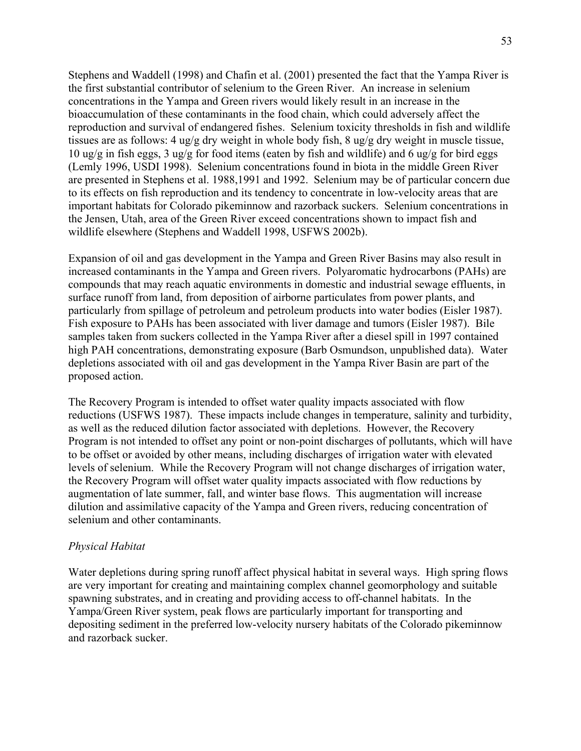Stephens and Waddell (1998) and Chafin et al. (2001) presented the fact that the Yampa River is the first substantial contributor of selenium to the Green River. An increase in selenium concentrations in the Yampa and Green rivers would likely result in an increase in the bioaccumulation of these contaminants in the food chain, which could adversely affect the reproduction and survival of endangered fishes. Selenium toxicity thresholds in fish and wildlife tissues are as follows: 4 ug/g dry weight in whole body fish, 8 ug/g dry weight in muscle tissue, 10 ug/g in fish eggs, 3 ug/g for food items (eaten by fish and wildlife) and 6 ug/g for bird eggs (Lemly 1996, USDI 1998). Selenium concentrations found in biota in the middle Green River are presented in Stephens et al. 1988,1991 and 1992. Selenium may be of particular concern due to its effects on fish reproduction and its tendency to concentrate in low-velocity areas that are important habitats for Colorado pikeminnow and razorback suckers. Selenium concentrations in the Jensen, Utah, area of the Green River exceed concentrations shown to impact fish and wildlife elsewhere (Stephens and Waddell 1998, USFWS 2002b).

Expansion of oil and gas development in the Yampa and Green River Basins may also result in increased contaminants in the Yampa and Green rivers. Polyaromatic hydrocarbons (PAHs) are compounds that may reach aquatic environments in domestic and industrial sewage effluents, in surface runoff from land, from deposition of airborne particulates from power plants, and particularly from spillage of petroleum and petroleum products into water bodies (Eisler 1987). Fish exposure to PAHs has been associated with liver damage and tumors (Eisler 1987). Bile samples taken from suckers collected in the Yampa River after a diesel spill in 1997 contained high PAH concentrations, demonstrating exposure (Barb Osmundson, unpublished data). Water depletions associated with oil and gas development in the Yampa River Basin are part of the proposed action.

The Recovery Program is intended to offset water quality impacts associated with flow reductions (USFWS 1987). These impacts include changes in temperature, salinity and turbidity, as well as the reduced dilution factor associated with depletions. However, the Recovery Program is not intended to offset any point or non-point discharges of pollutants, which will have to be offset or avoided by other means, including discharges of irrigation water with elevated levels of selenium. While the Recovery Program will not change discharges of irrigation water, the Recovery Program will offset water quality impacts associated with flow reductions by augmentation of late summer, fall, and winter base flows. This augmentation will increase dilution and assimilative capacity of the Yampa and Green rivers, reducing concentration of selenium and other contaminants.

*Physical Habitat*

Water depletions during spring runoff affect physical habitat in several ways. High spring flows are very important for creating and maintaining complex channel geomorphology and suitable spawning substrates, and in creating and providing access to off-channel habitats. In the Yampa/Green River system, peak flows are particularly important for transporting and depositing sediment in the preferred low-velocity nursery habitats of the Colorado pikeminnow and razorback sucker.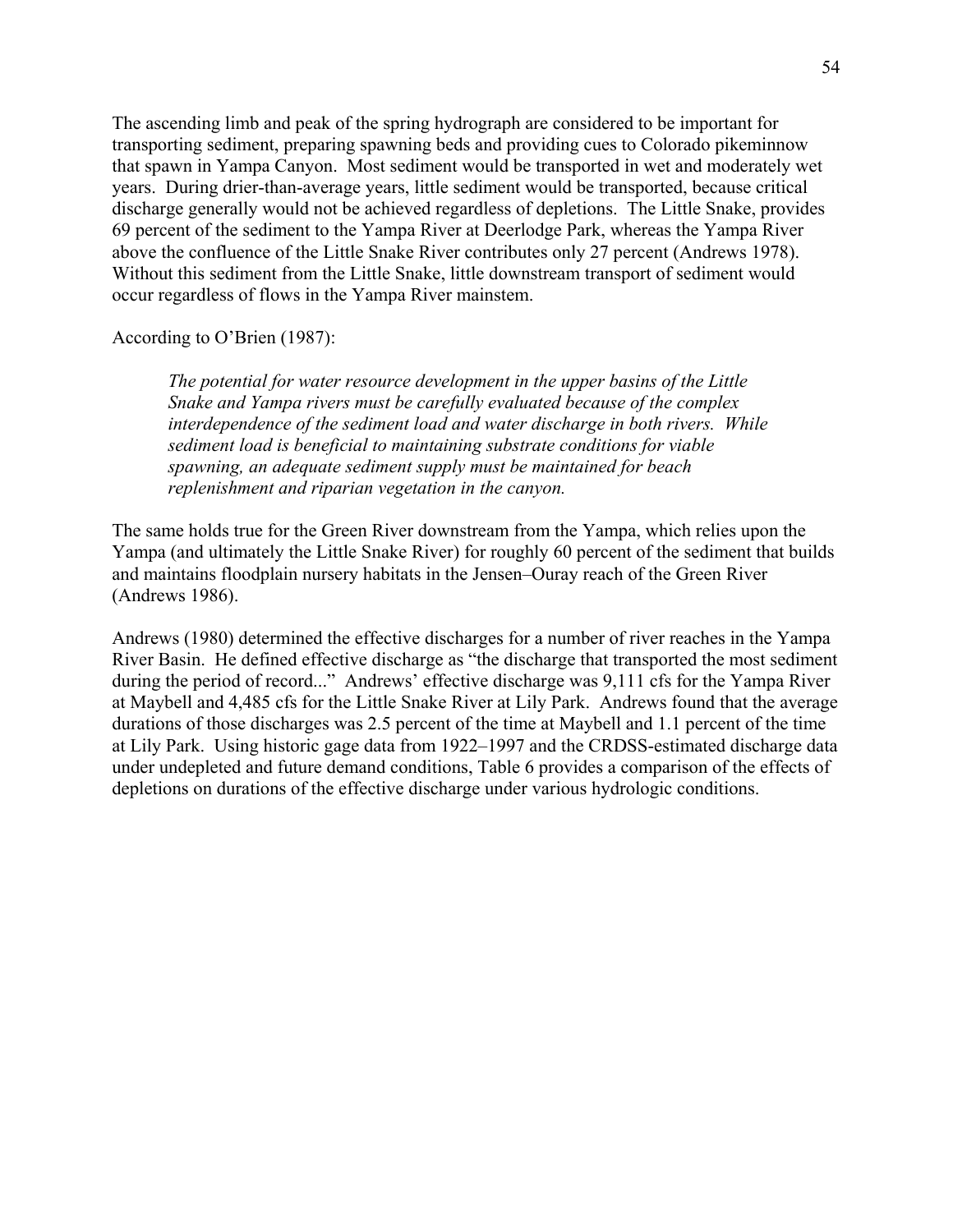The ascending limb and peak of the spring hydrograph are considered to be important for transporting sediment, preparing spawning beds and providing cues to Colorado pikeminnow that spawn in Yampa Canyon. Most sediment would be transported in wet and moderately wet years. During drier-than-average years, little sediment would be transported, because critical discharge generally would not be achieved regardless of depletions. The Little Snake, provides 69 percent of the sediment to the Yampa River at Deerlodge Park, whereas the Yampa River above the confluence of the Little Snake River contributes only 27 percent (Andrews 1978). Without this sediment from the Little Snake, little downstream transport of sediment would occur regardless of flows in the Yampa River mainstem.

According to O'Brien (1987):

> *The potential for water resource development in the upper basins of the Little Snake and Yampa rivers must be carefully evaluated because of the complex interdependence of the sediment load and water discharge in both rivers. While sediment load is beneficial to maintaining substrate conditions for viable spawning, an adequate sediment supply must be maintained for beach replenishment and riparian vegetation in the canyon.*

The same holds true for the Green River downstream from the Yampa, which relies upon the Yampa (and ultimately the Little Snake River) for roughly 60 percent of the sediment that builds and maintains floodplain nursery habitats in the Jensen–Ouray reach of the Green River (Andrews 1986).

Andrews (1980) determined the effective discharges for a number of river reaches in the Yampa River Basin. He defined effective discharge as "the discharge that transported the most sediment during the period of record..." Andrews' effective discharge was 9,111 cfs for the Yampa River at Maybell and 4,485 cfs for the Little Snake River at Lily Park. Andrews found that the average durations of those discharges was 2.5 percent of the time at Maybell and 1.1 percent of the time at Lily Park. Using historic gage data from 1922–1997 and the CRDSS-estimated discharge data under undepleted and future demand conditions, Table 6 provides a comparison of the effects of depletions on durations of the effective discharge under various hydrologic conditions.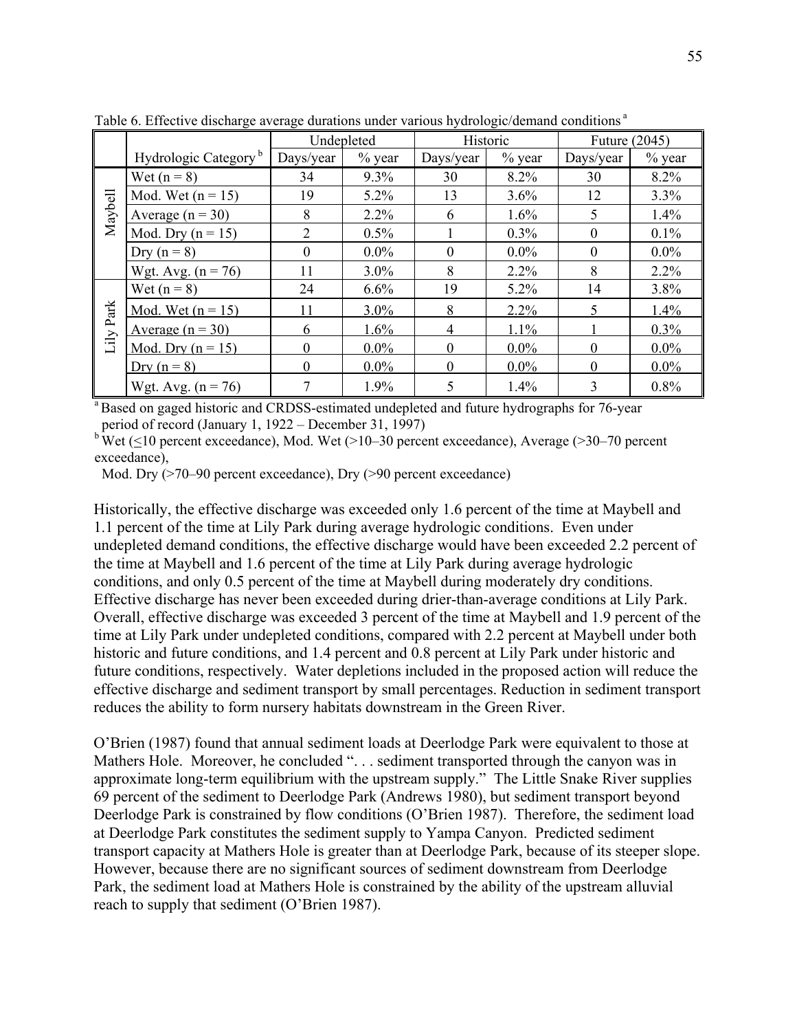Table 6. Effective discharge average durations under various hydrologic/demand conditions [a]

| | Hydrologic Category [b] | Undepleted | | Historic | | Future (2045) | |
|---|---|---|---|---|---|---|---|
| | | Days/year | % year | Days/year | % year | Days/year | % year |
| Maybell | Wet (n = 8) | 34 | 9.3% | 30 | 8.2% | 30 | 8.2% |
| | Mod. Wet (n = 15) | 19 | 5.2% | 13 | 3.6% | 12 | 3.3% |
| | Average (n = 30) | 8 | 2.2% | 6 | 1.6% | 5 | 1.4% |
| | Mod. Dry (n = 15) | 2 | 0.5% | 1 | 0.3% | 0 | 0.1% |
| | Dry (n = 8) | 0 | 0.0% | 0 | 0.0% | 0 | 0.0% |
| | Wgt. Avg. (n = 76) | 11 | 3.0% | 8 | 2.2% | 8 | 2.2% |
| Lily Park | Wet (n = 8) | 24 | 6.6% | 19 | 5.2% | 14 | 3.8% |
| | Mod. Wet (n = 15) | 11 | 3.0% | 8 | 2.2% | 5 | 1.4% |
| | Average (n = 30) | 6 | 1.6% | 4 | 1.1% | 1 | 0.3% |
| | Mod. Dry (n = 15) | 0 | 0.0% | 0 | 0.0% | 0 | 0.0% |
| | Dry (n = 8) | 0 | 0.0% | 0 | 0.0% | 0 | 0.0% |
| | Wgt. Avg. (n = 76) | 7 | 1.9% | 5 | 1.4% | 3 | 0.8% |

[a] Based on gaged historic and CRDSS-estimated undepleted and future hydrographs for 76-year period of record (January 1, 1922 – December 31, 1997)

[b] Wet (≤10 percent exceedance), Mod. Wet (>10–30 percent exceedance), Average (>30–70 percent exceedance),
Mod. Dry (>70–90 percent exceedance), Dry (>90 percent exceedance)

Historically, the effective discharge was exceeded only 1.6 percent of the time at Maybell and 1.1 percent of the time at Lily Park during average hydrologic conditions. Even under undepleted demand conditions, the effective discharge would have been exceeded 2.2 percent of the time at Maybell and 1.6 percent of the time at Lily Park during average hydrologic conditions, and only 0.5 percent of the time at Maybell during moderately dry conditions. Effective discharge has never been exceeded during drier-than-average conditions at Lily Park. Overall, effective discharge was exceeded 3 percent of the time at Maybell and 1.9 percent of the time at Lily Park under undepleted conditions, compared with 2.2 percent at Maybell under both historic and future conditions, and 1.4 percent and 0.8 percent at Lily Park under historic and future conditions, respectively. Water depletions included in the proposed action will reduce the effective discharge and sediment transport by small percentages. Reduction in sediment transport reduces the ability to form nursery habitats downstream in the Green River.

O'Brien (1987) found that annual sediment loads at Deerlodge Park were equivalent to those at Mathers Hole. Moreover, he concluded ". . . sediment transported through the canyon was in approximate long-term equilibrium with the upstream supply." The Little Snake River supplies 69 percent of the sediment to Deerlodge Park (Andrews 1980), but sediment transport beyond Deerlodge Park is constrained by flow conditions (O'Brien 1987). Therefore, the sediment load at Deerlodge Park constitutes the sediment supply to Yampa Canyon. Predicted sediment transport capacity at Mathers Hole is greater than at Deerlodge Park, because of its steeper slope. However, because there are no significant sources of sediment downstream from Deerlodge Park, the sediment load at Mathers Hole is constrained by the ability of the upstream alluvial reach to supply that sediment (O'Brien 1987).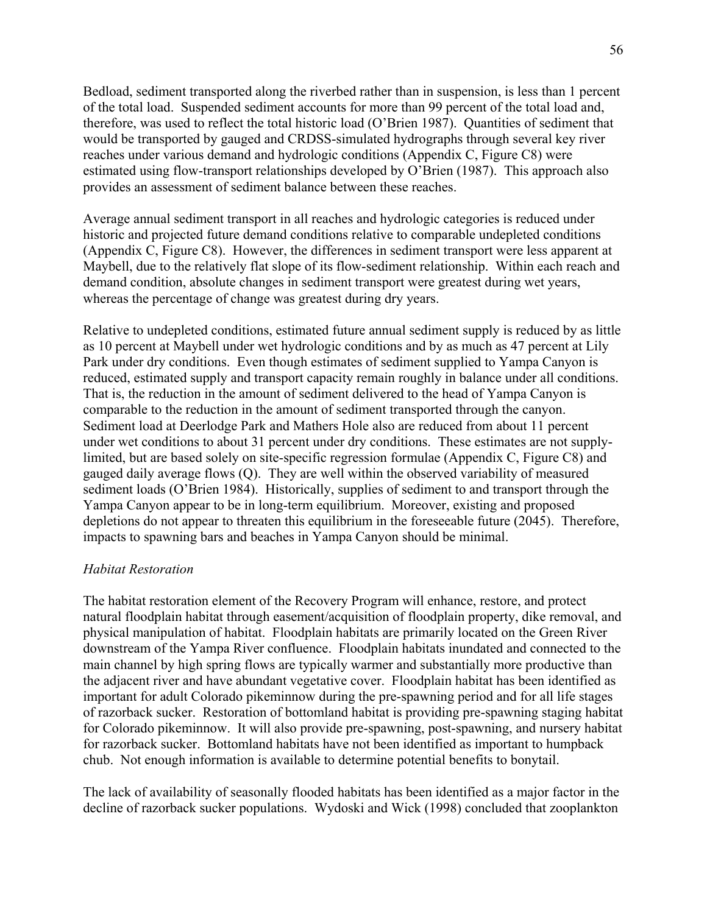Bedload, sediment transported along the riverbed rather than in suspension, is less than 1 percent of the total load. Suspended sediment accounts for more than 99 percent of the total load and, therefore, was used to reflect the total historic load (O'Brien 1987). Quantities of sediment that would be transported by gauged and CRDSS-simulated hydrographs through several key river reaches under various demand and hydrologic conditions (Appendix C, Figure C8) were estimated using flow-transport relationships developed by O'Brien (1987). This approach also provides an assessment of sediment balance between these reaches.

Average annual sediment transport in all reaches and hydrologic categories is reduced under historic and projected future demand conditions relative to comparable undepleted conditions (Appendix C, Figure C8). However, the differences in sediment transport were less apparent at Maybell, due to the relatively flat slope of its flow-sediment relationship. Within each reach and demand condition, absolute changes in sediment transport were greatest during wet years, whereas the percentage of change was greatest during dry years.

Relative to undepleted conditions, estimated future annual sediment supply is reduced by as little as 10 percent at Maybell under wet hydrologic conditions and by as much as 47 percent at Lily Park under dry conditions. Even though estimates of sediment supplied to Yampa Canyon is reduced, estimated supply and transport capacity remain roughly in balance under all conditions. That is, the reduction in the amount of sediment delivered to the head of Yampa Canyon is comparable to the reduction in the amount of sediment transported through the canyon. Sediment load at Deerlodge Park and Mathers Hole also are reduced from about 11 percent under wet conditions to about 31 percent under dry conditions. These estimates are not supply-limited, but are based solely on site-specific regression formulae (Appendix C, Figure C8) and gauged daily average flows (Q). They are well within the observed variability of measured sediment loads (O'Brien 1984). Historically, supplies of sediment to and transport through the Yampa Canyon appear to be in long-term equilibrium. Moreover, existing and proposed depletions do not appear to threaten this equilibrium in the foreseeable future (2045). Therefore, impacts to spawning bars and beaches in Yampa Canyon should be minimal.

*Habitat Restoration*

The habitat restoration element of the Recovery Program will enhance, restore, and protect natural floodplain habitat through easement/acquisition of floodplain property, dike removal, and physical manipulation of habitat. Floodplain habitats are primarily located on the Green River downstream of the Yampa River confluence. Floodplain habitats inundated and connected to the main channel by high spring flows are typically warmer and substantially more productive than the adjacent river and have abundant vegetative cover. Floodplain habitat has been identified as important for adult Colorado pikeminnow during the pre-spawning period and for all life stages of razorback sucker. Restoration of bottomland habitat is providing pre-spawning staging habitat for Colorado pikeminnow. It will also provide pre-spawning, post-spawning, and nursery habitat for razorback sucker. Bottomland habitats have not been identified as important to humpback chub. Not enough information is available to determine potential benefits to bonytail.

The lack of availability of seasonally flooded habitats has been identified as a major factor in the decline of razorback sucker populations. Wydoski and Wick (1998) concluded that zooplankton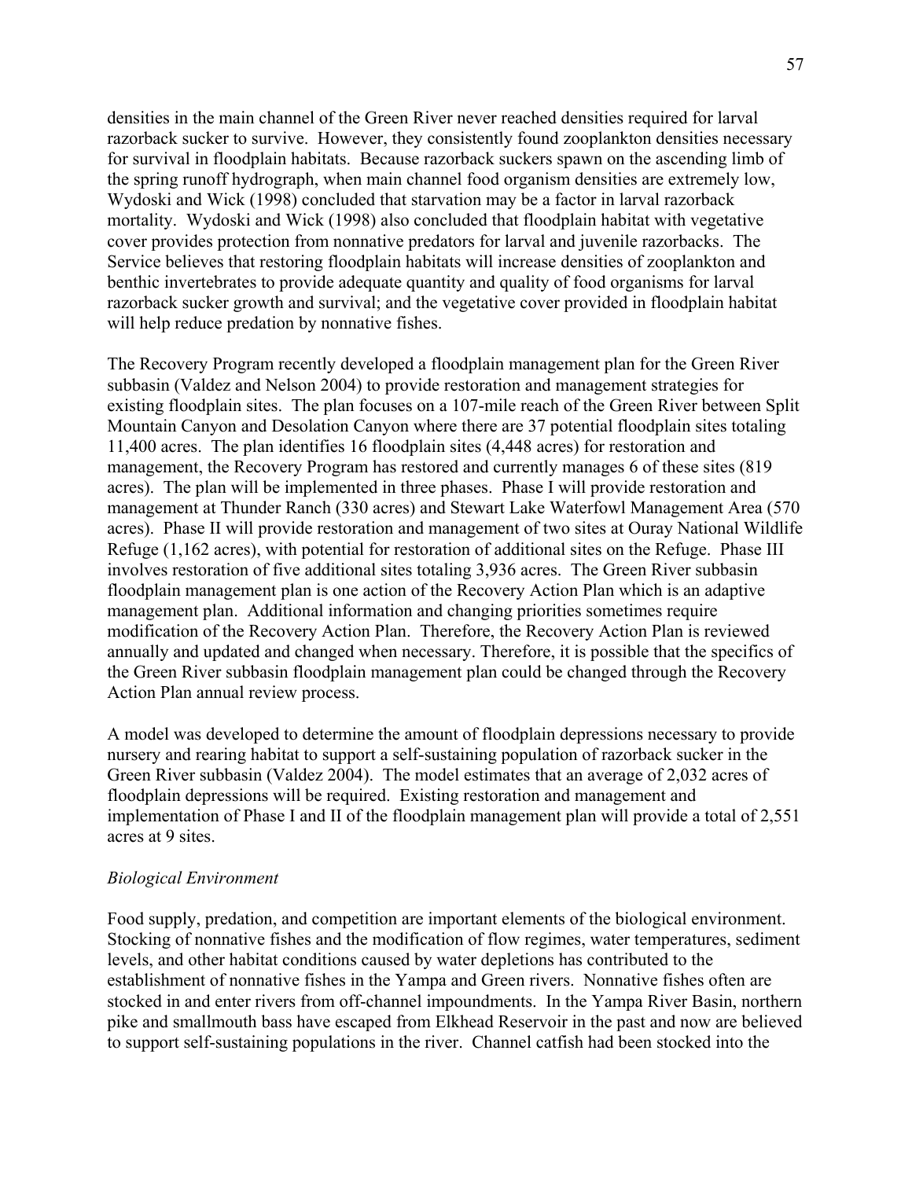densities in the main channel of the Green River never reached densities required for larval razorback sucker to survive. However, they consistently found zooplankton densities necessary for survival in floodplain habitats. Because razorback suckers spawn on the ascending limb of the spring runoff hydrograph, when main channel food organism densities are extremely low, Wydoski and Wick (1998) concluded that starvation may be a factor in larval razorback mortality. Wydoski and Wick (1998) also concluded that floodplain habitat with vegetative cover provides protection from nonnative predators for larval and juvenile razorbacks. The Service believes that restoring floodplain habitats will increase densities of zooplankton and benthic invertebrates to provide adequate quantity and quality of food organisms for larval razorback sucker growth and survival; and the vegetative cover provided in floodplain habitat will help reduce predation by nonnative fishes.

The Recovery Program recently developed a floodplain management plan for the Green River subbasin (Valdez and Nelson 2004) to provide restoration and management strategies for existing floodplain sites. The plan focuses on a 107-mile reach of the Green River between Split Mountain Canyon and Desolation Canyon where there are 37 potential floodplain sites totaling 11,400 acres. The plan identifies 16 floodplain sites (4,448 acres) for restoration and management, the Recovery Program has restored and currently manages 6 of these sites (819 acres). The plan will be implemented in three phases. Phase I will provide restoration and management at Thunder Ranch (330 acres) and Stewart Lake Waterfowl Management Area (570 acres). Phase II will provide restoration and management of two sites at Ouray National Wildlife Refuge (1,162 acres), with potential for restoration of additional sites on the Refuge. Phase III involves restoration of five additional sites totaling 3,936 acres. The Green River subbasin floodplain management plan is one action of the Recovery Action Plan which is an adaptive management plan. Additional information and changing priorities sometimes require modification of the Recovery Action Plan. Therefore, the Recovery Action Plan is reviewed annually and updated and changed when necessary. Therefore, it is possible that the specifics of the Green River subbasin floodplain management plan could be changed through the Recovery Action Plan annual review process.

A model was developed to determine the amount of floodplain depressions necessary to provide nursery and rearing habitat to support a self-sustaining population of razorback sucker in the Green River subbasin (Valdez 2004). The model estimates that an average of 2,032 acres of floodplain depressions will be required. Existing restoration and management and implementation of Phase I and II of the floodplain management plan will provide a total of 2,551 acres at 9 sites.

*Biological Environment*

Food supply, predation, and competition are important elements of the biological environment. Stocking of nonnative fishes and the modification of flow regimes, water temperatures, sediment levels, and other habitat conditions caused by water depletions has contributed to the establishment of nonnative fishes in the Yampa and Green rivers. Nonnative fishes often are stocked in and enter rivers from off-channel impoundments. In the Yampa River Basin, northern pike and smallmouth bass have escaped from Elkhead Reservoir in the past and now are believed to support self-sustaining populations in the river. Channel catfish had been stocked into the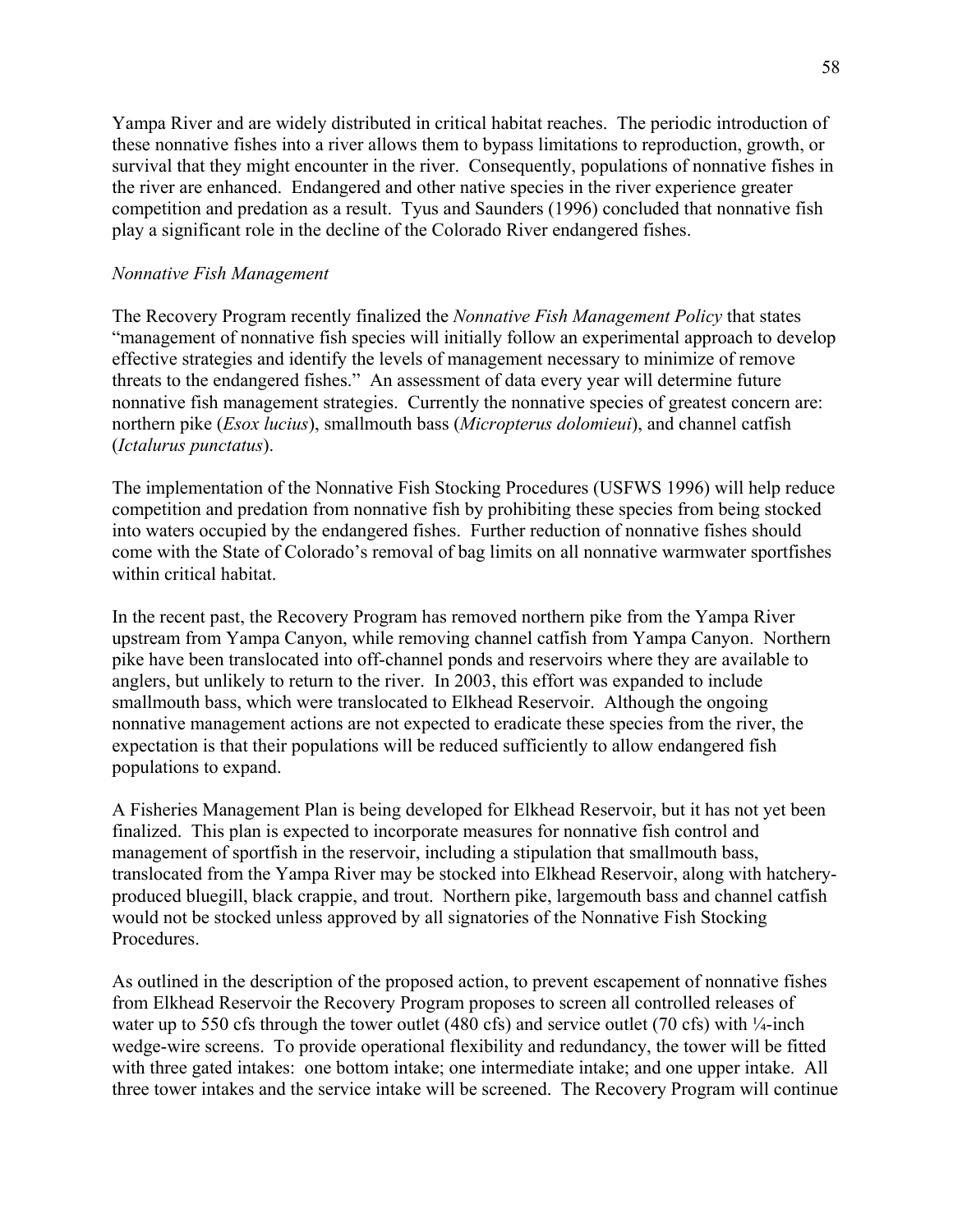Yampa River and are widely distributed in critical habitat reaches. The periodic introduction of these nonnative fishes into a river allows them to bypass limitations to reproduction, growth, or survival that they might encounter in the river. Consequently, populations of nonnative fishes in the river are enhanced. Endangered and other native species in the river experience greater competition and predation as a result. Tyus and Saunders (1996) concluded that nonnative fish play a significant role in the decline of the Colorado River endangered fishes.

*Nonnative Fish Management*

The Recovery Program recently finalized the *Nonnative Fish Management Policy* that states "management of nonnative fish species will initially follow an experimental approach to develop effective strategies and identify the levels of management necessary to minimize of remove threats to the endangered fishes." An assessment of data every year will determine future nonnative fish management strategies. Currently the nonnative species of greatest concern are: northern pike (*Esox lucius*), smallmouth bass (*Micropterus dolomieui*), and channel catfish (*Ictalurus punctatus*).

The implementation of the Nonnative Fish Stocking Procedures (USFWS 1996) will help reduce competition and predation from nonnative fish by prohibiting these species from being stocked into waters occupied by the endangered fishes. Further reduction of nonnative fishes should come with the State of Colorado's removal of bag limits on all nonnative warmwater sportfishes within critical habitat.

In the recent past, the Recovery Program has removed northern pike from the Yampa River upstream from Yampa Canyon, while removing channel catfish from Yampa Canyon. Northern pike have been translocated into off-channel ponds and reservoirs where they are available to anglers, but unlikely to return to the river. In 2003, this effort was expanded to include smallmouth bass, which were translocated to Elkhead Reservoir. Although the ongoing nonnative management actions are not expected to eradicate these species from the river, the expectation is that their populations will be reduced sufficiently to allow endangered fish populations to expand.

A Fisheries Management Plan is being developed for Elkhead Reservoir, but it has not yet been finalized. This plan is expected to incorporate measures for nonnative fish control and management of sportfish in the reservoir, including a stipulation that smallmouth bass, translocated from the Yampa River may be stocked into Elkhead Reservoir, along with hatchery-produced bluegill, black crappie, and trout. Northern pike, largemouth bass and channel catfish would not be stocked unless approved by all signatories of the Nonnative Fish Stocking Procedures.

As outlined in the description of the proposed action, to prevent escapement of nonnative fishes from Elkhead Reservoir the Recovery Program proposes to screen all controlled releases of water up to 550 cfs through the tower outlet (480 cfs) and service outlet (70 cfs) with ¼-inch wedge-wire screens. To provide operational flexibility and redundancy, the tower will be fitted with three gated intakes: one bottom intake; one intermediate intake; and one upper intake. All three tower intakes and the service intake will be screened. The Recovery Program will continue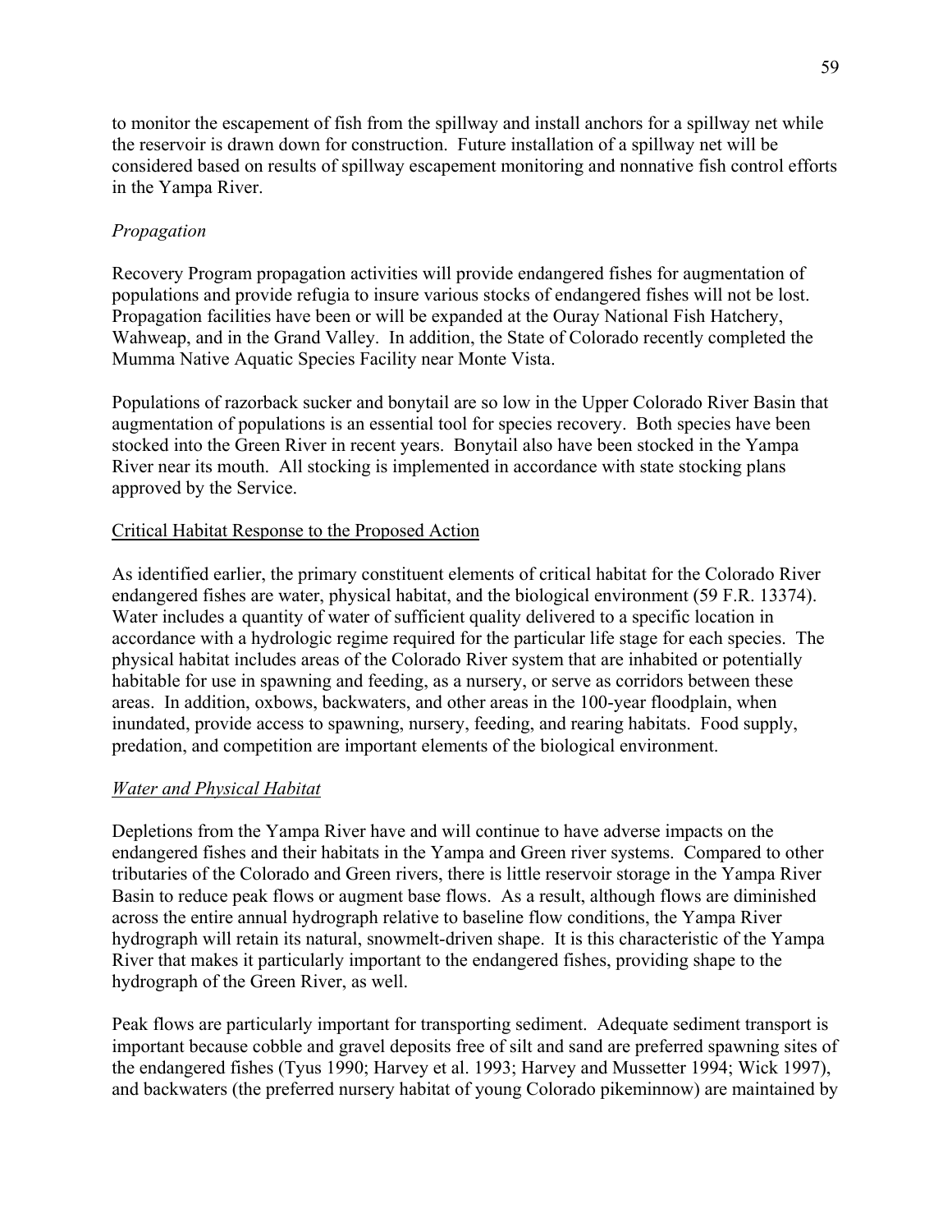to monitor the escapement of fish from the spillway and install anchors for a spillway net while the reservoir is drawn down for construction. Future installation of a spillway net will be considered based on results of spillway escapement monitoring and nonnative fish control efforts in the Yampa River.

*Propagation*

Recovery Program propagation activities will provide endangered fishes for augmentation of populations and provide refugia to insure various stocks of endangered fishes will not be lost. Propagation facilities have been or will be expanded at the Ouray National Fish Hatchery, Wahweap, and in the Grand Valley. In addition, the State of Colorado recently completed the Mumma Native Aquatic Species Facility near Monte Vista.

Populations of razorback sucker and bonytail are so low in the Upper Colorado River Basin that augmentation of populations is an essential tool for species recovery. Both species have been stocked into the Green River in recent years. Bonytail also have been stocked in the Yampa River near its mouth. All stocking is implemented in accordance with state stocking plans approved by the Service.

## Critical Habitat Response to the Proposed Action

As identified earlier, the primary constituent elements of critical habitat for the Colorado River endangered fishes are water, physical habitat, and the biological environment (59 F.R. 13374). Water includes a quantity of water of sufficient quality delivered to a specific location in accordance with a hydrologic regime required for the particular life stage for each species. The physical habitat includes areas of the Colorado River system that are inhabited or potentially habitable for use in spawning and feeding, as a nursery, or serve as corridors between these areas. In addition, oxbows, backwaters, and other areas in the 100-year floodplain, when inundated, provide access to spawning, nursery, feeding, and rearing habitats. Food supply, predation, and competition are important elements of the biological environment.

### *Water and Physical Habitat*

Depletions from the Yampa River have and will continue to have adverse impacts on the endangered fishes and their habitats in the Yampa and Green river systems. Compared to other tributaries of the Colorado and Green rivers, there is little reservoir storage in the Yampa River Basin to reduce peak flows or augment base flows. As a result, although flows are diminished across the entire annual hydrograph relative to baseline flow conditions, the Yampa River hydrograph will retain its natural, snowmelt-driven shape. It is this characteristic of the Yampa River that makes it particularly important to the endangered fishes, providing shape to the hydrograph of the Green River, as well.

Peak flows are particularly important for transporting sediment. Adequate sediment transport is important because cobble and gravel deposits free of silt and sand are preferred spawning sites of the endangered fishes (Tyus 1990; Harvey et al. 1993; Harvey and Mussetter 1994; Wick 1997), and backwaters (the preferred nursery habitat of young Colorado pikeminnow) are maintained by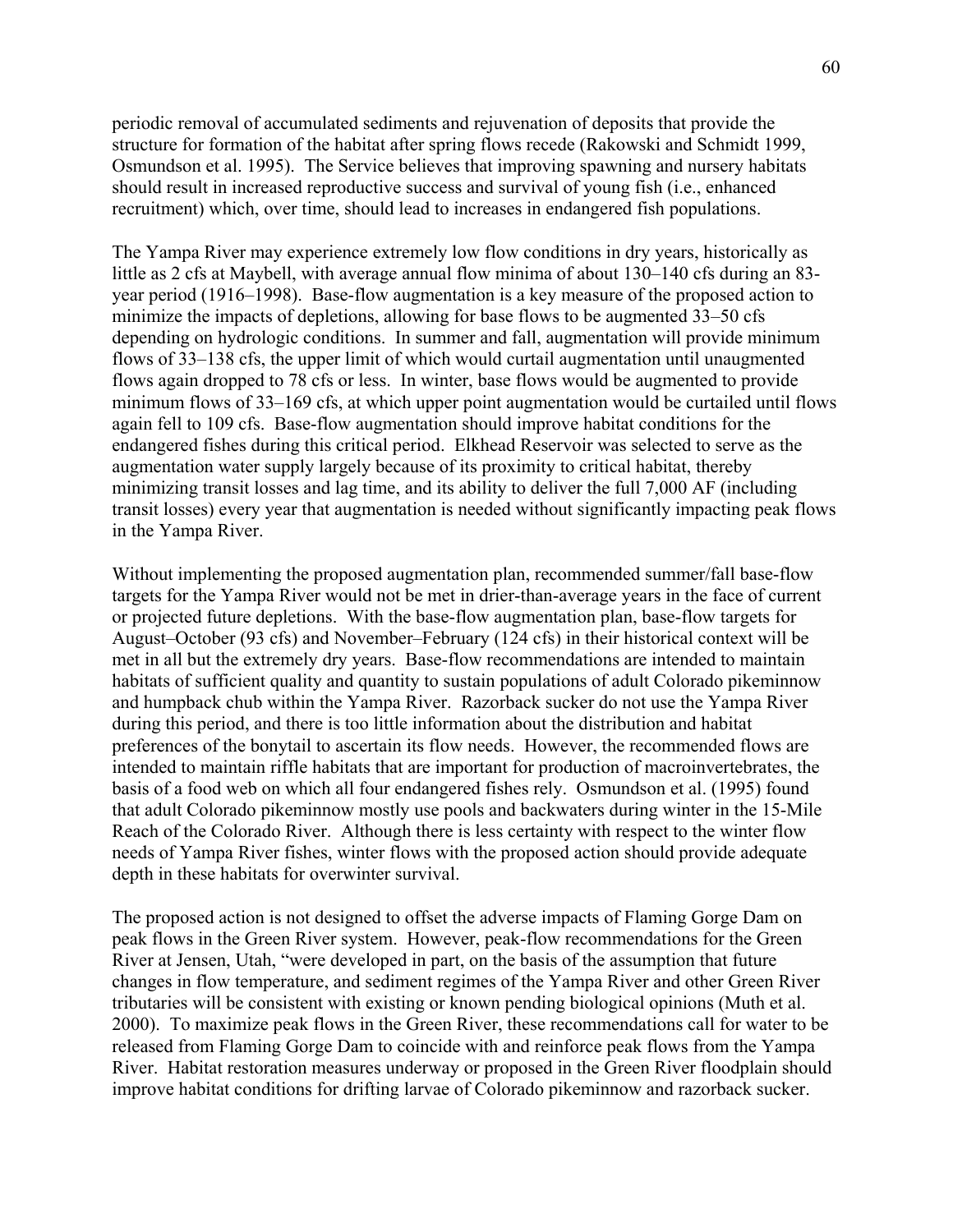periodic removal of accumulated sediments and rejuvenation of deposits that provide the structure for formation of the habitat after spring flows recede (Rakowski and Schmidt 1999, Osmundson et al. 1995). The Service believes that improving spawning and nursery habitats should result in increased reproductive success and survival of young fish (i.e., enhanced recruitment) which, over time, should lead to increases in endangered fish populations.

The Yampa River may experience extremely low flow conditions in dry years, historically as little as 2 cfs at Maybell, with average annual flow minima of about 130–140 cfs during an 83-year period (1916–1998). Base-flow augmentation is a key measure of the proposed action to minimize the impacts of depletions, allowing for base flows to be augmented 33–50 cfs depending on hydrologic conditions. In summer and fall, augmentation will provide minimum flows of 33–138 cfs, the upper limit of which would curtail augmentation until unaugmented flows again dropped to 78 cfs or less. In winter, base flows would be augmented to provide minimum flows of 33–169 cfs, at which upper point augmentation would be curtailed until flows again fell to 109 cfs. Base-flow augmentation should improve habitat conditions for the endangered fishes during this critical period. Elkhead Reservoir was selected to serve as the augmentation water supply largely because of its proximity to critical habitat, thereby minimizing transit losses and lag time, and its ability to deliver the full 7,000 AF (including transit losses) every year that augmentation is needed without significantly impacting peak flows in the Yampa River.

Without implementing the proposed augmentation plan, recommended summer/fall base-flow targets for the Yampa River would not be met in drier-than-average years in the face of current or projected future depletions. With the base-flow augmentation plan, base-flow targets for August–October (93 cfs) and November–February (124 cfs) in their historical context will be met in all but the extremely dry years. Base-flow recommendations are intended to maintain habitats of sufficient quality and quantity to sustain populations of adult Colorado pikeminnow and humpback chub within the Yampa River. Razorback sucker do not use the Yampa River during this period, and there is too little information about the distribution and habitat preferences of the bonytail to ascertain its flow needs. However, the recommended flows are intended to maintain riffle habitats that are important for production of macroinvertebrates, the basis of a food web on which all four endangered fishes rely. Osmundson et al. (1995) found that adult Colorado pikeminnow mostly use pools and backwaters during winter in the 15-Mile Reach of the Colorado River. Although there is less certainty with respect to the winter flow needs of Yampa River fishes, winter flows with the proposed action should provide adequate depth in these habitats for overwinter survival.

The proposed action is not designed to offset the adverse impacts of Flaming Gorge Dam on peak flows in the Green River system. However, peak-flow recommendations for the Green River at Jensen, Utah, "were developed in part, on the basis of the assumption that future changes in flow temperature, and sediment regimes of the Yampa River and other Green River tributaries will be consistent with existing or known pending biological opinions (Muth et al. 2000). To maximize peak flows in the Green River, these recommendations call for water to be released from Flaming Gorge Dam to coincide with and reinforce peak flows from the Yampa River. Habitat restoration measures underway or proposed in the Green River floodplain should improve habitat conditions for drifting larvae of Colorado pikeminnow and razorback sucker.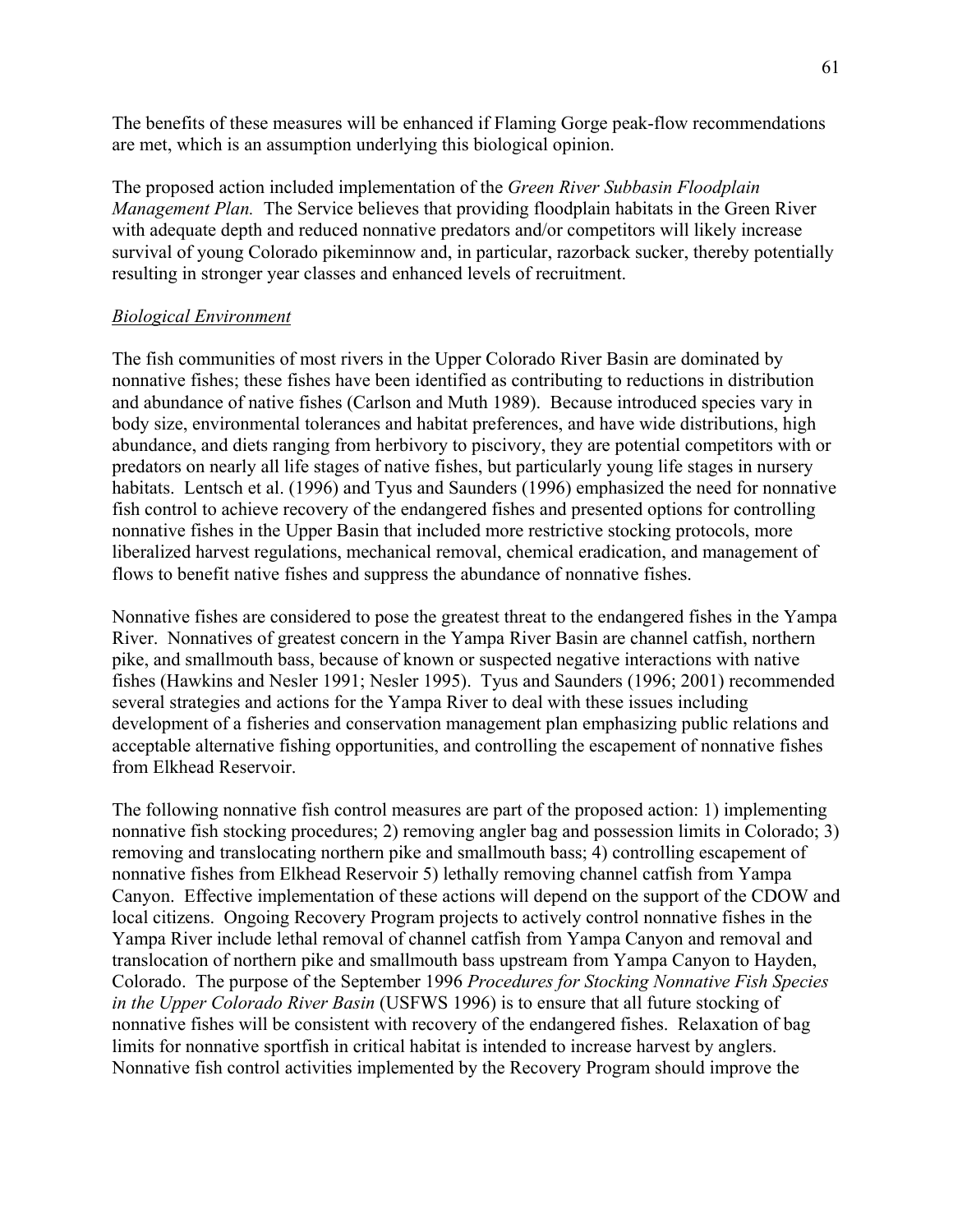The benefits of these measures will be enhanced if Flaming Gorge peak-flow recommendations are met, which is an assumption underlying this biological opinion.

The proposed action included implementation of the *Green River Subbasin Floodplain Management Plan.* The Service believes that providing floodplain habitats in the Green River with adequate depth and reduced nonnative predators and/or competitors will likely increase survival of young Colorado pikeminnow and, in particular, razorback sucker, thereby potentially resulting in stronger year classes and enhanced levels of recruitment.

*Biological Environment*

The fish communities of most rivers in the Upper Colorado River Basin are dominated by nonnative fishes; these fishes have been identified as contributing to reductions in distribution and abundance of native fishes (Carlson and Muth 1989). Because introduced species vary in body size, environmental tolerances and habitat preferences, and have wide distributions, high abundance, and diets ranging from herbivory to piscivory, they are potential competitors with or predators on nearly all life stages of native fishes, but particularly young life stages in nursery habitats. Lentsch et al. (1996) and Tyus and Saunders (1996) emphasized the need for nonnative fish control to achieve recovery of the endangered fishes and presented options for controlling nonnative fishes in the Upper Basin that included more restrictive stocking protocols, more liberalized harvest regulations, mechanical removal, chemical eradication, and management of flows to benefit native fishes and suppress the abundance of nonnative fishes.

Nonnative fishes are considered to pose the greatest threat to the endangered fishes in the Yampa River. Nonnatives of greatest concern in the Yampa River Basin are channel catfish, northern pike, and smallmouth bass, because of known or suspected negative interactions with native fishes (Hawkins and Nesler 1991; Nesler 1995). Tyus and Saunders (1996; 2001) recommended several strategies and actions for the Yampa River to deal with these issues including development of a fisheries and conservation management plan emphasizing public relations and acceptable alternative fishing opportunities, and controlling the escapement of nonnative fishes from Elkhead Reservoir.

The following nonnative fish control measures are part of the proposed action: 1) implementing nonnative fish stocking procedures; 2) removing angler bag and possession limits in Colorado; 3) removing and translocating northern pike and smallmouth bass; 4) controlling escapement of nonnative fishes from Elkhead Reservoir 5) lethally removing channel catfish from Yampa Canyon. Effective implementation of these actions will depend on the support of the CDOW and local citizens. Ongoing Recovery Program projects to actively control nonnative fishes in the Yampa River include lethal removal of channel catfish from Yampa Canyon and removal and translocation of northern pike and smallmouth bass upstream from Yampa Canyon to Hayden, Colorado. The purpose of the September 1996 *Procedures for Stocking Nonnative Fish Species in the Upper Colorado River Basin* (USFWS 1996) is to ensure that all future stocking of nonnative fishes will be consistent with recovery of the endangered fishes. Relaxation of bag limits for nonnative sportfish in critical habitat is intended to increase harvest by anglers. Nonnative fish control activities implemented by the Recovery Program should improve the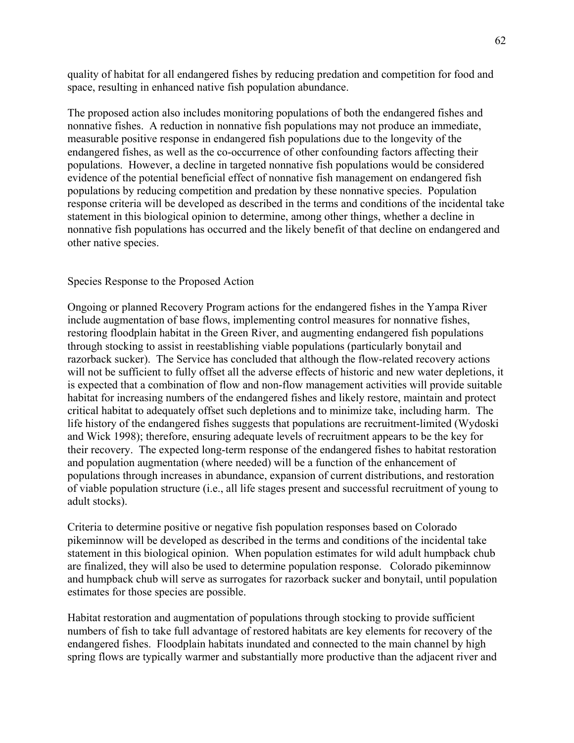quality of habitat for all endangered fishes by reducing predation and competition for food and space, resulting in enhanced native fish population abundance.

The proposed action also includes monitoring populations of both the endangered fishes and nonnative fishes. A reduction in nonnative fish populations may not produce an immediate, measurable positive response in endangered fish populations due to the longevity of the endangered fishes, as well as the co-occurrence of other confounding factors affecting their populations. However, a decline in targeted nonnative fish populations would be considered evidence of the potential beneficial effect of nonnative fish management on endangered fish populations by reducing competition and predation by these nonnative species. Population response criteria will be developed as described in the terms and conditions of the incidental take statement in this biological opinion to determine, among other things, whether a decline in nonnative fish populations has occurred and the likely benefit of that decline on endangered and other native species.

## Species Response to the Proposed Action

Ongoing or planned Recovery Program actions for the endangered fishes in the Yampa River include augmentation of base flows, implementing control measures for nonnative fishes, restoring floodplain habitat in the Green River, and augmenting endangered fish populations through stocking to assist in reestablishing viable populations (particularly bonytail and razorback sucker). The Service has concluded that although the flow-related recovery actions will not be sufficient to fully offset all the adverse effects of historic and new water depletions, it is expected that a combination of flow and non-flow management activities will provide suitable habitat for increasing numbers of the endangered fishes and likely restore, maintain and protect critical habitat to adequately offset such depletions and to minimize take, including harm. The life history of the endangered fishes suggests that populations are recruitment-limited (Wydoski and Wick 1998); therefore, ensuring adequate levels of recruitment appears to be the key for their recovery. The expected long-term response of the endangered fishes to habitat restoration and population augmentation (where needed) will be a function of the enhancement of populations through increases in abundance, expansion of current distributions, and restoration of viable population structure (i.e., all life stages present and successful recruitment of young to adult stocks).

Criteria to determine positive or negative fish population responses based on Colorado pikeminnow will be developed as described in the terms and conditions of the incidental take statement in this biological opinion. When population estimates for wild adult humpback chub are finalized, they will also be used to determine population response. Colorado pikeminnow and humpback chub will serve as surrogates for razorback sucker and bonytail, until population estimates for those species are possible.

Habitat restoration and augmentation of populations through stocking to provide sufficient numbers of fish to take full advantage of restored habitats are key elements for recovery of the endangered fishes. Floodplain habitats inundated and connected to the main channel by high spring flows are typically warmer and substantially more productive than the adjacent river and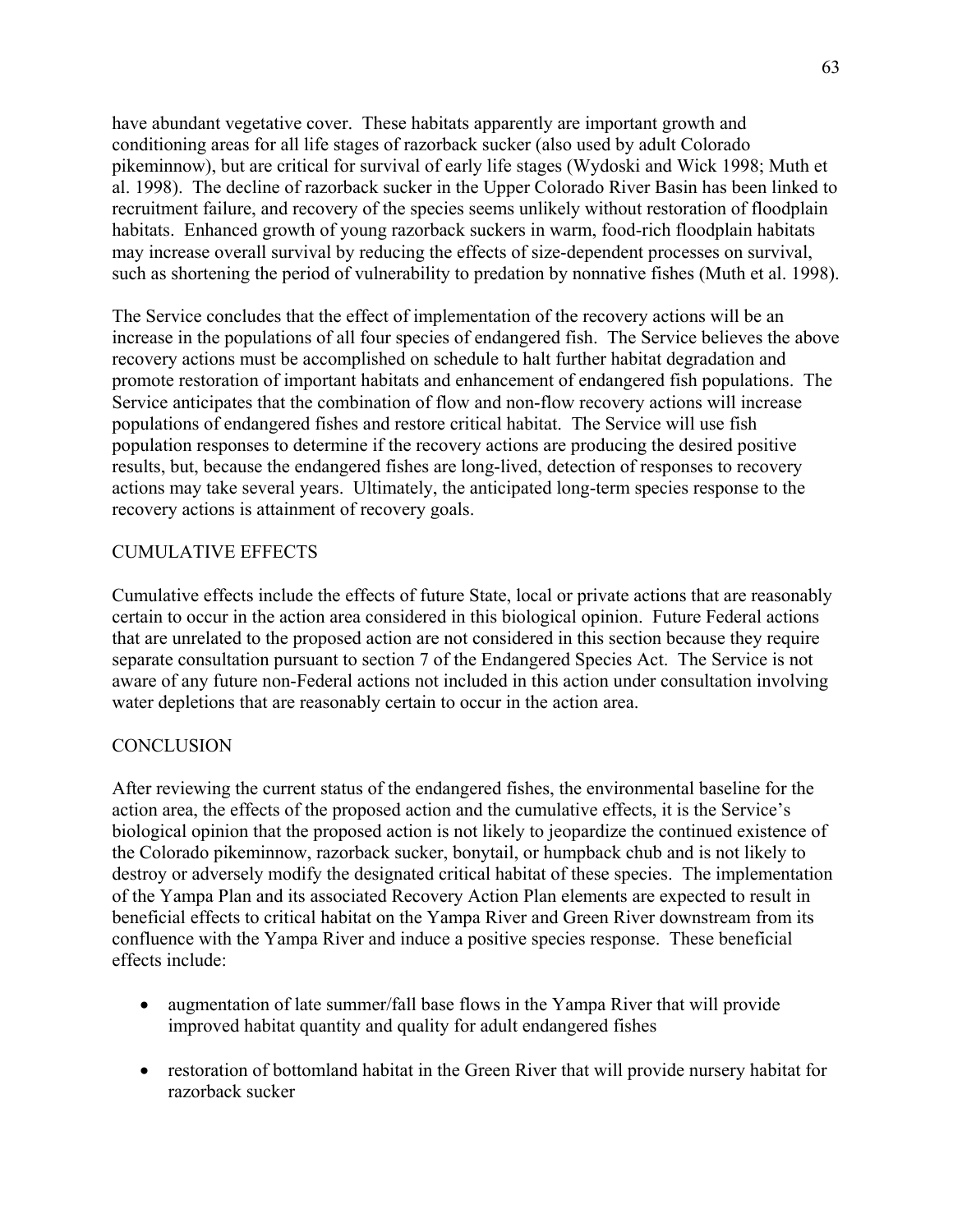have abundant vegetative cover. These habitats apparently are important growth and conditioning areas for all life stages of razorback sucker (also used by adult Colorado pikeminnow), but are critical for survival of early life stages (Wydoski and Wick 1998; Muth et al. 1998). The decline of razorback sucker in the Upper Colorado River Basin has been linked to recruitment failure, and recovery of the species seems unlikely without restoration of floodplain habitats. Enhanced growth of young razorback suckers in warm, food-rich floodplain habitats may increase overall survival by reducing the effects of size-dependent processes on survival, such as shortening the period of vulnerability to predation by nonnative fishes (Muth et al. 1998).

The Service concludes that the effect of implementation of the recovery actions will be an increase in the populations of all four species of endangered fish. The Service believes the above recovery actions must be accomplished on schedule to halt further habitat degradation and promote restoration of important habitats and enhancement of endangered fish populations. The Service anticipates that the combination of flow and non-flow recovery actions will increase populations of endangered fishes and restore critical habitat. The Service will use fish population responses to determine if the recovery actions are producing the desired positive results, but, because the endangered fishes are long-lived, detection of responses to recovery actions may take several years. Ultimately, the anticipated long-term species response to the recovery actions is attainment of recovery goals.

## CUMULATIVE EFFECTS

Cumulative effects include the effects of future State, local or private actions that are reasonably certain to occur in the action area considered in this biological opinion. Future Federal actions that are unrelated to the proposed action are not considered in this section because they require separate consultation pursuant to section 7 of the Endangered Species Act. The Service is not aware of any future non-Federal actions not included in this action under consultation involving water depletions that are reasonably certain to occur in the action area.

## CONCLUSION

After reviewing the current status of the endangered fishes, the environmental baseline for the action area, the effects of the proposed action and the cumulative effects, it is the Service's biological opinion that the proposed action is not likely to jeopardize the continued existence of the Colorado pikeminnow, razorback sucker, bonytail, or humpback chub and is not likely to destroy or adversely modify the designated critical habitat of these species. The implementation of the Yampa Plan and its associated Recovery Action Plan elements are expected to result in beneficial effects to critical habitat on the Yampa River and Green River downstream from its confluence with the Yampa River and induce a positive species response. These beneficial effects include:

- augmentation of late summer/fall base flows in the Yampa River that will provide improved habitat quantity and quality for adult endangered fishes
- restoration of bottomland habitat in the Green River that will provide nursery habitat for razorback sucker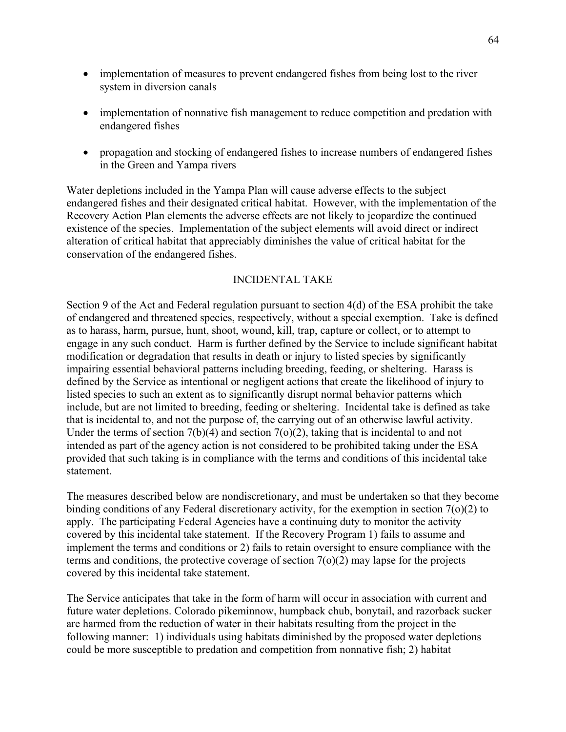- implementation of measures to prevent endangered fishes from being lost to the river system in diversion canals

- implementation of nonnative fish management to reduce competition and predation with endangered fishes

- propagation and stocking of endangered fishes to increase numbers of endangered fishes in the Green and Yampa rivers

Water depletions included in the Yampa Plan will cause adverse effects to the subject endangered fishes and their designated critical habitat. However, with the implementation of the Recovery Action Plan elements the adverse effects are not likely to jeopardize the continued existence of the species. Implementation of the subject elements will avoid direct or indirect alteration of critical habitat that appreciably diminishes the value of critical habitat for the conservation of the endangered fishes.

## INCIDENTAL TAKE

Section 9 of the Act and Federal regulation pursuant to section 4(d) of the ESA prohibit the take of endangered and threatened species, respectively, without a special exemption. Take is defined as to harass, harm, pursue, hunt, shoot, wound, kill, trap, capture or collect, or to attempt to engage in any such conduct. Harm is further defined by the Service to include significant habitat modification or degradation that results in death or injury to listed species by significantly impairing essential behavioral patterns including breeding, feeding, or sheltering. Harass is defined by the Service as intentional or negligent actions that create the likelihood of injury to listed species to such an extent as to significantly disrupt normal behavior patterns which include, but are not limited to breeding, feeding or sheltering. Incidental take is defined as take that is incidental to, and not the purpose of, the carrying out of an otherwise lawful activity. Under the terms of section 7(b)(4) and section 7(o)(2), taking that is incidental to and not intended as part of the agency action is not considered to be prohibited taking under the ESA provided that such taking is in compliance with the terms and conditions of this incidental take statement.

The measures described below are nondiscretionary, and must be undertaken so that they become binding conditions of any Federal discretionary activity, for the exemption in section 7(o)(2) to apply. The participating Federal Agencies have a continuing duty to monitor the activity covered by this incidental take statement. If the Recovery Program 1) fails to assume and implement the terms and conditions or 2) fails to retain oversight to ensure compliance with the terms and conditions, the protective coverage of section 7(o)(2) may lapse for the projects covered by this incidental take statement.

The Service anticipates that take in the form of harm will occur in association with current and future water depletions. Colorado pikeminnow, humpback chub, bonytail, and razorback sucker are harmed from the reduction of water in their habitats resulting from the project in the following manner: 1) individuals using habitats diminished by the proposed water depletions could be more susceptible to predation and competition from nonnative fish; 2) habitat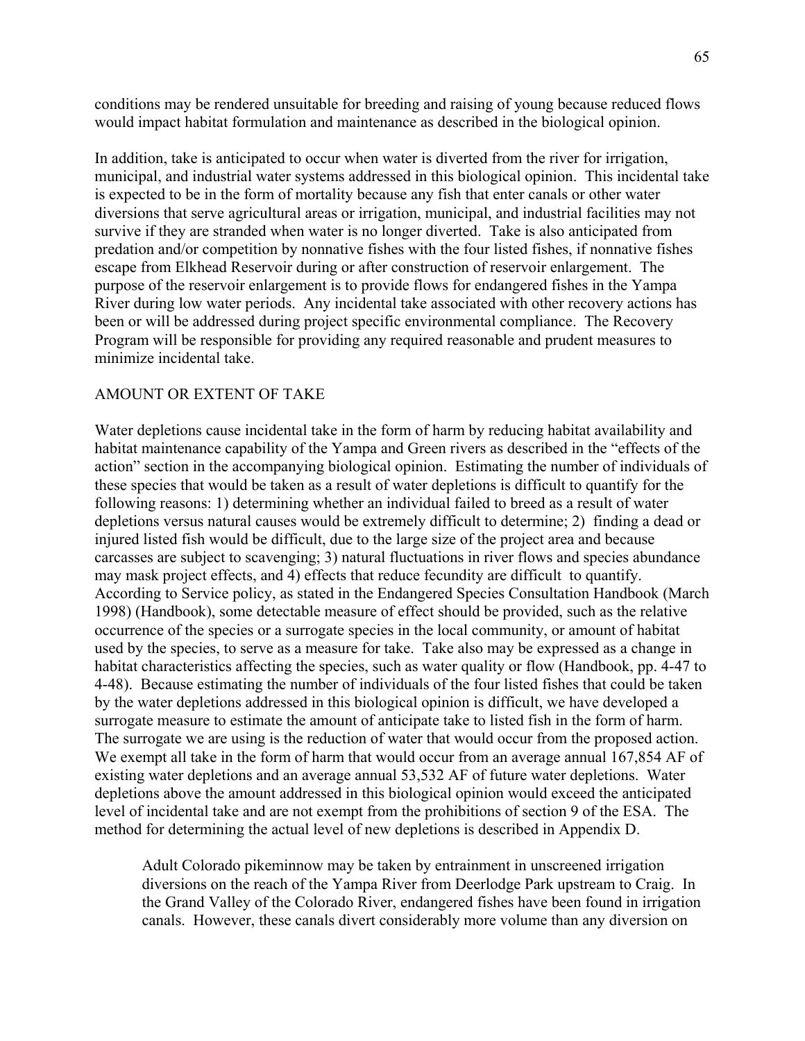conditions may be rendered unsuitable for breeding and raising of young because reduced flows would impact habitat formulation and maintenance as described in the biological opinion.

In addition, take is anticipated to occur when water is diverted from the river for irrigation, municipal, and industrial water systems addressed in this biological opinion. This incidental take is expected to be in the form of mortality because any fish that enter canals or other water diversions that serve agricultural areas or irrigation, municipal, and industrial facilities may not survive if they are stranded when water is no longer diverted. Take is also anticipated from predation and/or competition by nonnative fishes with the four listed fishes, if nonnative fishes escape from Elkhead Reservoir during or after construction of reservoir enlargement. The purpose of the reservoir enlargement is to provide flows for endangered fishes in the Yampa River during low water periods. Any incidental take associated with other recovery actions has been or will be addressed during project specific environmental compliance. The Recovery Program will be responsible for providing any required reasonable and prudent measures to minimize incidental take.

## AMOUNT OR EXTENT OF TAKE

Water depletions cause incidental take in the form of harm by reducing habitat availability and habitat maintenance capability of the Yampa and Green rivers as described in the "effects of the action" section in the accompanying biological opinion. Estimating the number of individuals of these species that would be taken as a result of water depletions is difficult to quantify for the following reasons: 1) determining whether an individual failed to breed as a result of water depletions versus natural causes would be extremely difficult to determine; 2) finding a dead or injured listed fish would be difficult, due to the large size of the project area and because carcasses are subject to scavenging; 3) natural fluctuations in river flows and species abundance may mask project effects, and 4) effects that reduce fecundity are difficult to quantify. According to Service policy, as stated in the Endangered Species Consultation Handbook (March 1998) (Handbook), some detectable measure of effect should be provided, such as the relative occurrence of the species or a surrogate species in the local community, or amount of habitat used by the species, to serve as a measure for take. Take also may be expressed as a change in habitat characteristics affecting the species, such as water quality or flow (Handbook, pp. 4-47 to 4-48). Because estimating the number of individuals of the four listed fishes that could be taken by the water depletions addressed in this biological opinion is difficult, we have developed a surrogate measure to estimate the amount of anticipate take to listed fish in the form of harm. The surrogate we are using is the reduction of water that would occur from the proposed action. We exempt all take in the form of harm that would occur from an average annual 167,854 AF of existing water depletions and an average annual 53,532 AF of future water depletions. Water depletions above the amount addressed in this biological opinion would exceed the anticipated level of incidental take and are not exempt from the prohibitions of section 9 of the ESA. The method for determining the actual level of new depletions is described in Appendix D.

> Adult Colorado pikeminnow may be taken by entrainment in unscreened irrigation diversions on the reach of the Yampa River from Deerlodge Park upstream to Craig. In the Grand Valley of the Colorado River, endangered fishes have been found in irrigation canals. However, these canals divert considerably more volume than any diversion on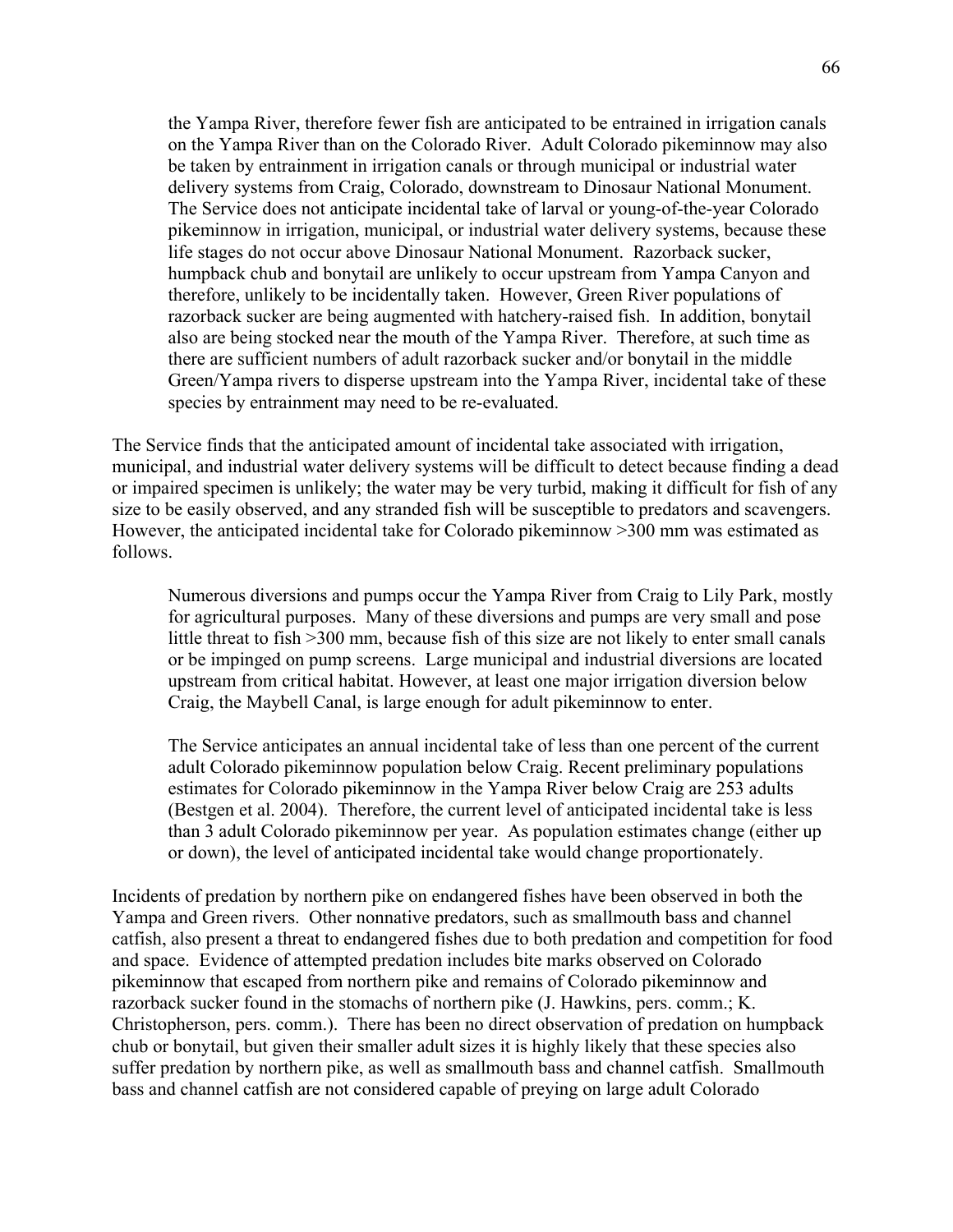the Yampa River, therefore fewer fish are anticipated to be entrained in irrigation canals on the Yampa River than on the Colorado River. Adult Colorado pikeminnow may also be taken by entrainment in irrigation canals or through municipal or industrial water delivery systems from Craig, Colorado, downstream to Dinosaur National Monument. The Service does not anticipate incidental take of larval or young-of-the-year Colorado pikeminnow in irrigation, municipal, or industrial water delivery systems, because these life stages do not occur above Dinosaur National Monument. Razorback sucker, humpback chub and bonytail are unlikely to occur upstream from Yampa Canyon and therefore, unlikely to be incidentally taken. However, Green River populations of razorback sucker are being augmented with hatchery-raised fish. In addition, bonytail also are being stocked near the mouth of the Yampa River. Therefore, at such time as there are sufficient numbers of adult razorback sucker and/or bonytail in the middle Green/Yampa rivers to disperse upstream into the Yampa River, incidental take of these species by entrainment may need to be re-evaluated.

The Service finds that the anticipated amount of incidental take associated with irrigation, municipal, and industrial water delivery systems will be difficult to detect because finding a dead or impaired specimen is unlikely; the water may be very turbid, making it difficult for fish of any size to be easily observed, and any stranded fish will be susceptible to predators and scavengers. However, the anticipated incidental take for Colorado pikeminnow >300 mm was estimated as follows.

> Numerous diversions and pumps occur the Yampa River from Craig to Lily Park, mostly for agricultural purposes. Many of these diversions and pumps are very small and pose little threat to fish >300 mm, because fish of this size are not likely to enter small canals or be impinged on pump screens. Large municipal and industrial diversions are located upstream from critical habitat. However, at least one major irrigation diversion below Craig, the Maybell Canal, is large enough for adult pikeminnow to enter.
>
> The Service anticipates an annual incidental take of less than one percent of the current adult Colorado pikeminnow population below Craig. Recent preliminary populations estimates for Colorado pikeminnow in the Yampa River below Craig are 253 adults (Bestgen et al. 2004). Therefore, the current level of anticipated incidental take is less than 3 adult Colorado pikeminnow per year. As population estimates change (either up or down), the level of anticipated incidental take would change proportionately.

Incidents of predation by northern pike on endangered fishes have been observed in both the Yampa and Green rivers. Other nonnative predators, such as smallmouth bass and channel catfish, also present a threat to endangered fishes due to both predation and competition for food and space. Evidence of attempted predation includes bite marks observed on Colorado pikeminnow that escaped from northern pike and remains of Colorado pikeminnow and razorback sucker found in the stomachs of northern pike (J. Hawkins, pers. comm.; K. Christopherson, pers. comm.). There has been no direct observation of predation on humpback chub or bonytail, but given their smaller adult sizes it is highly likely that these species also suffer predation by northern pike, as well as smallmouth bass and channel catfish. Smallmouth bass and channel catfish are not considered capable of preying on large adult Colorado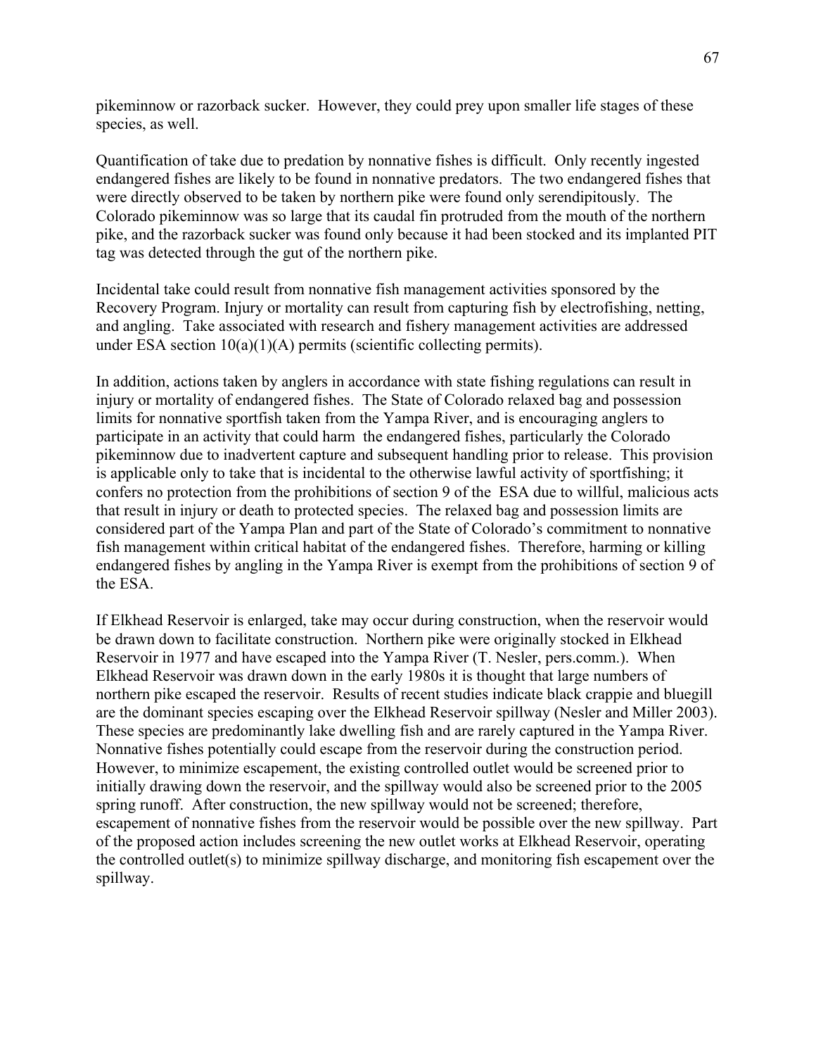pikeminnow or razorback sucker. However, they could prey upon smaller life stages of these species, as well.

Quantification of take due to predation by nonnative fishes is difficult. Only recently ingested endangered fishes are likely to be found in nonnative predators. The two endangered fishes that were directly observed to be taken by northern pike were found only serendipitously. The Colorado pikeminnow was so large that its caudal fin protruded from the mouth of the northern pike, and the razorback sucker was found only because it had been stocked and its implanted PIT tag was detected through the gut of the northern pike.

Incidental take could result from nonnative fish management activities sponsored by the Recovery Program. Injury or mortality can result from capturing fish by electrofishing, netting, and angling. Take associated with research and fishery management activities are addressed under ESA section 10(a)(1)(A) permits (scientific collecting permits).

In addition, actions taken by anglers in accordance with state fishing regulations can result in injury or mortality of endangered fishes. The State of Colorado relaxed bag and possession limits for nonnative sportfish taken from the Yampa River, and is encouraging anglers to participate in an activity that could harm the endangered fishes, particularly the Colorado pikeminnow due to inadvertent capture and subsequent handling prior to release. This provision is applicable only to take that is incidental to the otherwise lawful activity of sportfishing; it confers no protection from the prohibitions of section 9 of the ESA due to willful, malicious acts that result in injury or death to protected species. The relaxed bag and possession limits are considered part of the Yampa Plan and part of the State of Colorado's commitment to nonnative fish management within critical habitat of the endangered fishes. Therefore, harming or killing endangered fishes by angling in the Yampa River is exempt from the prohibitions of section 9 of the ESA.

If Elkhead Reservoir is enlarged, take may occur during construction, when the reservoir would be drawn down to facilitate construction. Northern pike were originally stocked in Elkhead Reservoir in 1977 and have escaped into the Yampa River (T. Nesler, pers.comm.). When Elkhead Reservoir was drawn down in the early 1980s it is thought that large numbers of northern pike escaped the reservoir. Results of recent studies indicate black crappie and bluegill are the dominant species escaping over the Elkhead Reservoir spillway (Nesler and Miller 2003). These species are predominantly lake dwelling fish and are rarely captured in the Yampa River. Nonnative fishes potentially could escape from the reservoir during the construction period. However, to minimize escapement, the existing controlled outlet would be screened prior to initially drawing down the reservoir, and the spillway would also be screened prior to the 2005 spring runoff. After construction, the new spillway would not be screened; therefore, escapement of nonnative fishes from the reservoir would be possible over the new spillway. Part of the proposed action includes screening the new outlet works at Elkhead Reservoir, operating the controlled outlet(s) to minimize spillway discharge, and monitoring fish escapement over the spillway.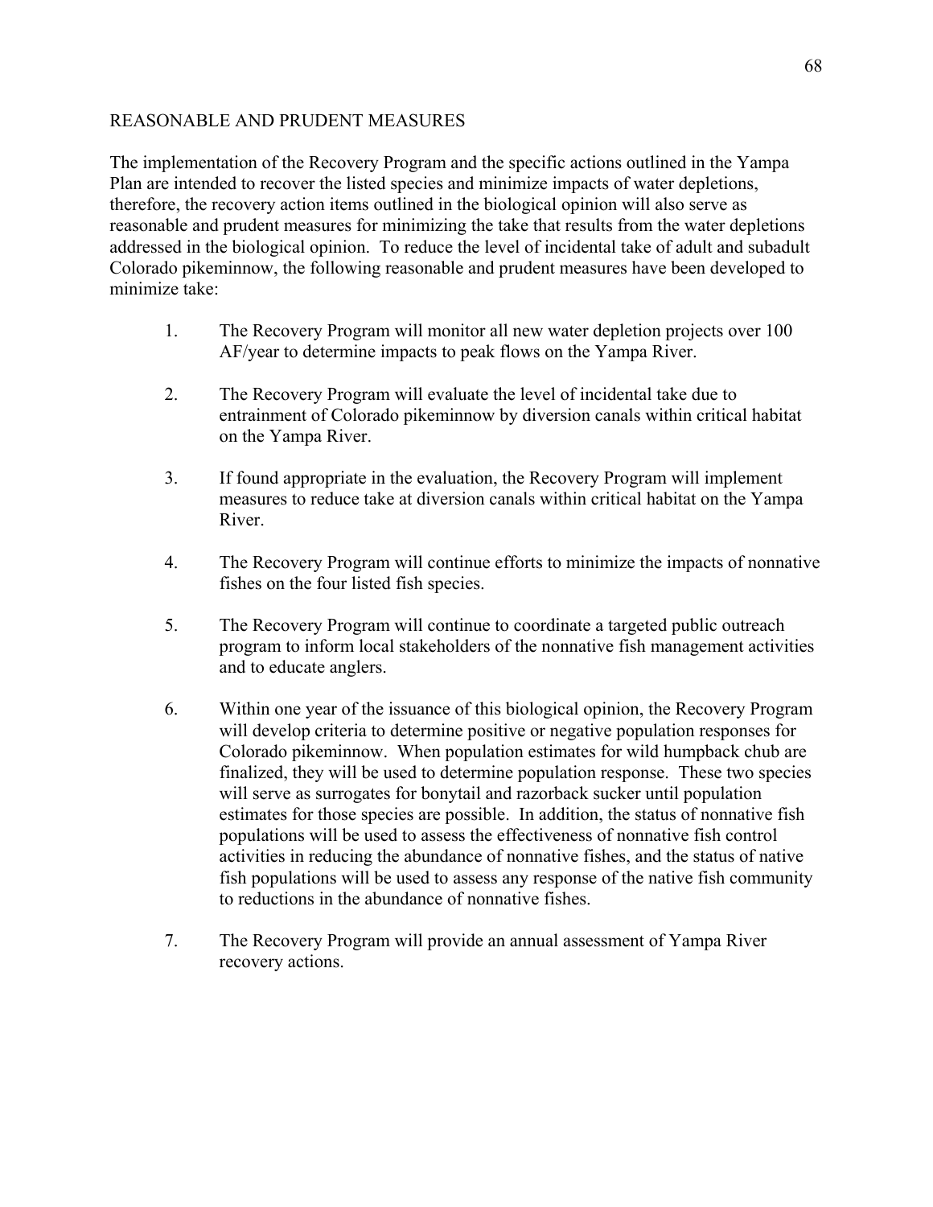## REASONABLE AND PRUDENT MEASURES

The implementation of the Recovery Program and the specific actions outlined in the Yampa Plan are intended to recover the listed species and minimize impacts of water depletions, therefore, the recovery action items outlined in the biological opinion will also serve as reasonable and prudent measures for minimizing the take that results from the water depletions addressed in the biological opinion. To reduce the level of incidental take of adult and subadult Colorado pikeminnow, the following reasonable and prudent measures have been developed to minimize take:

1. The Recovery Program will monitor all new water depletion projects over 100 AF/year to determine impacts to peak flows on the Yampa River.

2. The Recovery Program will evaluate the level of incidental take due to entrainment of Colorado pikeminnow by diversion canals within critical habitat on the Yampa River.

3. If found appropriate in the evaluation, the Recovery Program will implement measures to reduce take at diversion canals within critical habitat on the Yampa River.

4. The Recovery Program will continue efforts to minimize the impacts of nonnative fishes on the four listed fish species.

5. The Recovery Program will continue to coordinate a targeted public outreach program to inform local stakeholders of the nonnative fish management activities and to educate anglers.

6. Within one year of the issuance of this biological opinion, the Recovery Program will develop criteria to determine positive or negative population responses for Colorado pikeminnow. When population estimates for wild humpback chub are finalized, they will be used to determine population response. These two species will serve as surrogates for bonytail and razorback sucker until population estimates for those species are possible. In addition, the status of nonnative fish populations will be used to assess the effectiveness of nonnative fish control activities in reducing the abundance of nonnative fishes, and the status of native fish populations will be used to assess any response of the native fish community to reductions in the abundance of nonnative fishes.

7. The Recovery Program will provide an annual assessment of Yampa River recovery actions.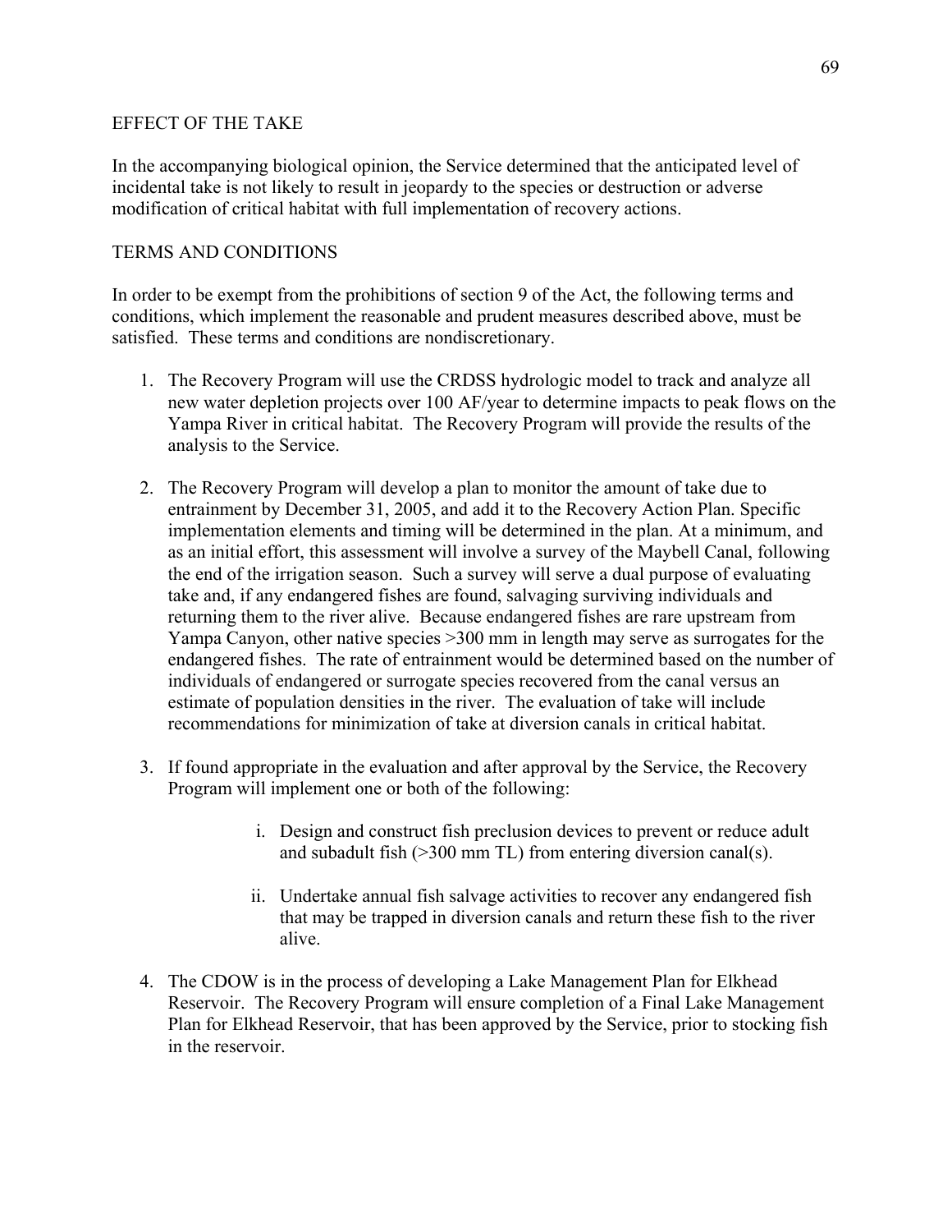## EFFECT OF THE TAKE

In the accompanying biological opinion, the Service determined that the anticipated level of incidental take is not likely to result in jeopardy to the species or destruction or adverse modification of critical habitat with full implementation of recovery actions.

## TERMS AND CONDITIONS

In order to be exempt from the prohibitions of section 9 of the Act, the following terms and conditions, which implement the reasonable and prudent measures described above, must be satisfied. These terms and conditions are nondiscretionary.

1. The Recovery Program will use the CRDSS hydrologic model to track and analyze all new water depletion projects over 100 AF/year to determine impacts to peak flows on the Yampa River in critical habitat. The Recovery Program will provide the results of the analysis to the Service.

2. The Recovery Program will develop a plan to monitor the amount of take due to entrainment by December 31, 2005, and add it to the Recovery Action Plan. Specific implementation elements and timing will be determined in the plan. At a minimum, and as an initial effort, this assessment will involve a survey of the Maybell Canal, following the end of the irrigation season. Such a survey will serve a dual purpose of evaluating take and, if any endangered fishes are found, salvaging surviving individuals and returning them to the river alive. Because endangered fishes are rare upstream from Yampa Canyon, other native species >300 mm in length may serve as surrogates for the endangered fishes. The rate of entrainment would be determined based on the number of individuals of endangered or surrogate species recovered from the canal versus an estimate of population densities in the river. The evaluation of take will include recommendations for minimization of take at diversion canals in critical habitat.

3. If found appropriate in the evaluation and after approval by the Service, the Recovery Program will implement one or both of the following:

   i. Design and construct fish preclusion devices to prevent or reduce adult and subadult fish (>300 mm TL) from entering diversion canal(s).

   ii. Undertake annual fish salvage activities to recover any endangered fish that may be trapped in diversion canals and return these fish to the river alive.

4. The CDOW is in the process of developing a Lake Management Plan for Elkhead Reservoir. The Recovery Program will ensure completion of a Final Lake Management Plan for Elkhead Reservoir, that has been approved by the Service, prior to stocking fish in the reservoir.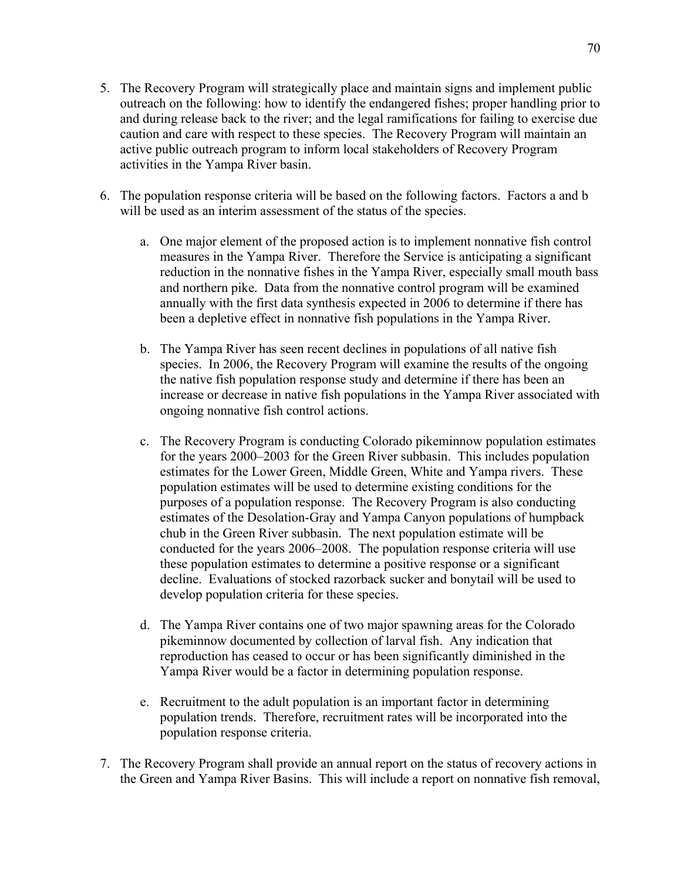5. The Recovery Program will strategically place and maintain signs and implement public outreach on the following: how to identify the endangered fishes; proper handling prior to and during release back to the river; and the legal ramifications for failing to exercise due caution and care with respect to these species. The Recovery Program will maintain an active public outreach program to inform local stakeholders of Recovery Program activities in the Yampa River basin.

6. The population response criteria will be based on the following factors. Factors a and b will be used as an interim assessment of the status of the species.

   a. One major element of the proposed action is to implement nonnative fish control measures in the Yampa River. Therefore the Service is anticipating a significant reduction in the nonnative fishes in the Yampa River, especially small mouth bass and northern pike. Data from the nonnative control program will be examined annually with the first data synthesis expected in 2006 to determine if there has been a depletive effect in nonnative fish populations in the Yampa River.

   b. The Yampa River has seen recent declines in populations of all native fish species. In 2006, the Recovery Program will examine the results of the ongoing the native fish population response study and determine if there has been an increase or decrease in native fish populations in the Yampa River associated with ongoing nonnative fish control actions.

   c. The Recovery Program is conducting Colorado pikeminnow population estimates for the years 2000–2003 for the Green River subbasin. This includes population estimates for the Lower Green, Middle Green, White and Yampa rivers. These population estimates will be used to determine existing conditions for the purposes of a population response. The Recovery Program is also conducting estimates of the Desolation-Gray and Yampa Canyon populations of humpback chub in the Green River subbasin. The next population estimate will be conducted for the years 2006–2008. The population response criteria will use these population estimates to determine a positive response or a significant decline. Evaluations of stocked razorback sucker and bonytail will be used to develop population criteria for these species.

   d. The Yampa River contains one of two major spawning areas for the Colorado pikeminnow documented by collection of larval fish. Any indication that reproduction has ceased to occur or has been significantly diminished in the Yampa River would be a factor in determining population response.

   e. Recruitment to the adult population is an important factor in determining population trends. Therefore, recruitment rates will be incorporated into the population response criteria.

7. The Recovery Program shall provide an annual report on the status of recovery actions in the Green and Yampa River Basins. This will include a report on nonnative fish removal,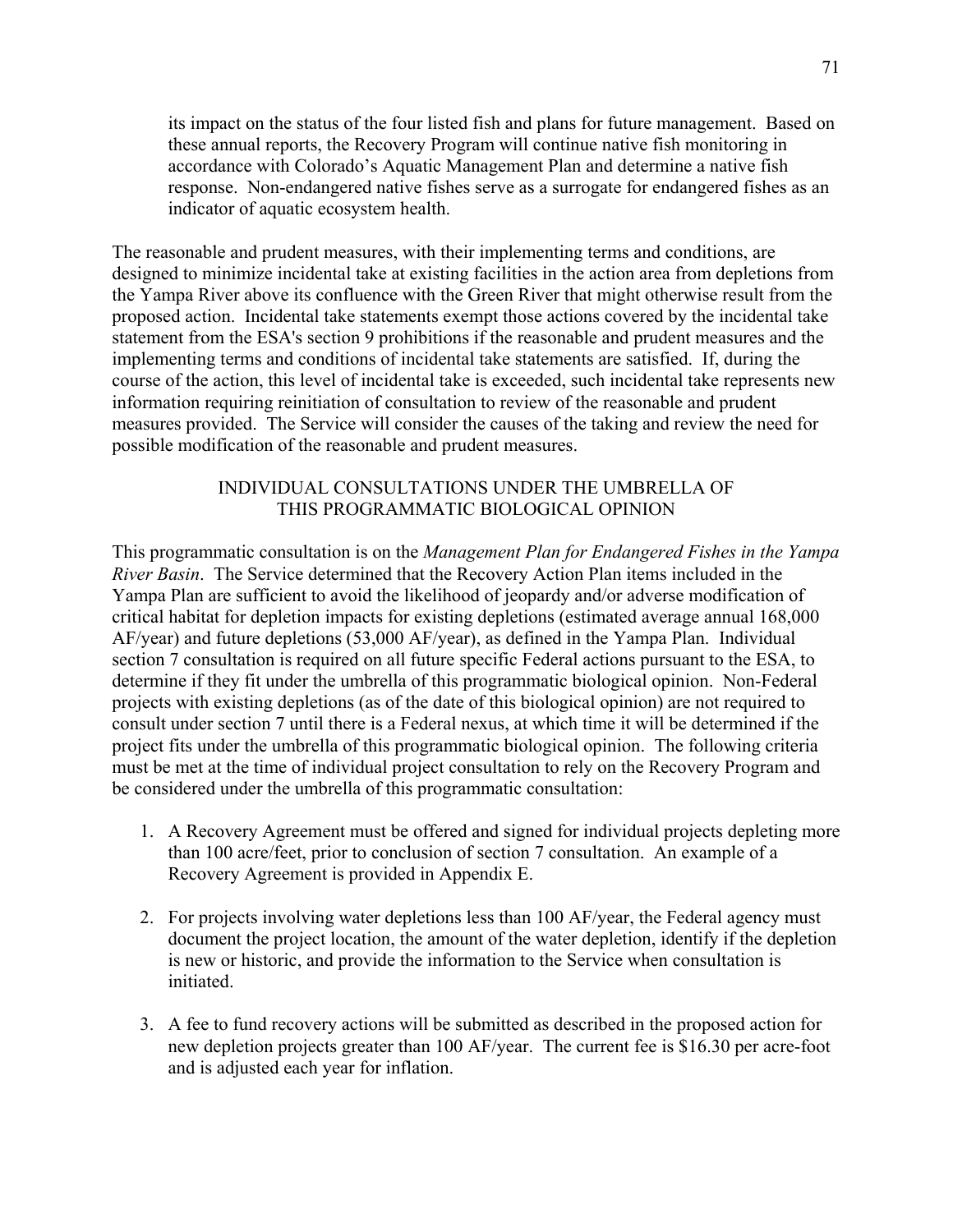its impact on the status of the four listed fish and plans for future management. Based on these annual reports, the Recovery Program will continue native fish monitoring in accordance with Colorado's Aquatic Management Plan and determine a native fish response. Non-endangered native fishes serve as a surrogate for endangered fishes as an indicator of aquatic ecosystem health.

The reasonable and prudent measures, with their implementing terms and conditions, are designed to minimize incidental take at existing facilities in the action area from depletions from the Yampa River above its confluence with the Green River that might otherwise result from the proposed action. Incidental take statements exempt those actions covered by the incidental take statement from the ESA's section 9 prohibitions if the reasonable and prudent measures and the implementing terms and conditions of incidental take statements are satisfied. If, during the course of the action, this level of incidental take is exceeded, such incidental take represents new information requiring reinitiation of consultation to review of the reasonable and prudent measures provided. The Service will consider the causes of the taking and review the need for possible modification of the reasonable and prudent measures.

## INDIVIDUAL CONSULTATIONS UNDER THE UMBRELLA OF THIS PROGRAMMATIC BIOLOGICAL OPINION

This programmatic consultation is on the *Management Plan for Endangered Fishes in the Yampa River Basin*. The Service determined that the Recovery Action Plan items included in the Yampa Plan are sufficient to avoid the likelihood of jeopardy and/or adverse modification of critical habitat for depletion impacts for existing depletions (estimated average annual 168,000 AF/year) and future depletions (53,000 AF/year), as defined in the Yampa Plan. Individual section 7 consultation is required on all future specific Federal actions pursuant to the ESA, to determine if they fit under the umbrella of this programmatic biological opinion. Non-Federal projects with existing depletions (as of the date of this biological opinion) are not required to consult under section 7 until there is a Federal nexus, at which time it will be determined if the project fits under the umbrella of this programmatic biological opinion. The following criteria must be met at the time of individual project consultation to rely on the Recovery Program and be considered under the umbrella of this programmatic consultation:

1. A Recovery Agreement must be offered and signed for individual projects depleting more than 100 acre/feet, prior to conclusion of section 7 consultation. An example of a Recovery Agreement is provided in Appendix E.

2. For projects involving water depletions less than 100 AF/year, the Federal agency must document the project location, the amount of the water depletion, identify if the depletion is new or historic, and provide the information to the Service when consultation is initiated.

3. A fee to fund recovery actions will be submitted as described in the proposed action for new depletion projects greater than 100 AF/year. The current fee is $16.30 per acre-foot and is adjusted each year for inflation.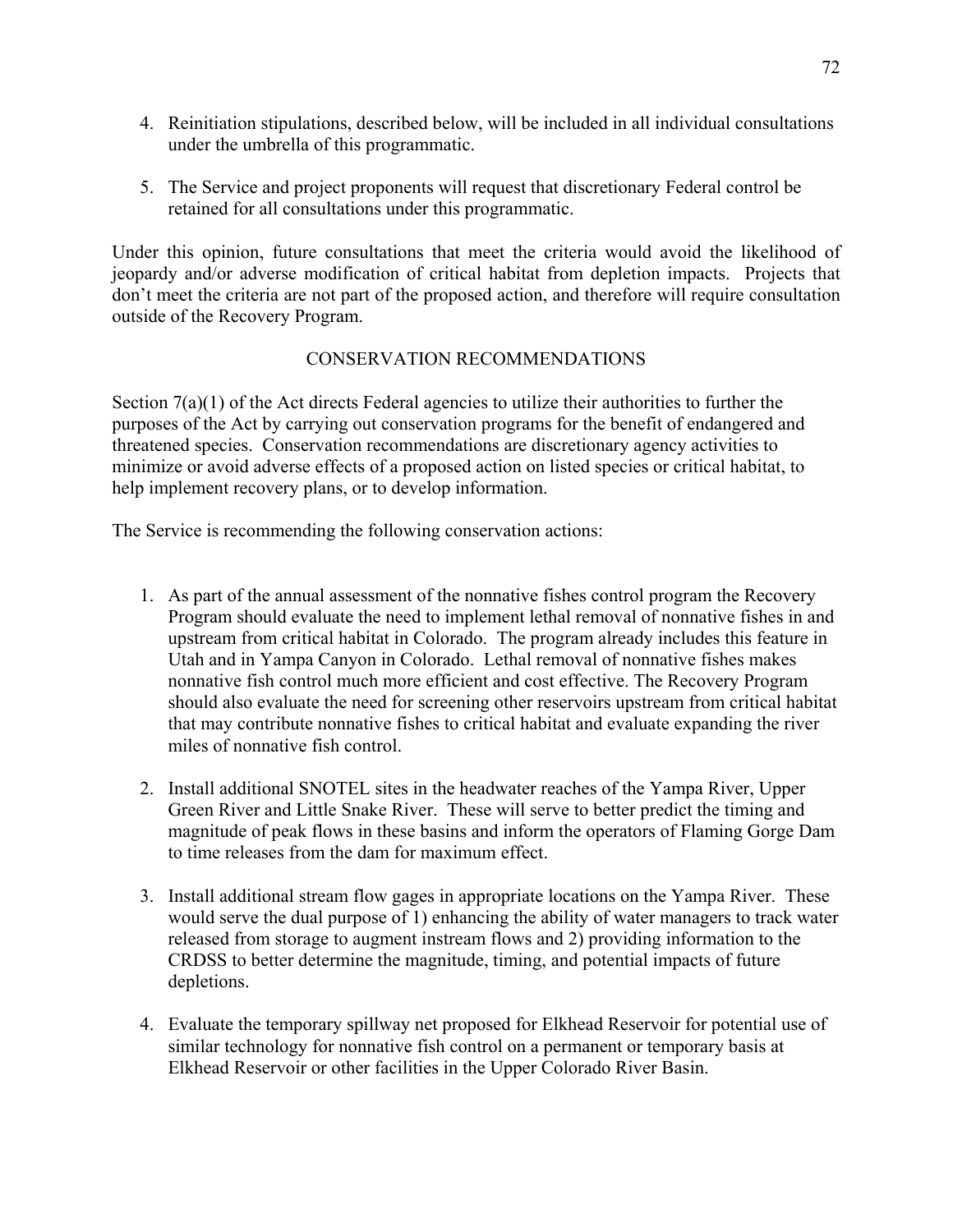4. Reinitiation stipulations, described below, will be included in all individual consultations under the umbrella of this programmatic.

5. The Service and project proponents will request that discretionary Federal control be retained for all consultations under this programmatic.

Under this opinion, future consultations that meet the criteria would avoid the likelihood of jeopardy and/or adverse modification of critical habitat from depletion impacts. Projects that don't meet the criteria are not part of the proposed action, and therefore will require consultation outside of the Recovery Program.

## CONSERVATION RECOMMENDATIONS

Section 7(a)(1) of the Act directs Federal agencies to utilize their authorities to further the purposes of the Act by carrying out conservation programs for the benefit of endangered and threatened species. Conservation recommendations are discretionary agency activities to minimize or avoid adverse effects of a proposed action on listed species or critical habitat, to help implement recovery plans, or to develop information.

The Service is recommending the following conservation actions:

1. As part of the annual assessment of the nonnative fishes control program the Recovery Program should evaluate the need to implement lethal removal of nonnative fishes in and upstream from critical habitat in Colorado. The program already includes this feature in Utah and in Yampa Canyon in Colorado. Lethal removal of nonnative fishes makes nonnative fish control much more efficient and cost effective. The Recovery Program should also evaluate the need for screening other reservoirs upstream from critical habitat that may contribute nonnative fishes to critical habitat and evaluate expanding the river miles of nonnative fish control.

2. Install additional SNOTEL sites in the headwater reaches of the Yampa River, Upper Green River and Little Snake River. These will serve to better predict the timing and magnitude of peak flows in these basins and inform the operators of Flaming Gorge Dam to time releases from the dam for maximum effect.

3. Install additional stream flow gages in appropriate locations on the Yampa River. These would serve the dual purpose of 1) enhancing the ability of water managers to track water released from storage to augment instream flows and 2) providing information to the CRDSS to better determine the magnitude, timing, and potential impacts of future depletions.

4. Evaluate the temporary spillway net proposed for Elkhead Reservoir for potential use of similar technology for nonnative fish control on a permanent or temporary basis at Elkhead Reservoir or other facilities in the Upper Colorado River Basin.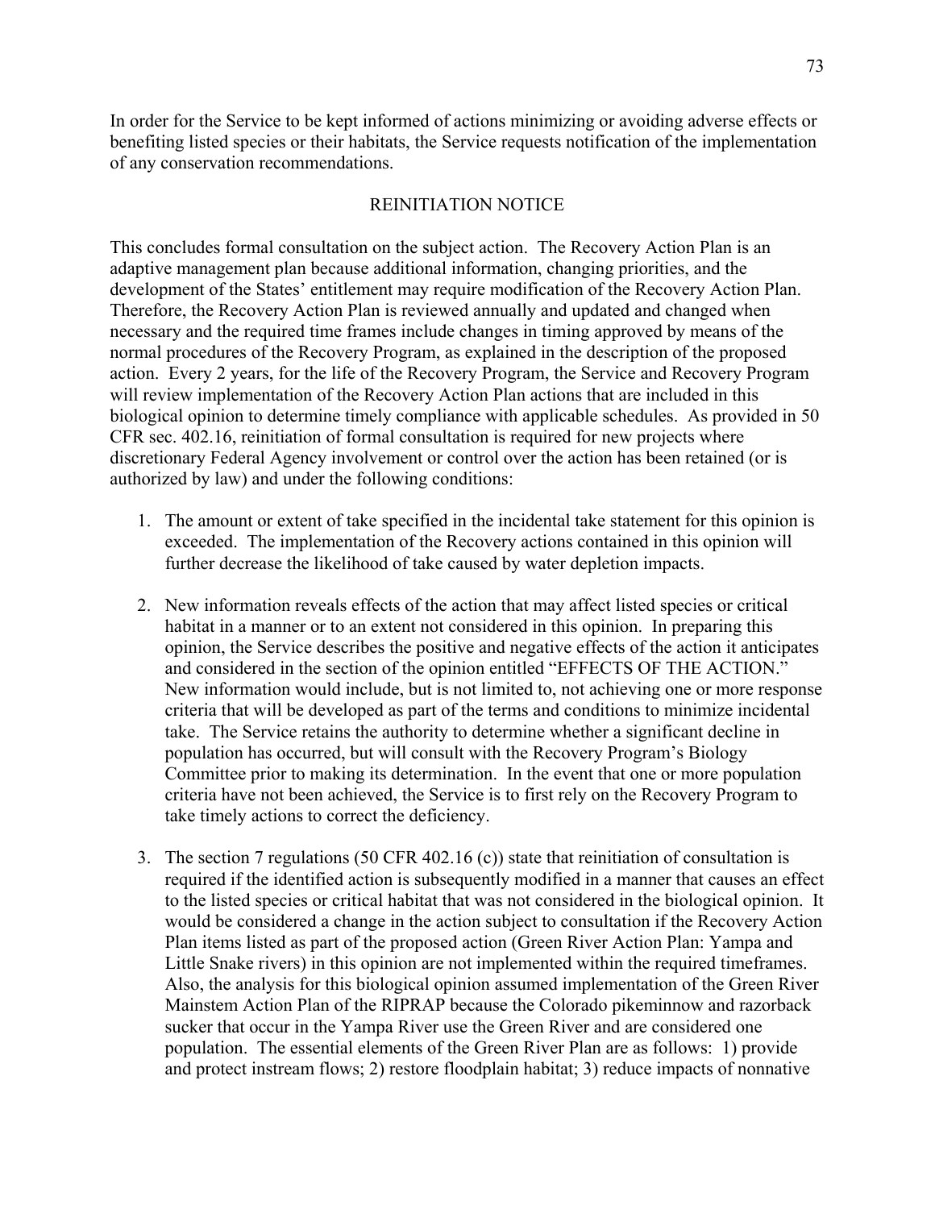In order for the Service to be kept informed of actions minimizing or avoiding adverse effects or benefiting listed species or their habitats, the Service requests notification of the implementation of any conservation recommendations.

## REINITIATION NOTICE

This concludes formal consultation on the subject action. The Recovery Action Plan is an adaptive management plan because additional information, changing priorities, and the development of the States' entitlement may require modification of the Recovery Action Plan. Therefore, the Recovery Action Plan is reviewed annually and updated and changed when necessary and the required time frames include changes in timing approved by means of the normal procedures of the Recovery Program, as explained in the description of the proposed action. Every 2 years, for the life of the Recovery Program, the Service and Recovery Program will review implementation of the Recovery Action Plan actions that are included in this biological opinion to determine timely compliance with applicable schedules. As provided in 50 CFR sec. 402.16, reinitiation of formal consultation is required for new projects where discretionary Federal Agency involvement or control over the action has been retained (or is authorized by law) and under the following conditions:

1. The amount or extent of take specified in the incidental take statement for this opinion is exceeded. The implementation of the Recovery actions contained in this opinion will further decrease the likelihood of take caused by water depletion impacts.

2. New information reveals effects of the action that may affect listed species or critical habitat in a manner or to an extent not considered in this opinion. In preparing this opinion, the Service describes the positive and negative effects of the action it anticipates and considered in the section of the opinion entitled "EFFECTS OF THE ACTION." New information would include, but is not limited to, not achieving one or more response criteria that will be developed as part of the terms and conditions to minimize incidental take. The Service retains the authority to determine whether a significant decline in population has occurred, but will consult with the Recovery Program's Biology Committee prior to making its determination. In the event that one or more population criteria have not been achieved, the Service is to first rely on the Recovery Program to take timely actions to correct the deficiency.

3. The section 7 regulations (50 CFR 402.16 (c)) state that reinitiation of consultation is required if the identified action is subsequently modified in a manner that causes an effect to the listed species or critical habitat that was not considered in the biological opinion. It would be considered a change in the action subject to consultation if the Recovery Action Plan items listed as part of the proposed action (Green River Action Plan: Yampa and Little Snake rivers) in this opinion are not implemented within the required timeframes. Also, the analysis for this biological opinion assumed implementation of the Green River Mainstem Action Plan of the RIPRAP because the Colorado pikeminnow and razorback sucker that occur in the Yampa River use the Green River and are considered one population. The essential elements of the Green River Plan are as follows: 1) provide and protect instream flows; 2) restore floodplain habitat; 3) reduce impacts of nonnative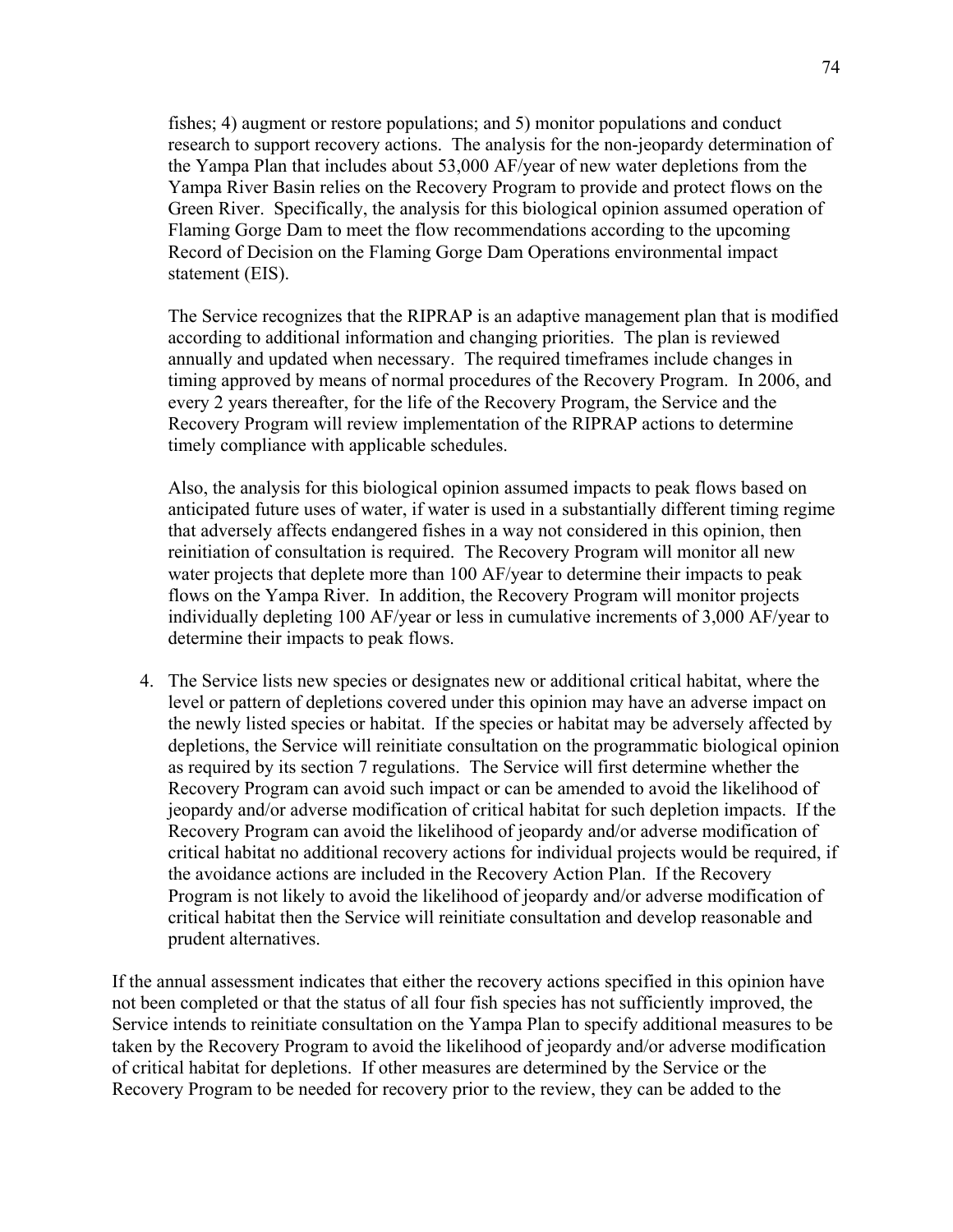fishes; 4) augment or restore populations; and 5) monitor populations and conduct research to support recovery actions. The analysis for the non-jeopardy determination of the Yampa Plan that includes about 53,000 AF/year of new water depletions from the Yampa River Basin relies on the Recovery Program to provide and protect flows on the Green River. Specifically, the analysis for this biological opinion assumed operation of Flaming Gorge Dam to meet the flow recommendations according to the upcoming Record of Decision on the Flaming Gorge Dam Operations environmental impact statement (EIS).

The Service recognizes that the RIPRAP is an adaptive management plan that is modified according to additional information and changing priorities. The plan is reviewed annually and updated when necessary. The required timeframes include changes in timing approved by means of normal procedures of the Recovery Program. In 2006, and every 2 years thereafter, for the life of the Recovery Program, the Service and the Recovery Program will review implementation of the RIPRAP actions to determine timely compliance with applicable schedules.

Also, the analysis for this biological opinion assumed impacts to peak flows based on anticipated future uses of water, if water is used in a substantially different timing regime that adversely affects endangered fishes in a way not considered in this opinion, then reinitiation of consultation is required. The Recovery Program will monitor all new water projects that deplete more than 100 AF/year to determine their impacts to peak flows on the Yampa River. In addition, the Recovery Program will monitor projects individually depleting 100 AF/year or less in cumulative increments of 3,000 AF/year to determine their impacts to peak flows.

4. The Service lists new species or designates new or additional critical habitat, where the level or pattern of depletions covered under this opinion may have an adverse impact on the newly listed species or habitat. If the species or habitat may be adversely affected by depletions, the Service will reinitiate consultation on the programmatic biological opinion as required by its section 7 regulations. The Service will first determine whether the Recovery Program can avoid such impact or can be amended to avoid the likelihood of jeopardy and/or adverse modification of critical habitat for such depletion impacts. If the Recovery Program can avoid the likelihood of jeopardy and/or adverse modification of critical habitat no additional recovery actions for individual projects would be required, if the avoidance actions are included in the Recovery Action Plan. If the Recovery Program is not likely to avoid the likelihood of jeopardy and/or adverse modification of critical habitat then the Service will reinitiate consultation and develop reasonable and prudent alternatives.

If the annual assessment indicates that either the recovery actions specified in this opinion have not been completed or that the status of all four fish species has not sufficiently improved, the Service intends to reinitiate consultation on the Yampa Plan to specify additional measures to be taken by the Recovery Program to avoid the likelihood of jeopardy and/or adverse modification of critical habitat for depletions. If other measures are determined by the Service or the Recovery Program to be needed for recovery prior to the review, they can be added to the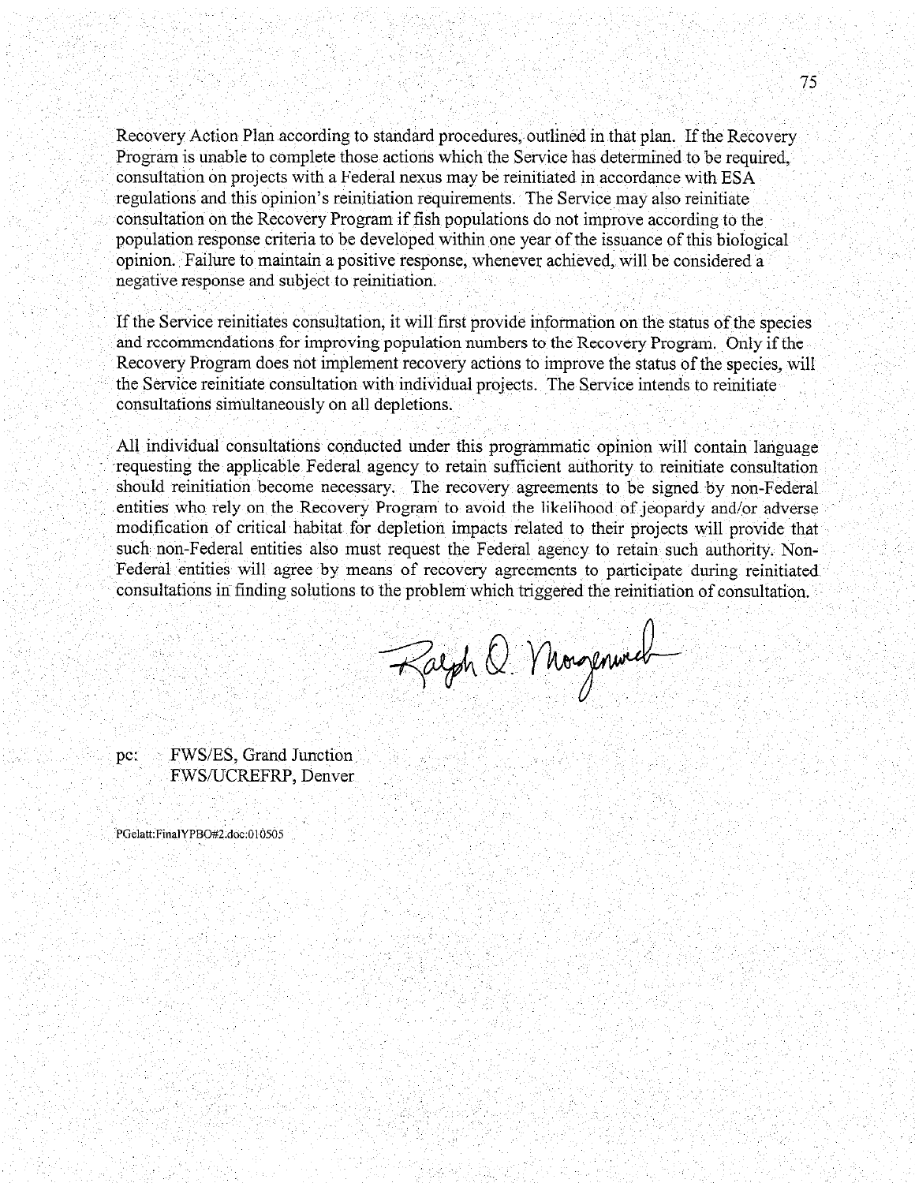Recovery Action Plan according to standard procedures, outlined in that plan. If the Recovery Program is unable to complete those actions which the Service has determined to be required, consultation on projects with a Federal nexus may be reinitiated in accordance with ESA regulations and this opinion's reinitiation requirements. The Service may also reinitiate consultation on the Recovery Program if fish populations do not improve according to the population response criteria to be developed within one year of the issuance of this biological opinion. Failure to maintain a positive response, whenever achieved, will be considered a negative response and subject to reinitiation.

If the Service reinitiates consultation, it will first provide information on the status of the species and recommendations for improving population numbers to the Recovery Program. Only if the Recovery Program does not implement recovery actions to improve the status of the species, will the Service reinitiate consultation with individual projects. The Service intends to reinitiate consultations simultaneously on all depletions.

All individual consultations conducted under this programmatic opinion will contain language requesting the applicable Federal agency to retain sufficient authority to reinitiate consultation should reinitiation become necessary. The recovery agreements to be signed by non-Federal entities who rely on the Recovery Program to avoid the likelihood of jeopardy and/or adverse modification of critical habitat for depletion impacts related to their projects will provide that such non-Federal entities also must request the Federal agency to retain such authority. Non-Federal entities will agree by means of recovery agreements to participate during reinitiated consultations in finding solutions to the problem which triggered the reinitiation of consultation.

Ralph O. Morgenweck

pc: FWS/ES, Grand Junction
FWS/UCREFRP, Denver

PGelatt:FinalYPBO#2.doc:010505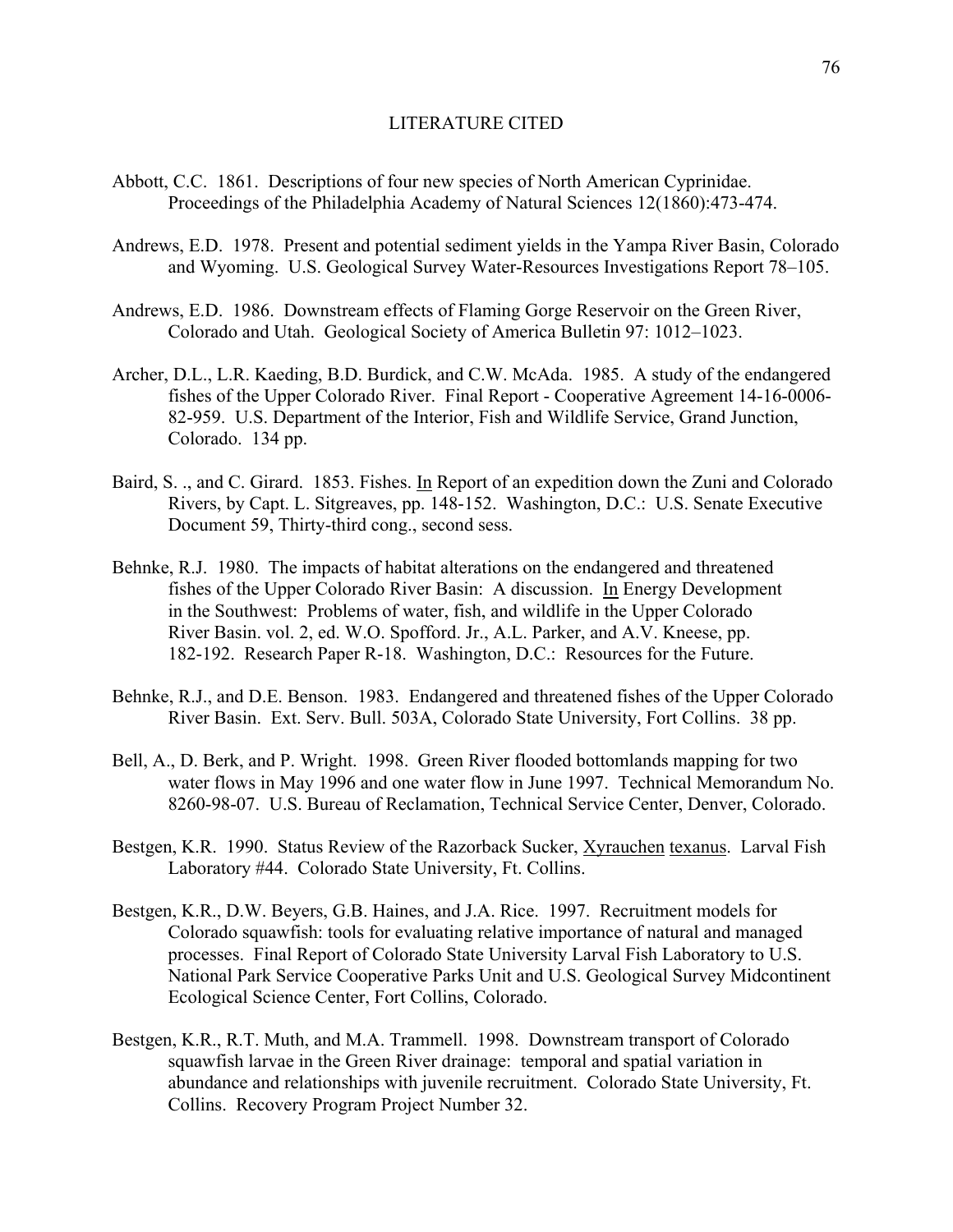# LITERATURE CITED

Abbott, C.C. 1861. Descriptions of four new species of North American Cyprinidae. Proceedings of the Philadelphia Academy of Natural Sciences 12(1860):473-474.

Andrews, E.D. 1978. Present and potential sediment yields in the Yampa River Basin, Colorado and Wyoming. U.S. Geological Survey Water-Resources Investigations Report 78–105.

Andrews, E.D. 1986. Downstream effects of Flaming Gorge Reservoir on the Green River, Colorado and Utah. Geological Society of America Bulletin 97: 1012–1023.

Archer, D.L., L.R. Kaeding, B.D. Burdick, and C.W. McAda. 1985. A study of the endangered fishes of the Upper Colorado River. Final Report - Cooperative Agreement 14-16-0006-82-959. U.S. Department of the Interior, Fish and Wildlife Service, Grand Junction, Colorado. 134 pp.

Baird, S. ., and C. Girard. 1853. Fishes. In Report of an expedition down the Zuni and Colorado Rivers, by Capt. L. Sitgreaves, pp. 148-152. Washington, D.C.: U.S. Senate Executive Document 59, Thirty-third cong., second sess.

Behnke, R.J. 1980. The impacts of habitat alterations on the endangered and threatened fishes of the Upper Colorado River Basin: A discussion. In Energy Development in the Southwest: Problems of water, fish, and wildlife in the Upper Colorado River Basin. vol. 2, ed. W.O. Spofford. Jr., A.L. Parker, and A.V. Kneese, pp. 182-192. Research Paper R-18. Washington, D.C.: Resources for the Future.

Behnke, R.J., and D.E. Benson. 1983. Endangered and threatened fishes of the Upper Colorado River Basin. Ext. Serv. Bull. 503A, Colorado State University, Fort Collins. 38 pp.

Bell, A., D. Berk, and P. Wright. 1998. Green River flooded bottomlands mapping for two water flows in May 1996 and one water flow in June 1997. Technical Memorandum No. 8260-98-07. U.S. Bureau of Reclamation, Technical Service Center, Denver, Colorado.

Bestgen, K.R. 1990. Status Review of the Razorback Sucker, *Xyrauchen texanus*. Larval Fish Laboratory #44. Colorado State University, Ft. Collins.

Bestgen, K.R., D.W. Beyers, G.B. Haines, and J.A. Rice. 1997. Recruitment models for Colorado squawfish: tools for evaluating relative importance of natural and managed processes. Final Report of Colorado State University Larval Fish Laboratory to U.S. National Park Service Cooperative Parks Unit and U.S. Geological Survey Midcontinent Ecological Science Center, Fort Collins, Colorado.

Bestgen, K.R., R.T. Muth, and M.A. Trammell. 1998. Downstream transport of Colorado squawfish larvae in the Green River drainage: temporal and spatial variation in abundance and relationships with juvenile recruitment. Colorado State University, Ft. Collins. Recovery Program Project Number 32.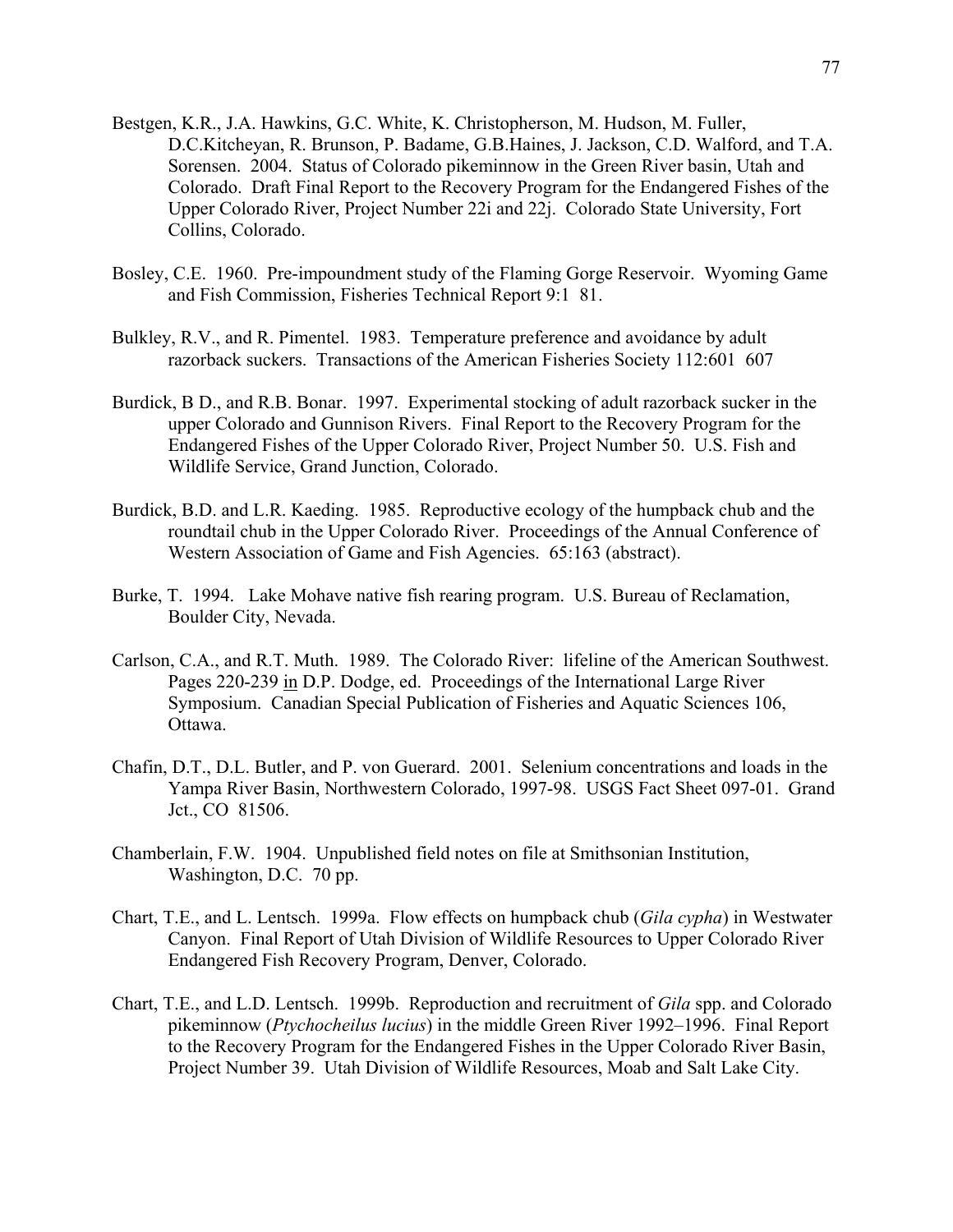Bestgen, K.R., J.A. Hawkins, G.C. White, K. Christopherson, M. Hudson, M. Fuller, D.C.Kitcheyan, R. Brunson, P. Badame, G.B.Haines, J. Jackson, C.D. Walford, and T.A. Sorensen. 2004. Status of Colorado pikeminnow in the Green River basin, Utah and Colorado. Draft Final Report to the Recovery Program for the Endangered Fishes of the Upper Colorado River, Project Number 22i and 22j. Colorado State University, Fort Collins, Colorado.

Bosley, C.E. 1960. Pre-impoundment study of the Flaming Gorge Reservoir. Wyoming Game and Fish Commission, Fisheries Technical Report 9:1 81.

Bulkley, R.V., and R. Pimentel. 1983. Temperature preference and avoidance by adult razorback suckers. Transactions of the American Fisheries Society 112:601 607

Burdick, B D., and R.B. Bonar. 1997. Experimental stocking of adult razorback sucker in the upper Colorado and Gunnison Rivers. Final Report to the Recovery Program for the Endangered Fishes of the Upper Colorado River, Project Number 50. U.S. Fish and Wildlife Service, Grand Junction, Colorado.

Burdick, B.D. and L.R. Kaeding. 1985. Reproductive ecology of the humpback chub and the roundtail chub in the Upper Colorado River. Proceedings of the Annual Conference of Western Association of Game and Fish Agencies. 65:163 (abstract).

Burke, T. 1994. Lake Mohave native fish rearing program. U.S. Bureau of Reclamation, Boulder City, Nevada.

Carlson, C.A., and R.T. Muth. 1989. The Colorado River: lifeline of the American Southwest. Pages 220-239 in D.P. Dodge, ed. Proceedings of the International Large River Symposium. Canadian Special Publication of Fisheries and Aquatic Sciences 106, Ottawa.

Chafin, D.T., D.L. Butler, and P. von Guerard. 2001. Selenium concentrations and loads in the Yampa River Basin, Northwestern Colorado, 1997-98. USGS Fact Sheet 097-01. Grand Jct., CO 81506.

Chamberlain, F.W. 1904. Unpublished field notes on file at Smithsonian Institution, Washington, D.C. 70 pp.

Chart, T.E., and L. Lentsch. 1999a. Flow effects on humpback chub (*Gila cypha*) in Westwater Canyon. Final Report of Utah Division of Wildlife Resources to Upper Colorado River Endangered Fish Recovery Program, Denver, Colorado.

Chart, T.E., and L.D. Lentsch. 1999b. Reproduction and recruitment of *Gila* spp. and Colorado pikeminnow (*Ptychocheilus lucius*) in the middle Green River 1992–1996. Final Report to the Recovery Program for the Endangered Fishes in the Upper Colorado River Basin, Project Number 39. Utah Division of Wildlife Resources, Moab and Salt Lake City.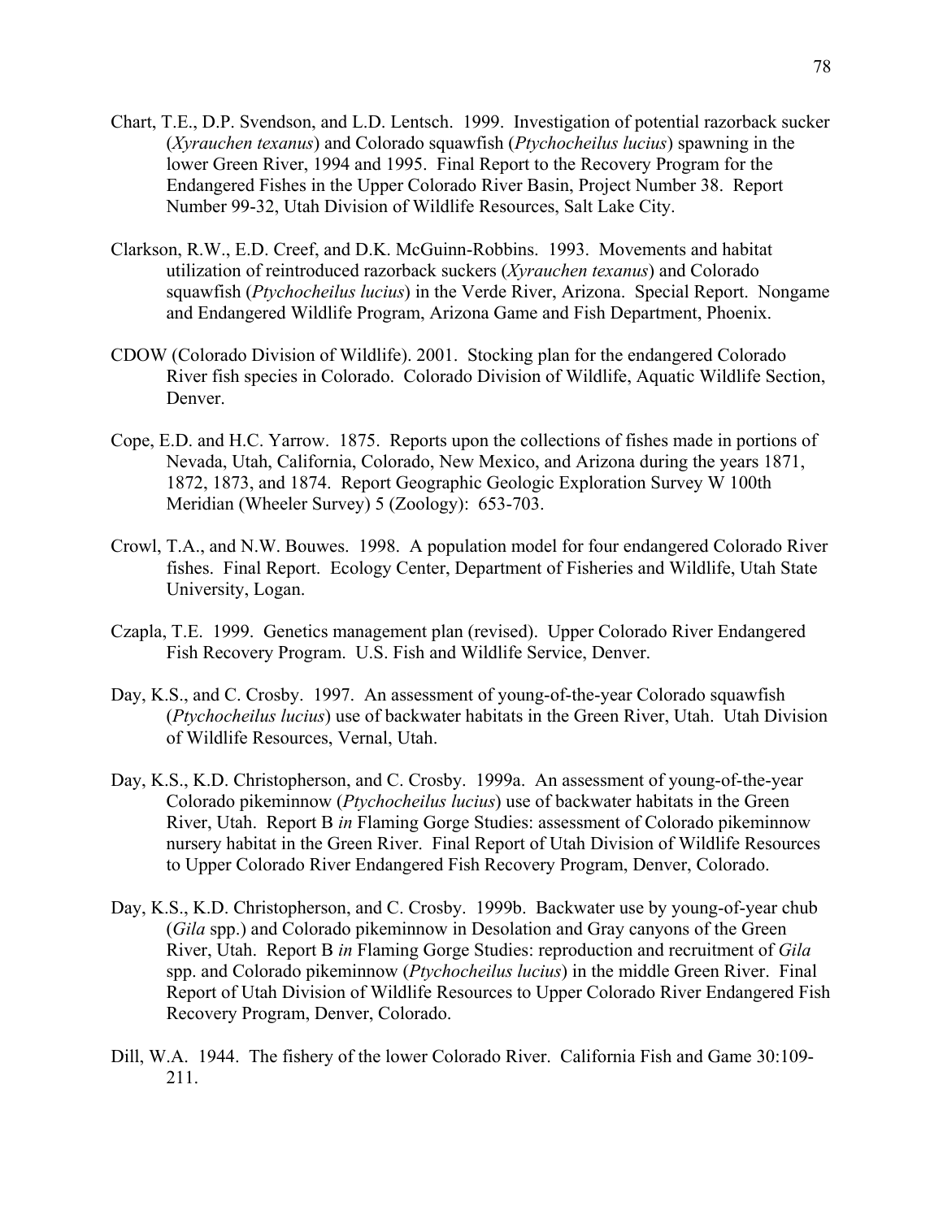Chart, T.E., D.P. Svendson, and L.D. Lentsch. 1999. Investigation of potential razorback sucker (*Xyrauchen texanus*) and Colorado squawfish (*Ptychocheilus lucius*) spawning in the lower Green River, 1994 and 1995. Final Report to the Recovery Program for the Endangered Fishes in the Upper Colorado River Basin, Project Number 38. Report Number 99-32, Utah Division of Wildlife Resources, Salt Lake City.

Clarkson, R.W., E.D. Creef, and D.K. McGuinn-Robbins. 1993. Movements and habitat utilization of reintroduced razorback suckers (*Xyrauchen texanus*) and Colorado squawfish (*Ptychocheilus lucius*) in the Verde River, Arizona. Special Report. Nongame and Endangered Wildlife Program, Arizona Game and Fish Department, Phoenix.

CDOW (Colorado Division of Wildlife). 2001. Stocking plan for the endangered Colorado River fish species in Colorado. Colorado Division of Wildlife, Aquatic Wildlife Section, Denver.

Cope, E.D. and H.C. Yarrow. 1875. Reports upon the collections of fishes made in portions of Nevada, Utah, California, Colorado, New Mexico, and Arizona during the years 1871, 1872, 1873, and 1874. Report Geographic Geologic Exploration Survey W 100th Meridian (Wheeler Survey) 5 (Zoology): 653-703.

Crowl, T.A., and N.W. Bouwes. 1998. A population model for four endangered Colorado River fishes. Final Report. Ecology Center, Department of Fisheries and Wildlife, Utah State University, Logan.

Czapla, T.E. 1999. Genetics management plan (revised). Upper Colorado River Endangered Fish Recovery Program. U.S. Fish and Wildlife Service, Denver.

Day, K.S., and C. Crosby. 1997. An assessment of young-of-the-year Colorado squawfish (*Ptychocheilus lucius*) use of backwater habitats in the Green River, Utah. Utah Division of Wildlife Resources, Vernal, Utah.

Day, K.S., K.D. Christopherson, and C. Crosby. 1999a. An assessment of young-of-the-year Colorado pikeminnow (*Ptychocheilus lucius*) use of backwater habitats in the Green River, Utah. Report B *in* Flaming Gorge Studies: assessment of Colorado pikeminnow nursery habitat in the Green River. Final Report of Utah Division of Wildlife Resources to Upper Colorado River Endangered Fish Recovery Program, Denver, Colorado.

Day, K.S., K.D. Christopherson, and C. Crosby. 1999b. Backwater use by young-of-year chub (*Gila* spp.) and Colorado pikeminnow in Desolation and Gray canyons of the Green River, Utah. Report B *in* Flaming Gorge Studies: reproduction and recruitment of *Gila* spp. and Colorado pikeminnow (*Ptychocheilus lucius*) in the middle Green River. Final Report of Utah Division of Wildlife Resources to Upper Colorado River Endangered Fish Recovery Program, Denver, Colorado.

Dill, W.A. 1944. The fishery of the lower Colorado River. California Fish and Game 30:109-211.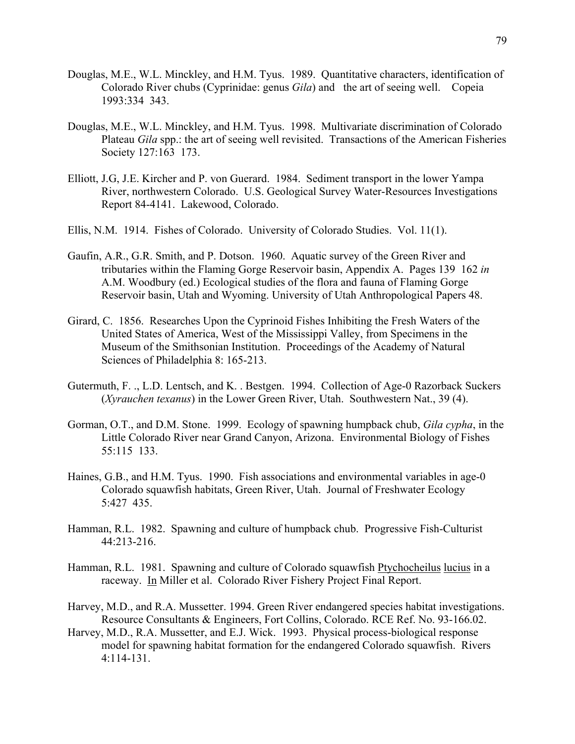Douglas, M.E., W.L. Minckley, and H.M. Tyus. 1989. Quantitative characters, identification of Colorado River chubs (Cyprinidae: genus *Gila*) and the art of seeing well. Copeia 1993:334 343.

Douglas, M.E., W.L. Minckley, and H.M. Tyus. 1998. Multivariate discrimination of Colorado Plateau *Gila* spp.: the art of seeing well revisited. Transactions of the American Fisheries Society 127:163 173.

Elliott, J.G, J.E. Kircher and P. von Guerard. 1984. Sediment transport in the lower Yampa River, northwestern Colorado. U.S. Geological Survey Water-Resources Investigations Report 84-4141. Lakewood, Colorado.

Ellis, N.M. 1914. Fishes of Colorado. University of Colorado Studies. Vol. 11(1).

Gaufin, A.R., G.R. Smith, and P. Dotson. 1960. Aquatic survey of the Green River and tributaries within the Flaming Gorge Reservoir basin, Appendix A. Pages 139 162 *in* A.M. Woodbury (ed.) Ecological studies of the flora and fauna of Flaming Gorge Reservoir basin, Utah and Wyoming. University of Utah Anthropological Papers 48.

Girard, C. 1856. Researches Upon the Cyprinoid Fishes Inhibiting the Fresh Waters of the United States of America, West of the Mississippi Valley, from Specimens in the Museum of the Smithsonian Institution. Proceedings of the Academy of Natural Sciences of Philadelphia 8: 165-213.

Gutermuth, F. ., L.D. Lentsch, and K. . Bestgen. 1994. Collection of Age-0 Razorback Suckers (*Xyrauchen texanus*) in the Lower Green River, Utah. Southwestern Nat., 39 (4).

Gorman, O.T., and D.M. Stone. 1999. Ecology of spawning humpback chub, *Gila cypha*, in the Little Colorado River near Grand Canyon, Arizona. Environmental Biology of Fishes 55:115 133.

Haines, G.B., and H.M. Tyus. 1990. Fish associations and environmental variables in age-0 Colorado squawfish habitats, Green River, Utah. Journal of Freshwater Ecology 5:427 435.

Hamman, R.L. 1982. Spawning and culture of humpback chub. Progressive Fish-Culturist 44:213-216.

Hamman, R.L. 1981. Spawning and culture of Colorado squawfish Ptychocheilus lucius in a raceway. In Miller et al. Colorado River Fishery Project Final Report.

Harvey, M.D., and R.A. Mussetter. 1994. Green River endangered species habitat investigations. Resource Consultants & Engineers, Fort Collins, Colorado. RCE Ref. No. 93-166.02.

Harvey, M.D., R.A. Mussetter, and E.J. Wick. 1993. Physical process-biological response model for spawning habitat formation for the endangered Colorado squawfish. Rivers 4:114-131.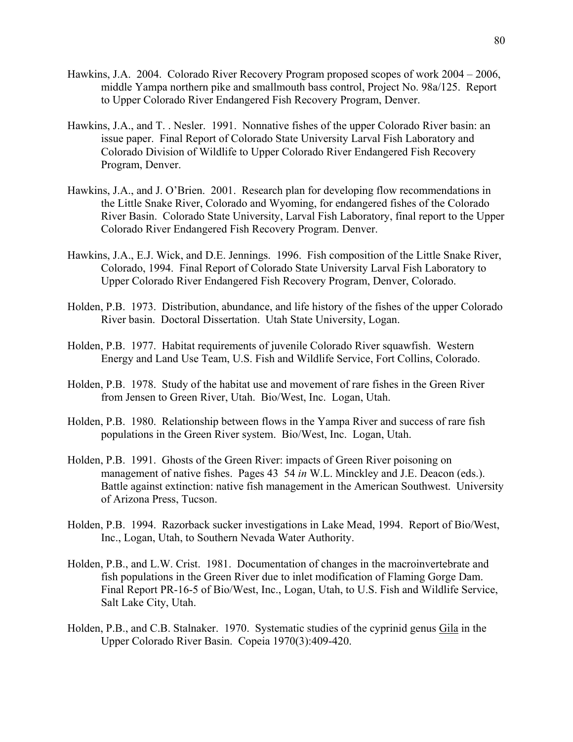Hawkins, J.A. 2004. Colorado River Recovery Program proposed scopes of work 2004 – 2006, middle Yampa northern pike and smallmouth bass control, Project No. 98a/125. Report to Upper Colorado River Endangered Fish Recovery Program, Denver.

Hawkins, J.A., and T. . Nesler. 1991. Nonnative fishes of the upper Colorado River basin: an issue paper. Final Report of Colorado State University Larval Fish Laboratory and Colorado Division of Wildlife to Upper Colorado River Endangered Fish Recovery Program, Denver.

Hawkins, J.A., and J. O'Brien. 2001. Research plan for developing flow recommendations in the Little Snake River, Colorado and Wyoming, for endangered fishes of the Colorado River Basin. Colorado State University, Larval Fish Laboratory, final report to the Upper Colorado River Endangered Fish Recovery Program. Denver.

Hawkins, J.A., E.J. Wick, and D.E. Jennings. 1996. Fish composition of the Little Snake River, Colorado, 1994. Final Report of Colorado State University Larval Fish Laboratory to Upper Colorado River Endangered Fish Recovery Program, Denver, Colorado.

Holden, P.B. 1973. Distribution, abundance, and life history of the fishes of the upper Colorado River basin. Doctoral Dissertation. Utah State University, Logan.

Holden, P.B. 1977. Habitat requirements of juvenile Colorado River squawfish. Western Energy and Land Use Team, U.S. Fish and Wildlife Service, Fort Collins, Colorado.

Holden, P.B. 1978. Study of the habitat use and movement of rare fishes in the Green River from Jensen to Green River, Utah. Bio/West, Inc. Logan, Utah.

Holden, P.B. 1980. Relationship between flows in the Yampa River and success of rare fish populations in the Green River system. Bio/West, Inc. Logan, Utah.

Holden, P.B. 1991. Ghosts of the Green River: impacts of Green River poisoning on management of native fishes. Pages 43 54 *in* W.L. Minckley and J.E. Deacon (eds.). Battle against extinction: native fish management in the American Southwest. University of Arizona Press, Tucson.

Holden, P.B. 1994. Razorback sucker investigations in Lake Mead, 1994. Report of Bio/West, Inc., Logan, Utah, to Southern Nevada Water Authority.

Holden, P.B., and L.W. Crist. 1981. Documentation of changes in the macroinvertebrate and fish populations in the Green River due to inlet modification of Flaming Gorge Dam. Final Report PR-16-5 of Bio/West, Inc., Logan, Utah, to U.S. Fish and Wildlife Service, Salt Lake City, Utah.

Holden, P.B., and C.B. Stalnaker. 1970. Systematic studies of the cyprinid genus Gila in the Upper Colorado River Basin. Copeia 1970(3):409-420.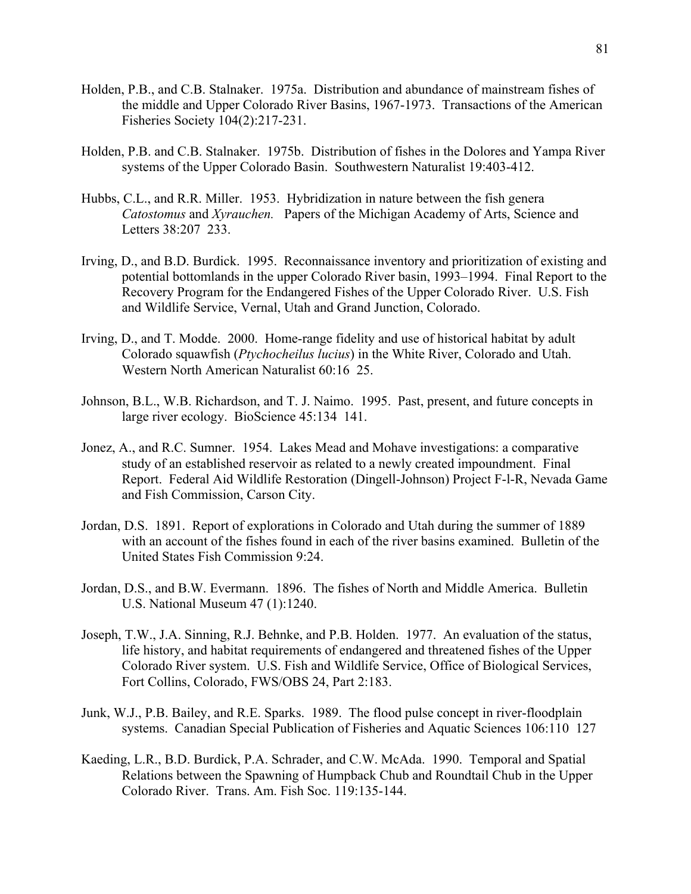Holden, P.B., and C.B. Stalnaker. 1975a. Distribution and abundance of mainstream fishes of the middle and Upper Colorado River Basins, 1967-1973. Transactions of the American Fisheries Society 104(2):217-231.

Holden, P.B. and C.B. Stalnaker. 1975b. Distribution of fishes in the Dolores and Yampa River systems of the Upper Colorado Basin. Southwestern Naturalist 19:403-412.

Hubbs, C.L., and R.R. Miller. 1953. Hybridization in nature between the fish genera *Catostomus* and *Xyrauchen.* Papers of the Michigan Academy of Arts, Science and Letters 38:207 233.

Irving, D., and B.D. Burdick. 1995. Reconnaissance inventory and prioritization of existing and potential bottomlands in the upper Colorado River basin, 1993–1994. Final Report to the Recovery Program for the Endangered Fishes of the Upper Colorado River. U.S. Fish and Wildlife Service, Vernal, Utah and Grand Junction, Colorado.

Irving, D., and T. Modde. 2000. Home-range fidelity and use of historical habitat by adult Colorado squawfish (*Ptychocheilus lucius*) in the White River, Colorado and Utah. Western North American Naturalist 60:16 25.

Johnson, B.L., W.B. Richardson, and T. J. Naimo. 1995. Past, present, and future concepts in large river ecology. BioScience 45:134 141.

Jonez, A., and R.C. Sumner. 1954. Lakes Mead and Mohave investigations: a comparative study of an established reservoir as related to a newly created impoundment. Final Report. Federal Aid Wildlife Restoration (Dingell-Johnson) Project F-l-R, Nevada Game and Fish Commission, Carson City.

Jordan, D.S. 1891. Report of explorations in Colorado and Utah during the summer of 1889 with an account of the fishes found in each of the river basins examined. Bulletin of the United States Fish Commission 9:24.

Jordan, D.S., and B.W. Evermann. 1896. The fishes of North and Middle America. Bulletin U.S. National Museum 47 (1):1240.

Joseph, T.W., J.A. Sinning, R.J. Behnke, and P.B. Holden. 1977. An evaluation of the status, life history, and habitat requirements of endangered and threatened fishes of the Upper Colorado River system. U.S. Fish and Wildlife Service, Office of Biological Services, Fort Collins, Colorado, FWS/OBS 24, Part 2:183.

Junk, W.J., P.B. Bailey, and R.E. Sparks. 1989. The flood pulse concept in river-floodplain systems. Canadian Special Publication of Fisheries and Aquatic Sciences 106:110 127

Kaeding, L.R., B.D. Burdick, P.A. Schrader, and C.W. McAda. 1990. Temporal and Spatial Relations between the Spawning of Humpback Chub and Roundtail Chub in the Upper Colorado River. Trans. Am. Fish Soc. 119:135-144.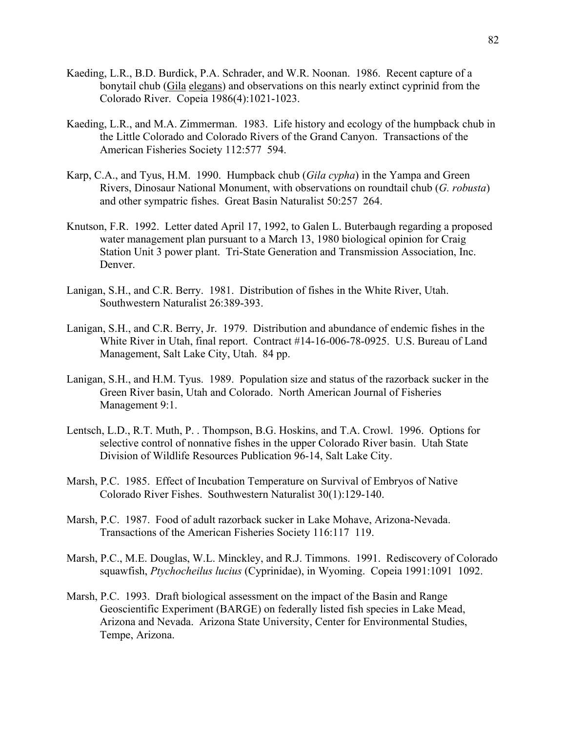Kaeding, L.R., B.D. Burdick, P.A. Schrader, and W.R. Noonan. 1986. Recent capture of a bonytail chub (Gila elegans) and observations on this nearly extinct cyprinid from the Colorado River. Copeia 1986(4):1021-1023.

Kaeding, L.R., and M.A. Zimmerman. 1983. Life history and ecology of the humpback chub in the Little Colorado and Colorado Rivers of the Grand Canyon. Transactions of the American Fisheries Society 112:577 594.

Karp, C.A., and Tyus, H.M. 1990. Humpback chub (*Gila cypha*) in the Yampa and Green Rivers, Dinosaur National Monument, with observations on roundtail chub (*G. robusta*) and other sympatric fishes. Great Basin Naturalist 50:257 264.

Knutson, F.R. 1992. Letter dated April 17, 1992, to Galen L. Buterbaugh regarding a proposed water management plan pursuant to a March 13, 1980 biological opinion for Craig Station Unit 3 power plant. Tri-State Generation and Transmission Association, Inc. Denver.

Lanigan, S.H., and C.R. Berry. 1981. Distribution of fishes in the White River, Utah. Southwestern Naturalist 26:389-393.

Lanigan, S.H., and C.R. Berry, Jr. 1979. Distribution and abundance of endemic fishes in the White River in Utah, final report. Contract #14-16-006-78-0925. U.S. Bureau of Land Management, Salt Lake City, Utah. 84 pp.

Lanigan, S.H., and H.M. Tyus. 1989. Population size and status of the razorback sucker in the Green River basin, Utah and Colorado. North American Journal of Fisheries Management 9:1.

Lentsch, L.D., R.T. Muth, P. . Thompson, B.G. Hoskins, and T.A. Crowl. 1996. Options for selective control of nonnative fishes in the upper Colorado River basin. Utah State Division of Wildlife Resources Publication 96-14, Salt Lake City.

Marsh, P.C. 1985. Effect of Incubation Temperature on Survival of Embryos of Native Colorado River Fishes. Southwestern Naturalist 30(1):129-140.

Marsh, P.C. 1987. Food of adult razorback sucker in Lake Mohave, Arizona-Nevada. Transactions of the American Fisheries Society 116:117 119.

Marsh, P.C., M.E. Douglas, W.L. Minckley, and R.J. Timmons. 1991. Rediscovery of Colorado squawfish, *Ptychocheilus lucius* (Cyprinidae), in Wyoming. Copeia 1991:1091 1092.

Marsh, P.C. 1993. Draft biological assessment on the impact of the Basin and Range Geoscientific Experiment (BARGE) on federally listed fish species in Lake Mead, Arizona and Nevada. Arizona State University, Center for Environmental Studies, Tempe, Arizona.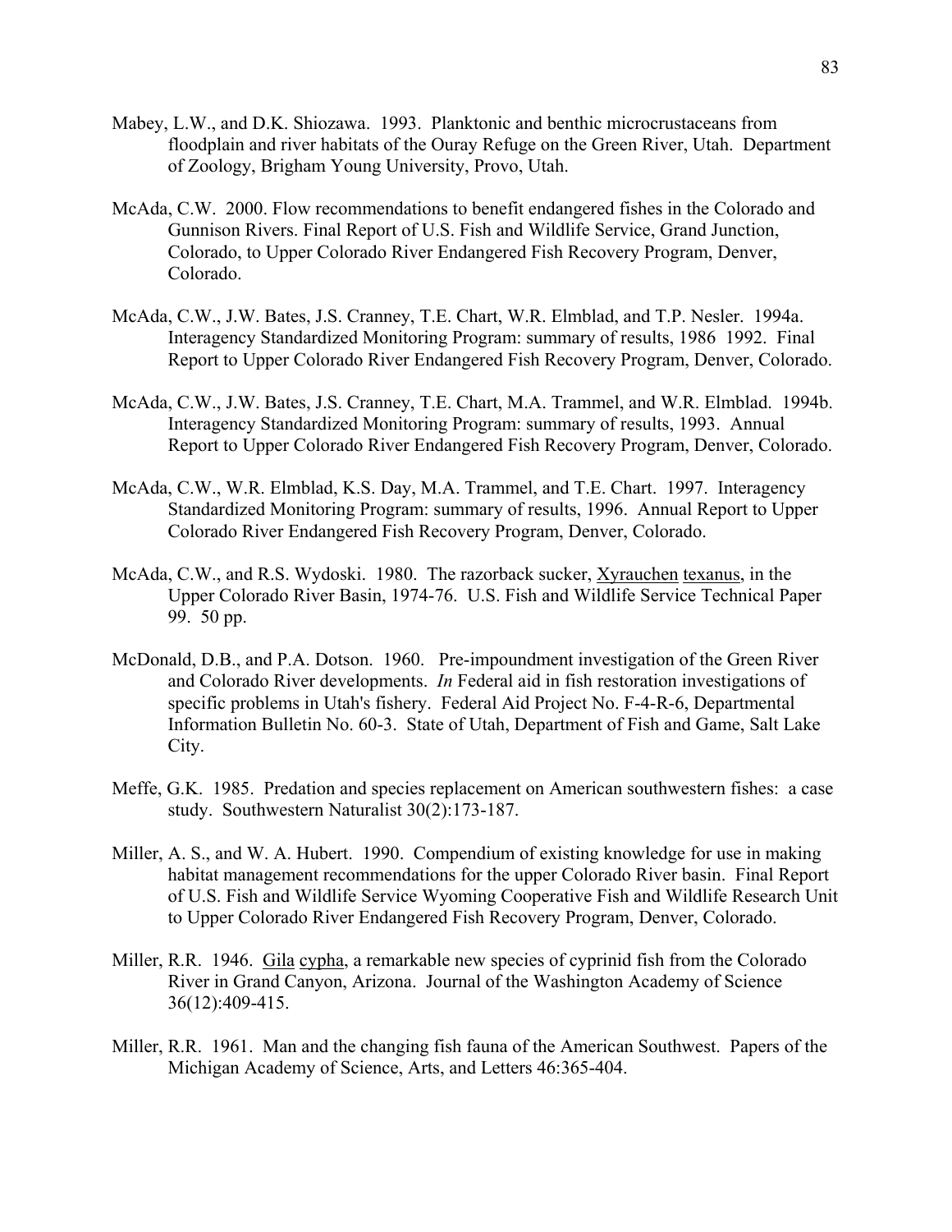Mabey, L.W., and D.K. Shiozawa. 1993. Planktonic and benthic microcrustaceans from floodplain and river habitats of the Ouray Refuge on the Green River, Utah. Department of Zoology, Brigham Young University, Provo, Utah.

McAda, C.W. 2000. Flow recommendations to benefit endangered fishes in the Colorado and Gunnison Rivers. Final Report of U.S. Fish and Wildlife Service, Grand Junction, Colorado, to Upper Colorado River Endangered Fish Recovery Program, Denver, Colorado.

McAda, C.W., J.W. Bates, J.S. Cranney, T.E. Chart, W.R. Elmblad, and T.P. Nesler. 1994a. Interagency Standardized Monitoring Program: summary of results, 1986 1992. Final Report to Upper Colorado River Endangered Fish Recovery Program, Denver, Colorado.

McAda, C.W., J.W. Bates, J.S. Cranney, T.E. Chart, M.A. Trammel, and W.R. Elmblad. 1994b. Interagency Standardized Monitoring Program: summary of results, 1993. Annual Report to Upper Colorado River Endangered Fish Recovery Program, Denver, Colorado.

McAda, C.W., W.R. Elmblad, K.S. Day, M.A. Trammel, and T.E. Chart. 1997. Interagency Standardized Monitoring Program: summary of results, 1996. Annual Report to Upper Colorado River Endangered Fish Recovery Program, Denver, Colorado.

McAda, C.W., and R.S. Wydoski. 1980. The razorback sucker, Xyrauchen texanus, in the Upper Colorado River Basin, 1974-76. U.S. Fish and Wildlife Service Technical Paper 99. 50 pp.

McDonald, D.B., and P.A. Dotson. 1960. Pre-impoundment investigation of the Green River and Colorado River developments. *In* Federal aid in fish restoration investigations of specific problems in Utah's fishery. Federal Aid Project No. F-4-R-6, Departmental Information Bulletin No. 60-3. State of Utah, Department of Fish and Game, Salt Lake City.

Meffe, G.K. 1985. Predation and species replacement on American southwestern fishes: a case study. Southwestern Naturalist 30(2):173-187.

Miller, A. S., and W. A. Hubert. 1990. Compendium of existing knowledge for use in making habitat management recommendations for the upper Colorado River basin. Final Report of U.S. Fish and Wildlife Service Wyoming Cooperative Fish and Wildlife Research Unit to Upper Colorado River Endangered Fish Recovery Program, Denver, Colorado.

Miller, R.R. 1946. Gila cypha, a remarkable new species of cyprinid fish from the Colorado River in Grand Canyon, Arizona. Journal of the Washington Academy of Science 36(12):409-415.

Miller, R.R. 1961. Man and the changing fish fauna of the American Southwest. Papers of the Michigan Academy of Science, Arts, and Letters 46:365-404.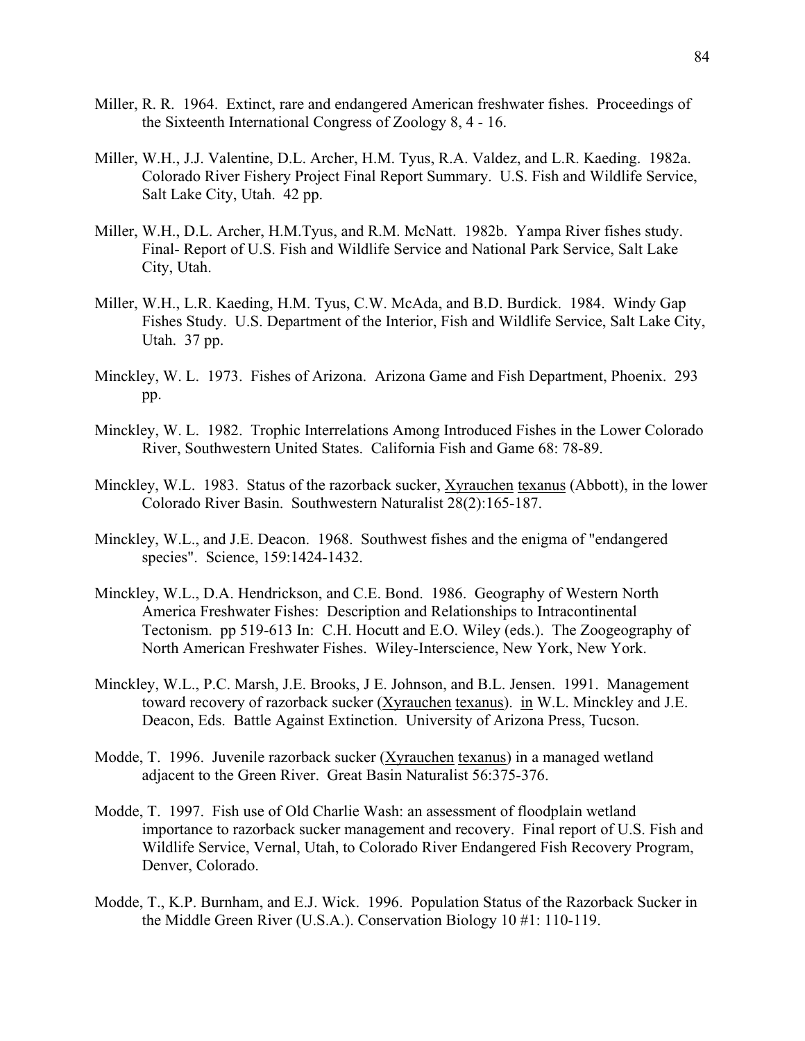Miller, R. R. 1964. Extinct, rare and endangered American freshwater fishes. Proceedings of the Sixteenth International Congress of Zoology 8, 4 - 16.

Miller, W.H., J.J. Valentine, D.L. Archer, H.M. Tyus, R.A. Valdez, and L.R. Kaeding. 1982a. Colorado River Fishery Project Final Report Summary. U.S. Fish and Wildlife Service, Salt Lake City, Utah. 42 pp.

Miller, W.H., D.L. Archer, H.M.Tyus, and R.M. McNatt. 1982b. Yampa River fishes study. Final- Report of U.S. Fish and Wildlife Service and National Park Service, Salt Lake City, Utah.

Miller, W.H., L.R. Kaeding, H.M. Tyus, C.W. McAda, and B.D. Burdick. 1984. Windy Gap Fishes Study. U.S. Department of the Interior, Fish and Wildlife Service, Salt Lake City, Utah. 37 pp.

Minckley, W. L. 1973. Fishes of Arizona. Arizona Game and Fish Department, Phoenix. 293 pp.

Minckley, W. L. 1982. Trophic Interrelations Among Introduced Fishes in the Lower Colorado River, Southwestern United States. California Fish and Game 68: 78-89.

Minckley, W.L. 1983. Status of the razorback sucker, Xyrauchen texanus (Abbott), in the lower Colorado River Basin. Southwestern Naturalist 28(2):165-187.

Minckley, W.L., and J.E. Deacon. 1968. Southwest fishes and the enigma of "endangered species". Science, 159:1424-1432.

Minckley, W.L., D.A. Hendrickson, and C.E. Bond. 1986. Geography of Western North America Freshwater Fishes: Description and Relationships to Intracontinental Tectonism. pp 519-613 In: C.H. Hocutt and E.O. Wiley (eds.). The Zoogeography of North American Freshwater Fishes. Wiley-Interscience, New York, New York.

Minckley, W.L., P.C. Marsh, J.E. Brooks, J E. Johnson, and B.L. Jensen. 1991. Management toward recovery of razorback sucker (Xyrauchen texanus). in W.L. Minckley and J.E. Deacon, Eds. Battle Against Extinction. University of Arizona Press, Tucson.

Modde, T. 1996. Juvenile razorback sucker (Xyrauchen texanus) in a managed wetland adjacent to the Green River. Great Basin Naturalist 56:375-376.

Modde, T. 1997. Fish use of Old Charlie Wash: an assessment of floodplain wetland importance to razorback sucker management and recovery. Final report of U.S. Fish and Wildlife Service, Vernal, Utah, to Colorado River Endangered Fish Recovery Program, Denver, Colorado.

Modde, T., K.P. Burnham, and E.J. Wick. 1996. Population Status of the Razorback Sucker in the Middle Green River (U.S.A.). Conservation Biology 10 #1: 110-119.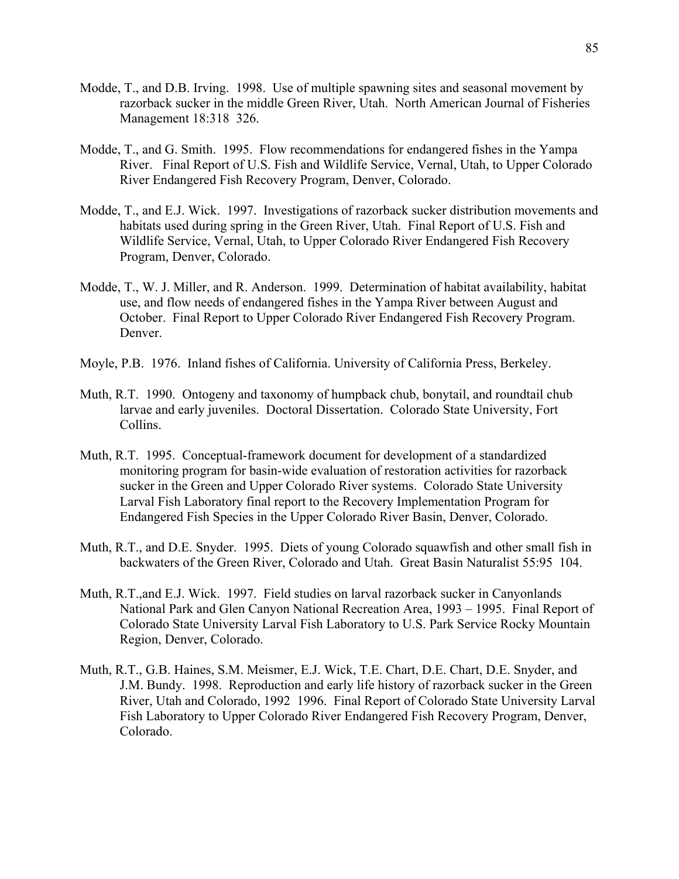Modde, T., and D.B. Irving. 1998. Use of multiple spawning sites and seasonal movement by razorback sucker in the middle Green River, Utah. North American Journal of Fisheries Management 18:318 326.

Modde, T., and G. Smith. 1995. Flow recommendations for endangered fishes in the Yampa River. Final Report of U.S. Fish and Wildlife Service, Vernal, Utah, to Upper Colorado River Endangered Fish Recovery Program, Denver, Colorado.

Modde, T., and E.J. Wick. 1997. Investigations of razorback sucker distribution movements and habitats used during spring in the Green River, Utah. Final Report of U.S. Fish and Wildlife Service, Vernal, Utah, to Upper Colorado River Endangered Fish Recovery Program, Denver, Colorado.

Modde, T., W. J. Miller, and R. Anderson. 1999. Determination of habitat availability, habitat use, and flow needs of endangered fishes in the Yampa River between August and October. Final Report to Upper Colorado River Endangered Fish Recovery Program. Denver.

Moyle, P.B. 1976. Inland fishes of California. University of California Press, Berkeley.

Muth, R.T. 1990. Ontogeny and taxonomy of humpback chub, bonytail, and roundtail chub larvae and early juveniles. Doctoral Dissertation. Colorado State University, Fort Collins.

Muth, R.T. 1995. Conceptual-framework document for development of a standardized monitoring program for basin-wide evaluation of restoration activities for razorback sucker in the Green and Upper Colorado River systems. Colorado State University Larval Fish Laboratory final report to the Recovery Implementation Program for Endangered Fish Species in the Upper Colorado River Basin, Denver, Colorado.

Muth, R.T., and D.E. Snyder. 1995. Diets of young Colorado squawfish and other small fish in backwaters of the Green River, Colorado and Utah. Great Basin Naturalist 55:95 104.

Muth, R.T.,and E.J. Wick. 1997. Field studies on larval razorback sucker in Canyonlands National Park and Glen Canyon National Recreation Area, 1993 – 1995. Final Report of Colorado State University Larval Fish Laboratory to U.S. Park Service Rocky Mountain Region, Denver, Colorado.

Muth, R.T., G.B. Haines, S.M. Meismer, E.J. Wick, T.E. Chart, D.E. Chart, D.E. Snyder, and J.M. Bundy. 1998. Reproduction and early life history of razorback sucker in the Green River, Utah and Colorado, 1992 1996. Final Report of Colorado State University Larval Fish Laboratory to Upper Colorado River Endangered Fish Recovery Program, Denver, Colorado.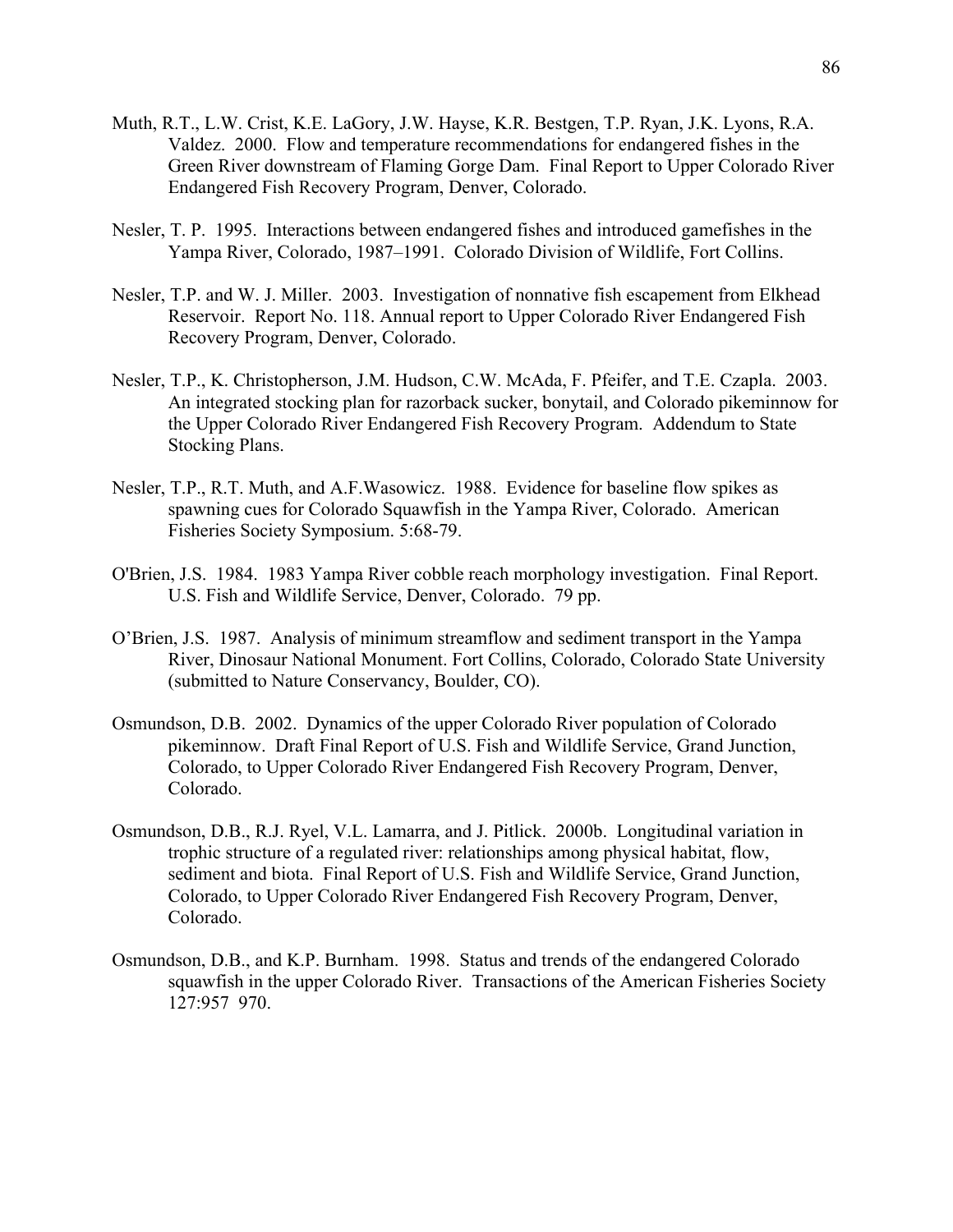Muth, R.T., L.W. Crist, K.E. LaGory, J.W. Hayse, K.R. Bestgen, T.P. Ryan, J.K. Lyons, R.A. Valdez. 2000. Flow and temperature recommendations for endangered fishes in the Green River downstream of Flaming Gorge Dam. Final Report to Upper Colorado River Endangered Fish Recovery Program, Denver, Colorado.

Nesler, T. P. 1995. Interactions between endangered fishes and introduced gamefishes in the Yampa River, Colorado, 1987–1991. Colorado Division of Wildlife, Fort Collins.

Nesler, T.P. and W. J. Miller. 2003. Investigation of nonnative fish escapement from Elkhead Reservoir. Report No. 118. Annual report to Upper Colorado River Endangered Fish Recovery Program, Denver, Colorado.

Nesler, T.P., K. Christopherson, J.M. Hudson, C.W. McAda, F. Pfeifer, and T.E. Czapla. 2003. An integrated stocking plan for razorback sucker, bonytail, and Colorado pikeminnow for the Upper Colorado River Endangered Fish Recovery Program. Addendum to State Stocking Plans.

Nesler, T.P., R.T. Muth, and A.F.Wasowicz. 1988. Evidence for baseline flow spikes as spawning cues for Colorado Squawfish in the Yampa River, Colorado. American Fisheries Society Symposium. 5:68-79.

O'Brien, J.S. 1984. 1983 Yampa River cobble reach morphology investigation. Final Report. U.S. Fish and Wildlife Service, Denver, Colorado. 79 pp.

O'Brien, J.S. 1987. Analysis of minimum streamflow and sediment transport in the Yampa River, Dinosaur National Monument. Fort Collins, Colorado, Colorado State University (submitted to Nature Conservancy, Boulder, CO).

Osmundson, D.B. 2002. Dynamics of the upper Colorado River population of Colorado pikeminnow. Draft Final Report of U.S. Fish and Wildlife Service, Grand Junction, Colorado, to Upper Colorado River Endangered Fish Recovery Program, Denver, Colorado.

Osmundson, D.B., R.J. Ryel, V.L. Lamarra, and J. Pitlick. 2000b. Longitudinal variation in trophic structure of a regulated river: relationships among physical habitat, flow, sediment and biota. Final Report of U.S. Fish and Wildlife Service, Grand Junction, Colorado, to Upper Colorado River Endangered Fish Recovery Program, Denver, Colorado.

Osmundson, D.B., and K.P. Burnham. 1998. Status and trends of the endangered Colorado squawfish in the upper Colorado River. Transactions of the American Fisheries Society 127:957 970.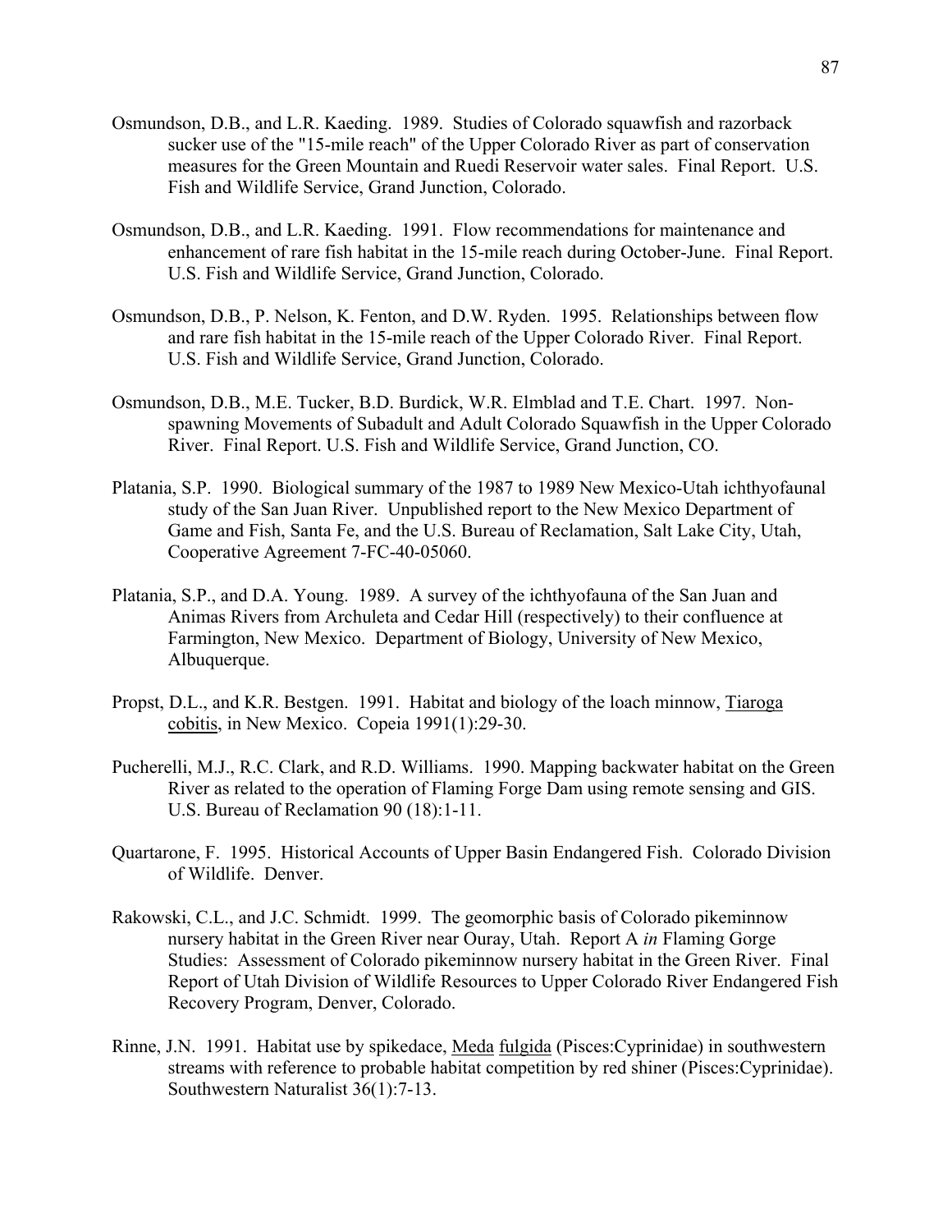Osmundson, D.B., and L.R. Kaeding. 1989. Studies of Colorado squawfish and razorback sucker use of the "15-mile reach" of the Upper Colorado River as part of conservation measures for the Green Mountain and Ruedi Reservoir water sales. Final Report. U.S. Fish and Wildlife Service, Grand Junction, Colorado.

Osmundson, D.B., and L.R. Kaeding. 1991. Flow recommendations for maintenance and enhancement of rare fish habitat in the 15-mile reach during October-June. Final Report. U.S. Fish and Wildlife Service, Grand Junction, Colorado.

Osmundson, D.B., P. Nelson, K. Fenton, and D.W. Ryden. 1995. Relationships between flow and rare fish habitat in the 15-mile reach of the Upper Colorado River. Final Report. U.S. Fish and Wildlife Service, Grand Junction, Colorado.

Osmundson, D.B., M.E. Tucker, B.D. Burdick, W.R. Elmblad and T.E. Chart. 1997. Non-spawning Movements of Subadult and Adult Colorado Squawfish in the Upper Colorado River. Final Report. U.S. Fish and Wildlife Service, Grand Junction, CO.

Platania, S.P. 1990. Biological summary of the 1987 to 1989 New Mexico-Utah ichthyofaunal study of the San Juan River. Unpublished report to the New Mexico Department of Game and Fish, Santa Fe, and the U.S. Bureau of Reclamation, Salt Lake City, Utah, Cooperative Agreement 7-FC-40-05060.

Platania, S.P., and D.A. Young. 1989. A survey of the ichthyofauna of the San Juan and Animas Rivers from Archuleta and Cedar Hill (respectively) to their confluence at Farmington, New Mexico. Department of Biology, University of New Mexico, Albuquerque.

Propst, D.L., and K.R. Bestgen. 1991. Habitat and biology of the loach minnow, Tiaroga cobitis, in New Mexico. Copeia 1991(1):29-30.

Pucherelli, M.J., R.C. Clark, and R.D. Williams. 1990. Mapping backwater habitat on the Green River as related to the operation of Flaming Forge Dam using remote sensing and GIS. U.S. Bureau of Reclamation 90 (18):1-11.

Quartarone, F. 1995. Historical Accounts of Upper Basin Endangered Fish. Colorado Division of Wildlife. Denver.

Rakowski, C.L., and J.C. Schmidt. 1999. The geomorphic basis of Colorado pikeminnow nursery habitat in the Green River near Ouray, Utah. Report A *in* Flaming Gorge Studies: Assessment of Colorado pikeminnow nursery habitat in the Green River. Final Report of Utah Division of Wildlife Resources to Upper Colorado River Endangered Fish Recovery Program, Denver, Colorado.

Rinne, J.N. 1991. Habitat use by spikedace, Meda fulgida (Pisces:Cyprinidae) in southwestern streams with reference to probable habitat competition by red shiner (Pisces:Cyprinidae). Southwestern Naturalist 36(1):7-13.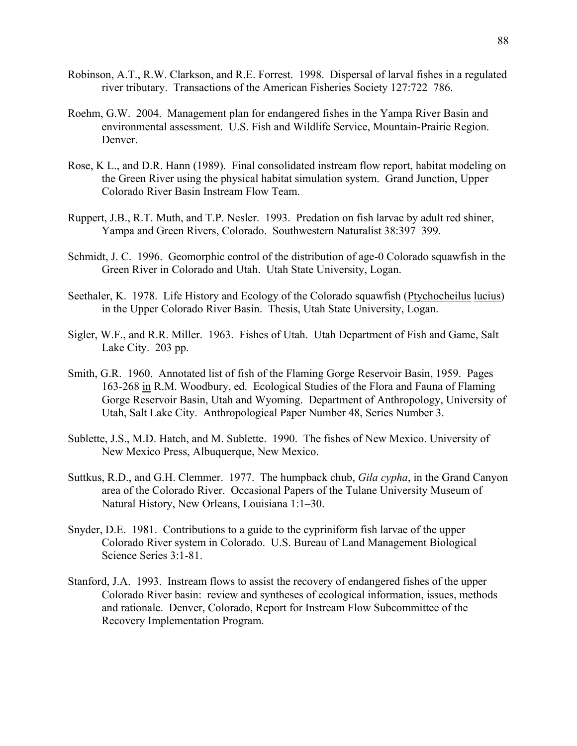Robinson, A.T., R.W. Clarkson, and R.E. Forrest. 1998. Dispersal of larval fishes in a regulated river tributary. Transactions of the American Fisheries Society 127:722 786.

Roehm, G.W. 2004. Management plan for endangered fishes in the Yampa River Basin and environmental assessment. U.S. Fish and Wildlife Service, Mountain-Prairie Region. Denver.

Rose, K L., and D.R. Hann (1989). Final consolidated instream flow report, habitat modeling on the Green River using the physical habitat simulation system. Grand Junction, Upper Colorado River Basin Instream Flow Team.

Ruppert, J.B., R.T. Muth, and T.P. Nesler. 1993. Predation on fish larvae by adult red shiner, Yampa and Green Rivers, Colorado. Southwestern Naturalist 38:397 399.

Schmidt, J. C. 1996. Geomorphic control of the distribution of age-0 Colorado squawfish in the Green River in Colorado and Utah. Utah State University, Logan.

Seethaler, K. 1978. Life History and Ecology of the Colorado squawfish (Ptychocheilus lucius) in the Upper Colorado River Basin. Thesis, Utah State University, Logan.

Sigler, W.F., and R.R. Miller. 1963. Fishes of Utah. Utah Department of Fish and Game, Salt Lake City. 203 pp.

Smith, G.R. 1960. Annotated list of fish of the Flaming Gorge Reservoir Basin, 1959. Pages 163-268 in R.M. Woodbury, ed. Ecological Studies of the Flora and Fauna of Flaming Gorge Reservoir Basin, Utah and Wyoming. Department of Anthropology, University of Utah, Salt Lake City. Anthropological Paper Number 48, Series Number 3.

Sublette, J.S., M.D. Hatch, and M. Sublette. 1990. The fishes of New Mexico. University of New Mexico Press, Albuquerque, New Mexico.

Suttkus, R.D., and G.H. Clemmer. 1977. The humpback chub, *Gila cypha*, in the Grand Canyon area of the Colorado River. Occasional Papers of the Tulane University Museum of Natural History, New Orleans, Louisiana 1:1–30.

Snyder, D.E. 1981. Contributions to a guide to the cypriniform fish larvae of the upper Colorado River system in Colorado. U.S. Bureau of Land Management Biological Science Series 3:1-81.

Stanford, J.A. 1993. Instream flows to assist the recovery of endangered fishes of the upper Colorado River basin: review and syntheses of ecological information, issues, methods and rationale. Denver, Colorado, Report for Instream Flow Subcommittee of the Recovery Implementation Program.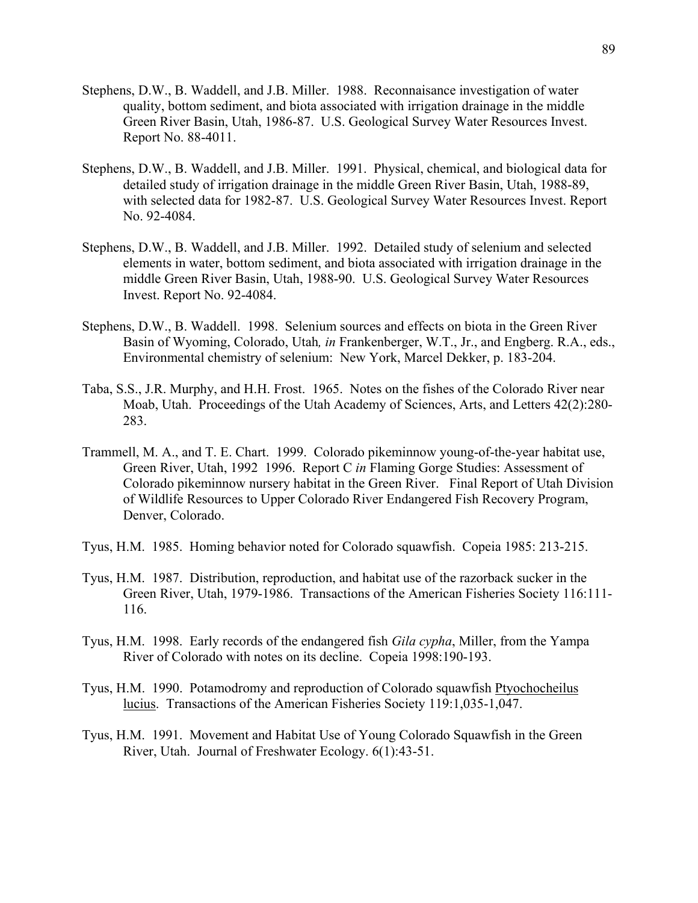Stephens, D.W., B. Waddell, and J.B. Miller. 1988. Reconnaisance investigation of water quality, bottom sediment, and biota associated with irrigation drainage in the middle Green River Basin, Utah, 1986-87. U.S. Geological Survey Water Resources Invest. Report No. 88-4011.

Stephens, D.W., B. Waddell, and J.B. Miller. 1991. Physical, chemical, and biological data for detailed study of irrigation drainage in the middle Green River Basin, Utah, 1988-89, with selected data for 1982-87. U.S. Geological Survey Water Resources Invest. Report No. 92-4084.

Stephens, D.W., B. Waddell, and J.B. Miller. 1992. Detailed study of selenium and selected elements in water, bottom sediment, and biota associated with irrigation drainage in the middle Green River Basin, Utah, 1988-90. U.S. Geological Survey Water Resources Invest. Report No. 92-4084.

Stephens, D.W., B. Waddell. 1998. Selenium sources and effects on biota in the Green River Basin of Wyoming, Colorado, Utah*, in* Frankenberger, W.T., Jr., and Engberg. R.A., eds., Environmental chemistry of selenium: New York, Marcel Dekker, p. 183-204.

Taba, S.S., J.R. Murphy, and H.H. Frost. 1965. Notes on the fishes of the Colorado River near Moab, Utah. Proceedings of the Utah Academy of Sciences, Arts, and Letters 42(2):280-283.

Trammell, M. A., and T. E. Chart. 1999. Colorado pikeminnow young-of-the-year habitat use, Green River, Utah, 1992 1996. Report C *in* Flaming Gorge Studies: Assessment of Colorado pikeminnow nursery habitat in the Green River. Final Report of Utah Division of Wildlife Resources to Upper Colorado River Endangered Fish Recovery Program, Denver, Colorado.

Tyus, H.M. 1985. Homing behavior noted for Colorado squawfish. Copeia 1985: 213-215.

Tyus, H.M. 1987. Distribution, reproduction, and habitat use of the razorback sucker in the Green River, Utah, 1979-1986. Transactions of the American Fisheries Society 116:111-116.

Tyus, H.M. 1998. Early records of the endangered fish *Gila cypha*, Miller, from the Yampa River of Colorado with notes on its decline. Copeia 1998:190-193.

Tyus, H.M. 1990. Potamodromy and reproduction of Colorado squawfish Ptyochocheilus lucius. Transactions of the American Fisheries Society 119:1,035-1,047.

Tyus, H.M. 1991. Movement and Habitat Use of Young Colorado Squawfish in the Green River, Utah. Journal of Freshwater Ecology. 6(1):43-51.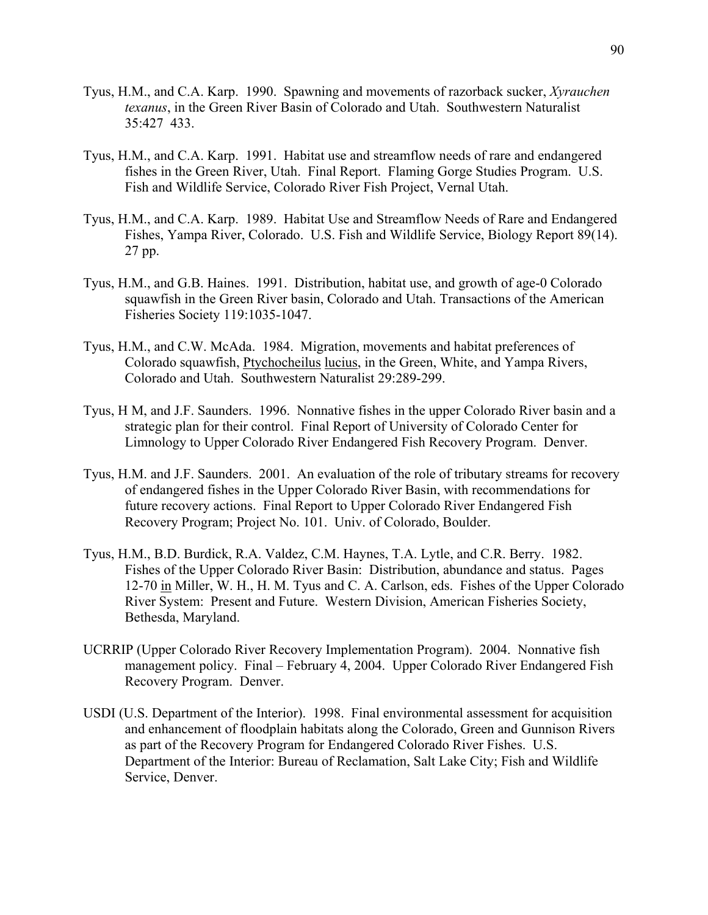Tyus, H.M., and C.A. Karp. 1990. Spawning and movements of razorback sucker, *Xyrauchen texanus*, in the Green River Basin of Colorado and Utah. Southwestern Naturalist 35:427 433.

Tyus, H.M., and C.A. Karp. 1991. Habitat use and streamflow needs of rare and endangered fishes in the Green River, Utah. Final Report. Flaming Gorge Studies Program. U.S. Fish and Wildlife Service, Colorado River Fish Project, Vernal Utah.

Tyus, H.M., and C.A. Karp. 1989. Habitat Use and Streamflow Needs of Rare and Endangered Fishes, Yampa River, Colorado. U.S. Fish and Wildlife Service, Biology Report 89(14). 27 pp.

Tyus, H.M., and G.B. Haines. 1991. Distribution, habitat use, and growth of age-0 Colorado squawfish in the Green River basin, Colorado and Utah. Transactions of the American Fisheries Society 119:1035-1047.

Tyus, H.M., and C.W. McAda. 1984. Migration, movements and habitat preferences of Colorado squawfish, Ptychocheilus lucius, in the Green, White, and Yampa Rivers, Colorado and Utah. Southwestern Naturalist 29:289-299.

Tyus, H M, and J.F. Saunders. 1996. Nonnative fishes in the upper Colorado River basin and a strategic plan for their control. Final Report of University of Colorado Center for Limnology to Upper Colorado River Endangered Fish Recovery Program. Denver.

Tyus, H.M. and J.F. Saunders. 2001. An evaluation of the role of tributary streams for recovery of endangered fishes in the Upper Colorado River Basin, with recommendations for future recovery actions. Final Report to Upper Colorado River Endangered Fish Recovery Program; Project No. 101. Univ. of Colorado, Boulder.

Tyus, H.M., B.D. Burdick, R.A. Valdez, C.M. Haynes, T.A. Lytle, and C.R. Berry. 1982. Fishes of the Upper Colorado River Basin: Distribution, abundance and status. Pages 12-70 in Miller, W. H., H. M. Tyus and C. A. Carlson, eds. Fishes of the Upper Colorado River System: Present and Future. Western Division, American Fisheries Society, Bethesda, Maryland.

UCRRIP (Upper Colorado River Recovery Implementation Program). 2004. Nonnative fish management policy. Final – February 4, 2004. Upper Colorado River Endangered Fish Recovery Program. Denver.

USDI (U.S. Department of the Interior). 1998. Final environmental assessment for acquisition and enhancement of floodplain habitats along the Colorado, Green and Gunnison Rivers as part of the Recovery Program for Endangered Colorado River Fishes. U.S. Department of the Interior: Bureau of Reclamation, Salt Lake City; Fish and Wildlife Service, Denver.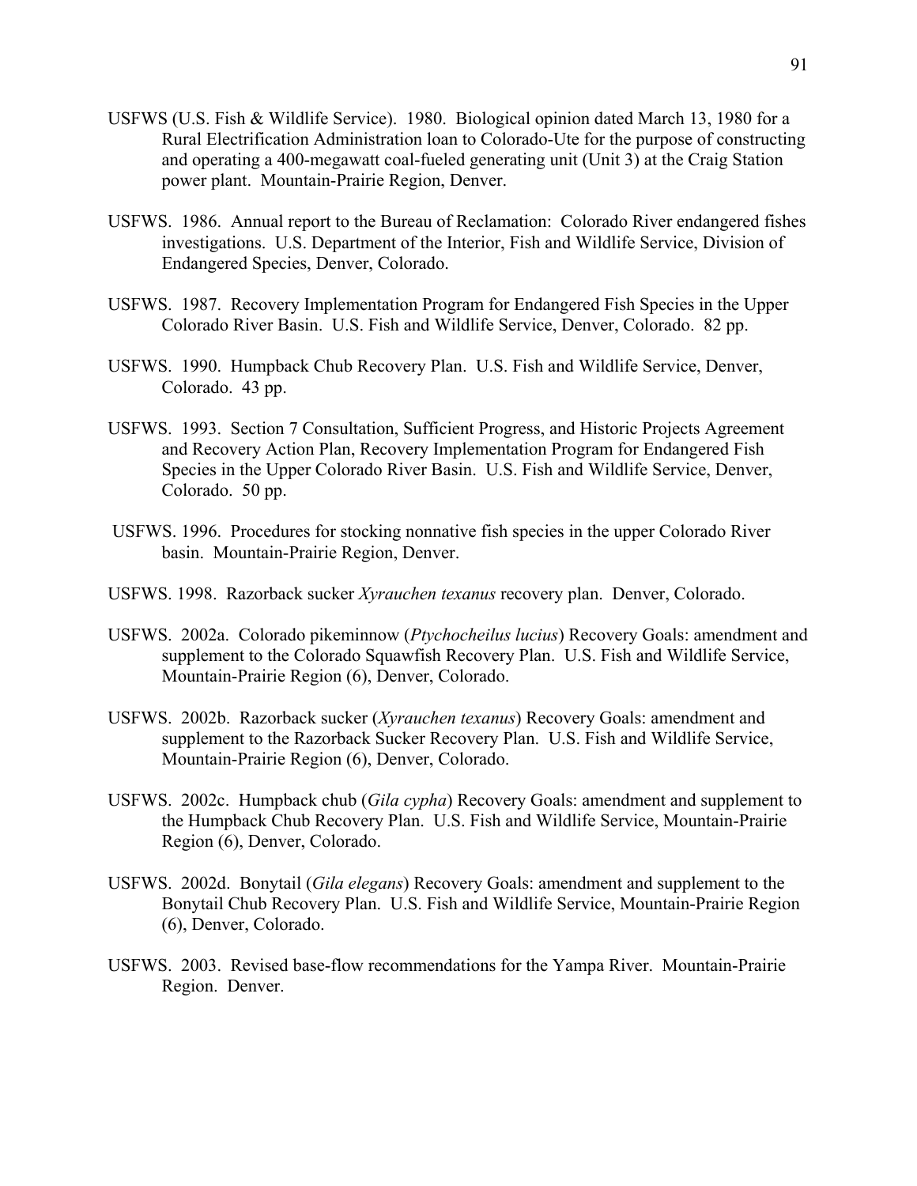USFWS (U.S. Fish & Wildlife Service). 1980. Biological opinion dated March 13, 1980 for a Rural Electrification Administration loan to Colorado-Ute for the purpose of constructing and operating a 400-megawatt coal-fueled generating unit (Unit 3) at the Craig Station power plant. Mountain-Prairie Region, Denver.

USFWS. 1986. Annual report to the Bureau of Reclamation: Colorado River endangered fishes investigations. U.S. Department of the Interior, Fish and Wildlife Service, Division of Endangered Species, Denver, Colorado.

USFWS. 1987. Recovery Implementation Program for Endangered Fish Species in the Upper Colorado River Basin. U.S. Fish and Wildlife Service, Denver, Colorado. 82 pp.

USFWS. 1990. Humpback Chub Recovery Plan. U.S. Fish and Wildlife Service, Denver, Colorado. 43 pp.

USFWS. 1993. Section 7 Consultation, Sufficient Progress, and Historic Projects Agreement and Recovery Action Plan, Recovery Implementation Program for Endangered Fish Species in the Upper Colorado River Basin. U.S. Fish and Wildlife Service, Denver, Colorado. 50 pp.

USFWS. 1996. Procedures for stocking nonnative fish species in the upper Colorado River basin. Mountain-Prairie Region, Denver.

USFWS. 1998. Razorback sucker *Xyrauchen texanus* recovery plan. Denver, Colorado.

USFWS. 2002a. Colorado pikeminnow (*Ptychocheilus lucius*) Recovery Goals: amendment and supplement to the Colorado Squawfish Recovery Plan. U.S. Fish and Wildlife Service, Mountain-Prairie Region (6), Denver, Colorado.

USFWS. 2002b. Razorback sucker (*Xyrauchen texanus*) Recovery Goals: amendment and supplement to the Razorback Sucker Recovery Plan. U.S. Fish and Wildlife Service, Mountain-Prairie Region (6), Denver, Colorado.

USFWS. 2002c. Humpback chub (*Gila cypha*) Recovery Goals: amendment and supplement to the Humpback Chub Recovery Plan. U.S. Fish and Wildlife Service, Mountain-Prairie Region (6), Denver, Colorado.

USFWS. 2002d. Bonytail (*Gila elegans*) Recovery Goals: amendment and supplement to the Bonytail Chub Recovery Plan. U.S. Fish and Wildlife Service, Mountain-Prairie Region (6), Denver, Colorado.

USFWS. 2003. Revised base-flow recommendations for the Yampa River. Mountain-Prairie Region. Denver.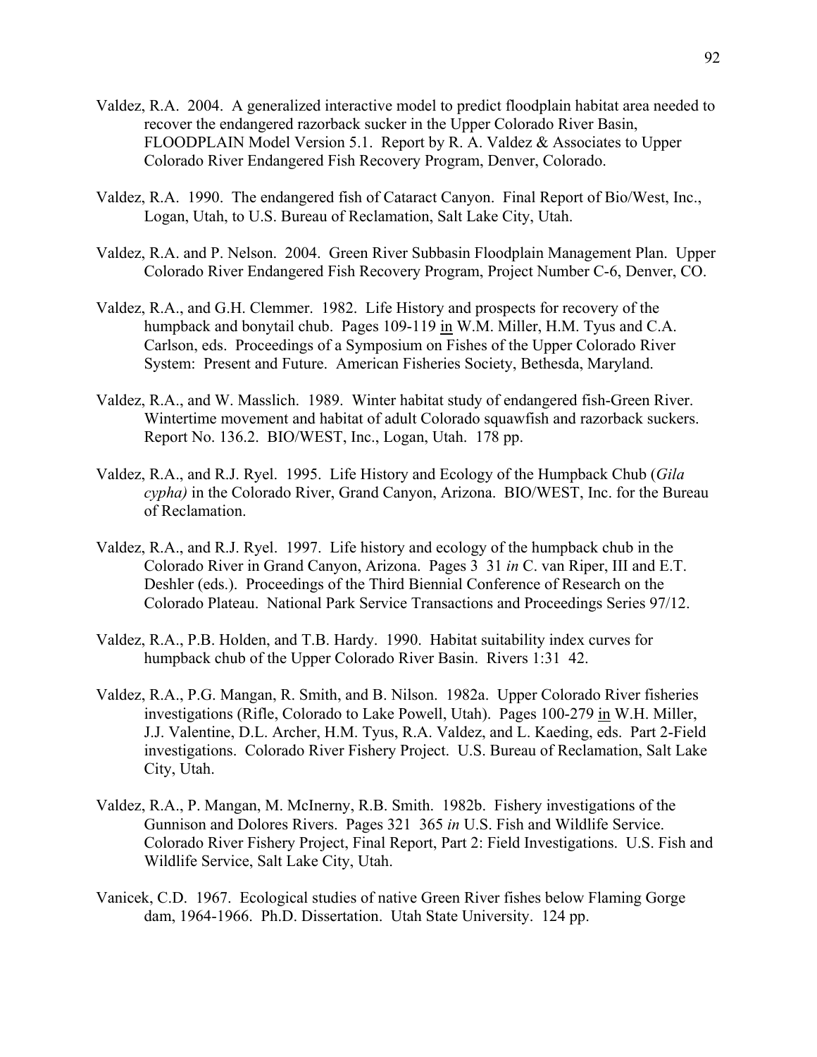Valdez, R.A. 2004. A generalized interactive model to predict floodplain habitat area needed to recover the endangered razorback sucker in the Upper Colorado River Basin, FLOODPLAIN Model Version 5.1. Report by R. A. Valdez & Associates to Upper Colorado River Endangered Fish Recovery Program, Denver, Colorado.

Valdez, R.A. 1990. The endangered fish of Cataract Canyon. Final Report of Bio/West, Inc., Logan, Utah, to U.S. Bureau of Reclamation, Salt Lake City, Utah.

Valdez, R.A. and P. Nelson. 2004. Green River Subbasin Floodplain Management Plan. Upper Colorado River Endangered Fish Recovery Program, Project Number C-6, Denver, CO.

Valdez, R.A., and G.H. Clemmer. 1982. Life History and prospects for recovery of the humpback and bonytail chub. Pages 109-119 in W.M. Miller, H.M. Tyus and C.A. Carlson, eds. Proceedings of a Symposium on Fishes of the Upper Colorado River System: Present and Future. American Fisheries Society, Bethesda, Maryland.

Valdez, R.A., and W. Masslich. 1989. Winter habitat study of endangered fish-Green River. Wintertime movement and habitat of adult Colorado squawfish and razorback suckers. Report No. 136.2. BIO/WEST, Inc., Logan, Utah. 178 pp.

Valdez, R.A., and R.J. Ryel. 1995. Life History and Ecology of the Humpback Chub (*Gila cypha)* in the Colorado River, Grand Canyon, Arizona. BIO/WEST, Inc. for the Bureau of Reclamation.

Valdez, R.A., and R.J. Ryel. 1997. Life history and ecology of the humpback chub in the Colorado River in Grand Canyon, Arizona. Pages 3 31 *in* C. van Riper, III and E.T. Deshler (eds.). Proceedings of the Third Biennial Conference of Research on the Colorado Plateau. National Park Service Transactions and Proceedings Series 97/12.

Valdez, R.A., P.B. Holden, and T.B. Hardy. 1990. Habitat suitability index curves for humpback chub of the Upper Colorado River Basin. Rivers 1:31 42.

Valdez, R.A., P.G. Mangan, R. Smith, and B. Nilson. 1982a. Upper Colorado River fisheries investigations (Rifle, Colorado to Lake Powell, Utah). Pages 100-279 in W.H. Miller, J.J. Valentine, D.L. Archer, H.M. Tyus, R.A. Valdez, and L. Kaeding, eds. Part 2-Field investigations. Colorado River Fishery Project. U.S. Bureau of Reclamation, Salt Lake City, Utah.

Valdez, R.A., P. Mangan, M. McInerny, R.B. Smith. 1982b. Fishery investigations of the Gunnison and Dolores Rivers. Pages 321 365 *in* U.S. Fish and Wildlife Service. Colorado River Fishery Project, Final Report, Part 2: Field Investigations. U.S. Fish and Wildlife Service, Salt Lake City, Utah.

Vanicek, C.D. 1967. Ecological studies of native Green River fishes below Flaming Gorge dam, 1964-1966. Ph.D. Dissertation. Utah State University. 124 pp.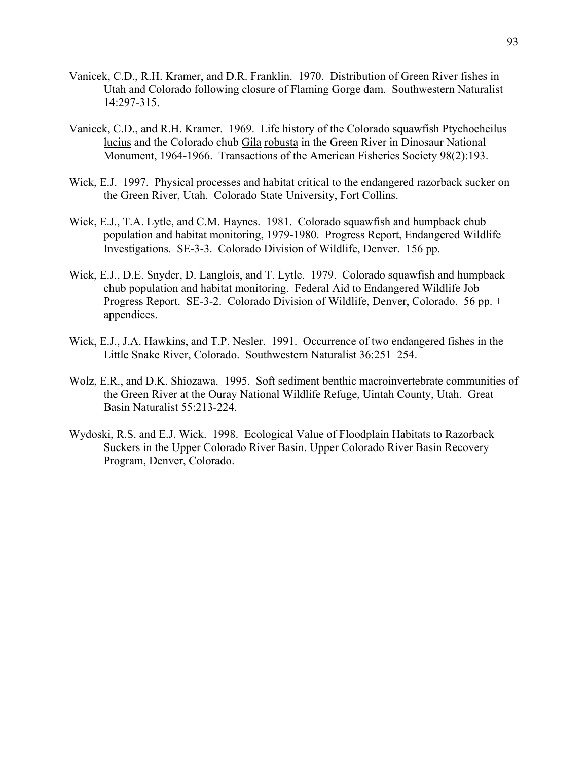Vanicek, C.D., R.H. Kramer, and D.R. Franklin. 1970. Distribution of Green River fishes in Utah and Colorado following closure of Flaming Gorge dam. Southwestern Naturalist 14:297-315.

Vanicek, C.D., and R.H. Kramer. 1969. Life history of the Colorado squawfish <u>Ptychocheilus lucius</u> and the Colorado chub <u>Gila</u> <u>robusta</u> in the Green River in Dinosaur National Monument, 1964-1966. Transactions of the American Fisheries Society 98(2):193.

Wick, E.J. 1997. Physical processes and habitat critical to the endangered razorback sucker on the Green River, Utah. Colorado State University, Fort Collins.

Wick, E.J., T.A. Lytle, and C.M. Haynes. 1981. Colorado squawfish and humpback chub population and habitat monitoring, 1979-1980. Progress Report, Endangered Wildlife Investigations. SE-3-3. Colorado Division of Wildlife, Denver. 156 pp.

Wick, E.J., D.E. Snyder, D. Langlois, and T. Lytle. 1979. Colorado squawfish and humpback chub population and habitat monitoring. Federal Aid to Endangered Wildlife Job Progress Report. SE-3-2. Colorado Division of Wildlife, Denver, Colorado. 56 pp. + appendices.

Wick, E.J., J.A. Hawkins, and T.P. Nesler. 1991. Occurrence of two endangered fishes in the Little Snake River, Colorado. Southwestern Naturalist 36:251 254.

Wolz, E.R., and D.K. Shiozawa. 1995. Soft sediment benthic macroinvertebrate communities of the Green River at the Ouray National Wildlife Refuge, Uintah County, Utah. Great Basin Naturalist 55:213-224.

Wydoski, R.S. and E.J. Wick. 1998. Ecological Value of Floodplain Habitats to Razorback Suckers in the Upper Colorado River Basin. Upper Colorado River Basin Recovery Program, Denver, Colorado.